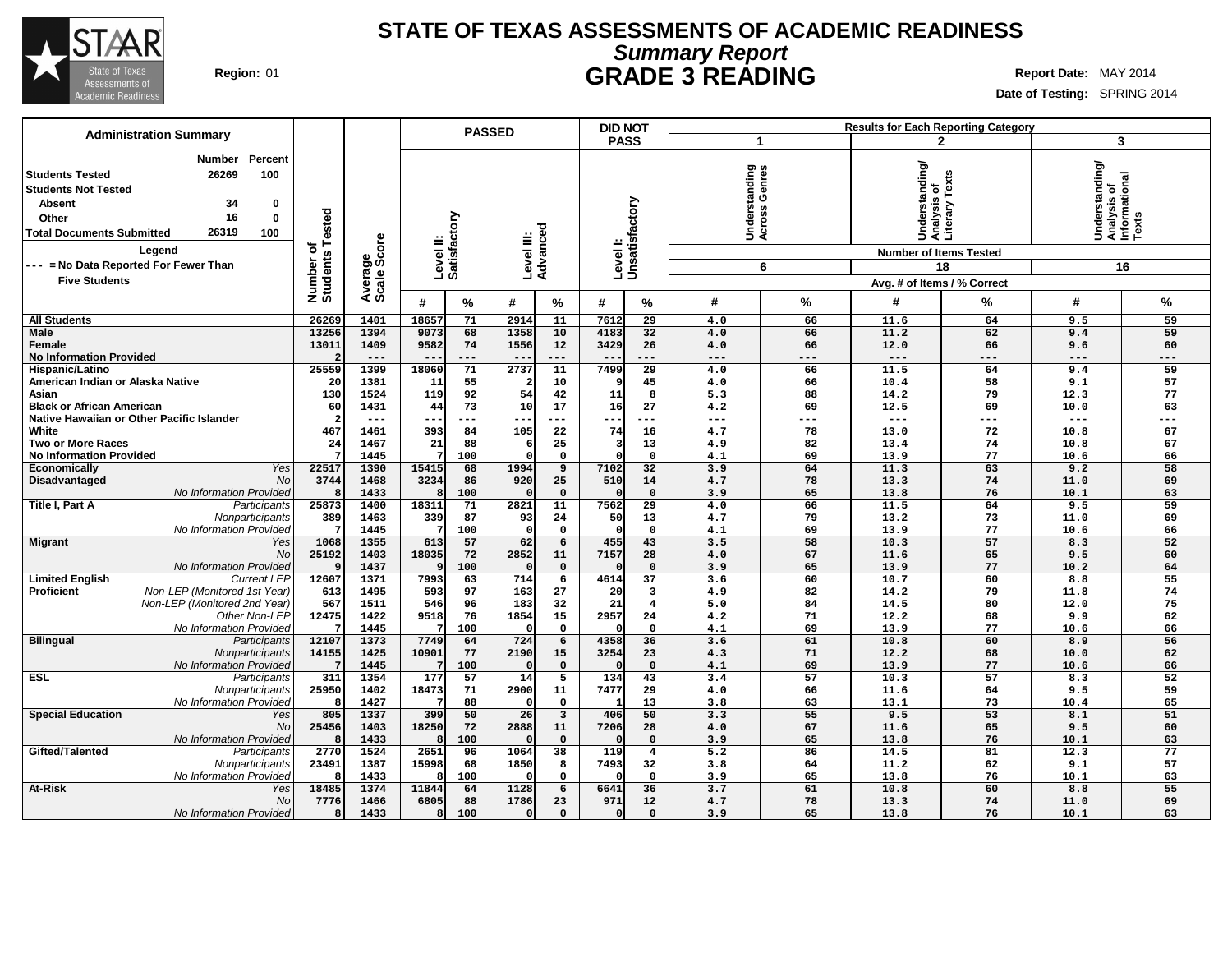# STATE OF TEXAS ASSESSMENTS OF ACADEMIC READINESS

## *Summary Report*

## GRADE 3 READING

**Region:** 01

**Report Date:** MAY 2014

**Date of Testing:** SPRING 2014

### Administration Summary

| | Number | Percent |
|---|---|---|
| **Students Tested** | 26269 | 100 |
| **Students Not Tested** | | |
| Absent | 34 | 0 |
| Other | 16 | 0 |
| **Total Documents Submitted** | 26319 | 100 |

**Legend**

--- = No Data Reported For Fewer Than Five Students

| Group | | Number of Students Tested | Average Scale Score | PASSED Level II: Satisfactory # | PASSED Level II: Satisfactory % | PASSED Level III: Advanced # | PASSED Level III: Advanced % | DID NOT PASS Level I: Unsatisfactory # | DID NOT PASS Level I: Unsatisfactory % | 1 Understanding Across Genres (6 items) # | 1 Understanding Across Genres (6 items) % | 2 Understanding/ Analysis of Literary Texts (18 items) # | 2 Understanding/ Analysis of Literary Texts (18 items) % | 3 Understanding/ Analysis of Informational Texts (16 items) # | 3 Understanding/ Analysis of Informational Texts (16 items) % |
|---|---|---|---|---|---|---|---|---|---|---|---|---|---|---|---|
| **All Students** | | 26269 | 1401 | 18657 | 71 | 2914 | 11 | 7612 | 29 | 4.0 | 66 | 11.6 | 64 | 9.5 | 59 |
| **Male** | | 13256 | 1394 | 9073 | 68 | 1358 | 10 | 4183 | 32 | 4.0 | 66 | 11.2 | 62 | 9.4 | 59 |
| **Female** | | 13011 | 1409 | 9582 | 74 | 1556 | 12 | 3429 | 26 | 4.0 | 66 | 12.0 | 66 | 9.6 | 60 |
| **No Information Provided** | | 2 | --- | --- | --- | --- | --- | --- | --- | --- | --- | --- | --- | --- | --- |
| **Hispanic/Latino** | | 25559 | 1399 | 18060 | 71 | 2737 | 11 | 7499 | 29 | 4.0 | 66 | 11.5 | 64 | 9.4 | 59 |
| **American Indian or Alaska Native** | | 20 | 1381 | 11 | 55 | 2 | 10 | 9 | 45 | 4.0 | 66 | 10.4 | 58 | 9.1 | 57 |
| **Asian** | | 130 | 1524 | 119 | 92 | 54 | 42 | 11 | 8 | 5.3 | 88 | 14.2 | 79 | 12.3 | 77 |
| **Black or African American** | | 60 | 1431 | 44 | 73 | 10 | 17 | 16 | 27 | 4.2 | 69 | 12.5 | 69 | 10.0 | 63 |
| **Native Hawaiian or Other Pacific Islander** | | 2 | --- | --- | --- | --- | --- | --- | --- | --- | --- | --- | --- | --- | --- |
| **White** | | 467 | 1461 | 393 | 84 | 105 | 22 | 74 | 16 | 4.7 | 78 | 13.0 | 72 | 10.8 | 67 |
| **Two or More Races** | | 24 | 1467 | 21 | 88 | 6 | 25 | 3 | 13 | 4.9 | 82 | 13.4 | 74 | 10.8 | 67 |
| **No Information Provided** | | 7 | 1445 | 7 | 100 | 0 | 0 | 0 | 0 | 4.1 | 69 | 13.9 | 77 | 10.6 | 66 |
| **Economically Disadvantaged** | *Yes* | 22517 | 1390 | 15415 | 68 | 1994 | 9 | 7102 | 32 | 3.9 | 64 | 11.3 | 63 | 9.2 | 58 |
| | *No* | 3744 | 1468 | 3234 | 86 | 920 | 25 | 510 | 14 | 4.7 | 78 | 13.3 | 74 | 11.0 | 69 |
| | *No Information Provided* | 8 | 1433 | 8 | 100 | 0 | 0 | 0 | 0 | 3.9 | 65 | 13.8 | 76 | 10.1 | 63 |
| **Title I, Part A** | *Participants* | 25873 | 1400 | 18311 | 71 | 2821 | 11 | 7562 | 29 | 4.0 | 66 | 11.5 | 64 | 9.5 | 59 |
| | *Nonparticipants* | 389 | 1463 | 339 | 87 | 93 | 24 | 50 | 13 | 4.7 | 79 | 13.2 | 73 | 11.0 | 69 |
| | *No Information Provided* | 7 | 1445 | 7 | 100 | 0 | 0 | 0 | 0 | 4.1 | 69 | 13.9 | 77 | 10.6 | 66 |
| **Migrant** | *Yes* | 1068 | 1355 | 613 | 57 | 62 | 6 | 455 | 43 | 3.5 | 58 | 10.3 | 57 | 8.3 | 52 |
| | *No* | 25192 | 1403 | 18035 | 72 | 2852 | 11 | 7157 | 28 | 4.0 | 67 | 11.6 | 65 | 9.5 | 60 |
| | *No Information Provided* | 9 | 1437 | 9 | 100 | 0 | 0 | 0 | 0 | 3.9 | 65 | 13.9 | 77 | 10.2 | 64 |
| **Limited English Proficient** | *Current LEP* | 12607 | 1371 | 7993 | 63 | 714 | 6 | 4614 | 37 | 3.6 | 60 | 10.7 | 60 | 8.8 | 55 |
| | *Non-LEP (Monitored 1st Year)* | 613 | 1495 | 593 | 97 | 163 | 27 | 20 | 3 | 4.9 | 82 | 14.2 | 79 | 11.8 | 74 |
| | *Non-LEP (Monitored 2nd Year)* | 567 | 1511 | 546 | 96 | 183 | 32 | 21 | 4 | 5.0 | 84 | 14.5 | 80 | 12.0 | 75 |
| | *Other Non-LEP* | 12475 | 1422 | 9518 | 76 | 1854 | 15 | 2957 | 24 | 4.2 | 71 | 12.2 | 68 | 9.9 | 62 |
| | *No Information Provided* | 7 | 1445 | 7 | 100 | 0 | 0 | 0 | 0 | 4.1 | 69 | 13.9 | 77 | 10.6 | 66 |
| **Bilingual** | *Participants* | 12107 | 1373 | 7749 | 64 | 724 | 6 | 4358 | 36 | 3.6 | 61 | 10.8 | 60 | 8.9 | 56 |
| | *Nonparticipants* | 14155 | 1425 | 10901 | 77 | 2190 | 15 | 3254 | 23 | 4.3 | 71 | 12.2 | 68 | 10.0 | 62 |
| | *No Information Provided* | 7 | 1445 | 7 | 100 | 0 | 0 | 0 | 0 | 4.1 | 69 | 13.9 | 77 | 10.6 | 66 |
| **ESL** | *Participants* | 311 | 1354 | 177 | 57 | 14 | 5 | 134 | 43 | 3.4 | 57 | 10.3 | 57 | 8.3 | 52 |
| | *Nonparticipants* | 25950 | 1402 | 18473 | 71 | 2900 | 11 | 7477 | 29 | 4.0 | 66 | 11.6 | 64 | 9.5 | 59 |
| | *No Information Provided* | 8 | 1427 | 7 | 88 | 0 | 0 | 1 | 13 | 3.8 | 63 | 13.1 | 73 | 10.4 | 65 |
| **Special Education** | *Yes* | 805 | 1337 | 399 | 50 | 26 | 3 | 406 | 50 | 3.3 | 55 | 9.5 | 53 | 8.1 | 51 |
| | *No* | 25456 | 1403 | 18250 | 72 | 2888 | 11 | 7206 | 28 | 4.0 | 67 | 11.6 | 65 | 9.5 | 60 |
| | *No Information Provided* | 8 | 1433 | 8 | 100 | 0 | 0 | 0 | 0 | 3.9 | 65 | 13.8 | 76 | 10.1 | 63 |
| **Gifted/Talented** | *Participants* | 2770 | 1524 | 2651 | 96 | 1064 | 38 | 119 | 4 | 5.2 | 86 | 14.5 | 81 | 12.3 | 77 |
| | *Nonparticipants* | 23491 | 1387 | 15998 | 68 | 1850 | 8 | 7493 | 32 | 3.8 | 64 | 11.2 | 62 | 9.1 | 57 |
| | *No Information Provided* | 8 | 1433 | 8 | 100 | 0 | 0 | 0 | 0 | 3.9 | 65 | 13.8 | 76 | 10.1 | 63 |
| **At-Risk** | *Yes* | 18485 | 1374 | 11844 | 64 | 1128 | 6 | 6641 | 36 | 3.7 | 61 | 10.8 | 60 | 8.8 | 55 |
| | *No* | 7776 | 1466 | 6805 | 88 | 1786 | 23 | 971 | 12 | 4.7 | 78 | 13.3 | 74 | 11.0 | 69 |
| | *No Information Provided* | 8 | 1433 | 8 | 100 | 0 | 0 | 0 | 0 | 3.9 | 65 | 13.8 | 76 | 10.1 | 63 |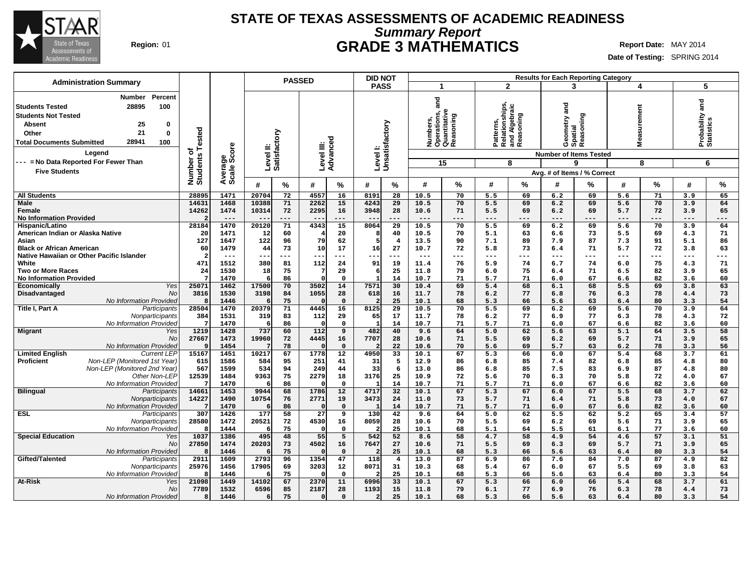# STATE OF TEXAS ASSESSMENTS OF ACADEMIC READINESS

## *Summary Report*

## GRADE 3 MATHEMATICS

**Region:** 01

**Report Date:** MAY 2014

**Date of Testing:** SPRING 2014

### Administration Summary

| | Number | Percent |
|---|---|---|
| Students Tested | 28895 | 100 |
| Students Not Tested | | |
| Absent | 25 | 0 |
| Other | 21 | 0 |
| Total Documents Submitted | 28941 | 100 |

**Legend**

--- = No Data Reported For Fewer Than Five Students

| | | Number of Students Tested | Average Scale Score | PASSED | | | | DID NOT PASS | | Results for Each Reporting Category | | | | | | | | | |
|---|---|---|---|---|---|---|---|---|---|---|---|---|---|---|---|---|---|---|---|
| | | | | Level II: Satisfactory | | Level III: Advanced | | Level I: Unsatisfactory | | 1 Numbers, Operations, and Quantitative Reasoning | | 2 Patterns, Relationships, and Algebraic Reasoning | | 3 Geometry and Spatial Reasoning | | 4 Measurement | | 5 Probability and Statistics | |
| | | | | | | | | | | Number of Items Tested: 15 | | 8 | | 9 | | 8 | | 6 | |
| | | | | # | % | # | % | # | % | # | % | # | % | # | % | # | % | # | % |
| **All Students** | | 28895 | 1471 | 20704 | 72 | 4557 | 16 | 8191 | 28 | 10.5 | 70 | 5.5 | 69 | 6.2 | 69 | 5.6 | 71 | 3.9 | 65 |
| **Male** | | 14631 | 1468 | 10388 | 71 | 2262 | 15 | 4243 | 29 | 10.5 | 70 | 5.5 | 69 | 6.2 | 69 | 5.6 | 70 | 3.9 | 64 |
| **Female** | | 14262 | 1474 | 10314 | 72 | 2295 | 16 | 3948 | 28 | 10.6 | 71 | 5.5 | 69 | 6.2 | 69 | 5.7 | 72 | 3.9 | 65 |
| **No Information Provided** | | 2 | --- | --- | --- | --- | --- | --- | --- | --- | --- | --- | --- | --- | --- | --- | --- | --- | --- |
| **Hispanic/Latino** | | 28184 | 1470 | 20120 | 71 | 4343 | 15 | 8064 | 29 | 10.5 | 70 | 5.5 | 69 | 6.2 | 69 | 5.6 | 70 | 3.9 | 64 |
| **American Indian or Alaska Native** | | 20 | 1471 | 12 | 60 | 4 | 20 | 8 | 40 | 10.5 | 70 | 5.1 | 63 | 6.6 | 73 | 5.5 | 69 | 4.3 | 71 |
| **Asian** | | 127 | 1647 | 122 | 96 | 79 | 62 | 5 | 4 | 13.5 | 90 | 7.1 | 89 | 7.9 | 87 | 7.3 | 91 | 5.1 | 86 |
| **Black or African American** | | 60 | 1479 | 44 | 73 | 10 | 17 | 16 | 27 | 10.7 | 72 | 5.8 | 73 | 6.4 | 71 | 5.7 | 72 | 3.8 | 63 |
| **Native Hawaiian or Other Pacific Islander** | | 2 | --- | --- | --- | --- | --- | --- | --- | --- | --- | --- | --- | --- | --- | --- | --- | --- | --- |
| **White** | | 471 | 1512 | 380 | 81 | 112 | 24 | 91 | 19 | 11.4 | 76 | 5.9 | 74 | 6.7 | 74 | 6.0 | 75 | 4.3 | 71 |
| **Two or More Races** | | 24 | 1530 | 18 | 75 | 7 | 29 | 6 | 25 | 11.8 | 79 | 6.0 | 75 | 6.4 | 71 | 6.5 | 82 | 3.9 | 65 |
| **No Information Provided** | | 7 | 1470 | 6 | 86 | 0 | 0 | 1 | 14 | 10.7 | 71 | 5.7 | 71 | 6.0 | 67 | 6.6 | 82 | 3.6 | 60 |
| **Economically Disadvantaged** | *Yes* | 25071 | 1462 | 17500 | 70 | 3502 | 14 | 7571 | 30 | 10.4 | 69 | 5.4 | 68 | 6.1 | 68 | 5.5 | 69 | 3.8 | 63 |
| | *No* | 3816 | 1530 | 3198 | 84 | 1055 | 28 | 618 | 16 | 11.7 | 78 | 6.2 | 77 | 6.8 | 76 | 6.3 | 78 | 4.4 | 73 |
| | *No Information Provided* | 8 | 1446 | 6 | 75 | 0 | 0 | 2 | 25 | 10.1 | 68 | 5.3 | 66 | 5.6 | 63 | 6.4 | 80 | 3.3 | 54 |
| **Title I, Part A** | *Participants* | 28504 | 1470 | 20379 | 71 | 4445 | 16 | 8125 | 29 | 10.5 | 70 | 5.5 | 69 | 6.2 | 69 | 5.6 | 70 | 3.9 | 64 |
| | *Nonparticipants* | 384 | 1531 | 319 | 83 | 112 | 29 | 65 | 17 | 11.7 | 78 | 6.2 | 77 | 6.9 | 77 | 6.3 | 78 | 4.3 | 72 |
| | *No Information Provided* | 7 | 1470 | 6 | 86 | 0 | 0 | 1 | 14 | 10.7 | 71 | 5.7 | 71 | 6.0 | 67 | 6.6 | 82 | 3.6 | 60 |
| **Migrant** | *Yes* | 1219 | 1428 | 737 | 60 | 112 | 9 | 482 | 40 | 9.6 | 64 | 5.0 | 62 | 5.6 | 63 | 5.1 | 64 | 3.5 | 58 |
| | *No* | 27667 | 1473 | 19960 | 72 | 4445 | 16 | 7707 | 28 | 10.6 | 71 | 5.5 | 69 | 6.2 | 69 | 5.7 | 71 | 3.9 | 65 |
| | *No Information Provided* | 9 | 1454 | 7 | 78 | 0 | 0 | 2 | 22 | 10.6 | 70 | 5.6 | 69 | 5.7 | 63 | 6.2 | 78 | 3.3 | 56 |
| **Limited English Proficient** | *Current LEP* | 15167 | 1451 | 10217 | 67 | 1778 | 12 | 4950 | 33 | 10.1 | 67 | 5.3 | 66 | 6.0 | 67 | 5.4 | 68 | 3.7 | 61 |
| | *Non-LEP (Monitored 1st Year)* | 615 | 1586 | 584 | 95 | 251 | 41 | 31 | 5 | 12.9 | 86 | 6.8 | 85 | 7.4 | 82 | 6.8 | 85 | 4.8 | 80 |
| | *Non-LEP (Monitored 2nd Year)* | 567 | 1599 | 534 | 94 | 249 | 44 | 33 | 6 | 13.0 | 86 | 6.8 | 85 | 7.5 | 83 | 6.9 | 87 | 4.8 | 80 |
| | *Other Non-LEP* | 12539 | 1484 | 9363 | 75 | 2279 | 18 | 3176 | 25 | 10.9 | 72 | 5.6 | 70 | 6.3 | 70 | 5.8 | 72 | 4.0 | 67 |
| | *No Information Provided* | 7 | 1470 | 6 | 86 | 0 | 0 | 1 | 14 | 10.7 | 71 | 5.7 | 71 | 6.0 | 67 | 6.6 | 82 | 3.6 | 60 |
| **Bilingual** | *Participants* | 14661 | 1453 | 9944 | 68 | 1786 | 12 | 4717 | 32 | 10.1 | 67 | 5.3 | 67 | 6.0 | 67 | 5.5 | 68 | 3.7 | 62 |
| | *Nonparticipants* | 14227 | 1490 | 10754 | 76 | 2771 | 19 | 3473 | 24 | 11.0 | 73 | 5.7 | 71 | 6.4 | 71 | 5.8 | 73 | 4.0 | 67 |
| | *No Information Provided* | 7 | 1470 | 6 | 86 | 0 | 0 | 1 | 14 | 10.7 | 71 | 5.7 | 71 | 6.0 | 67 | 6.6 | 82 | 3.6 | 60 |
| **ESL** | *Participants* | 307 | 1426 | 177 | 58 | 27 | 9 | 130 | 42 | 9.6 | 64 | 5.0 | 62 | 5.5 | 62 | 5.2 | 65 | 3.4 | 57 |
| | *Nonparticipants* | 28580 | 1472 | 20521 | 72 | 4530 | 16 | 8059 | 28 | 10.6 | 70 | 5.5 | 69 | 6.2 | 69 | 5.6 | 71 | 3.9 | 65 |
| | *No Information Provided* | 8 | 1444 | 6 | 75 | 0 | 0 | 2 | 25 | 10.1 | 68 | 5.1 | 64 | 5.5 | 61 | 6.1 | 77 | 3.6 | 60 |
| **Special Education** | *Yes* | 1037 | 1386 | 495 | 48 | 55 | 5 | 542 | 52 | 8.6 | 58 | 4.7 | 58 | 4.9 | 54 | 4.6 | 57 | 3.1 | 51 |
| | *No* | 27850 | 1474 | 20203 | 73 | 4502 | 16 | 7647 | 27 | 10.6 | 71 | 5.5 | 69 | 6.3 | 69 | 5.7 | 71 | 3.9 | 65 |
| | *No Information Provided* | 8 | 1446 | 6 | 75 | 0 | 0 | 2 | 25 | 10.1 | 68 | 5.3 | 66 | 5.6 | 63 | 6.4 | 80 | 3.3 | 54 |
| **Gifted/Talented** | *Participants* | 2911 | 1609 | 2793 | 96 | 1354 | 47 | 118 | 4 | 13.0 | 87 | 6.9 | 86 | 7.6 | 84 | 7.0 | 87 | 4.9 | 82 |
| | *Nonparticipants* | 25976 | 1456 | 17905 | 69 | 3203 | 12 | 8071 | 31 | 10.3 | 68 | 5.4 | 67 | 6.0 | 67 | 5.5 | 69 | 3.8 | 63 |
| | *No Information Provided* | 8 | 1446 | 6 | 75 | 0 | 0 | 2 | 25 | 10.1 | 68 | 5.3 | 66 | 5.6 | 63 | 6.4 | 80 | 3.3 | 54 |
| **At-Risk** | *Yes* | 21098 | 1449 | 14102 | 67 | 2370 | 11 | 6996 | 33 | 10.1 | 67 | 5.3 | 66 | 6.0 | 66 | 5.4 | 68 | 3.7 | 61 |
| | *No* | 7789 | 1532 | 6596 | 85 | 2187 | 28 | 1193 | 15 | 11.8 | 79 | 6.1 | 77 | 6.9 | 76 | 6.3 | 78 | 4.4 | 73 |
| | *No Information Provided* | 8 | 1446 | 6 | 75 | 0 | 0 | 2 | 25 | 10.1 | 68 | 5.3 | 66 | 5.6 | 63 | 6.4 | 80 | 3.3 | 54 |

Avg. # of Items / % Correct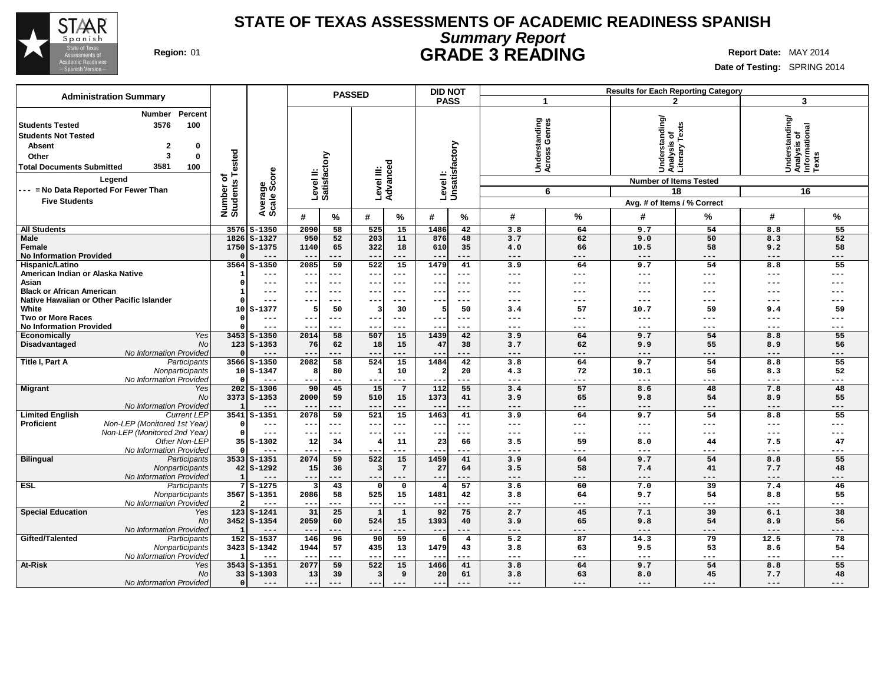# STATE OF TEXAS ASSESSMENTS OF ACADEMIC READINESS SPANISH

## *Summary Report*

## GRADE 3 READING

**Region:** 01

**Report Date:** MAY 2014

**Date of Testing:** SPRING 2014

### Administration Summary

| | Number | Percent |
|---|---|---|
| **Students Tested** | 3576 | 100 |
| **Students Not Tested** | | |
| Absent | 2 | 0 |
| Other | 3 | 0 |
| **Total Documents Submitted** | 3581 | 100 |

**Legend**

--- = No Data Reported For Fewer Than Five Students

| | | Number of Students Tested | Average Scale Score | PASSED | | | | DID NOT PASS | | Results for Each Reporting Category | | | | | |
|---|---|---|---|---|---|---|---|---|---|---|---|---|---|---|---|
| | | | | Level II: Satisfactory | | Level III: Advanced | | Level I: Unsatisfactory | | 1 Understanding Across Genres | | 2 Understanding/ Analysis of Literary Texts | | 3 Understanding/ Analysis of Informational Texts | |
| | | | | | | | | | | Number of Items Tested: 6 | | 18 | | 16 | |
| | | | | | | | | | | Avg. # of Items / % Correct | | | | | |
| | | | | # | % | # | % | # | % | # | % | # | % | # | % |
| **All Students** | | 3576 | S-1350 | 2090 | 58 | 525 | 15 | 1486 | 42 | 3.8 | 64 | 9.7 | 54 | 8.8 | 55 |
| **Male** | | 1826 | S-1327 | 950 | 52 | 203 | 11 | 876 | 48 | 3.7 | 62 | 9.0 | 50 | 8.3 | 52 |
| **Female** | | 1750 | S-1375 | 1140 | 65 | 322 | 18 | 610 | 35 | 4.0 | 66 | 10.5 | 58 | 9.2 | 58 |
| **No Information Provided** | | 0 | --- | --- | --- | --- | --- | --- | --- | --- | --- | --- | --- | --- | --- |
| **Hispanic/Latino** | | 3564 | S-1350 | 2085 | 59 | 522 | 15 | 1479 | 41 | 3.9 | 64 | 9.7 | 54 | 8.8 | 55 |
| **American Indian or Alaska Native** | | 1 | --- | --- | --- | --- | --- | --- | --- | --- | --- | --- | --- | --- | --- |
| **Asian** | | 0 | --- | --- | --- | --- | --- | --- | --- | --- | --- | --- | --- | --- | --- |
| **Black or African American** | | 1 | --- | --- | --- | --- | --- | --- | --- | --- | --- | --- | --- | --- | --- |
| **Native Hawaiian or Other Pacific Islander** | | 0 | --- | --- | --- | --- | --- | --- | --- | --- | --- | --- | --- | --- | --- |
| **White** | | 10 | S-1377 | 5 | 50 | 3 | 30 | 5 | 50 | 3.4 | 57 | 10.7 | 59 | 9.4 | 59 |
| **Two or More Races** | | 0 | --- | --- | --- | --- | --- | --- | --- | --- | --- | --- | --- | --- | --- |
| **No Information Provided** | | 0 | --- | --- | --- | --- | --- | --- | --- | --- | --- | --- | --- | --- | --- |
| **Economically Disadvantaged** | *Yes* | 3453 | S-1350 | 2014 | 58 | 507 | 15 | 1439 | 42 | 3.9 | 64 | 9.7 | 54 | 8.8 | 55 |
| | *No* | 123 | S-1353 | 76 | 62 | 18 | 15 | 47 | 38 | 3.7 | 62 | 9.9 | 55 | 8.9 | 56 |
| | *No Information Provided* | 0 | --- | --- | --- | --- | --- | --- | --- | --- | --- | --- | --- | --- | --- |
| **Title I, Part A** | *Participants* | 3566 | S-1350 | 2082 | 58 | 524 | 15 | 1484 | 42 | 3.8 | 64 | 9.7 | 54 | 8.8 | 55 |
| | *Nonparticipants* | 10 | S-1347 | 8 | 80 | 1 | 10 | 2 | 20 | 4.3 | 72 | 10.1 | 56 | 8.3 | 52 |
| | *No Information Provided* | 0 | --- | --- | --- | --- | --- | --- | --- | --- | --- | --- | --- | --- | --- |
| **Migrant** | *Yes* | 202 | S-1306 | 90 | 45 | 15 | 7 | 112 | 55 | 3.4 | 57 | 8.6 | 48 | 7.8 | 48 |
| | *No* | 3373 | S-1353 | 2000 | 59 | 510 | 15 | 1373 | 41 | 3.9 | 65 | 9.8 | 54 | 8.9 | 55 |
| | *No Information Provided* | 1 | --- | --- | --- | --- | --- | --- | --- | --- | --- | --- | --- | --- | --- |
| **Limited English Proficient** | *Current LEP* | 3541 | S-1351 | 2078 | 59 | 521 | 15 | 1463 | 41 | 3.9 | 64 | 9.7 | 54 | 8.8 | 55 |
| | *Non-LEP (Monitored 1st Year)* | 0 | --- | --- | --- | --- | --- | --- | --- | --- | --- | --- | --- | --- | --- |
| | *Non-LEP (Monitored 2nd Year)* | 0 | --- | --- | --- | --- | --- | --- | --- | --- | --- | --- | --- | --- | --- |
| | *Other Non-LEP* | 35 | S-1302 | 12 | 34 | 4 | 11 | 23 | 66 | 3.5 | 59 | 8.0 | 44 | 7.5 | 47 |
| | *No Information Provided* | 0 | --- | --- | --- | --- | --- | --- | --- | --- | --- | --- | --- | --- | --- |
| **Bilingual** | *Participants* | 3533 | S-1351 | 2074 | 59 | 522 | 15 | 1459 | 41 | 3.9 | 64 | 9.7 | 54 | 8.8 | 55 |
| | *Nonparticipants* | 42 | S-1292 | 15 | 36 | 3 | 7 | 27 | 64 | 3.5 | 58 | 7.4 | 41 | 7.7 | 48 |
| | *No Information Provided* | 1 | --- | --- | --- | --- | --- | --- | --- | --- | --- | --- | --- | --- | --- |
| **ESL** | *Participants* | 7 | S-1275 | 3 | 43 | 0 | 0 | 4 | 57 | 3.6 | 60 | 7.0 | 39 | 7.4 | 46 |
| | *Nonparticipants* | 3567 | S-1351 | 2086 | 58 | 525 | 15 | 1481 | 42 | 3.8 | 64 | 9.7 | 54 | 8.8 | 55 |
| | *No Information Provided* | 2 | --- | --- | --- | --- | --- | --- | --- | --- | --- | --- | --- | --- | --- |
| **Special Education** | *Yes* | 123 | S-1241 | 31 | 25 | 1 | 1 | 92 | 75 | 2.7 | 45 | 7.1 | 39 | 6.1 | 38 |
| | *No* | 3452 | S-1354 | 2059 | 60 | 524 | 15 | 1393 | 40 | 3.9 | 65 | 9.8 | 54 | 8.9 | 56 |
| | *No Information Provided* | 1 | --- | --- | --- | --- | --- | --- | --- | --- | --- | --- | --- | --- | --- |
| **Gifted/Talented** | *Participants* | 152 | S-1537 | 146 | 96 | 90 | 59 | 6 | 4 | 5.2 | 87 | 14.3 | 79 | 12.5 | 78 |
| | *Nonparticipants* | 3423 | S-1342 | 1944 | 57 | 435 | 13 | 1479 | 43 | 3.8 | 63 | 9.5 | 53 | 8.6 | 54 |
| | *No Information Provided* | 1 | --- | --- | --- | --- | --- | --- | --- | --- | --- | --- | --- | --- | --- |
| **At-Risk** | *Yes* | 3543 | S-1351 | 2077 | 59 | 522 | 15 | 1466 | 41 | 3.8 | 64 | 9.7 | 54 | 8.8 | 55 |
| | *No* | 33 | S-1303 | 13 | 39 | 3 | 9 | 20 | 61 | 3.8 | 63 | 8.0 | 45 | 7.7 | 48 |
| | *No Information Provided* | 0 | --- | --- | --- | --- | --- | --- | --- | --- | --- | --- | --- | --- | --- |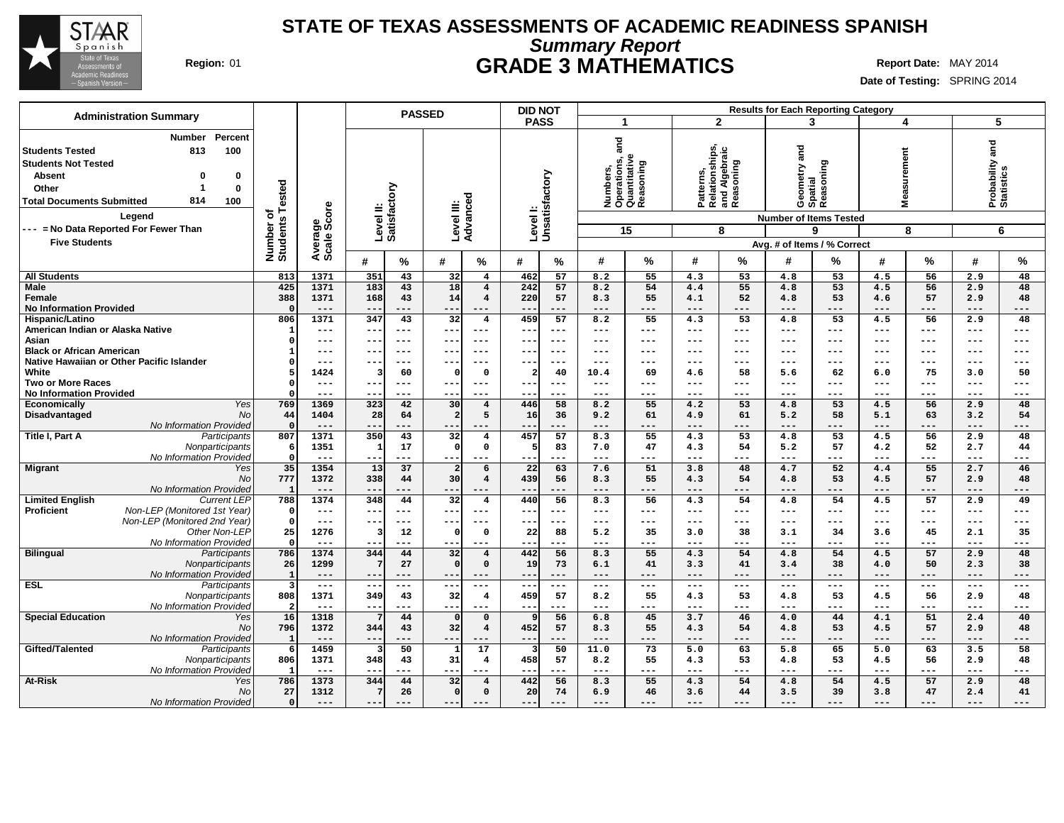# STATE OF TEXAS ASSESSMENTS OF ACADEMIC READINESS SPANISH

## *Summary Report*

## GRADE 3 MATHEMATICS

**Region:** 01

**Report Date:** MAY 2014

**Date of Testing:** SPRING 2014

### Administration Summary

| | Number | Percent |
|---|---|---|
| Students Tested | 813 | 100 |
| Students Not Tested | | |
| Absent | 0 | 0 |
| Other | 1 | 0 |
| Total Documents Submitted | 814 | 100 |

**Legend**

--- = No Data Reported For Fewer Than Five Students

| | | Number of Students Tested | Average Scale Score | PASSED Level II: Satisfactory # | PASSED Level II: Satisfactory % | PASSED Level III: Advanced # | PASSED Level III: Advanced % | DID NOT PASS Level I: Unsatisfactory # | DID NOT PASS Level I: Unsatisfactory % | 1 Numbers, Operations, and Quantitative Reasoning (15) # | 1 % | 2 Patterns, Relationships, and Algebraic Reasoning (8) # | 2 % | 3 Geometry and Spatial Reasoning (9) # | 3 % | 4 Measurement (8) # | 4 % | 5 Probability and Statistics (6) # | 5 % |
|---|---|---|---|---|---|---|---|---|---|---|---|---|---|---|---|---|---|---|---|
| All Students | | 813 | 1371 | 351 | 43 | 32 | 4 | 462 | 57 | 8.2 | 55 | 4.3 | 53 | 4.8 | 53 | 4.5 | 56 | 2.9 | 48 |
| Male | | 425 | 1371 | 183 | 43 | 18 | 4 | 242 | 57 | 8.2 | 54 | 4.4 | 55 | 4.8 | 53 | 4.5 | 56 | 2.9 | 48 |
| Female | | 388 | 1371 | 168 | 43 | 14 | 4 | 220 | 57 | 8.3 | 55 | 4.1 | 52 | 4.8 | 53 | 4.6 | 57 | 2.9 | 48 |
| No Information Provided | | 0 | --- | --- | --- | --- | --- | --- | --- | --- | --- | --- | --- | --- | --- | --- | --- | --- | --- |
| Hispanic/Latino | | 806 | 1371 | 347 | 43 | 32 | 4 | 459 | 57 | 8.2 | 55 | 4.3 | 53 | 4.8 | 53 | 4.5 | 56 | 2.9 | 48 |
| American Indian or Alaska Native | | 1 | --- | --- | --- | --- | --- | --- | --- | --- | --- | --- | --- | --- | --- | --- | --- | --- | --- |
| Asian | | 0 | --- | --- | --- | --- | --- | --- | --- | --- | --- | --- | --- | --- | --- | --- | --- | --- | --- |
| Black or African American | | 1 | --- | --- | --- | --- | --- | --- | --- | --- | --- | --- | --- | --- | --- | --- | --- | --- | --- |
| Native Hawaiian or Other Pacific Islander | | 0 | --- | --- | --- | --- | --- | --- | --- | --- | --- | --- | --- | --- | --- | --- | --- | --- | --- |
| White | | 5 | 1424 | 3 | 60 | 0 | 0 | 2 | 40 | 10.4 | 69 | 4.6 | 58 | 5.6 | 62 | 6.0 | 75 | 3.0 | 50 |
| Two or More Races | | 0 | --- | --- | --- | --- | --- | --- | --- | --- | --- | --- | --- | --- | --- | --- | --- | --- | --- |
| No Information Provided | | 0 | --- | --- | --- | --- | --- | --- | --- | --- | --- | --- | --- | --- | --- | --- | --- | --- | --- |
| Economically Disadvantaged | *Yes* | 769 | 1369 | 323 | 42 | 30 | 4 | 446 | 58 | 8.2 | 55 | 4.2 | 53 | 4.8 | 53 | 4.5 | 56 | 2.9 | 48 |
| | *No* | 44 | 1404 | 28 | 64 | 2 | 5 | 16 | 36 | 9.2 | 61 | 4.9 | 61 | 5.2 | 58 | 5.1 | 63 | 3.2 | 54 |
| | *No Information Provided* | 0 | --- | --- | --- | --- | --- | --- | --- | --- | --- | --- | --- | --- | --- | --- | --- | --- | --- |
| Title I, Part A | *Participants* | 807 | 1371 | 350 | 43 | 32 | 4 | 457 | 57 | 8.3 | 55 | 4.3 | 53 | 4.8 | 53 | 4.5 | 56 | 2.9 | 48 |
| | *Nonparticipants* | 6 | 1351 | 1 | 17 | 0 | 0 | 5 | 83 | 7.0 | 47 | 4.3 | 54 | 5.2 | 57 | 4.2 | 52 | 2.7 | 44 |
| | *No Information Provided* | 0 | --- | --- | --- | --- | --- | --- | --- | --- | --- | --- | --- | --- | --- | --- | --- | --- | --- |
| Migrant | *Yes* | 35 | 1354 | 13 | 37 | 2 | 6 | 22 | 63 | 7.6 | 51 | 3.8 | 48 | 4.7 | 52 | 4.4 | 55 | 2.7 | 46 |
| | *No* | 777 | 1372 | 338 | 44 | 30 | 4 | 439 | 56 | 8.3 | 55 | 4.3 | 54 | 4.8 | 53 | 4.5 | 57 | 2.9 | 48 |
| | *No Information Provided* | 1 | --- | --- | --- | --- | --- | --- | --- | --- | --- | --- | --- | --- | --- | --- | --- | --- | --- |
| Limited English Proficient | *Current LEP* | 788 | 1374 | 348 | 44 | 32 | 4 | 440 | 56 | 8.3 | 56 | 4.3 | 54 | 4.8 | 54 | 4.5 | 57 | 2.9 | 49 |
| | *Non-LEP (Monitored 1st Year)* | 0 | --- | --- | --- | --- | --- | --- | --- | --- | --- | --- | --- | --- | --- | --- | --- | --- | --- |
| | *Non-LEP (Monitored 2nd Year)* | 0 | --- | --- | --- | --- | --- | --- | --- | --- | --- | --- | --- | --- | --- | --- | --- | --- | --- |
| | *Other Non-LEP* | 25 | 1276 | 3 | 12 | 0 | 0 | 22 | 88 | 5.2 | 35 | 3.0 | 38 | 3.1 | 34 | 3.6 | 45 | 2.1 | 35 |
| | *No Information Provided* | 0 | --- | --- | --- | --- | --- | --- | --- | --- | --- | --- | --- | --- | --- | --- | --- | --- | --- |
| Bilingual | *Participants* | 786 | 1374 | 344 | 44 | 32 | 4 | 442 | 56 | 8.3 | 55 | 4.3 | 54 | 4.8 | 54 | 4.5 | 57 | 2.9 | 48 |
| | *Nonparticipants* | 26 | 1299 | 7 | 27 | 0 | 0 | 19 | 73 | 6.1 | 41 | 3.3 | 41 | 3.4 | 38 | 4.0 | 50 | 2.3 | 38 |
| | *No Information Provided* | 1 | --- | --- | --- | --- | --- | --- | --- | --- | --- | --- | --- | --- | --- | --- | --- | --- | --- |
| ESL | *Participants* | 3 | --- | --- | --- | --- | --- | --- | --- | --- | --- | --- | --- | --- | --- | --- | --- | --- | --- |
| | *Nonparticipants* | 808 | 1371 | 349 | 43 | 32 | 4 | 459 | 57 | 8.2 | 55 | 4.3 | 53 | 4.8 | 53 | 4.5 | 56 | 2.9 | 48 |
| | *No Information Provided* | 2 | --- | --- | --- | --- | --- | --- | --- | --- | --- | --- | --- | --- | --- | --- | --- | --- | --- |
| Special Education | *Yes* | 16 | 1318 | 7 | 44 | 0 | 0 | 9 | 56 | 6.8 | 45 | 3.7 | 46 | 4.0 | 44 | 4.1 | 51 | 2.4 | 40 |
| | *No* | 796 | 1372 | 344 | 43 | 32 | 4 | 452 | 57 | 8.3 | 55 | 4.3 | 54 | 4.8 | 53 | 4.5 | 57 | 2.9 | 48 |
| | *No Information Provided* | 1 | --- | --- | --- | --- | --- | --- | --- | --- | --- | --- | --- | --- | --- | --- | --- | --- | --- |
| Gifted/Talented | *Participants* | 6 | 1459 | 3 | 50 | 1 | 17 | 3 | 50 | 11.0 | 73 | 5.0 | 63 | 5.8 | 65 | 5.0 | 63 | 3.5 | 58 |
| | *Nonparticipants* | 806 | 1371 | 348 | 43 | 31 | 4 | 458 | 57 | 8.2 | 55 | 4.3 | 53 | 4.8 | 53 | 4.5 | 56 | 2.9 | 48 |
| | *No Information Provided* | 1 | --- | --- | --- | --- | --- | --- | --- | --- | --- | --- | --- | --- | --- | --- | --- | --- | --- |
| At-Risk | *Yes* | 786 | 1373 | 344 | 44 | 32 | 4 | 442 | 56 | 8.3 | 55 | 4.3 | 54 | 4.8 | 54 | 4.5 | 57 | 2.9 | 48 |
| | *No* | 27 | 1312 | 7 | 26 | 0 | 0 | 20 | 74 | 6.9 | 46 | 3.6 | 44 | 3.5 | 39 | 3.8 | 47 | 2.4 | 41 |
| | *No Information Provided* | 0 | --- | --- | --- | --- | --- | --- | --- | --- | --- | --- | --- | --- | --- | --- | --- | --- | --- |

Results for Each Reporting Category: Number of Items Tested shown in parentheses; Avg. # of Items / % Correct.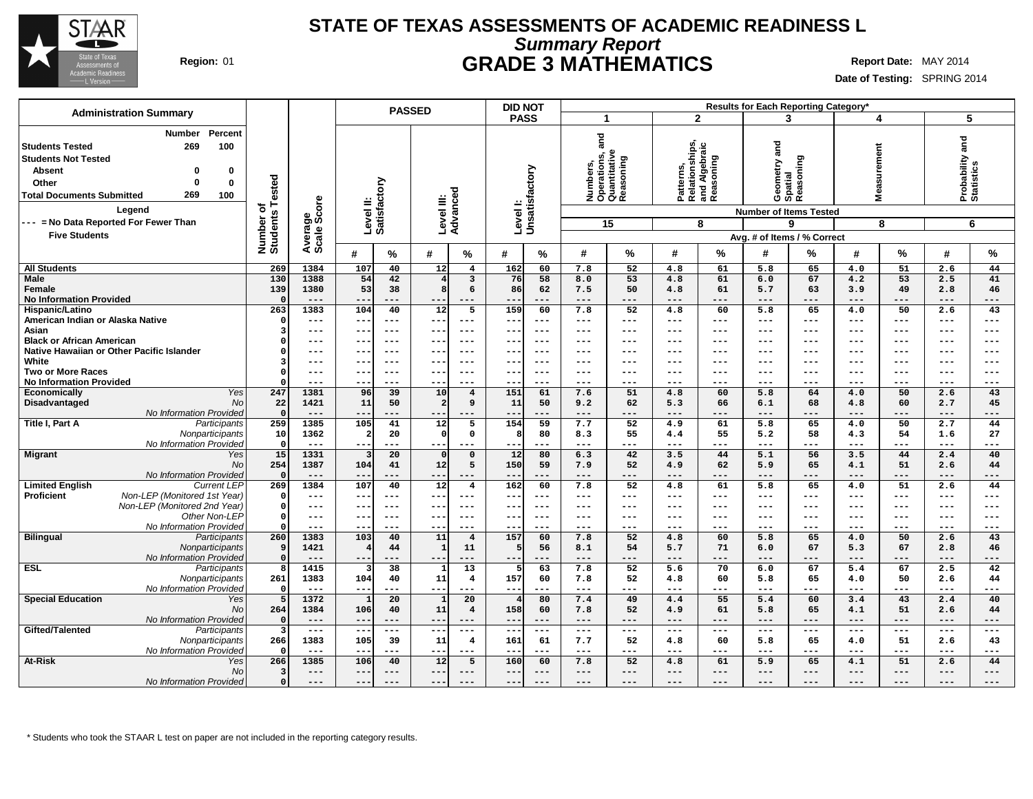# STATE OF TEXAS ASSESSMENTS OF ACADEMIC READINESS L

## *Summary Report*

## GRADE 3 MATHEMATICS

**Region:** 01

**Report Date:** MAY 2014

**Date of Testing:** SPRING 2014

### Administration Summary

| | Number | Percent |
|---|---|---|
| **Students Tested** | 269 | 100 |
| **Students Not Tested** | | |
| **Absent** | 0 | 0 |
| **Other** | 0 | 0 |
| **Total Documents Submitted** | 269 | 100 |

**Legend**

--- = No Data Reported For Fewer Than Five Students

| | | Number of Students Tested | Average Scale Score | PASSED Level II: Satisfactory # | PASSED Level II: Satisfactory % | PASSED Level III: Advanced # | PASSED Level III: Advanced % | DID NOT PASS Level I: Unsatisfactory # | DID NOT PASS Level I: Unsatisfactory % | 1 Numbers, Operations, and Quantitative Reasoning (15 items) # | 1 % | 2 Patterns, Relationships, and Algebraic Reasoning (8 items) # | 2 % | 3 Geometry and Spatial Reasoning (9 items) # | 3 % | 4 Measurement (8 items) # | 4 % | 5 Probability and Statistics (6 items) # | 5 % |
|---|---|---|---|---|---|---|---|---|---|---|---|---|---|---|---|---|---|---|---|
| **All Students** | | 269 | 1384 | 107 | 40 | 12 | 4 | 162 | 60 | 7.8 | 52 | 4.8 | 61 | 5.8 | 65 | 4.0 | 51 | 2.6 | 44 |
| **Male** | | 130 | 1388 | 54 | 42 | 4 | 3 | 76 | 58 | 8.0 | 53 | 4.8 | 61 | 6.0 | 67 | 4.2 | 53 | 2.5 | 41 |
| **Female** | | 139 | 1380 | 53 | 38 | 8 | 6 | 86 | 62 | 7.5 | 50 | 4.8 | 61 | 5.7 | 63 | 3.9 | 49 | 2.8 | 46 |
| **No Information Provided** | | 0 | --- | --- | --- | --- | --- | --- | --- | --- | --- | --- | --- | --- | --- | --- | --- | --- | --- |
| **Hispanic/Latino** | | 263 | 1383 | 104 | 40 | 12 | 5 | 159 | 60 | 7.8 | 52 | 4.8 | 60 | 5.8 | 65 | 4.0 | 50 | 2.6 | 43 |
| **American Indian or Alaska Native** | | 0 | --- | --- | --- | --- | --- | --- | --- | --- | --- | --- | --- | --- | --- | --- | --- | --- | --- |
| **Asian** | | 3 | --- | --- | --- | --- | --- | --- | --- | --- | --- | --- | --- | --- | --- | --- | --- | --- | --- |
| **Black or African American** | | 0 | --- | --- | --- | --- | --- | --- | --- | --- | --- | --- | --- | --- | --- | --- | --- | --- | --- |
| **Native Hawaiian or Other Pacific Islander** | | 0 | --- | --- | --- | --- | --- | --- | --- | --- | --- | --- | --- | --- | --- | --- | --- | --- | --- |
| **White** | | 3 | --- | --- | --- | --- | --- | --- | --- | --- | --- | --- | --- | --- | --- | --- | --- | --- | --- |
| **Two or More Races** | | 0 | --- | --- | --- | --- | --- | --- | --- | --- | --- | --- | --- | --- | --- | --- | --- | --- | --- |
| **No Information Provided** | | 0 | --- | --- | --- | --- | --- | --- | --- | --- | --- | --- | --- | --- | --- | --- | --- | --- | --- |
| **Economically Disadvantaged** | *Yes* | 247 | 1381 | 96 | 39 | 10 | 4 | 151 | 61 | 7.6 | 51 | 4.8 | 60 | 5.8 | 64 | 4.0 | 50 | 2.6 | 43 |
| | *No* | 22 | 1421 | 11 | 50 | 2 | 9 | 11 | 50 | 9.2 | 62 | 5.3 | 66 | 6.1 | 68 | 4.8 | 60 | 2.7 | 45 |
| | *No Information Provided* | 0 | --- | --- | --- | --- | --- | --- | --- | --- | --- | --- | --- | --- | --- | --- | --- | --- | --- |
| **Title I, Part A** | *Participants* | 259 | 1385 | 105 | 41 | 12 | 5 | 154 | 59 | 7.7 | 52 | 4.9 | 61 | 5.8 | 65 | 4.0 | 50 | 2.7 | 44 |
| | *Nonparticipants* | 10 | 1362 | 2 | 20 | 0 | 0 | 8 | 80 | 8.3 | 55 | 4.4 | 55 | 5.2 | 58 | 4.3 | 54 | 1.6 | 27 |
| | *No Information Provided* | 0 | --- | --- | --- | --- | --- | --- | --- | --- | --- | --- | --- | --- | --- | --- | --- | --- | --- |
| **Migrant** | *Yes* | 15 | 1331 | 3 | 20 | 0 | 0 | 12 | 80 | 6.3 | 42 | 3.5 | 44 | 5.1 | 56 | 3.5 | 44 | 2.4 | 40 |
| | *No* | 254 | 1387 | 104 | 41 | 12 | 5 | 150 | 59 | 7.9 | 52 | 4.9 | 62 | 5.9 | 65 | 4.1 | 51 | 2.6 | 44 |
| | *No Information Provided* | 0 | --- | --- | --- | --- | --- | --- | --- | --- | --- | --- | --- | --- | --- | --- | --- | --- | --- |
| **Limited English Proficient** | *Current LEP* | 269 | 1384 | 107 | 40 | 12 | 4 | 162 | 60 | 7.8 | 52 | 4.8 | 61 | 5.8 | 65 | 4.0 | 51 | 2.6 | 44 |
| | *Non-LEP (Monitored 1st Year)* | 0 | --- | --- | --- | --- | --- | --- | --- | --- | --- | --- | --- | --- | --- | --- | --- | --- | --- |
| | *Non-LEP (Monitored 2nd Year)* | 0 | --- | --- | --- | --- | --- | --- | --- | --- | --- | --- | --- | --- | --- | --- | --- | --- | --- |
| | *Other Non-LEP* | 0 | --- | --- | --- | --- | --- | --- | --- | --- | --- | --- | --- | --- | --- | --- | --- | --- | --- |
| | *No Information Provided* | 0 | --- | --- | --- | --- | --- | --- | --- | --- | --- | --- | --- | --- | --- | --- | --- | --- | --- |
| **Bilingual** | *Participants* | 260 | 1383 | 103 | 40 | 11 | 4 | 157 | 60 | 7.8 | 52 | 4.8 | 60 | 5.8 | 65 | 4.0 | 50 | 2.6 | 43 |
| | *Nonparticipants* | 9 | 1421 | 4 | 44 | 1 | 11 | 5 | 56 | 8.1 | 54 | 5.7 | 71 | 6.0 | 67 | 5.3 | 67 | 2.8 | 46 |
| | *No Information Provided* | 0 | --- | --- | --- | --- | --- | --- | --- | --- | --- | --- | --- | --- | --- | --- | --- | --- | --- |
| **ESL** | *Participants* | 8 | 1415 | 3 | 38 | 1 | 13 | 5 | 63 | 7.8 | 52 | 5.6 | 70 | 6.0 | 67 | 5.4 | 67 | 2.5 | 42 |
| | *Nonparticipants* | 261 | 1383 | 104 | 40 | 11 | 4 | 157 | 60 | 7.8 | 52 | 4.8 | 60 | 5.8 | 65 | 4.0 | 50 | 2.6 | 44 |
| | *No Information Provided* | 0 | --- | --- | --- | --- | --- | --- | --- | --- | --- | --- | --- | --- | --- | --- | --- | --- | --- |
| **Special Education** | *Yes* | 5 | 1372 | 1 | 20 | 1 | 20 | 4 | 80 | 7.4 | 49 | 4.4 | 55 | 5.4 | 60 | 3.4 | 43 | 2.4 | 40 |
| | *No* | 264 | 1384 | 106 | 40 | 11 | 4 | 158 | 60 | 7.8 | 52 | 4.9 | 61 | 5.8 | 65 | 4.1 | 51 | 2.6 | 44 |
| | *No Information Provided* | 0 | --- | --- | --- | --- | --- | --- | --- | --- | --- | --- | --- | --- | --- | --- | --- | --- | --- |
| **Gifted/Talented** | *Participants* | 3 | --- | --- | --- | --- | --- | --- | --- | --- | --- | --- | --- | --- | --- | --- | --- | --- | --- |
| | *Nonparticipants* | 266 | 1383 | 105 | 39 | 11 | 4 | 161 | 61 | 7.7 | 52 | 4.8 | 60 | 5.8 | 65 | 4.0 | 51 | 2.6 | 43 |
| | *No Information Provided* | 0 | --- | --- | --- | --- | --- | --- | --- | --- | --- | --- | --- | --- | --- | --- | --- | --- | --- |
| **At-Risk** | *Yes* | 266 | 1385 | 106 | 40 | 12 | 5 | 160 | 60 | 7.8 | 52 | 4.8 | 61 | 5.9 | 65 | 4.1 | 51 | 2.6 | 44 |
| | *No* | 3 | --- | --- | --- | --- | --- | --- | --- | --- | --- | --- | --- | --- | --- | --- | --- | --- | --- |
| | *No Information Provided* | 0 | --- | --- | --- | --- | --- | --- | --- | --- | --- | --- | --- | --- | --- | --- | --- | --- | --- |

Results for Each Reporting Category*: # = Avg. # of Items, % = % Correct. Number of Items Tested: 1 = 15, 2 = 8, 3 = 9, 4 = 8, 5 = 6.

\* Students who took the STAAR L test on paper are not included in the reporting category results.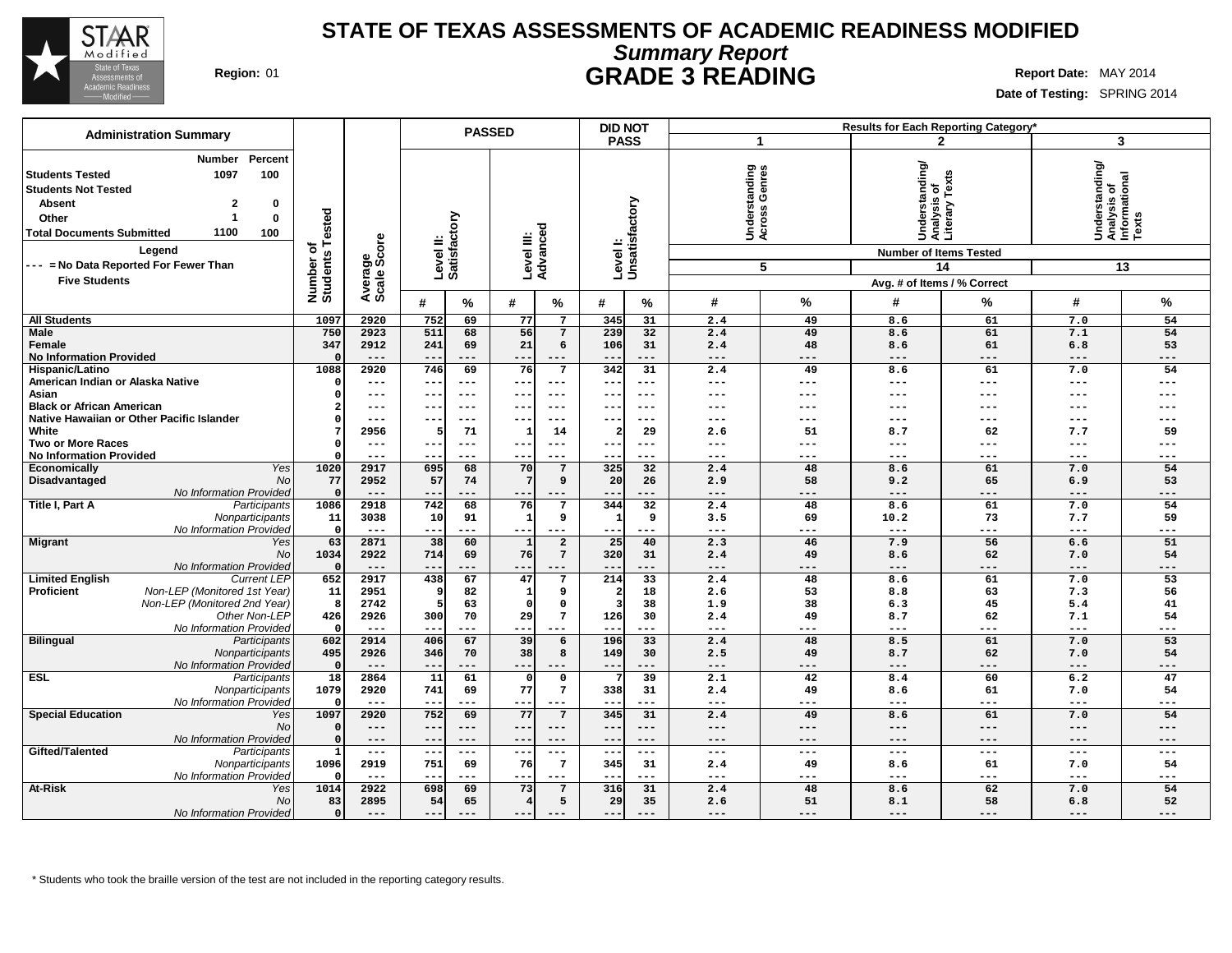# STATE OF TEXAS ASSESSMENTS OF ACADEMIC READINESS MODIFIED

## Summary Report

## GRADE 3 READING

**Region:** 01

**Report Date:** MAY 2014

**Date of Testing:** SPRING 2014

### Administration Summary

| | Number | Percent |
|---|---|---|
| Students Tested | 1097 | 100 |
| Students Not Tested | | |
| Absent | 2 | 0 |
| Other | 1 | 0 |
| Total Documents Submitted | 1100 | 100 |

Legend

--- = No Data Reported For Fewer Than Five Students

| | | Number of Students Tested | Average Scale Score | PASSED Level II: Satisfactory # | PASSED Level II: Satisfactory % | PASSED Level III: Advanced # | PASSED Level III: Advanced % | DID NOT PASS Level I: Unsatisfactory # | DID NOT PASS Level I: Unsatisfactory % | 1 Understanding Across Genres (5 items) # | 1 % | 2 Understanding/ Analysis of Literary Texts (14 items) # | 2 % | 3 Understanding/ Analysis of Informational Texts (13 items) # | 3 % |
|---|---|---|---|---|---|---|---|---|---|---|---|---|---|---|---|
| All Students | | 1097 | 2920 | 752 | 69 | 77 | 7 | 345 | 31 | 2.4 | 49 | 8.6 | 61 | 7.0 | 54 |
| Male | | 750 | 2923 | 511 | 68 | 56 | 7 | 239 | 32 | 2.4 | 49 | 8.6 | 61 | 7.1 | 54 |
| Female | | 347 | 2912 | 241 | 69 | 21 | 6 | 106 | 31 | 2.4 | 48 | 8.6 | 61 | 6.8 | 53 |
| No Information Provided | | 0 | --- | --- | --- | --- | --- | --- | --- | --- | --- | --- | --- | --- | --- |
| Hispanic/Latino | | 1088 | 2920 | 746 | 69 | 76 | 7 | 342 | 31 | 2.4 | 49 | 8.6 | 61 | 7.0 | 54 |
| American Indian or Alaska Native | | 0 | --- | --- | --- | --- | --- | --- | --- | --- | --- | --- | --- | --- | --- |
| Asian | | 0 | --- | --- | --- | --- | --- | --- | --- | --- | --- | --- | --- | --- | --- |
| Black or African American | | 2 | --- | --- | --- | --- | --- | --- | --- | --- | --- | --- | --- | --- | --- |
| Native Hawaiian or Other Pacific Islander | | 0 | --- | --- | --- | --- | --- | --- | --- | --- | --- | --- | --- | --- | --- |
| White | | 7 | 2956 | 5 | 71 | 1 | 14 | 2 | 29 | 2.6 | 51 | 8.7 | 62 | 7.7 | 59 |
| Two or More Races | | 0 | --- | --- | --- | --- | --- | --- | --- | --- | --- | --- | --- | --- | --- |
| No Information Provided | | 0 | --- | --- | --- | --- | --- | --- | --- | --- | --- | --- | --- | --- | --- |
| Economically Disadvantaged | *Yes* | 1020 | 2917 | 695 | 68 | 70 | 7 | 325 | 32 | 2.4 | 48 | 8.6 | 61 | 7.0 | 54 |
| | *No* | 77 | 2952 | 57 | 74 | 7 | 9 | 20 | 26 | 2.9 | 58 | 9.2 | 65 | 6.9 | 53 |
| | *No Information Provided* | 0 | --- | --- | --- | --- | --- | --- | --- | --- | --- | --- | --- | --- | --- |
| Title I, Part A | *Participants* | 1086 | 2918 | 742 | 68 | 76 | 7 | 344 | 32 | 2.4 | 48 | 8.6 | 61 | 7.0 | 54 |
| | *Nonparticipants* | 11 | 3038 | 10 | 91 | 1 | 9 | 1 | 9 | 3.5 | 69 | 10.2 | 73 | 7.7 | 59 |
| | *No Information Provided* | 0 | --- | --- | --- | --- | --- | --- | --- | --- | --- | --- | --- | --- | --- |
| Migrant | *Yes* | 63 | 2871 | 38 | 60 | 1 | 2 | 25 | 40 | 2.3 | 46 | 7.9 | 56 | 6.6 | 51 |
| | *No* | 1034 | 2922 | 714 | 69 | 76 | 7 | 320 | 31 | 2.4 | 49 | 8.6 | 62 | 7.0 | 54 |
| | *No Information Provided* | 0 | --- | --- | --- | --- | --- | --- | --- | --- | --- | --- | --- | --- | --- |
| Limited English Proficient | *Current LEP* | 652 | 2917 | 438 | 67 | 47 | 7 | 214 | 33 | 2.4 | 48 | 8.6 | 61 | 7.0 | 53 |
| | *Non-LEP (Monitored 1st Year)* | 11 | 2951 | 9 | 82 | 1 | 9 | 2 | 18 | 2.6 | 53 | 8.8 | 63 | 7.3 | 56 |
| | *Non-LEP (Monitored 2nd Year)* | 8 | 2742 | 5 | 63 | 0 | 0 | 3 | 38 | 1.9 | 38 | 6.3 | 45 | 5.4 | 41 |
| | *Other Non-LEP* | 426 | 2926 | 300 | 70 | 29 | 7 | 126 | 30 | 2.4 | 49 | 8.7 | 62 | 7.1 | 54 |
| | *No Information Provided* | 0 | --- | --- | --- | --- | --- | --- | --- | --- | --- | --- | --- | --- | --- |
| Bilingual | *Participants* | 602 | 2914 | 406 | 67 | 39 | 6 | 196 | 33 | 2.4 | 48 | 8.5 | 61 | 7.0 | 53 |
| | *Nonparticipants* | 495 | 2926 | 346 | 70 | 38 | 8 | 149 | 30 | 2.5 | 49 | 8.7 | 62 | 7.0 | 54 |
| | *No Information Provided* | 0 | --- | --- | --- | --- | --- | --- | --- | --- | --- | --- | --- | --- | --- |
| ESL | *Participants* | 18 | 2864 | 11 | 61 | 0 | 0 | 7 | 39 | 2.1 | 42 | 8.4 | 60 | 6.2 | 47 |
| | *Nonparticipants* | 1079 | 2920 | 741 | 69 | 77 | 7 | 338 | 31 | 2.4 | 49 | 8.6 | 61 | 7.0 | 54 |
| | *No Information Provided* | 0 | --- | --- | --- | --- | --- | --- | --- | --- | --- | --- | --- | --- | --- |
| Special Education | *Yes* | 1097 | 2920 | 752 | 69 | 77 | 7 | 345 | 31 | 2.4 | 49 | 8.6 | 61 | 7.0 | 54 |
| | *No* | 0 | --- | --- | --- | --- | --- | --- | --- | --- | --- | --- | --- | --- | --- |
| | *No Information Provided* | 0 | --- | --- | --- | --- | --- | --- | --- | --- | --- | --- | --- | --- | --- |
| Gifted/Talented | *Participants* | 1 | --- | --- | --- | --- | --- | --- | --- | --- | --- | --- | --- | --- | --- |
| | *Nonparticipants* | 1096 | 2919 | 751 | 69 | 76 | 7 | 345 | 31 | 2.4 | 49 | 8.6 | 61 | 7.0 | 54 |
| | *No Information Provided* | 0 | --- | --- | --- | --- | --- | --- | --- | --- | --- | --- | --- | --- | --- |
| At-Risk | *Yes* | 1014 | 2922 | 698 | 69 | 73 | 7 | 316 | 31 | 2.4 | 48 | 8.6 | 62 | 7.0 | 54 |
| | *No* | 83 | 2895 | 54 | 65 | 4 | 5 | 29 | 35 | 2.6 | 51 | 8.1 | 58 | 6.8 | 52 |
| | *No Information Provided* | 0 | --- | --- | --- | --- | --- | --- | --- | --- | --- | --- | --- | --- | --- |

Results for Each Reporting Category*: # = Avg. # of Items, % = % Correct.

* Students who took the braille version of the test are not included in the reporting category results.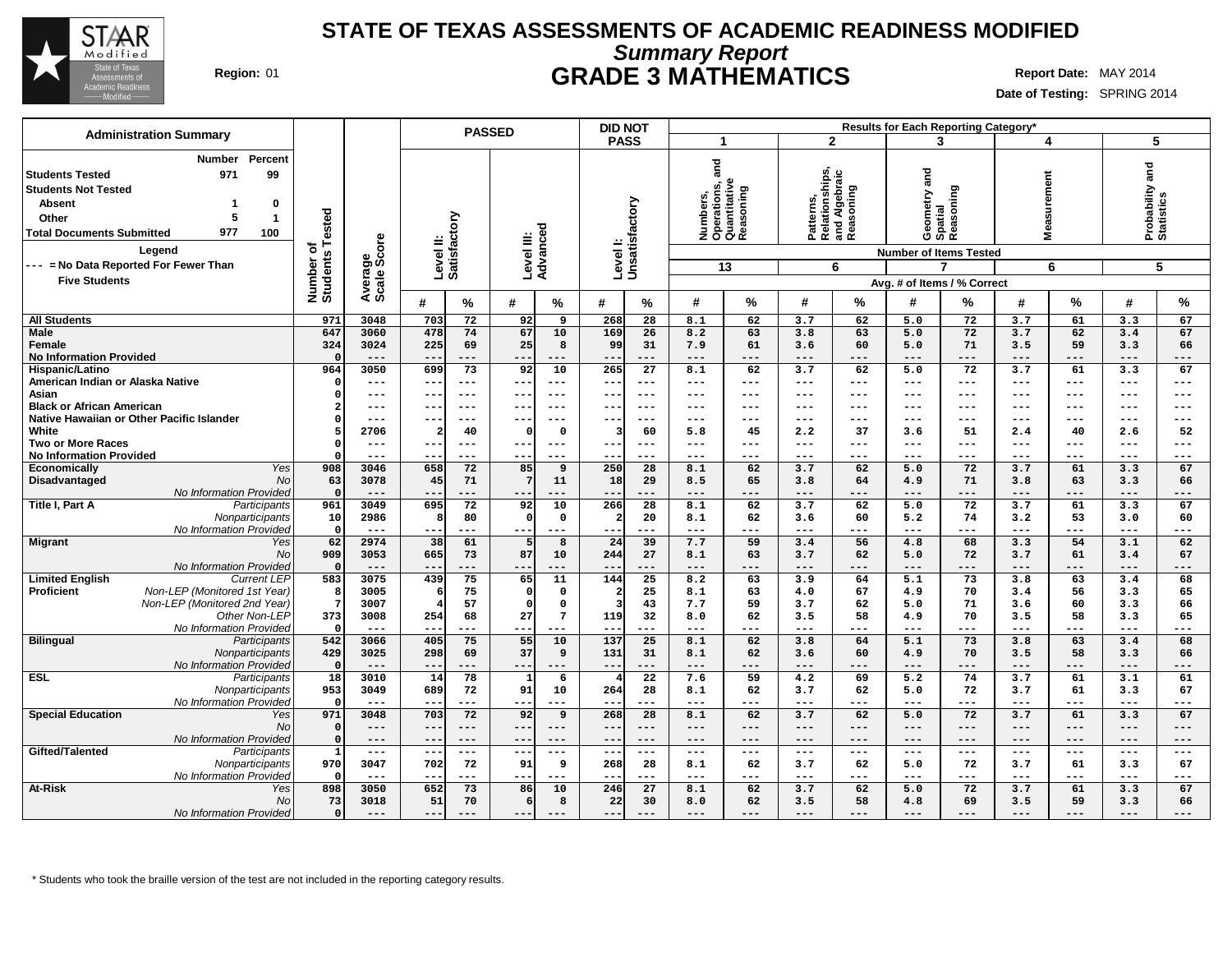# STATE OF TEXAS ASSESSMENTS OF ACADEMIC READINESS MODIFIED

## *Summary Report*

## GRADE 3 MATHEMATICS

**Region:** 01

**Report Date:** MAY 2014

**Date of Testing:** SPRING 2014

| Administration Summary | Number | Percent |
|---|---|---|
| Students Tested | 971 | 99 |
| Students Not Tested | | |
| Absent | 1 | 0 |
| Other | 5 | 1 |
| Total Documents Submitted | 977 | 100 |

Legend
--- = No Data Reported For Fewer Than Five Students

| | | Number of Students Tested | Average Scale Score | PASSED Level II: Satisfactory # | PASSED Level II: Satisfactory % | PASSED Level III: Advanced # | PASSED Level III: Advanced % | DID NOT PASS Level I: Unsatisfactory # | DID NOT PASS Level I: Unsatisfactory % | 1 Numbers, Operations, and Quantitative Reasoning (13 items) # | 1 % | 2 Patterns, Relationships, and Algebraic Reasoning (6 items) # | 2 % | 3 Geometry and Spatial Reasoning (7 items) # | 3 % | 4 Measurement (6 items) # | 4 % | 5 Probability and Statistics (5 items) # | 5 % |
|---|---|---|---|---|---|---|---|---|---|---|---|---|---|---|---|---|---|---|---|
| **All Students** | | 971 | 3048 | 703 | 72 | 92 | 9 | 268 | 28 | 8.1 | 62 | 3.7 | 62 | 5.0 | 72 | 3.7 | 61 | 3.3 | 67 |
| **Male** | | 647 | 3060 | 478 | 74 | 67 | 10 | 169 | 26 | 8.2 | 63 | 3.8 | 63 | 5.0 | 72 | 3.7 | 62 | 3.4 | 67 |
| **Female** | | 324 | 3024 | 225 | 69 | 25 | 8 | 99 | 31 | 7.9 | 61 | 3.6 | 60 | 5.0 | 71 | 3.5 | 59 | 3.3 | 66 |
| **No Information Provided** | | 0 | --- | --- | --- | --- | --- | --- | --- | --- | --- | --- | --- | --- | --- | --- | --- | --- | --- |
| **Hispanic/Latino** | | 964 | 3050 | 699 | 73 | 92 | 10 | 265 | 27 | 8.1 | 62 | 3.7 | 62 | 5.0 | 72 | 3.7 | 61 | 3.3 | 67 |
| **American Indian or Alaska Native** | | 0 | --- | --- | --- | --- | --- | --- | --- | --- | --- | --- | --- | --- | --- | --- | --- | --- | --- |
| **Asian** | | 0 | --- | --- | --- | --- | --- | --- | --- | --- | --- | --- | --- | --- | --- | --- | --- | --- | --- |
| **Black or African American** | | 2 | --- | --- | --- | --- | --- | --- | --- | --- | --- | --- | --- | --- | --- | --- | --- | --- | --- |
| **Native Hawaiian or Other Pacific Islander** | | 0 | --- | --- | --- | --- | --- | --- | --- | --- | --- | --- | --- | --- | --- | --- | --- | --- | --- |
| **White** | | 5 | 2706 | 2 | 40 | 0 | 0 | 3 | 60 | 5.8 | 45 | 2.2 | 37 | 3.6 | 51 | 2.4 | 40 | 2.6 | 52 |
| **Two or More Races** | | 0 | --- | --- | --- | --- | --- | --- | --- | --- | --- | --- | --- | --- | --- | --- | --- | --- | --- |
| **No Information Provided** | | 0 | --- | --- | --- | --- | --- | --- | --- | --- | --- | --- | --- | --- | --- | --- | --- | --- | --- |
| **Economically Disadvantaged** | *Yes* | 908 | 3046 | 658 | 72 | 85 | 9 | 250 | 28 | 8.1 | 62 | 3.7 | 62 | 5.0 | 72 | 3.7 | 61 | 3.3 | 67 |
| | *No* | 63 | 3078 | 45 | 71 | 7 | 11 | 18 | 29 | 8.5 | 65 | 3.8 | 64 | 4.9 | 71 | 3.8 | 63 | 3.3 | 66 |
| | *No Information Provided* | 0 | --- | --- | --- | --- | --- | --- | --- | --- | --- | --- | --- | --- | --- | --- | --- | --- | --- |
| **Title I, Part A** | *Participants* | 961 | 3049 | 695 | 72 | 92 | 10 | 266 | 28 | 8.1 | 62 | 3.7 | 62 | 5.0 | 72 | 3.7 | 61 | 3.3 | 67 |
| | *Nonparticipants* | 10 | 2986 | 8 | 80 | 0 | 0 | 2 | 20 | 8.1 | 62 | 3.6 | 60 | 5.2 | 74 | 3.2 | 53 | 3.0 | 60 |
| | *No Information Provided* | 0 | --- | --- | --- | --- | --- | --- | --- | --- | --- | --- | --- | --- | --- | --- | --- | --- | --- |
| **Migrant** | *Yes* | 62 | 2974 | 38 | 61 | 5 | 8 | 24 | 39 | 7.7 | 59 | 3.4 | 56 | 4.8 | 68 | 3.3 | 54 | 3.1 | 62 |
| | *No* | 909 | 3053 | 665 | 73 | 87 | 10 | 244 | 27 | 8.1 | 63 | 3.7 | 62 | 5.0 | 72 | 3.7 | 61 | 3.4 | 67 |
| | *No Information Provided* | 0 | --- | --- | --- | --- | --- | --- | --- | --- | --- | --- | --- | --- | --- | --- | --- | --- | --- |
| **Limited English Proficient** | *Current LEP* | 583 | 3075 | 439 | 75 | 65 | 11 | 144 | 25 | 8.2 | 63 | 3.9 | 64 | 5.1 | 73 | 3.8 | 63 | 3.4 | 68 |
| | *Non-LEP (Monitored 1st Year)* | 8 | 3005 | 6 | 75 | 0 | 0 | 2 | 25 | 8.1 | 63 | 4.0 | 67 | 4.9 | 70 | 3.4 | 56 | 3.3 | 65 |
| | *Non-LEP (Monitored 2nd Year)* | 7 | 3007 | 4 | 57 | 0 | 0 | 3 | 43 | 7.7 | 59 | 3.7 | 62 | 5.0 | 71 | 3.6 | 60 | 3.3 | 66 |
| | *Other Non-LEP* | 373 | 3008 | 254 | 68 | 27 | 7 | 119 | 32 | 8.0 | 62 | 3.5 | 58 | 4.9 | 70 | 3.5 | 58 | 3.3 | 65 |
| | *No Information Provided* | 0 | --- | --- | --- | --- | --- | --- | --- | --- | --- | --- | --- | --- | --- | --- | --- | --- | --- |
| **Bilingual** | *Participants* | 542 | 3066 | 405 | 75 | 55 | 10 | 137 | 25 | 8.1 | 62 | 3.8 | 64 | 5.1 | 73 | 3.8 | 63 | 3.4 | 68 |
| | *Nonparticipants* | 429 | 3025 | 298 | 69 | 37 | 9 | 131 | 31 | 8.1 | 62 | 3.6 | 60 | 4.9 | 70 | 3.5 | 58 | 3.3 | 66 |
| | *No Information Provided* | 0 | --- | --- | --- | --- | --- | --- | --- | --- | --- | --- | --- | --- | --- | --- | --- | --- | --- |
| **ESL** | *Participants* | 18 | 3010 | 14 | 78 | 1 | 6 | 4 | 22 | 7.6 | 59 | 4.2 | 69 | 5.2 | 74 | 3.7 | 61 | 3.1 | 61 |
| | *Nonparticipants* | 953 | 3049 | 689 | 72 | 91 | 10 | 264 | 28 | 8.1 | 62 | 3.7 | 62 | 5.0 | 72 | 3.7 | 61 | 3.3 | 67 |
| | *No Information Provided* | 0 | --- | --- | --- | --- | --- | --- | --- | --- | --- | --- | --- | --- | --- | --- | --- | --- | --- |
| **Special Education** | *Yes* | 971 | 3048 | 703 | 72 | 92 | 9 | 268 | 28 | 8.1 | 62 | 3.7 | 62 | 5.0 | 72 | 3.7 | 61 | 3.3 | 67 |
| | *No* | 0 | --- | --- | --- | --- | --- | --- | --- | --- | --- | --- | --- | --- | --- | --- | --- | --- | --- |
| | *No Information Provided* | 0 | --- | --- | --- | --- | --- | --- | --- | --- | --- | --- | --- | --- | --- | --- | --- | --- | --- |
| **Gifted/Talented** | *Participants* | 1 | --- | --- | --- | --- | --- | --- | --- | --- | --- | --- | --- | --- | --- | --- | --- | --- | --- |
| | *Nonparticipants* | 970 | 3047 | 702 | 72 | 91 | 9 | 268 | 28 | 8.1 | 62 | 3.7 | 62 | 5.0 | 72 | 3.7 | 61 | 3.3 | 67 |
| | *No Information Provided* | 0 | --- | --- | --- | --- | --- | --- | --- | --- | --- | --- | --- | --- | --- | --- | --- | --- | --- |
| **At-Risk** | *Yes* | 898 | 3050 | 652 | 73 | 86 | 10 | 246 | 27 | 8.1 | 62 | 3.7 | 62 | 5.0 | 72 | 3.7 | 61 | 3.3 | 67 |
| | *No* | 73 | 3018 | 51 | 70 | 6 | 8 | 22 | 30 | 8.0 | 62 | 3.5 | 58 | 4.8 | 69 | 3.5 | 59 | 3.3 | 66 |
| | *No Information Provided* | 0 | --- | --- | --- | --- | --- | --- | --- | --- | --- | --- | --- | --- | --- | --- | --- | --- | --- |

Results for Each Reporting Category*: Number of Items Tested; Avg. # of Items / % Correct

\* Students who took the braille version of the test are not included in the reporting category results.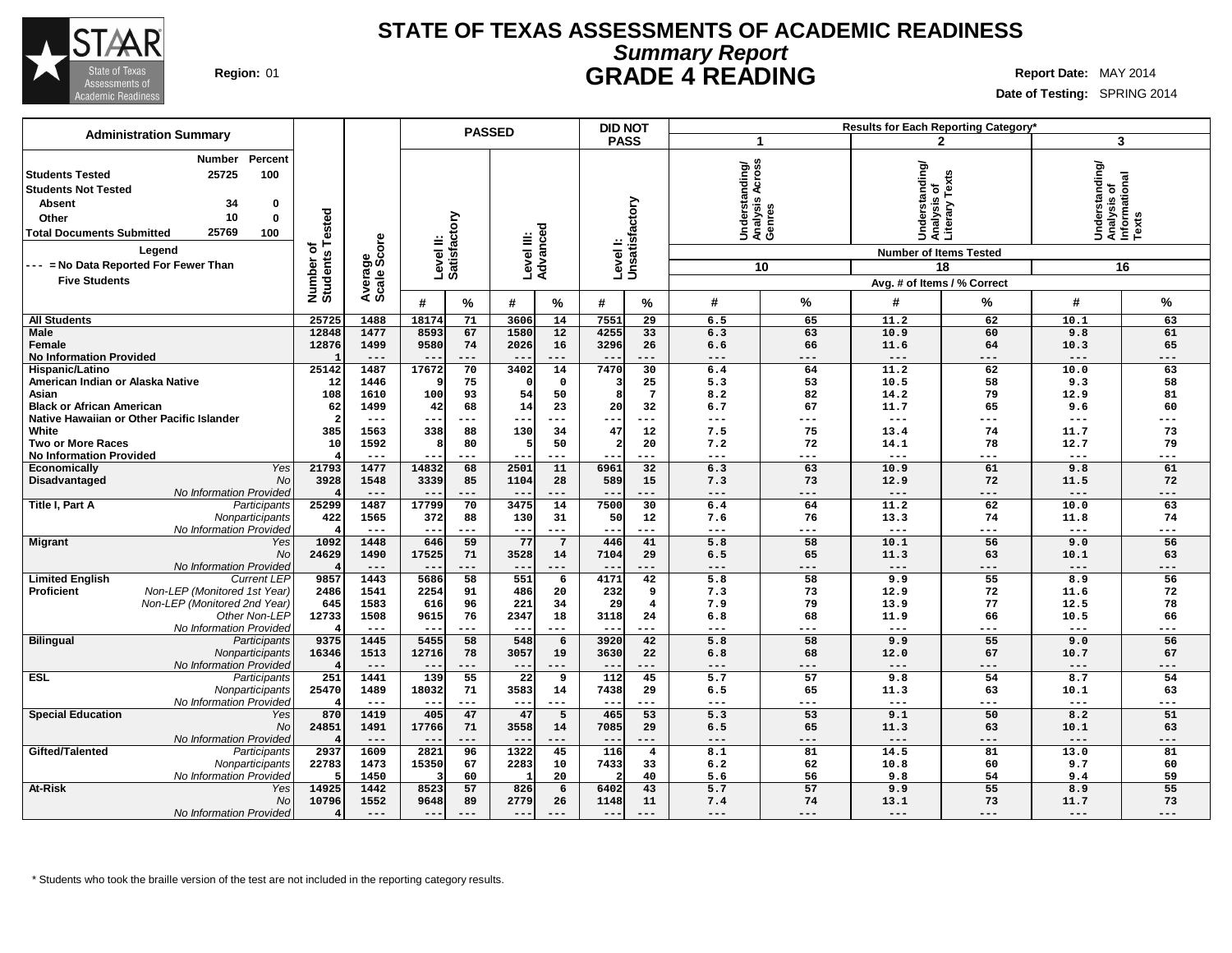# STATE OF TEXAS ASSESSMENTS OF ACADEMIC READINESS

## *Summary Report*

## GRADE 4 READING

**Region:** 01

**Report Date:** MAY 2014

**Date of Testing:** SPRING 2014

**Administration Summary**

| | Number | Percent |
|---|---|---|
| **Students Tested** | 25725 | 100 |
| **Students Not Tested** | | |
| Absent | 34 | 0 |
| Other | 10 | 0 |
| **Total Documents Submitted** | 25769 | 100 |

**Legend**

--- = No Data Reported For Fewer Than Five Students

| | | Number of Students Tested | Average Scale Score | PASSED | | | | DID NOT PASS | | Results for Each Reporting Category* | | | | | |
|---|---|---|---|---|---|---|---|---|---|---|---|---|---|---|---|
| | | | | Level II: Satisfactory | | Level III: Advanced | | Level I: Unsatisfactory | | 1 Understanding/ Analysis Across Genres (10 items) | | 2 Understanding/ Analysis of Literary Texts (18 items) | | 3 Understanding/ Analysis of Informational Texts (16 items) | |
| | | | | # | % | # | % | # | % | # | % | # | % | # | % |
| **All Students** | | 25725 | 1488 | 18174 | 71 | 3606 | 14 | 7551 | 29 | 6.5 | 65 | 11.2 | 62 | 10.1 | 63 |
| **Male** | | 12848 | 1477 | 8593 | 67 | 1580 | 12 | 4255 | 33 | 6.3 | 63 | 10.9 | 60 | 9.8 | 61 |
| **Female** | | 12876 | 1499 | 9580 | 74 | 2026 | 16 | 3296 | 26 | 6.6 | 66 | 11.6 | 64 | 10.3 | 65 |
| **No Information Provided** | | 1 | --- | --- | --- | --- | --- | --- | --- | --- | --- | --- | --- | --- | --- |
| **Hispanic/Latino** | | 25142 | 1487 | 17672 | 70 | 3402 | 14 | 7470 | 30 | 6.4 | 64 | 11.2 | 62 | 10.0 | 63 |
| **American Indian or Alaska Native** | | 12 | 1446 | 9 | 75 | 0 | 0 | 3 | 25 | 5.3 | 53 | 10.5 | 58 | 9.3 | 58 |
| **Asian** | | 108 | 1610 | 100 | 93 | 54 | 50 | 8 | 7 | 8.2 | 82 | 14.2 | 79 | 12.9 | 81 |
| **Black or African American** | | 62 | 1499 | 42 | 68 | 14 | 23 | 20 | 32 | 6.7 | 67 | 11.7 | 65 | 9.6 | 60 |
| **Native Hawaiian or Other Pacific Islander** | | 2 | --- | --- | --- | --- | --- | --- | --- | --- | --- | --- | --- | --- | --- |
| **White** | | 385 | 1563 | 338 | 88 | 130 | 34 | 47 | 12 | 7.5 | 75 | 13.4 | 74 | 11.7 | 73 |
| **Two or More Races** | | 10 | 1592 | 8 | 80 | 5 | 50 | 2 | 20 | 7.2 | 72 | 14.1 | 78 | 12.7 | 79 |
| **No Information Provided** | | 4 | --- | --- | --- | --- | --- | --- | --- | --- | --- | --- | --- | --- | --- |
| **Economically Disadvantaged** | *Yes* | 21793 | 1477 | 14832 | 68 | 2501 | 11 | 6961 | 32 | 6.3 | 63 | 10.9 | 61 | 9.8 | 61 |
| | *No* | 3928 | 1548 | 3339 | 85 | 1104 | 28 | 589 | 15 | 7.3 | 73 | 12.9 | 72 | 11.5 | 72 |
| | *No Information Provided* | 4 | --- | --- | --- | --- | --- | --- | --- | --- | --- | --- | --- | --- | --- |
| **Title I, Part A** | *Participants* | 25299 | 1487 | 17799 | 70 | 3475 | 14 | 7500 | 30 | 6.4 | 64 | 11.2 | 62 | 10.0 | 63 |
| | *Nonparticipants* | 422 | 1565 | 372 | 88 | 130 | 31 | 50 | 12 | 7.6 | 76 | 13.3 | 74 | 11.8 | 74 |
| | *No Information Provided* | 4 | --- | --- | --- | --- | --- | --- | --- | --- | --- | --- | --- | --- | --- |
| **Migrant** | *Yes* | 1092 | 1448 | 646 | 59 | 77 | 7 | 446 | 41 | 5.8 | 58 | 10.1 | 56 | 9.0 | 56 |
| | *No* | 24629 | 1490 | 17525 | 71 | 3528 | 14 | 7104 | 29 | 6.5 | 65 | 11.3 | 63 | 10.1 | 63 |
| | *No Information Provided* | 4 | --- | --- | --- | --- | --- | --- | --- | --- | --- | --- | --- | --- | --- |
| **Limited English Proficient** | *Current LEP* | 9857 | 1443 | 5686 | 58 | 551 | 6 | 4171 | 42 | 5.8 | 58 | 9.9 | 55 | 8.9 | 56 |
| | *Non-LEP (Monitored 1st Year)* | 2486 | 1541 | 2254 | 91 | 486 | 20 | 232 | 9 | 7.3 | 73 | 12.9 | 72 | 11.6 | 72 |
| | *Non-LEP (Monitored 2nd Year)* | 645 | 1583 | 616 | 96 | 221 | 34 | 29 | 4 | 7.9 | 79 | 13.9 | 77 | 12.5 | 78 |
| | *Other Non-LEP* | 12733 | 1508 | 9615 | 76 | 2347 | 18 | 3118 | 24 | 6.8 | 68 | 11.9 | 66 | 10.5 | 66 |
| | *No Information Provided* | 4 | --- | --- | --- | --- | --- | --- | --- | --- | --- | --- | --- | --- | --- |
| **Bilingual** | *Participants* | 9375 | 1445 | 5455 | 58 | 548 | 6 | 3920 | 42 | 5.8 | 58 | 9.9 | 55 | 9.0 | 56 |
| | *Nonparticipants* | 16346 | 1513 | 12716 | 78 | 3057 | 19 | 3630 | 22 | 6.8 | 68 | 12.0 | 67 | 10.7 | 67 |
| | *No Information Provided* | 4 | --- | --- | --- | --- | --- | --- | --- | --- | --- | --- | --- | --- | --- |
| **ESL** | *Participants* | 251 | 1441 | 139 | 55 | 22 | 9 | 112 | 45 | 5.7 | 57 | 9.8 | 54 | 8.7 | 54 |
| | *Nonparticipants* | 25470 | 1489 | 18032 | 71 | 3583 | 14 | 7438 | 29 | 6.5 | 65 | 11.3 | 63 | 10.1 | 63 |
| | *No Information Provided* | 4 | --- | --- | --- | --- | --- | --- | --- | --- | --- | --- | --- | --- | --- |
| **Special Education** | *Yes* | 870 | 1419 | 405 | 47 | 47 | 5 | 465 | 53 | 5.3 | 53 | 9.1 | 50 | 8.2 | 51 |
| | *No* | 24851 | 1491 | 17766 | 71 | 3558 | 14 | 7085 | 29 | 6.5 | 65 | 11.3 | 63 | 10.1 | 63 |
| | *No Information Provided* | 4 | --- | --- | --- | --- | --- | --- | --- | --- | --- | --- | --- | --- | --- |
| **Gifted/Talented** | *Participants* | 2937 | 1609 | 2821 | 96 | 1322 | 45 | 116 | 4 | 8.1 | 81 | 14.5 | 81 | 13.0 | 81 |
| | *Nonparticipants* | 22783 | 1473 | 15350 | 67 | 2283 | 10 | 7433 | 33 | 6.2 | 62 | 10.8 | 60 | 9.7 | 60 |
| | *No Information Provided* | 5 | 1450 | 3 | 60 | 1 | 20 | 2 | 40 | 5.6 | 56 | 9.8 | 54 | 9.4 | 59 |
| **At-Risk** | *Yes* | 14925 | 1442 | 8523 | 57 | 826 | 6 | 6402 | 43 | 5.7 | 57 | 9.9 | 55 | 8.9 | 55 |
| | *No* | 10796 | 1552 | 9648 | 89 | 2779 | 26 | 1148 | 11 | 7.4 | 74 | 13.1 | 73 | 11.7 | 73 |
| | *No Information Provided* | 4 | --- | --- | --- | --- | --- | --- | --- | --- | --- | --- | --- | --- | --- |

\* Students who took the braille version of the test are not included in the reporting category results.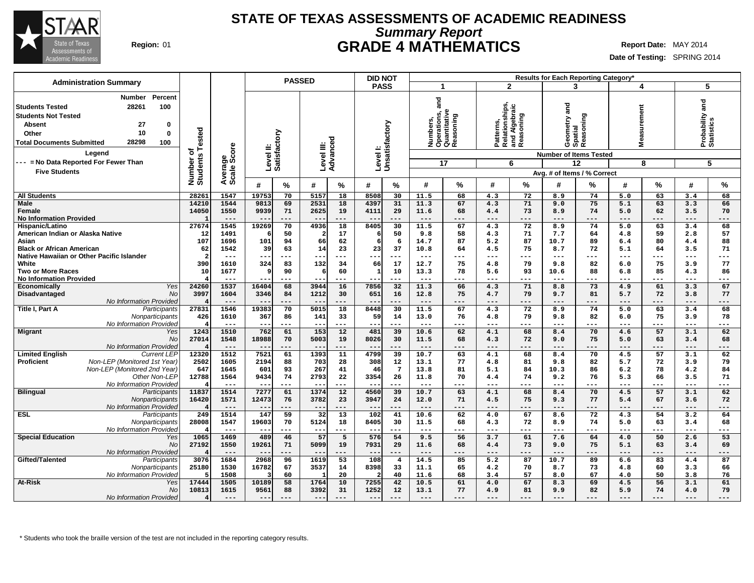# STATE OF TEXAS ASSESSMENTS OF ACADEMIC READINESS

## *Summary Report*

## GRADE 4 MATHEMATICS

**Region:** 01

**Report Date:** MAY 2014

**Date of Testing:** SPRING 2014

| Administration Summary | Number | Percent |
|---|---|---|
| Students Tested | 28261 | 100 |
| Students Not Tested | | |
| Absent | 27 | 0 |
| Other | 10 | 0 |
| Total Documents Submitted | 28298 | 100 |

Legend

--- = No Data Reported For Fewer Than Five Students

| | | Number of Students Tested | Average Scale Score | PASSED Level II: Satisfactory # | PASSED Level II: Satisfactory % | PASSED Level III: Advanced # | PASSED Level III: Advanced % | DID NOT PASS Level I: Unsatisfactory # | DID NOT PASS Level I: Unsatisfactory % | 1 Numbers, Operations, and Quantitative Reasoning (17 items) # | 1 % | 2 Patterns, Relationships, and Algebraic Reasoning (6 items) # | 2 % | 3 Geometry and Spatial Reasoning (12 items) # | 3 % | 4 Measurement (8 items) # | 4 % | 5 Probability and Statistics (5 items) # | 5 % |
|---|---|---|---|---|---|---|---|---|---|---|---|---|---|---|---|---|---|---|---|
| All Students | | 28261 | 1547 | 19753 | 70 | 5157 | 18 | 8508 | 30 | 11.5 | 68 | 4.3 | 72 | 8.9 | 74 | 5.0 | 63 | 3.4 | 68 |
| Male | | 14210 | 1544 | 9813 | 69 | 2531 | 18 | 4397 | 31 | 11.3 | 67 | 4.3 | 71 | 9.0 | 75 | 5.1 | 63 | 3.3 | 66 |
| Female | | 14050 | 1550 | 9939 | 71 | 2625 | 19 | 4111 | 29 | 11.6 | 68 | 4.4 | 73 | 8.9 | 74 | 5.0 | 62 | 3.5 | 70 |
| No Information Provided | | 1 | --- | --- | --- | --- | --- | --- | --- | --- | --- | --- | --- | --- | --- | --- | --- | --- | --- |
| Hispanic/Latino | | 27674 | 1545 | 19269 | 70 | 4936 | 18 | 8405 | 30 | 11.5 | 67 | 4.3 | 72 | 8.9 | 74 | 5.0 | 63 | 3.4 | 68 |
| American Indian or Alaska Native | | 12 | 1491 | 6 | 50 | 2 | 17 | 6 | 50 | 9.8 | 58 | 4.3 | 71 | 7.7 | 64 | 4.8 | 59 | 2.8 | 57 |
| Asian | | 107 | 1696 | 101 | 94 | 66 | 62 | 6 | 6 | 14.7 | 87 | 5.2 | 87 | 10.7 | 89 | 6.4 | 80 | 4.4 | 88 |
| Black or African American | | 62 | 1542 | 39 | 63 | 14 | 23 | 23 | 37 | 10.8 | 64 | 4.5 | 75 | 8.7 | 72 | 5.1 | 64 | 3.5 | 71 |
| Native Hawaiian or Other Pacific Islander | | 2 | --- | --- | --- | --- | --- | --- | --- | --- | --- | --- | --- | --- | --- | --- | --- | --- | --- |
| White | | 390 | 1610 | 324 | 83 | 132 | 34 | 66 | 17 | 12.7 | 75 | 4.8 | 79 | 9.8 | 82 | 6.0 | 75 | 3.9 | 77 |
| Two or More Races | | 10 | 1677 | 9 | 90 | 6 | 60 | 1 | 10 | 13.3 | 78 | 5.6 | 93 | 10.6 | 88 | 6.8 | 85 | 4.3 | 86 |
| No Information Provided | | 4 | --- | --- | --- | --- | --- | --- | --- | --- | --- | --- | --- | --- | --- | --- | --- | --- | --- |
| Economically Disadvantaged | *Yes* | 24260 | 1537 | 16404 | 68 | 3944 | 16 | 7856 | 32 | 11.3 | 66 | 4.3 | 71 | 8.8 | 73 | 4.9 | 61 | 3.3 | 67 |
| | *No* | 3997 | 1604 | 3346 | 84 | 1212 | 30 | 651 | 16 | 12.8 | 75 | 4.7 | 79 | 9.7 | 81 | 5.7 | 72 | 3.8 | 77 |
| | *No Information Provided* | 4 | --- | --- | --- | --- | --- | --- | --- | --- | --- | --- | --- | --- | --- | --- | --- | --- | --- |
| Title I, Part A | *Participants* | 27831 | 1546 | 19383 | 70 | 5015 | 18 | 8448 | 30 | 11.5 | 67 | 4.3 | 72 | 8.9 | 74 | 5.0 | 63 | 3.4 | 68 |
| | *Nonparticipants* | 426 | 1610 | 367 | 86 | 141 | 33 | 59 | 14 | 13.0 | 76 | 4.8 | 79 | 9.8 | 82 | 6.0 | 75 | 3.9 | 78 |
| | *No Information Provided* | 4 | --- | --- | --- | --- | --- | --- | --- | --- | --- | --- | --- | --- | --- | --- | --- | --- | --- |
| Migrant | *Yes* | 1243 | 1510 | 762 | 61 | 153 | 12 | 481 | 39 | 10.6 | 62 | 4.1 | 68 | 8.4 | 70 | 4.6 | 57 | 3.1 | 62 |
| | *No* | 27014 | 1548 | 18988 | 70 | 5003 | 19 | 8026 | 30 | 11.5 | 68 | 4.3 | 72 | 9.0 | 75 | 5.0 | 63 | 3.4 | 68 |
| | *No Information Provided* | 4 | --- | --- | --- | --- | --- | --- | --- | --- | --- | --- | --- | --- | --- | --- | --- | --- | --- |
| Limited English Proficient | *Current LEP* | 12320 | 1512 | 7521 | 61 | 1393 | 11 | 4799 | 39 | 10.7 | 63 | 4.1 | 68 | 8.4 | 70 | 4.5 | 57 | 3.1 | 62 |
| | *Non-LEP (Monitored 1st Year)* | 2502 | 1605 | 2194 | 88 | 703 | 28 | 308 | 12 | 13.1 | 77 | 4.8 | 81 | 9.8 | 82 | 5.7 | 72 | 3.9 | 79 |
| | *Non-LEP (Monitored 2nd Year)* | 647 | 1645 | 601 | 93 | 267 | 41 | 46 | 7 | 13.8 | 81 | 5.1 | 84 | 10.3 | 86 | 6.2 | 78 | 4.2 | 84 |
| | *Other Non-LEP* | 12788 | 1564 | 9434 | 74 | 2793 | 22 | 3354 | 26 | 11.8 | 70 | 4.4 | 74 | 9.2 | 76 | 5.3 | 66 | 3.5 | 71 |
| | *No Information Provided* | 4 | --- | --- | --- | --- | --- | --- | --- | --- | --- | --- | --- | --- | --- | --- | --- | --- | --- |
| Bilingual | *Participants* | 11837 | 1514 | 7277 | 61 | 1374 | 12 | 4560 | 39 | 10.7 | 63 | 4.1 | 68 | 8.4 | 70 | 4.5 | 57 | 3.1 | 62 |
| | *Nonparticipants* | 16420 | 1571 | 12473 | 76 | 3782 | 23 | 3947 | 24 | 12.0 | 71 | 4.5 | 75 | 9.3 | 77 | 5.4 | 67 | 3.6 | 72 |
| | *No Information Provided* | 4 | --- | --- | --- | --- | --- | --- | --- | --- | --- | --- | --- | --- | --- | --- | --- | --- | --- |
| ESL | *Participants* | 249 | 1514 | 147 | 59 | 32 | 13 | 102 | 41 | 10.6 | 62 | 4.0 | 67 | 8.6 | 72 | 4.3 | 54 | 3.2 | 64 |
| | *Nonparticipants* | 28008 | 1547 | 19603 | 70 | 5124 | 18 | 8405 | 30 | 11.5 | 68 | 4.3 | 72 | 8.9 | 74 | 5.0 | 63 | 3.4 | 68 |
| | *No Information Provided* | 4 | --- | --- | --- | --- | --- | --- | --- | --- | --- | --- | --- | --- | --- | --- | --- | --- | --- |
| Special Education | *Yes* | 1065 | 1469 | 489 | 46 | 57 | 5 | 576 | 54 | 9.5 | 56 | 3.7 | 61 | 7.6 | 64 | 4.0 | 50 | 2.6 | 53 |
| | *No* | 27192 | 1550 | 19261 | 71 | 5099 | 19 | 7931 | 29 | 11.6 | 68 | 4.4 | 73 | 9.0 | 75 | 5.1 | 63 | 3.4 | 69 |
| | *No Information Provided* | 4 | --- | --- | --- | --- | --- | --- | --- | --- | --- | --- | --- | --- | --- | --- | --- | --- | --- |
| Gifted/Talented | *Participants* | 3076 | 1684 | 2968 | 96 | 1619 | 53 | 108 | 4 | 14.5 | 85 | 5.2 | 87 | 10.7 | 89 | 6.6 | 83 | 4.4 | 87 |
| | *Nonparticipants* | 25180 | 1530 | 16782 | 67 | 3537 | 14 | 8398 | 33 | 11.1 | 65 | 4.2 | 70 | 8.7 | 73 | 4.8 | 60 | 3.3 | 66 |
| | *No Information Provided* | 5 | 1508 | 3 | 60 | 1 | 20 | 2 | 40 | 11.6 | 68 | 3.4 | 57 | 8.0 | 67 | 4.0 | 50 | 3.8 | 76 |
| At-Risk | *Yes* | 17444 | 1505 | 10189 | 58 | 1764 | 10 | 7255 | 42 | 10.5 | 61 | 4.0 | 67 | 8.3 | 69 | 4.5 | 56 | 3.1 | 61 |
| | *No* | 10813 | 1615 | 9561 | 88 | 3392 | 31 | 1252 | 12 | 13.1 | 77 | 4.9 | 81 | 9.9 | 82 | 5.9 | 74 | 4.0 | 79 |
| | *No Information Provided* | 4 | --- | --- | --- | --- | --- | --- | --- | --- | --- | --- | --- | --- | --- | --- | --- | --- | --- |

Results for Each Reporting Category*: Number of Items Tested — 1: 17; 2: 6; 3: 12; 4: 8; 5: 5. Avg. # of Items / % Correct.

\* Students who took the braille version of the test are not included in the reporting category results.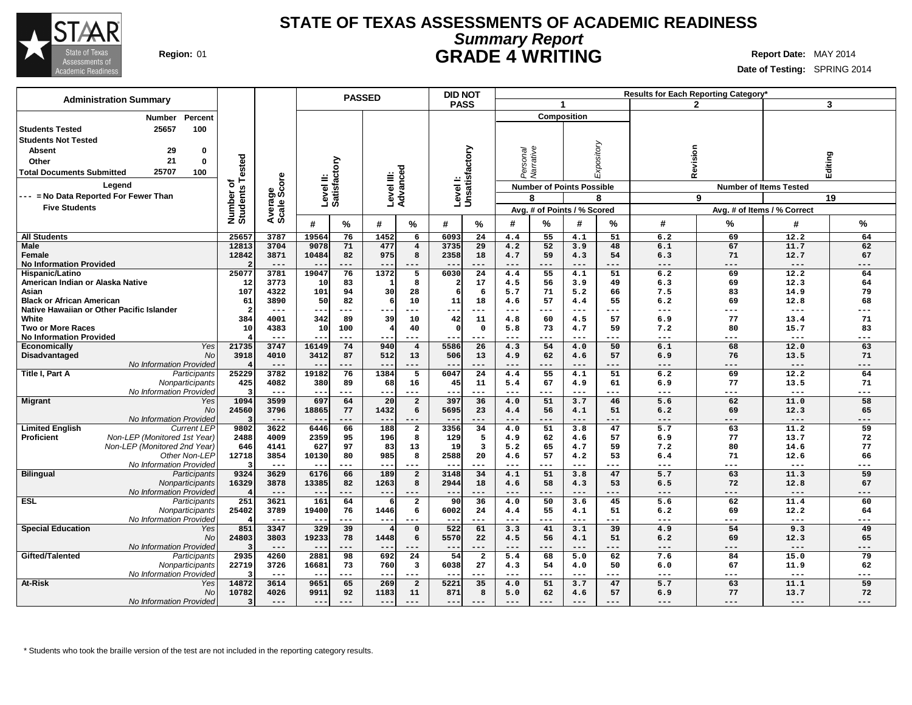# STATE OF TEXAS ASSESSMENTS OF ACADEMIC READINESS

## *Summary Report*

## GRADE 4 WRITING

**Region:** 01

**Report Date:** MAY 2014

**Date of Testing:** SPRING 2014

| Administration Summary | Number | Percent |
|---|---|---|
| Students Tested | 25657 | 100 |
| Students Not Tested | | |
| Absent | 29 | 0 |
| Other | 21 | 0 |
| Total Documents Submitted | 25707 | 100 |

**Legend**

--- = No Data Reported For Fewer Than Five Students

| | | Number of Students Tested | Average Scale Score | PASSED | | | | DID NOT PASS | | Results for Each Reporting Category* | | | | | | | |
|---|---|---|---|---|---|---|---|---|---|---|---|---|---|---|---|---|---|
| | | | | Level II: Satisfactory | | Level III: Advanced | | Level I: Unsatisfactory | | 1 Composition | | | | 2 | | 3 | |
| | | | | | | | | | | Personal Narrative | | Expository | | Revision | | Editing | |
| | | | | | | | | | | Number of Points Possible: 8 | | Number of Points Possible: 8 | | Number of Items Tested: 9 | | Number of Items Tested: 19 | |
| | | | | | | | | | | Avg. # of Points / % Scored | | | | Avg. # of Items / % Correct | | | |
| | | | | # | % | # | % | # | % | # | % | # | % | # | % | # | % |
| All Students | | 25657 | 3787 | 19564 | 76 | 1452 | 6 | 6093 | 24 | 4.4 | 55 | 4.1 | 51 | 6.2 | 69 | 12.2 | 64 |
| Male | | 12813 | 3704 | 9078 | 71 | 477 | 4 | 3735 | 29 | 4.2 | 52 | 3.9 | 48 | 6.1 | 67 | 11.7 | 62 |
| Female | | 12842 | 3871 | 10484 | 82 | 975 | 8 | 2358 | 18 | 4.7 | 59 | 4.3 | 54 | 6.3 | 71 | 12.7 | 67 |
| No Information Provided | | 2 | --- | --- | --- | --- | --- | --- | --- | --- | --- | --- | --- | --- | --- | --- | --- |
| Hispanic/Latino | | 25077 | 3781 | 19047 | 76 | 1372 | 5 | 6030 | 24 | 4.4 | 55 | 4.1 | 51 | 6.2 | 69 | 12.2 | 64 |
| American Indian or Alaska Native | | 12 | 3773 | 10 | 83 | 1 | 8 | 2 | 17 | 4.5 | 56 | 3.9 | 49 | 6.3 | 69 | 12.3 | 64 |
| Asian | | 107 | 4322 | 101 | 94 | 30 | 28 | 6 | 6 | 5.7 | 71 | 5.2 | 66 | 7.5 | 83 | 14.9 | 79 |
| Black or African American | | 61 | 3890 | 50 | 82 | 6 | 10 | 11 | 18 | 4.6 | 57 | 4.4 | 55 | 6.2 | 69 | 12.8 | 68 |
| Native Hawaiian or Other Pacific Islander | | 2 | --- | --- | --- | --- | --- | --- | --- | --- | --- | --- | --- | --- | --- | --- | --- |
| White | | 384 | 4001 | 342 | 89 | 39 | 10 | 42 | 11 | 4.8 | 60 | 4.5 | 57 | 6.9 | 77 | 13.4 | 71 |
| Two or More Races | | 10 | 4383 | 10 | 100 | 4 | 40 | 0 | 0 | 5.8 | 73 | 4.7 | 59 | 7.2 | 80 | 15.7 | 83 |
| No Information Provided | | 4 | --- | --- | --- | --- | --- | --- | --- | --- | --- | --- | --- | --- | --- | --- | --- |
| Economically Disadvantaged | Yes | 21735 | 3747 | 16149 | 74 | 940 | 4 | 5586 | 26 | 4.3 | 54 | 4.0 | 50 | 6.1 | 68 | 12.0 | 63 |
| | No | 3918 | 4010 | 3412 | 87 | 512 | 13 | 506 | 13 | 4.9 | 62 | 4.6 | 57 | 6.9 | 76 | 13.5 | 71 |
| | No Information Provided | 4 | --- | --- | --- | --- | --- | --- | --- | --- | --- | --- | --- | --- | --- | --- | --- |
| Title I, Part A | Participants | 25229 | 3782 | 19182 | 76 | 1384 | 5 | 6047 | 24 | 4.4 | 55 | 4.1 | 51 | 6.2 | 69 | 12.2 | 64 |
| | Nonparticipants | 425 | 4082 | 380 | 89 | 68 | 16 | 45 | 11 | 5.4 | 67 | 4.9 | 61 | 6.9 | 77 | 13.5 | 71 |
| | No Information Provided | 3 | --- | --- | --- | --- | --- | --- | --- | --- | --- | --- | --- | --- | --- | --- | --- |
| Migrant | Yes | 1094 | 3599 | 697 | 64 | 20 | 2 | 397 | 36 | 4.0 | 51 | 3.7 | 46 | 5.6 | 62 | 11.0 | 58 |
| | No | 24560 | 3796 | 18865 | 77 | 1432 | 6 | 5695 | 23 | 4.4 | 56 | 4.1 | 51 | 6.2 | 69 | 12.3 | 65 |
| | No Information Provided | 3 | --- | --- | --- | --- | --- | --- | --- | --- | --- | --- | --- | --- | --- | --- | --- |
| Limited English Proficient | Current LEP | 9802 | 3622 | 6446 | 66 | 188 | 2 | 3356 | 34 | 4.0 | 51 | 3.8 | 47 | 5.7 | 63 | 11.2 | 59 |
| | Non-LEP (Monitored 1st Year) | 2488 | 4009 | 2359 | 95 | 196 | 8 | 129 | 5 | 4.9 | 62 | 4.6 | 57 | 6.9 | 77 | 13.7 | 72 |
| | Non-LEP (Monitored 2nd Year) | 646 | 4141 | 627 | 97 | 83 | 13 | 19 | 3 | 5.2 | 65 | 4.7 | 59 | 7.2 | 80 | 14.6 | 77 |
| | Other Non-LEP | 12718 | 3854 | 10130 | 80 | 985 | 8 | 2588 | 20 | 4.6 | 57 | 4.2 | 53 | 6.4 | 71 | 12.6 | 66 |
| | No Information Provided | 3 | --- | --- | --- | --- | --- | --- | --- | --- | --- | --- | --- | --- | --- | --- | --- |
| Bilingual | Participants | 9324 | 3629 | 6176 | 66 | 189 | 2 | 3148 | 34 | 4.1 | 51 | 3.8 | 47 | 5.7 | 63 | 11.3 | 59 |
| | Nonparticipants | 16329 | 3878 | 13385 | 82 | 1263 | 8 | 2944 | 18 | 4.6 | 58 | 4.3 | 53 | 6.5 | 72 | 12.8 | 67 |
| | No Information Provided | 4 | --- | --- | --- | --- | --- | --- | --- | --- | --- | --- | --- | --- | --- | --- | --- |
| ESL | Participants | 251 | 3621 | 161 | 64 | 6 | 2 | 90 | 36 | 4.0 | 50 | 3.6 | 45 | 5.6 | 62 | 11.4 | 60 |
| | Nonparticipants | 25402 | 3789 | 19400 | 76 | 1446 | 6 | 6002 | 24 | 4.4 | 55 | 4.1 | 51 | 6.2 | 69 | 12.2 | 64 |
| | No Information Provided | 4 | --- | --- | --- | --- | --- | --- | --- | --- | --- | --- | --- | --- | --- | --- | --- |
| Special Education | Yes | 851 | 3347 | 329 | 39 | 4 | 0 | 522 | 61 | 3.3 | 41 | 3.1 | 39 | 4.9 | 54 | 9.3 | 49 |
| | No | 24803 | 3803 | 19233 | 78 | 1448 | 6 | 5570 | 22 | 4.5 | 56 | 4.1 | 51 | 6.2 | 69 | 12.3 | 65 |
| | No Information Provided | 3 | --- | --- | --- | --- | --- | --- | --- | --- | --- | --- | --- | --- | --- | --- | --- |
| Gifted/Talented | Participants | 2935 | 4260 | 2881 | 98 | 692 | 24 | 54 | 2 | 5.4 | 68 | 5.0 | 62 | 7.6 | 84 | 15.0 | 79 |
| | Nonparticipants | 22719 | 3726 | 16681 | 73 | 760 | 3 | 6038 | 27 | 4.3 | 54 | 4.0 | 50 | 6.0 | 67 | 11.9 | 62 |
| | No Information Provided | 3 | --- | --- | --- | --- | --- | --- | --- | --- | --- | --- | --- | --- | --- | --- | --- |
| At-Risk | Yes | 14872 | 3614 | 9651 | 65 | 269 | 2 | 5221 | 35 | 4.0 | 51 | 3.7 | 47 | 5.7 | 63 | 11.1 | 59 |
| | No | 10782 | 4026 | 9911 | 92 | 1183 | 11 | 871 | 8 | 5.0 | 62 | 4.6 | 57 | 6.9 | 77 | 13.7 | 72 |
| | No Information Provided | 3 | --- | --- | --- | --- | --- | --- | --- | --- | --- | --- | --- | --- | --- | --- | --- |

\* Students who took the braille version of the test are not included in the reporting category results.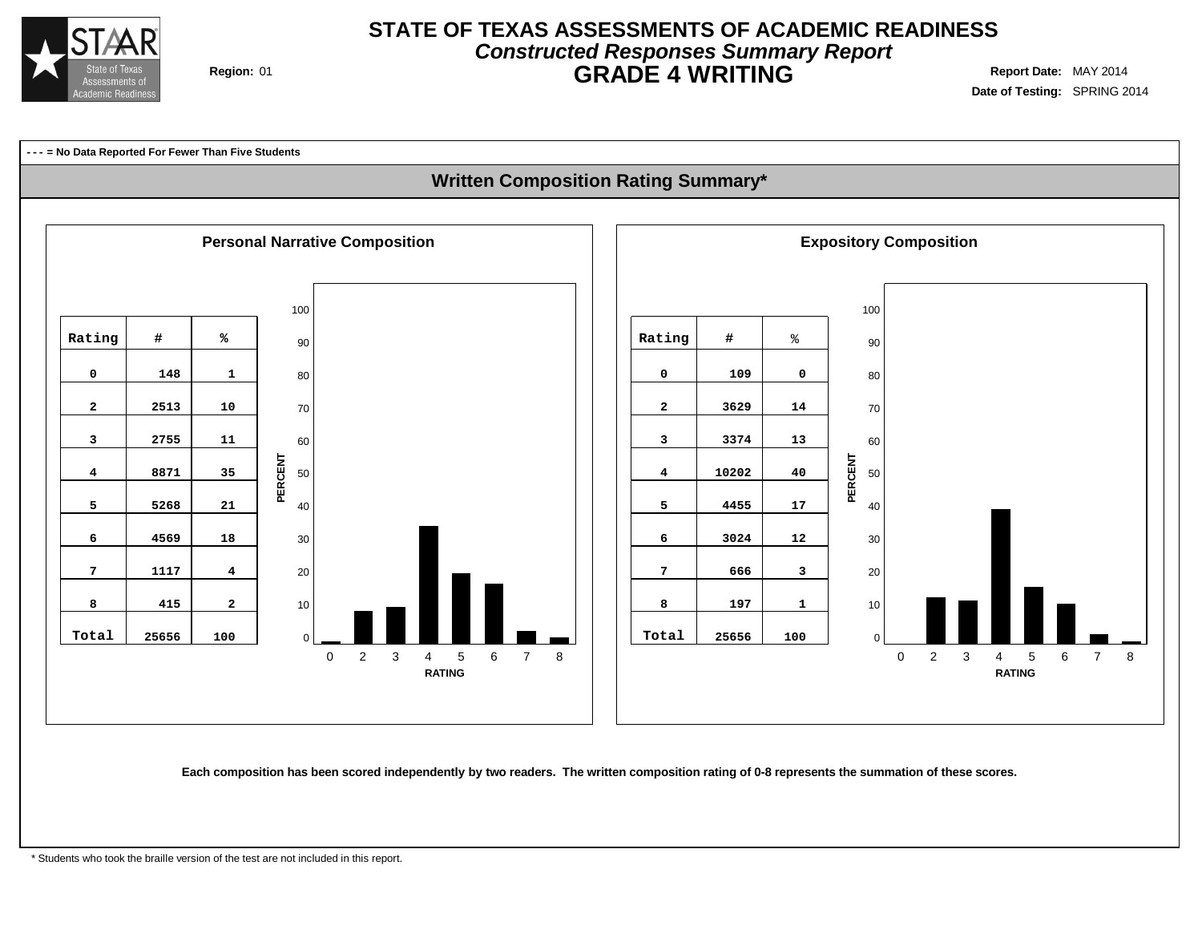# STATE OF TEXAS ASSESSMENTS OF ACADEMIC READINESS

***Constructed Responses Summary Report***

## GRADE 4 WRITING

**Region:** 01

**Report Date:** MAY 2014

**Date of Testing:** SPRING 2014

**- - - = No Data Reported For Fewer Than Five Students**

## Written Composition Rating Summary*

### Personal Narrative Composition

| Rating | # | % |
|---|---|---|
| 0 | 148 | 1 |
| 2 | 2513 | 10 |
| 3 | 2755 | 11 |
| 4 | 8871 | 35 |
| 5 | 5268 | 21 |
| 6 | 4569 | 18 |
| 7 | 1117 | 4 |
| 8 | 415 | 2 |
| Total | 25656 | 100 |

### Expository Composition

| Rating | # | % |
|---|---|---|
| 0 | 109 | 0 |
| 2 | 3629 | 14 |
| 3 | 3374 | 13 |
| 4 | 10202 | 40 |
| 5 | 4455 | 17 |
| 6 | 3024 | 12 |
| 7 | 666 | 3 |
| 8 | 197 | 1 |
| Total | 25656 | 100 |

**Each composition has been scored independently by two readers. The written composition rating of 0-8 represents the summation of these scores.**

* Students who took the braille version of the test are not included in this report.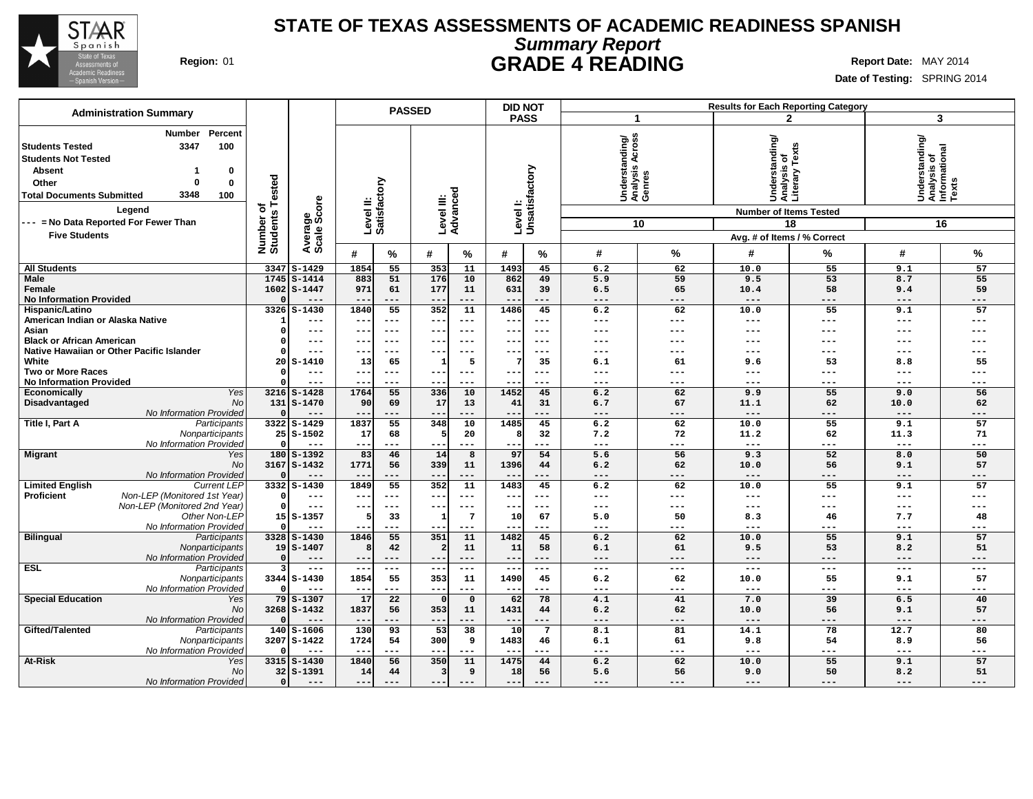# STATE OF TEXAS ASSESSMENTS OF ACADEMIC READINESS SPANISH

## *Summary Report*

## GRADE 4 READING

**Region:** 01

**Report Date:** MAY 2014

**Date of Testing:** SPRING 2014

### Administration Summary

| | Number | Percent |
|---|---|---|
| **Students Tested** | 3347 | 100 |
| **Students Not Tested** | | |
| Absent | 1 | 0 |
| Other | 0 | 0 |
| **Total Documents Submitted** | 3348 | 100 |

**Legend**

--- = No Data Reported For Fewer Than Five Students

| Group | Subgroup | Number of Students Tested | Average Scale Score | PASSED Level II: Satisfactory # | PASSED Level II: Satisfactory % | PASSED Level III: Advanced # | PASSED Level III: Advanced % | DID NOT PASS Level I: Unsatisfactory # | DID NOT PASS Level I: Unsatisfactory % | 1 Understanding/ Analysis Across Genres (10 items) # | 1 % | 2 Understanding/ Analysis of Literary Texts (18 items) # | 2 % | 3 Understanding/ Analysis of Informational Texts (16 items) # | 3 % |
|---|---|---|---|---|---|---|---|---|---|---|---|---|---|---|---|
| **All Students** | | 3347 | S-1429 | 1854 | 55 | 353 | 11 | 1493 | 45 | 6.2 | 62 | 10.0 | 55 | 9.1 | 57 |
| **Male** | | 1745 | S-1414 | 883 | 51 | 176 | 10 | 862 | 49 | 5.9 | 59 | 9.5 | 53 | 8.7 | 55 |
| **Female** | | 1602 | S-1447 | 971 | 61 | 177 | 11 | 631 | 39 | 6.5 | 65 | 10.4 | 58 | 9.4 | 59 |
| **No Information Provided** | | 0 | --- | --- | --- | --- | --- | --- | --- | --- | --- | --- | --- | --- | --- |
| **Hispanic/Latino** | | 3326 | S-1430 | 1840 | 55 | 352 | 11 | 1486 | 45 | 6.2 | 62 | 10.0 | 55 | 9.1 | 57 |
| **American Indian or Alaska Native** | | 1 | --- | --- | --- | --- | --- | --- | --- | --- | --- | --- | --- | --- | --- |
| **Asian** | | 0 | --- | --- | --- | --- | --- | --- | --- | --- | --- | --- | --- | --- | --- |
| **Black or African American** | | 0 | --- | --- | --- | --- | --- | --- | --- | --- | --- | --- | --- | --- | --- |
| **Native Hawaiian or Other Pacific Islander** | | 0 | --- | --- | --- | --- | --- | --- | --- | --- | --- | --- | --- | --- | --- |
| **White** | | 20 | S-1410 | 13 | 65 | 1 | 5 | 7 | 35 | 6.1 | 61 | 9.6 | 53 | 8.8 | 55 |
| **Two or More Races** | | 0 | --- | --- | --- | --- | --- | --- | --- | --- | --- | --- | --- | --- | --- |
| **No Information Provided** | | 0 | --- | --- | --- | --- | --- | --- | --- | --- | --- | --- | --- | --- | --- |
| **Economically Disadvantaged** | *Yes* | 3216 | S-1428 | 1764 | 55 | 336 | 10 | 1452 | 45 | 6.2 | 62 | 9.9 | 55 | 9.0 | 56 |
| | *No* | 131 | S-1470 | 90 | 69 | 17 | 13 | 41 | 31 | 6.7 | 67 | 11.1 | 62 | 10.0 | 62 |
| | *No Information Provided* | 0 | --- | --- | --- | --- | --- | --- | --- | --- | --- | --- | --- | --- | --- |
| **Title I, Part A** | *Participants* | 3322 | S-1429 | 1837 | 55 | 348 | 10 | 1485 | 45 | 6.2 | 62 | 10.0 | 55 | 9.1 | 57 |
| | *Nonparticipants* | 25 | S-1502 | 17 | 68 | 5 | 20 | 8 | 32 | 7.2 | 72 | 11.2 | 62 | 11.3 | 71 |
| | *No Information Provided* | 0 | --- | --- | --- | --- | --- | --- | --- | --- | --- | --- | --- | --- | --- |
| **Migrant** | *Yes* | 180 | S-1392 | 83 | 46 | 14 | 8 | 97 | 54 | 5.6 | 56 | 9.3 | 52 | 8.0 | 50 |
| | *No* | 3167 | S-1432 | 1771 | 56 | 339 | 11 | 1396 | 44 | 6.2 | 62 | 10.0 | 56 | 9.1 | 57 |
| | *No Information Provided* | 0 | --- | --- | --- | --- | --- | --- | --- | --- | --- | --- | --- | --- | --- |
| **Limited English Proficient** | *Current LEP* | 3332 | S-1430 | 1849 | 55 | 352 | 11 | 1483 | 45 | 6.2 | 62 | 10.0 | 55 | 9.1 | 57 |
| | *Non-LEP (Monitored 1st Year)* | 0 | --- | --- | --- | --- | --- | --- | --- | --- | --- | --- | --- | --- | --- |
| | *Non-LEP (Monitored 2nd Year)* | 0 | --- | --- | --- | --- | --- | --- | --- | --- | --- | --- | --- | --- | --- |
| | *Other Non-LEP* | 15 | S-1357 | 5 | 33 | 1 | 7 | 10 | 67 | 5.0 | 50 | 8.3 | 46 | 7.7 | 48 |
| | *No Information Provided* | 0 | --- | --- | --- | --- | --- | --- | --- | --- | --- | --- | --- | --- | --- |
| **Bilingual** | *Participants* | 3328 | S-1430 | 1846 | 55 | 351 | 11 | 1482 | 45 | 6.2 | 62 | 10.0 | 55 | 9.1 | 57 |
| | *Nonparticipants* | 19 | S-1407 | 8 | 42 | 2 | 11 | 11 | 58 | 6.1 | 61 | 9.5 | 53 | 8.2 | 51 |
| | *No Information Provided* | 0 | --- | --- | --- | --- | --- | --- | --- | --- | --- | --- | --- | --- | --- |
| **ESL** | *Participants* | 3 | --- | --- | --- | --- | --- | --- | --- | --- | --- | --- | --- | --- | --- |
| | *Nonparticipants* | 3344 | S-1430 | 1854 | 55 | 353 | 11 | 1490 | 45 | 6.2 | 62 | 10.0 | 55 | 9.1 | 57 |
| | *No Information Provided* | 0 | --- | --- | --- | --- | --- | --- | --- | --- | --- | --- | --- | --- | --- |
| **Special Education** | *Yes* | 79 | S-1307 | 17 | 22 | 0 | 0 | 62 | 78 | 4.1 | 41 | 7.0 | 39 | 6.5 | 40 |
| | *No* | 3268 | S-1432 | 1837 | 56 | 353 | 11 | 1431 | 44 | 6.2 | 62 | 10.0 | 56 | 9.1 | 57 |
| | *No Information Provided* | 0 | --- | --- | --- | --- | --- | --- | --- | --- | --- | --- | --- | --- | --- |
| **Gifted/Talented** | *Participants* | 140 | S-1606 | 130 | 93 | 53 | 38 | 10 | 7 | 8.1 | 81 | 14.1 | 78 | 12.7 | 80 |
| | *Nonparticipants* | 3207 | S-1422 | 1724 | 54 | 300 | 9 | 1483 | 46 | 6.1 | 61 | 9.8 | 54 | 8.9 | 56 |
| | *No Information Provided* | 0 | --- | --- | --- | --- | --- | --- | --- | --- | --- | --- | --- | --- | --- |
| **At-Risk** | *Yes* | 3315 | S-1430 | 1840 | 56 | 350 | 11 | 1475 | 44 | 6.2 | 62 | 10.0 | 55 | 9.1 | 57 |
| | *No* | 32 | S-1391 | 14 | 44 | 3 | 9 | 18 | 56 | 5.6 | 56 | 9.0 | 50 | 8.2 | 51 |
| | *No Information Provided* | 0 | --- | --- | --- | --- | --- | --- | --- | --- | --- | --- | --- | --- | --- |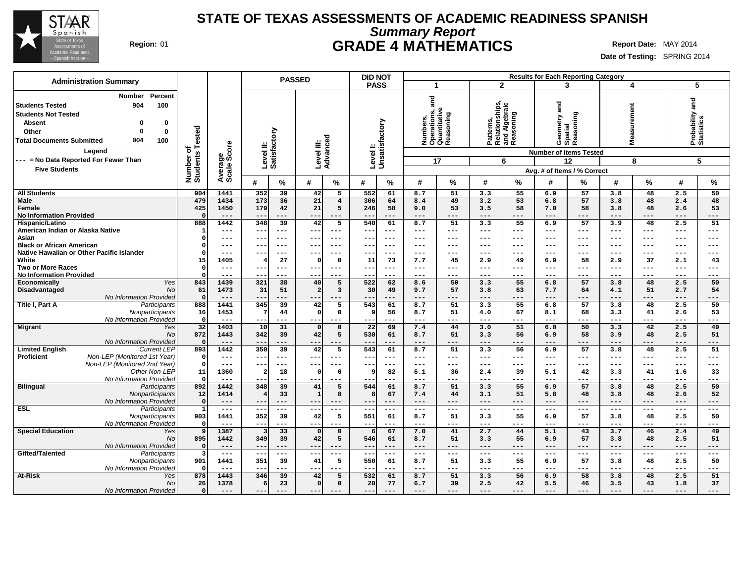# STATE OF TEXAS ASSESSMENTS OF ACADEMIC READINESS SPANISH

## *Summary Report*

## GRADE 4 MATHEMATICS

**Region:** 01

**Report Date:** MAY 2014

**Date of Testing:** SPRING 2014

| Administration Summary | Number | Percent |
|---|---|---|
| Students Tested | 904 | 100 |
| Students Not Tested | | |
| Absent | 0 | 0 |
| Other | 0 | 0 |
| Total Documents Submitted | 904 | 100 |

**Legend**

--- = No Data Reported For Fewer Than Five Students

| | | Number of Students Tested | Average Scale Score | PASSED | | | | DID NOT PASS | | Results for Each Reporting Category | | | | | | | | | |
|---|---|---|---|---|---|---|---|---|---|---|---|---|---|---|---|---|---|---|---|
| | | | | Level II: Satisfactory | | Level III: Advanced | | Level I: Unsatisfactory | | 1 Numbers, Operations, and Quantitative Reasoning | | 2 Patterns, Relationships, and Algebraic Reasoning | | 3 Geometry and Spatial Reasoning | | 4 Measurement | | 5 Probability and Statistics | |
| | | | | | | | | | | Number of Items Tested: 17 | | 6 | | 12 | | 8 | | 5 | |
| | | | | | | | | | | Avg. # of Items / % Correct | | | | | | | | | |
| | | | | # | % | # | % | # | % | # | % | # | % | # | % | # | % | # | % |
| All Students | | 904 | 1441 | 352 | 39 | 42 | 5 | 552 | 61 | 8.7 | 51 | 3.3 | 55 | 6.9 | 57 | 3.8 | 48 | 2.5 | 50 |
| Male | | 479 | 1434 | 173 | 36 | 21 | 4 | 306 | 64 | 8.4 | 49 | 3.2 | 53 | 6.8 | 57 | 3.8 | 48 | 2.4 | 48 |
| Female | | 425 | 1450 | 179 | 42 | 21 | 5 | 246 | 58 | 9.0 | 53 | 3.5 | 58 | 7.0 | 58 | 3.8 | 48 | 2.6 | 53 |
| No Information Provided | | 0 | --- | --- | --- | --- | --- | --- | --- | --- | --- | --- | --- | --- | --- | --- | --- | --- | --- |
| Hispanic/Latino | | 888 | 1442 | 348 | 39 | 42 | 5 | 540 | 61 | 8.7 | 51 | 3.3 | 55 | 6.9 | 57 | 3.9 | 48 | 2.5 | 51 |
| American Indian or Alaska Native | | 1 | --- | --- | --- | --- | --- | --- | --- | --- | --- | --- | --- | --- | --- | --- | --- | --- | --- |
| Asian | | 0 | --- | --- | --- | --- | --- | --- | --- | --- | --- | --- | --- | --- | --- | --- | --- | --- | --- |
| Black or African American | | 0 | --- | --- | --- | --- | --- | --- | --- | --- | --- | --- | --- | --- | --- | --- | --- | --- | --- |
| Native Hawaiian or Other Pacific Islander | | 0 | --- | --- | --- | --- | --- | --- | --- | --- | --- | --- | --- | --- | --- | --- | --- | --- | --- |
| White | | 15 | 1405 | 4 | 27 | 0 | 0 | 11 | 73 | 7.7 | 45 | 2.9 | 49 | 6.9 | 58 | 2.9 | 37 | 2.1 | 43 |
| Two or More Races | | 0 | --- | --- | --- | --- | --- | --- | --- | --- | --- | --- | --- | --- | --- | --- | --- | --- | --- |
| No Information Provided | | 0 | --- | --- | --- | --- | --- | --- | --- | --- | --- | --- | --- | --- | --- | --- | --- | --- | --- |
| Economically Disadvantaged | *Yes* | 843 | 1439 | 321 | 38 | 40 | 5 | 522 | 62 | 8.6 | 50 | 3.3 | 55 | 6.8 | 57 | 3.8 | 48 | 2.5 | 50 |
| | *No* | 61 | 1473 | 31 | 51 | 2 | 3 | 30 | 49 | 9.7 | 57 | 3.8 | 63 | 7.7 | 64 | 4.1 | 51 | 2.7 | 54 |
| | *No Information Provided* | 0 | --- | --- | --- | --- | --- | --- | --- | --- | --- | --- | --- | --- | --- | --- | --- | --- | --- |
| Title I, Part A | *Participants* | 888 | 1441 | 345 | 39 | 42 | 5 | 543 | 61 | 8.7 | 51 | 3.3 | 55 | 6.8 | 57 | 3.8 | 48 | 2.5 | 50 |
| | *Nonparticipants* | 16 | 1453 | 7 | 44 | 0 | 0 | 9 | 56 | 8.7 | 51 | 4.0 | 67 | 8.1 | 68 | 3.3 | 41 | 2.6 | 53 |
| | *No Information Provided* | 0 | --- | --- | --- | --- | --- | --- | --- | --- | --- | --- | --- | --- | --- | --- | --- | --- | --- |
| Migrant | *Yes* | 32 | 1403 | 10 | 31 | 0 | 0 | 22 | 69 | 7.4 | 44 | 3.0 | 51 | 6.0 | 50 | 3.3 | 42 | 2.5 | 49 |
| | *No* | 872 | 1443 | 342 | 39 | 42 | 5 | 530 | 61 | 8.7 | 51 | 3.3 | 56 | 6.9 | 58 | 3.9 | 48 | 2.5 | 51 |
| | *No Information Provided* | 0 | --- | --- | --- | --- | --- | --- | --- | --- | --- | --- | --- | --- | --- | --- | --- | --- | --- |
| Limited English Proficient | *Current LEP* | 893 | 1442 | 350 | 39 | 42 | 5 | 543 | 61 | 8.7 | 51 | 3.3 | 56 | 6.9 | 57 | 3.8 | 48 | 2.5 | 51 |
| | *Non-LEP (Monitored 1st Year)* | 0 | --- | --- | --- | --- | --- | --- | --- | --- | --- | --- | --- | --- | --- | --- | --- | --- | --- |
| | *Non-LEP (Monitored 2nd Year)* | 0 | --- | --- | --- | --- | --- | --- | --- | --- | --- | --- | --- | --- | --- | --- | --- | --- | --- |
| | *Other Non-LEP* | 11 | 1360 | 2 | 18 | 0 | 0 | 9 | 82 | 6.1 | 36 | 2.4 | 39 | 5.1 | 42 | 3.3 | 41 | 1.6 | 33 |
| | *No Information Provided* | 0 | --- | --- | --- | --- | --- | --- | --- | --- | --- | --- | --- | --- | --- | --- | --- | --- | --- |
| Bilingual | *Participants* | 892 | 1442 | 348 | 39 | 41 | 5 | 544 | 61 | 8.7 | 51 | 3.3 | 55 | 6.9 | 57 | 3.8 | 48 | 2.5 | 50 |
| | *Nonparticipants* | 12 | 1414 | 4 | 33 | 1 | 8 | 8 | 67 | 7.4 | 44 | 3.1 | 51 | 5.8 | 48 | 3.8 | 48 | 2.6 | 52 |
| | *No Information Provided* | 0 | --- | --- | --- | --- | --- | --- | --- | --- | --- | --- | --- | --- | --- | --- | --- | --- | --- |
| ESL | *Participants* | 1 | --- | --- | --- | --- | --- | --- | --- | --- | --- | --- | --- | --- | --- | --- | --- | --- | --- |
| | *Nonparticipants* | 903 | 1441 | 352 | 39 | 42 | 5 | 551 | 61 | 8.7 | 51 | 3.3 | 55 | 6.9 | 57 | 3.8 | 48 | 2.5 | 50 |
| | *No Information Provided* | 0 | --- | --- | --- | --- | --- | --- | --- | --- | --- | --- | --- | --- | --- | --- | --- | --- | --- |
| Special Education | *Yes* | 9 | 1387 | 3 | 33 | 0 | 0 | 6 | 67 | 7.0 | 41 | 2.7 | 44 | 5.1 | 43 | 3.7 | 46 | 2.4 | 49 |
| | *No* | 895 | 1442 | 349 | 39 | 42 | 5 | 546 | 61 | 8.7 | 51 | 3.3 | 55 | 6.9 | 57 | 3.8 | 48 | 2.5 | 51 |
| | *No Information Provided* | 0 | --- | --- | --- | --- | --- | --- | --- | --- | --- | --- | --- | --- | --- | --- | --- | --- | --- |
| Gifted/Talented | *Participants* | 3 | --- | --- | --- | --- | --- | --- | --- | --- | --- | --- | --- | --- | --- | --- | --- | --- | --- |
| | *Nonparticipants* | 901 | 1441 | 351 | 39 | 41 | 5 | 550 | 61 | 8.7 | 51 | 3.3 | 55 | 6.9 | 57 | 3.8 | 48 | 2.5 | 50 |
| | *No Information Provided* | 0 | --- | --- | --- | --- | --- | --- | --- | --- | --- | --- | --- | --- | --- | --- | --- | --- | --- |
| At-Risk | *Yes* | 878 | 1443 | 346 | 39 | 42 | 5 | 532 | 61 | 8.7 | 51 | 3.3 | 56 | 6.9 | 58 | 3.8 | 48 | 2.5 | 51 |
| | *No* | 26 | 1378 | 6 | 23 | 0 | 0 | 20 | 77 | 6.7 | 39 | 2.5 | 42 | 5.5 | 46 | 3.5 | 43 | 1.8 | 37 |
| | *No Information Provided* | 0 | --- | --- | --- | --- | --- | --- | --- | --- | --- | --- | --- | --- | --- | --- | --- | --- | --- |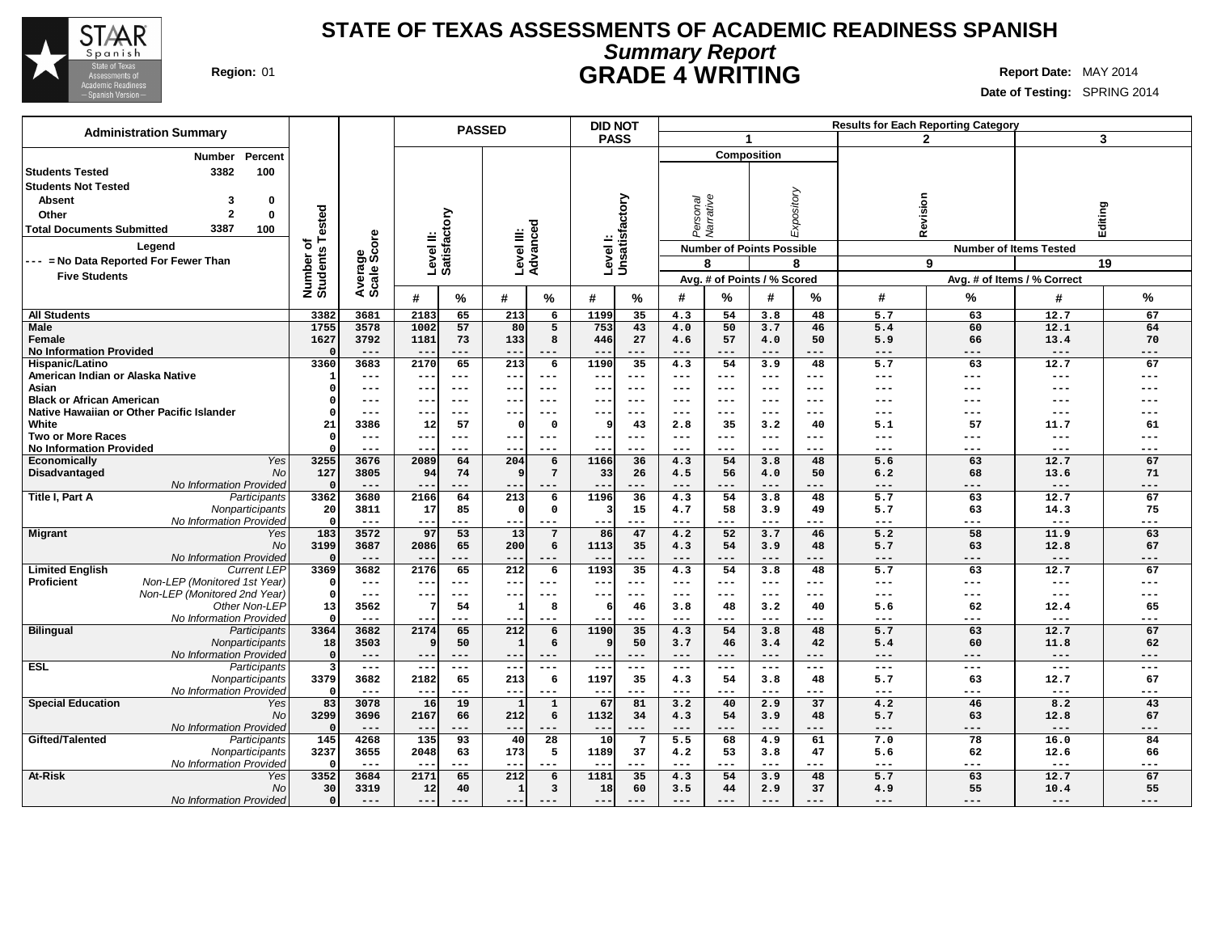# STATE OF TEXAS ASSESSMENTS OF ACADEMIC READINESS SPANISH

## *Summary Report*

## GRADE 4 WRITING

**Region:** 01

**Report Date:** MAY 2014

**Date of Testing:** SPRING 2014

### Administration Summary

| | Number | Percent |
|---|---|---|
| Students Tested | 3382 | 100 |
| Students Not Tested | | |
| Absent | 3 | 0 |
| Other | 2 | 0 |
| Total Documents Submitted | 3387 | 100 |

Legend

--- = No Data Reported For Fewer Than Five Students

| | | Number of Students Tested | Average Scale Score | PASSED Level II: Satisfactory | | PASSED Level III: Advanced | | DID NOT PASS Level I: Unsatisfactory | | 1 Composition Personal Narrative (8 points possible) | | 1 Composition Expository (8 points possible) | | 2 Revision (9 items tested) | | 3 Editing (19 items tested) | |
|---|---|---|---|---|---|---|---|---|---|---|---|---|---|---|---|---|---|
| | | | | # | % | # | % | # | % | # | % | # | % | # | % | # | % |
| All Students | | 3382 | 3681 | 2183 | 65 | 213 | 6 | 1199 | 35 | 4.3 | 54 | 3.8 | 48 | 5.7 | 63 | 12.7 | 67 |
| Male | | 1755 | 3578 | 1002 | 57 | 80 | 5 | 753 | 43 | 4.0 | 50 | 3.7 | 46 | 5.4 | 60 | 12.1 | 64 |
| Female | | 1627 | 3792 | 1181 | 73 | 133 | 8 | 446 | 27 | 4.6 | 57 | 4.0 | 50 | 5.9 | 66 | 13.4 | 70 |
| No Information Provided | | 0 | --- | --- | --- | --- | --- | --- | --- | --- | --- | --- | --- | --- | --- | --- | --- |
| Hispanic/Latino | | 3360 | 3683 | 2170 | 65 | 213 | 6 | 1190 | 35 | 4.3 | 54 | 3.9 | 48 | 5.7 | 63 | 12.7 | 67 |
| American Indian or Alaska Native | | 1 | --- | --- | --- | --- | --- | --- | --- | --- | --- | --- | --- | --- | --- | --- | --- |
| Asian | | 0 | --- | --- | --- | --- | --- | --- | --- | --- | --- | --- | --- | --- | --- | --- | --- |
| Black or African American | | 0 | --- | --- | --- | --- | --- | --- | --- | --- | --- | --- | --- | --- | --- | --- | --- |
| Native Hawaiian or Other Pacific Islander | | 0 | --- | --- | --- | --- | --- | --- | --- | --- | --- | --- | --- | --- | --- | --- | --- |
| White | | 21 | 3386 | 12 | 57 | 0 | 0 | 9 | 43 | 2.8 | 35 | 3.2 | 40 | 5.1 | 57 | 11.7 | 61 |
| Two or More Races | | 0 | --- | --- | --- | --- | --- | --- | --- | --- | --- | --- | --- | --- | --- | --- | --- |
| No Information Provided | | 0 | --- | --- | --- | --- | --- | --- | --- | --- | --- | --- | --- | --- | --- | --- | --- |
| Economically Disadvantaged | *Yes* | 3255 | 3676 | 2089 | 64 | 204 | 6 | 1166 | 36 | 4.3 | 54 | 3.8 | 48 | 5.6 | 63 | 12.7 | 67 |
| | *No* | 127 | 3805 | 94 | 74 | 9 | 7 | 33 | 26 | 4.5 | 56 | 4.0 | 50 | 6.2 | 68 | 13.6 | 71 |
| | *No Information Provided* | 0 | --- | --- | --- | --- | --- | --- | --- | --- | --- | --- | --- | --- | --- | --- | --- |
| Title I, Part A | *Participants* | 3362 | 3680 | 2166 | 64 | 213 | 6 | 1196 | 36 | 4.3 | 54 | 3.8 | 48 | 5.7 | 63 | 12.7 | 67 |
| | *Nonparticipants* | 20 | 3811 | 17 | 85 | 0 | 0 | 3 | 15 | 4.7 | 58 | 3.9 | 49 | 5.7 | 63 | 14.3 | 75 |
| | *No Information Provided* | 0 | --- | --- | --- | --- | --- | --- | --- | --- | --- | --- | --- | --- | --- | --- | --- |
| Migrant | *Yes* | 183 | 3572 | 97 | 53 | 13 | 7 | 86 | 47 | 4.2 | 52 | 3.7 | 46 | 5.2 | 58 | 11.9 | 63 |
| | *No* | 3199 | 3687 | 2086 | 65 | 200 | 6 | 1113 | 35 | 4.3 | 54 | 3.9 | 48 | 5.7 | 63 | 12.8 | 67 |
| | *No Information Provided* | 0 | --- | --- | --- | --- | --- | --- | --- | --- | --- | --- | --- | --- | --- | --- | --- |
| Limited English Proficient | *Current LEP* | 3369 | 3682 | 2176 | 65 | 212 | 6 | 1193 | 35 | 4.3 | 54 | 3.8 | 48 | 5.7 | 63 | 12.7 | 67 |
| | *Non-LEP (Monitored 1st Year)* | 0 | --- | --- | --- | --- | --- | --- | --- | --- | --- | --- | --- | --- | --- | --- | --- |
| | *Non-LEP (Monitored 2nd Year)* | 0 | --- | --- | --- | --- | --- | --- | --- | --- | --- | --- | --- | --- | --- | --- | --- |
| | *Other Non-LEP* | 13 | 3562 | 7 | 54 | 1 | 8 | 6 | 46 | 3.8 | 48 | 3.2 | 40 | 5.6 | 62 | 12.4 | 65 |
| | *No Information Provided* | 0 | --- | --- | --- | --- | --- | --- | --- | --- | --- | --- | --- | --- | --- | --- | --- |
| Bilingual | *Participants* | 3364 | 3682 | 2174 | 65 | 212 | 6 | 1190 | 35 | 4.3 | 54 | 3.8 | 48 | 5.7 | 63 | 12.7 | 67 |
| | *Nonparticipants* | 18 | 3503 | 9 | 50 | 1 | 6 | 9 | 50 | 3.7 | 46 | 3.4 | 42 | 5.4 | 60 | 11.8 | 62 |
| | *No Information Provided* | 0 | --- | --- | --- | --- | --- | --- | --- | --- | --- | --- | --- | --- | --- | --- | --- |
| ESL | *Participants* | 3 | --- | --- | --- | --- | --- | --- | --- | --- | --- | --- | --- | --- | --- | --- | --- |
| | *Nonparticipants* | 3379 | 3682 | 2182 | 65 | 213 | 6 | 1197 | 35 | 4.3 | 54 | 3.8 | 48 | 5.7 | 63 | 12.7 | 67 |
| | *No Information Provided* | 0 | --- | --- | --- | --- | --- | --- | --- | --- | --- | --- | --- | --- | --- | --- | --- |
| Special Education | *Yes* | 83 | 3078 | 16 | 19 | 1 | 1 | 67 | 81 | 3.2 | 40 | 2.9 | 37 | 4.2 | 46 | 8.2 | 43 |
| | *No* | 3299 | 3696 | 2167 | 66 | 212 | 6 | 1132 | 34 | 4.3 | 54 | 3.9 | 48 | 5.7 | 63 | 12.8 | 67 |
| | *No Information Provided* | 0 | --- | --- | --- | --- | --- | --- | --- | --- | --- | --- | --- | --- | --- | --- | --- |
| Gifted/Talented | *Participants* | 145 | 4268 | 135 | 93 | 40 | 28 | 10 | 7 | 5.5 | 68 | 4.9 | 61 | 7.0 | 78 | 16.0 | 84 |
| | *Nonparticipants* | 3237 | 3655 | 2048 | 63 | 173 | 5 | 1189 | 37 | 4.2 | 53 | 3.8 | 47 | 5.6 | 62 | 12.6 | 66 |
| | *No Information Provided* | 0 | --- | --- | --- | --- | --- | --- | --- | --- | --- | --- | --- | --- | --- | --- | --- |
| At-Risk | *Yes* | 3352 | 3684 | 2171 | 65 | 212 | 6 | 1181 | 35 | 4.3 | 54 | 3.9 | 48 | 5.7 | 63 | 12.7 | 67 |
| | *No* | 30 | 3319 | 12 | 40 | 1 | 3 | 18 | 60 | 3.5 | 44 | 2.9 | 37 | 4.9 | 55 | 10.4 | 55 |
| | *No Information Provided* | 0 | --- | --- | --- | --- | --- | --- | --- | --- | --- | --- | --- | --- | --- | --- | --- |

Reporting category columns show Avg. # of Points / % Scored for Composition, and Avg. # of Items / % Correct for Revision and Editing.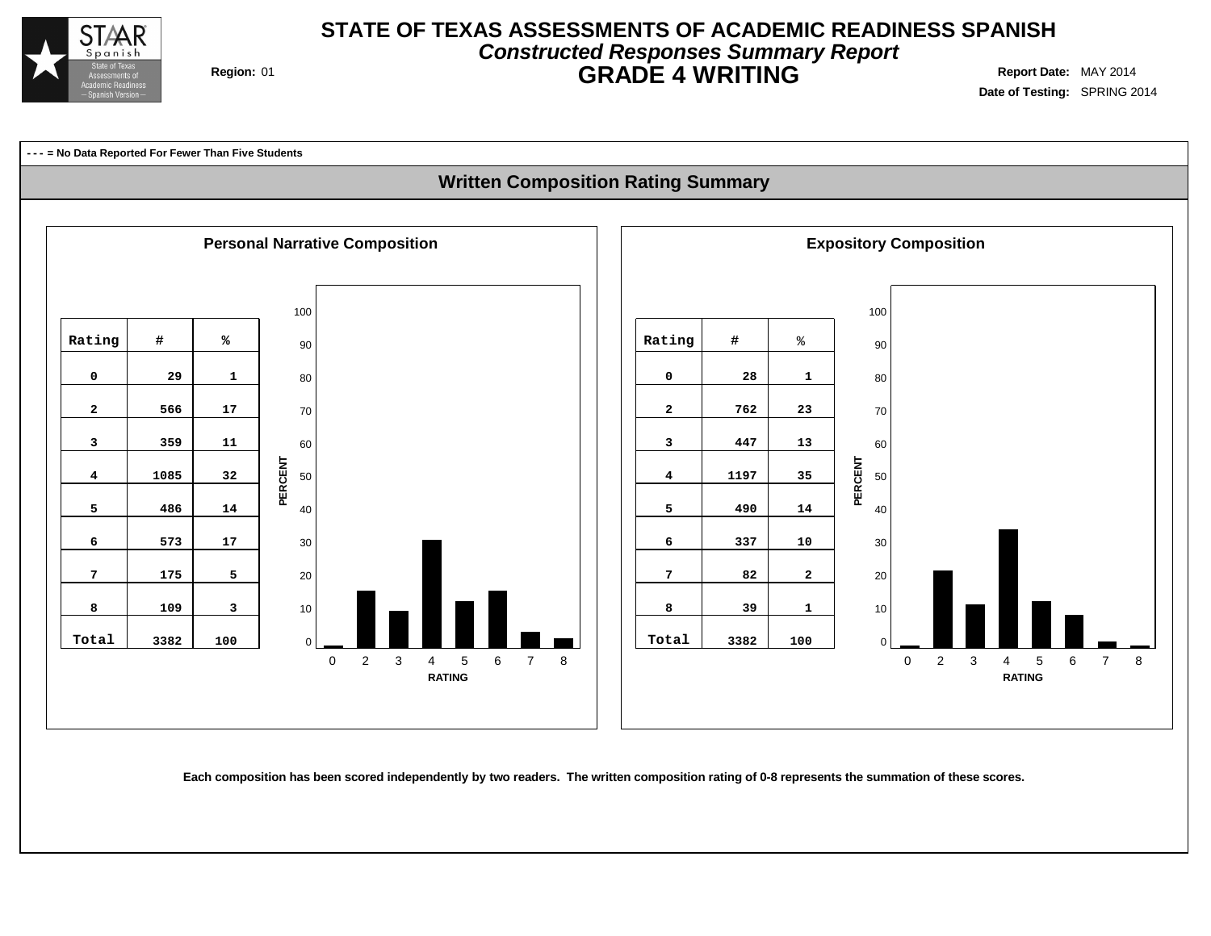# STATE OF TEXAS ASSESSMENTS OF ACADEMIC READINESS SPANISH

***Constructed Responses Summary Report***

## GRADE 4 WRITING

**Region:** 01

**Report Date:** MAY 2014

**Date of Testing:** SPRING 2014

**- - - = No Data Reported For Fewer Than Five Students**

## Written Composition Rating Summary

### Personal Narrative Composition

| Rating | # | % |
|---|---|---|
| 0 | 29 | 1 |
| 2 | 566 | 17 |
| 3 | 359 | 11 |
| 4 | 1085 | 32 |
| 5 | 486 | 14 |
| 6 | 573 | 17 |
| 7 | 175 | 5 |
| 8 | 109 | 3 |
| Total | 3382 | 100 |

### Expository Composition

| Rating | # | % |
|---|---|---|
| 0 | 28 | 1 |
| 2 | 762 | 23 |
| 3 | 447 | 13 |
| 4 | 1197 | 35 |
| 5 | 490 | 14 |
| 6 | 337 | 10 |
| 7 | 82 | 2 |
| 8 | 39 | 1 |
| Total | 3382 | 100 |

**Each composition has been scored independently by two readers. The written composition rating of 0-8 represents the summation of these scores.**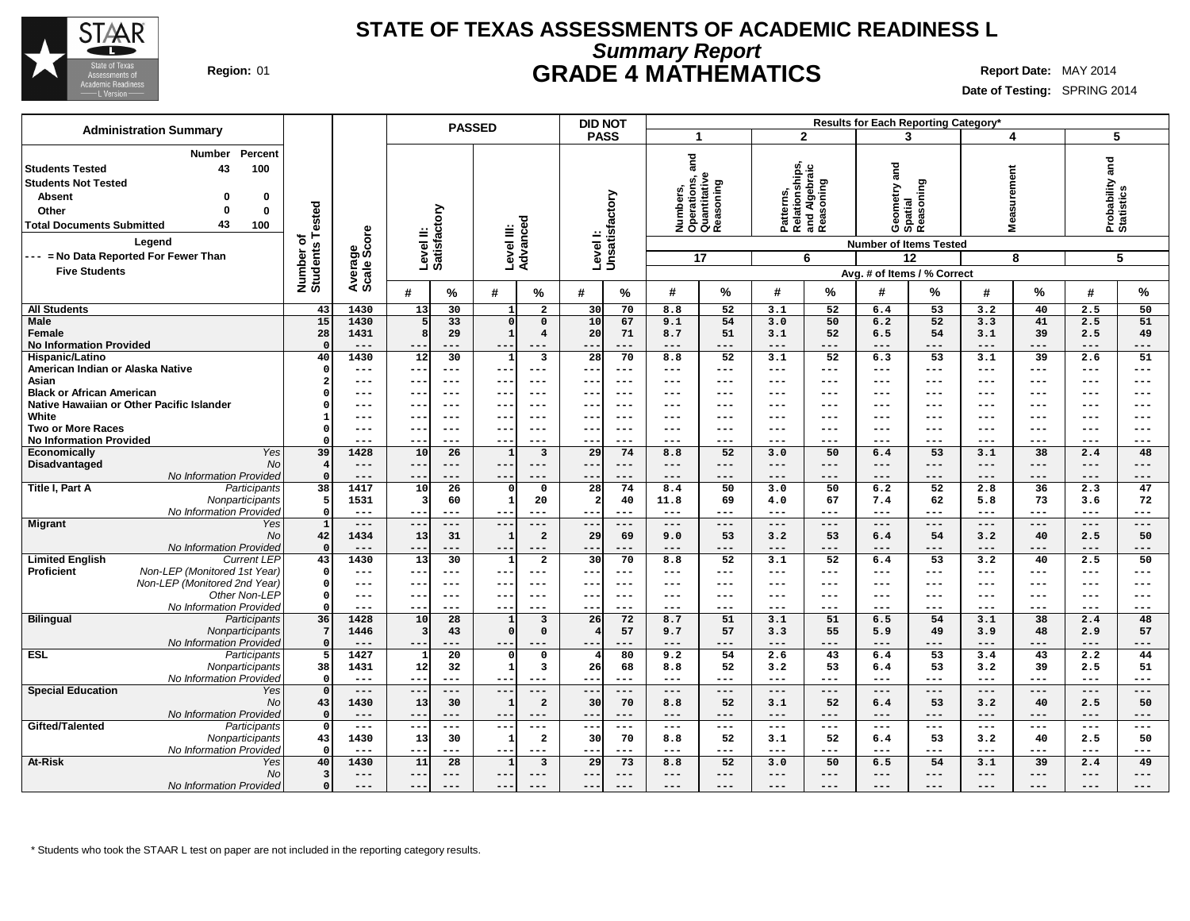# STATE OF TEXAS ASSESSMENTS OF ACADEMIC READINESS L

## *Summary Report*

## GRADE 4 MATHEMATICS

**Region:** 01

**Report Date:** MAY 2014
**Date of Testing:** SPRING 2014

### Administration Summary

| | Number | Percent |
|---|---|---|
| **Students Tested** | 43 | 100 |
| **Students Not Tested** | | |
| Absent | 0 | 0 |
| Other | 0 | 0 |
| **Total Documents Submitted** | 43 | 100 |

**Legend**
--- = No Data Reported For Fewer Than Five Students

| | | Number of Students Tested | Average Scale Score | PASSED Level II: Satisfactory | | PASSED Level III: Advanced | | DID NOT PASS Level I: Unsatisfactory | | 1 Numbers, Operations, and Quantitative Reasoning (17 items) | | 2 Patterns, Relationships, and Algebraic Reasoning (6 items) | | 3 Geometry and Spatial Reasoning (12 items) | | 4 Measurement (8 items) | | 5 Probability and Statistics (5 items) | |
|---|---|---|---|---|---|---|---|---|---|---|---|---|---|---|---|---|---|---|---|
| | | | | # | % | # | % | # | % | # | % | # | % | # | % | # | % | # | % |
| **All Students** | | 43 | 1430 | 13 | 30 | 1 | 2 | 30 | 70 | 8.8 | 52 | 3.1 | 52 | 6.4 | 53 | 3.2 | 40 | 2.5 | 50 |
| **Male** | | 15 | 1430 | 5 | 33 | 0 | 0 | 10 | 67 | 9.1 | 54 | 3.0 | 50 | 6.2 | 52 | 3.3 | 41 | 2.5 | 51 |
| **Female** | | 28 | 1431 | 8 | 29 | 1 | 4 | 20 | 71 | 8.7 | 51 | 3.1 | 52 | 6.5 | 54 | 3.1 | 39 | 2.5 | 49 |
| **No Information Provided** | | 0 | --- | --- | --- | --- | --- | --- | --- | --- | --- | --- | --- | --- | --- | --- | --- | --- | --- |
| **Hispanic/Latino** | | 40 | 1430 | 12 | 30 | 1 | 3 | 28 | 70 | 8.8 | 52 | 3.1 | 52 | 6.3 | 53 | 3.1 | 39 | 2.6 | 51 |
| **American Indian or Alaska Native** | | 0 | --- | --- | --- | --- | --- | --- | --- | --- | --- | --- | --- | --- | --- | --- | --- | --- | --- |
| **Asian** | | 2 | --- | --- | --- | --- | --- | --- | --- | --- | --- | --- | --- | --- | --- | --- | --- | --- | --- |
| **Black or African American** | | 0 | --- | --- | --- | --- | --- | --- | --- | --- | --- | --- | --- | --- | --- | --- | --- | --- | --- |
| **Native Hawaiian or Other Pacific Islander** | | 0 | --- | --- | --- | --- | --- | --- | --- | --- | --- | --- | --- | --- | --- | --- | --- | --- | --- |
| **White** | | 1 | --- | --- | --- | --- | --- | --- | --- | --- | --- | --- | --- | --- | --- | --- | --- | --- | --- |
| **Two or More Races** | | 0 | --- | --- | --- | --- | --- | --- | --- | --- | --- | --- | --- | --- | --- | --- | --- | --- | --- |
| **No Information Provided** | | 0 | --- | --- | --- | --- | --- | --- | --- | --- | --- | --- | --- | --- | --- | --- | --- | --- | --- |
| **Economically Disadvantaged** | *Yes* | 39 | 1428 | 10 | 26 | 1 | 3 | 29 | 74 | 8.8 | 52 | 3.0 | 50 | 6.4 | 53 | 3.1 | 38 | 2.4 | 48 |
| | *No* | 4 | --- | --- | --- | --- | --- | --- | --- | --- | --- | --- | --- | --- | --- | --- | --- | --- | --- |
| | *No Information Provided* | 0 | --- | --- | --- | --- | --- | --- | --- | --- | --- | --- | --- | --- | --- | --- | --- | --- | --- |
| **Title I, Part A** | *Participants* | 38 | 1417 | 10 | 26 | 0 | 0 | 28 | 74 | 8.4 | 50 | 3.0 | 50 | 6.2 | 52 | 2.8 | 36 | 2.3 | 47 |
| | *Nonparticipants* | 5 | 1531 | 3 | 60 | 1 | 20 | 2 | 40 | 11.8 | 69 | 4.0 | 67 | 7.4 | 62 | 5.8 | 73 | 3.6 | 72 |
| | *No Information Provided* | 0 | --- | --- | --- | --- | --- | --- | --- | --- | --- | --- | --- | --- | --- | --- | --- | --- | --- |
| **Migrant** | *Yes* | 1 | --- | --- | --- | --- | --- | --- | --- | --- | --- | --- | --- | --- | --- | --- | --- | --- | --- |
| | *No* | 42 | 1434 | 13 | 31 | 1 | 2 | 29 | 69 | 9.0 | 53 | 3.2 | 53 | 6.4 | 54 | 3.2 | 40 | 2.5 | 50 |
| | *No Information Provided* | 0 | --- | --- | --- | --- | --- | --- | --- | --- | --- | --- | --- | --- | --- | --- | --- | --- | --- |
| **Limited English Proficient** | *Current LEP* | 43 | 1430 | 13 | 30 | 1 | 2 | 30 | 70 | 8.8 | 52 | 3.1 | 52 | 6.4 | 53 | 3.2 | 40 | 2.5 | 50 |
| | *Non-LEP (Monitored 1st Year)* | 0 | --- | --- | --- | --- | --- | --- | --- | --- | --- | --- | --- | --- | --- | --- | --- | --- | --- |
| | *Non-LEP (Monitored 2nd Year)* | 0 | --- | --- | --- | --- | --- | --- | --- | --- | --- | --- | --- | --- | --- | --- | --- | --- | --- |
| | *Other Non-LEP* | 0 | --- | --- | --- | --- | --- | --- | --- | --- | --- | --- | --- | --- | --- | --- | --- | --- | --- |
| | *No Information Provided* | 0 | --- | --- | --- | --- | --- | --- | --- | --- | --- | --- | --- | --- | --- | --- | --- | --- | --- |
| **Bilingual** | *Participants* | 36 | 1428 | 10 | 28 | 1 | 3 | 26 | 72 | 8.7 | 51 | 3.1 | 51 | 6.5 | 54 | 3.1 | 38 | 2.4 | 48 |
| | *Nonparticipants* | 7 | 1446 | 3 | 43 | 0 | 0 | 4 | 57 | 9.7 | 57 | 3.3 | 55 | 5.9 | 49 | 3.9 | 48 | 2.9 | 57 |
| | *No Information Provided* | 0 | --- | --- | --- | --- | --- | --- | --- | --- | --- | --- | --- | --- | --- | --- | --- | --- | --- |
| **ESL** | *Participants* | 5 | 1427 | 1 | 20 | 0 | 0 | 4 | 80 | 9.2 | 54 | 2.6 | 43 | 6.4 | 53 | 3.4 | 43 | 2.2 | 44 |
| | *Nonparticipants* | 38 | 1431 | 12 | 32 | 1 | 3 | 26 | 68 | 8.8 | 52 | 3.2 | 53 | 6.4 | 53 | 3.2 | 39 | 2.5 | 51 |
| | *No Information Provided* | 0 | --- | --- | --- | --- | --- | --- | --- | --- | --- | --- | --- | --- | --- | --- | --- | --- | --- |
| **Special Education** | *Yes* | 0 | --- | --- | --- | --- | --- | --- | --- | --- | --- | --- | --- | --- | --- | --- | --- | --- | --- |
| | *No* | 43 | 1430 | 13 | 30 | 1 | 2 | 30 | 70 | 8.8 | 52 | 3.1 | 52 | 6.4 | 53 | 3.2 | 40 | 2.5 | 50 |
| | *No Information Provided* | 0 | --- | --- | --- | --- | --- | --- | --- | --- | --- | --- | --- | --- | --- | --- | --- | --- | --- |
| **Gifted/Talented** | *Participants* | 0 | --- | --- | --- | --- | --- | --- | --- | --- | --- | --- | --- | --- | --- | --- | --- | --- | --- |
| | *Nonparticipants* | 43 | 1430 | 13 | 30 | 1 | 2 | 30 | 70 | 8.8 | 52 | 3.1 | 52 | 6.4 | 53 | 3.2 | 40 | 2.5 | 50 |
| | *No Information Provided* | 0 | --- | --- | --- | --- | --- | --- | --- | --- | --- | --- | --- | --- | --- | --- | --- | --- | --- |
| **At-Risk** | *Yes* | 40 | 1430 | 11 | 28 | 1 | 3 | 29 | 73 | 8.8 | 52 | 3.0 | 50 | 6.5 | 54 | 3.1 | 39 | 2.4 | 49 |
| | *No* | 3 | --- | --- | --- | --- | --- | --- | --- | --- | --- | --- | --- | --- | --- | --- | --- | --- | --- |
| | *No Information Provided* | 0 | --- | --- | --- | --- | --- | --- | --- | --- | --- | --- | --- | --- | --- | --- | --- | --- | --- |

Results for Each Reporting Category*: Number of Items Tested; Avg. # of Items / % Correct

\* Students who took the STAAR L test on paper are not included in the reporting category results.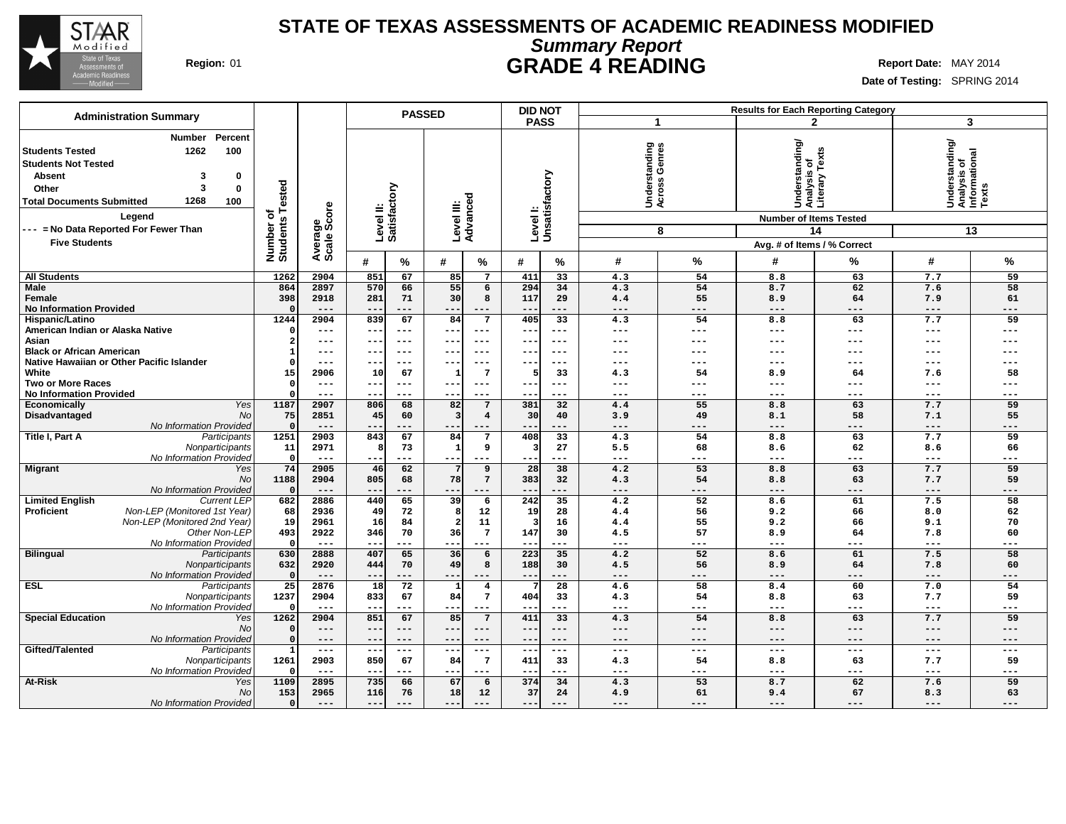# STATE OF TEXAS ASSESSMENTS OF ACADEMIC READINESS MODIFIED

## *Summary Report*

## GRADE 4 READING

**Region:** 01

**Report Date:** MAY 2014

**Date of Testing:** SPRING 2014

**Administration Summary**

| | Number | Percent |
|---|---|---|
| Students Tested | 1262 | 100 |
| Students Not Tested | | |
| Absent | 3 | 0 |
| Other | 3 | 0 |
| Total Documents Submitted | 1268 | 100 |

**Legend**

--- = No Data Reported For Fewer Than Five Students

| | | Number of Students Tested | Average Scale Score | PASSED | | | | DID NOT PASS | | Results for Each Reporting Category | | | | | |
|---|---|---|---|---|---|---|---|---|---|---|---|---|---|---|---|
| | | | | Level II: Satisfactory | | Level III: Advanced | | Level I: Unsatisfactory | | 1 Understanding Across Genres | | 2 Understanding/ Analysis of Literary Texts | | 3 Understanding/ Analysis of Informational Texts | |
| | | | | | | | | | | Number of Items Tested: 8 | | 14 | | 13 | |
| | | | | # | % | # | % | # | % | # | % | # | % | # | % |
| All Students | | 1262 | 2904 | 851 | 67 | 85 | 7 | 411 | 33 | 4.3 | 54 | 8.8 | 63 | 7.7 | 59 |
| Male | | 864 | 2897 | 570 | 66 | 55 | 6 | 294 | 34 | 4.3 | 54 | 8.7 | 62 | 7.6 | 58 |
| Female | | 398 | 2918 | 281 | 71 | 30 | 8 | 117 | 29 | 4.4 | 55 | 8.9 | 64 | 7.9 | 61 |
| No Information Provided | | 0 | --- | --- | --- | --- | --- | --- | --- | --- | --- | --- | --- | --- | --- |
| Hispanic/Latino | | 1244 | 2904 | 839 | 67 | 84 | 7 | 405 | 33 | 4.3 | 54 | 8.8 | 63 | 7.7 | 59 |
| American Indian or Alaska Native | | 0 | --- | --- | --- | --- | --- | --- | --- | --- | --- | --- | --- | --- | --- |
| Asian | | 2 | --- | --- | --- | --- | --- | --- | --- | --- | --- | --- | --- | --- | --- |
| Black or African American | | 1 | --- | --- | --- | --- | --- | --- | --- | --- | --- | --- | --- | --- | --- |
| Native Hawaiian or Other Pacific Islander | | 0 | --- | --- | --- | --- | --- | --- | --- | --- | --- | --- | --- | --- | --- |
| White | | 15 | 2906 | 10 | 67 | 1 | 7 | 5 | 33 | 4.3 | 54 | 8.9 | 64 | 7.6 | 58 |
| Two or More Races | | 0 | --- | --- | --- | --- | --- | --- | --- | --- | --- | --- | --- | --- | --- |
| No Information Provided | | 0 | --- | --- | --- | --- | --- | --- | --- | --- | --- | --- | --- | --- | --- |
| Economically Disadvantaged | *Yes* | 1187 | 2907 | 806 | 68 | 82 | 7 | 381 | 32 | 4.4 | 55 | 8.8 | 63 | 7.7 | 59 |
| | *No* | 75 | 2851 | 45 | 60 | 3 | 4 | 30 | 40 | 3.9 | 49 | 8.1 | 58 | 7.1 | 55 |
| | *No Information Provided* | 0 | --- | --- | --- | --- | --- | --- | --- | --- | --- | --- | --- | --- | --- |
| Title I, Part A | *Participants* | 1251 | 2903 | 843 | 67 | 84 | 7 | 408 | 33 | 4.3 | 54 | 8.8 | 63 | 7.7 | 59 |
| | *Nonparticipants* | 11 | 2971 | 8 | 73 | 1 | 9 | 3 | 27 | 5.5 | 68 | 8.6 | 62 | 8.6 | 66 |
| | *No Information Provided* | 0 | --- | --- | --- | --- | --- | --- | --- | --- | --- | --- | --- | --- | --- |
| Migrant | *Yes* | 74 | 2905 | 46 | 62 | 7 | 9 | 28 | 38 | 4.2 | 53 | 8.8 | 63 | 7.7 | 59 |
| | *No* | 1188 | 2904 | 805 | 68 | 78 | 7 | 383 | 32 | 4.3 | 54 | 8.8 | 63 | 7.7 | 59 |
| | *No Information Provided* | 0 | --- | --- | --- | --- | --- | --- | --- | --- | --- | --- | --- | --- | --- |
| Limited English Proficient | *Current LEP* | 682 | 2886 | 440 | 65 | 39 | 6 | 242 | 35 | 4.2 | 52 | 8.6 | 61 | 7.5 | 58 |
| | *Non-LEP (Monitored 1st Year)* | 68 | 2936 | 49 | 72 | 8 | 12 | 19 | 28 | 4.4 | 56 | 9.2 | 66 | 8.0 | 62 |
| | *Non-LEP (Monitored 2nd Year)* | 19 | 2961 | 16 | 84 | 2 | 11 | 3 | 16 | 4.4 | 55 | 9.2 | 66 | 9.1 | 70 |
| | *Other Non-LEP* | 493 | 2922 | 346 | 70 | 36 | 7 | 147 | 30 | 4.5 | 57 | 8.9 | 64 | 7.8 | 60 |
| | *No Information Provided* | 0 | --- | --- | --- | --- | --- | --- | --- | --- | --- | --- | --- | --- | --- |
| Bilingual | *Participants* | 630 | 2888 | 407 | 65 | 36 | 6 | 223 | 35 | 4.2 | 52 | 8.6 | 61 | 7.5 | 58 |
| | *Nonparticipants* | 632 | 2920 | 444 | 70 | 49 | 8 | 188 | 30 | 4.5 | 56 | 8.9 | 64 | 7.8 | 60 |
| | *No Information Provided* | 0 | --- | --- | --- | --- | --- | --- | --- | --- | --- | --- | --- | --- | --- |
| ESL | *Participants* | 25 | 2876 | 18 | 72 | 1 | 4 | 7 | 28 | 4.6 | 58 | 8.4 | 60 | 7.0 | 54 |
| | *Nonparticipants* | 1237 | 2904 | 833 | 67 | 84 | 7 | 404 | 33 | 4.3 | 54 | 8.8 | 63 | 7.7 | 59 |
| | *No Information Provided* | 0 | --- | --- | --- | --- | --- | --- | --- | --- | --- | --- | --- | --- | --- |
| Special Education | *Yes* | 1262 | 2904 | 851 | 67 | 85 | 7 | 411 | 33 | 4.3 | 54 | 8.8 | 63 | 7.7 | 59 |
| | *No* | 0 | --- | --- | --- | --- | --- | --- | --- | --- | --- | --- | --- | --- | --- |
| | *No Information Provided* | 0 | --- | --- | --- | --- | --- | --- | --- | --- | --- | --- | --- | --- | --- |
| Gifted/Talented | *Participants* | 1 | --- | --- | --- | --- | --- | --- | --- | --- | --- | --- | --- | --- | --- |
| | *Nonparticipants* | 1261 | 2903 | 850 | 67 | 84 | 7 | 411 | 33 | 4.3 | 54 | 8.8 | 63 | 7.7 | 59 |
| | *No Information Provided* | 0 | --- | --- | --- | --- | --- | --- | --- | --- | --- | --- | --- | --- | --- |
| At-Risk | *Yes* | 1109 | 2895 | 735 | 66 | 67 | 6 | 374 | 34 | 4.3 | 53 | 8.7 | 62 | 7.6 | 59 |
| | *No* | 153 | 2965 | 116 | 76 | 18 | 12 | 37 | 24 | 4.9 | 61 | 9.4 | 67 | 8.3 | 63 |
| | *No Information Provided* | 0 | --- | --- | --- | --- | --- | --- | --- | --- | --- | --- | --- | --- | --- |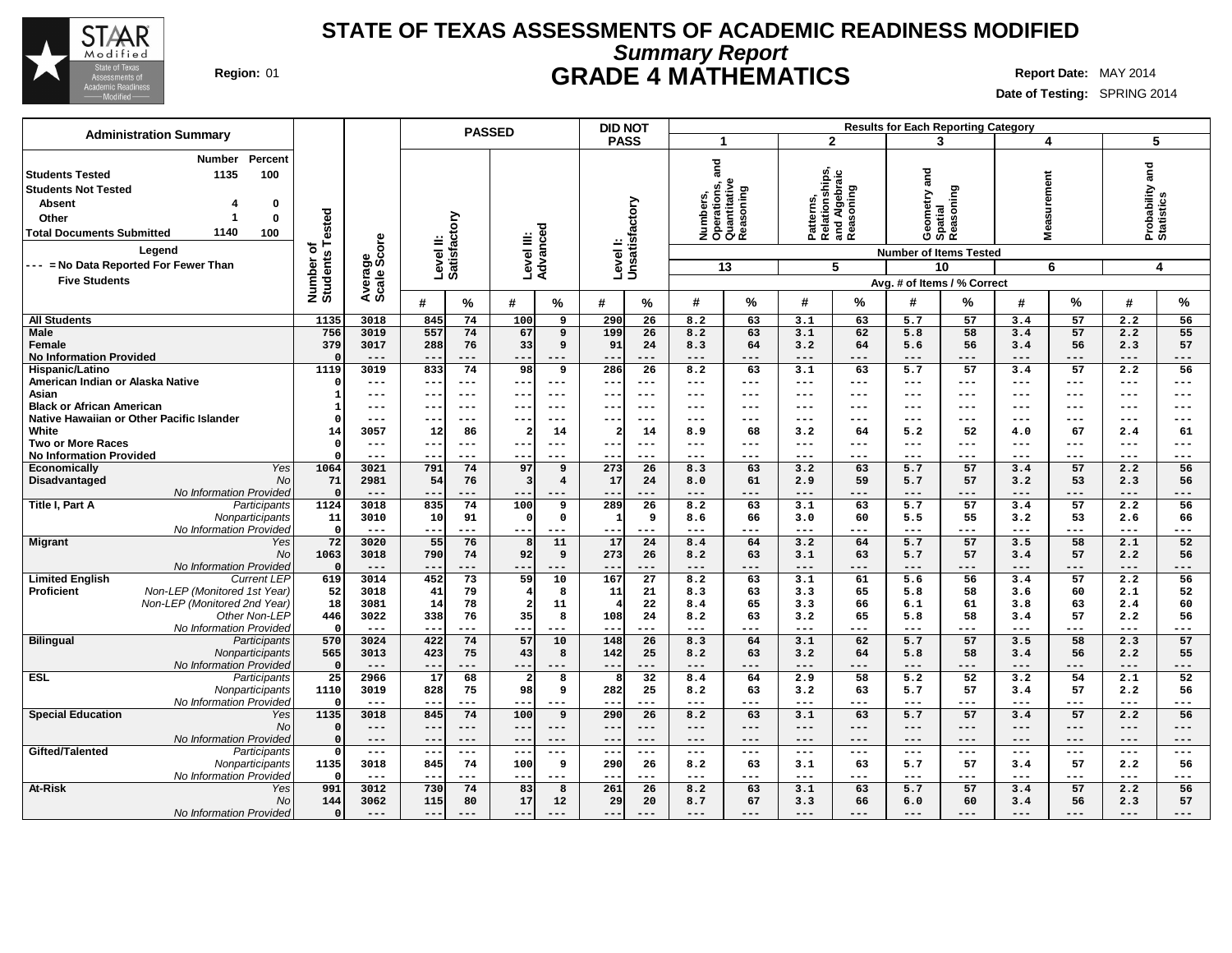# STATE OF TEXAS ASSESSMENTS OF ACADEMIC READINESS MODIFIED

## *Summary Report*

## GRADE 4 MATHEMATICS

**Region:** 01

**Report Date:** MAY 2014

**Date of Testing:** SPRING 2014

### Administration Summary

| | Number | Percent |
|---|---|---|
| **Students Tested** | 1135 | 100 |
| **Students Not Tested** | | |
| Absent | 4 | 0 |
| Other | 1 | 0 |
| **Total Documents Submitted** | 1140 | 100 |

**Legend**

--- = No Data Reported For Fewer Than Five Students

| | | Number of Students Tested | Average Scale Score | PASSED Level II: Satisfactory # | PASSED Level II: Satisfactory % | PASSED Level III: Advanced # | PASSED Level III: Advanced % | DID NOT PASS Level I: Unsatisfactory # | DID NOT PASS Level I: Unsatisfactory % | 1 Numbers, Operations, and Quantitative Reasoning (13 items) # | 1 % | 2 Patterns, Relationships, and Algebraic Reasoning (5 items) # | 2 % | 3 Geometry and Spatial Reasoning (10 items) # | 3 % | 4 Measurement (6 items) # | 4 % | 5 Probability and Statistics (4 items) # | 5 % |
|---|---|---|---|---|---|---|---|---|---|---|---|---|---|---|---|---|---|---|---|
| **All Students** | | 1135 | 3018 | 845 | 74 | 100 | 9 | 290 | 26 | 8.2 | 63 | 3.1 | 63 | 5.7 | 57 | 3.4 | 57 | 2.2 | 56 |
| **Male** | | 756 | 3019 | 557 | 74 | 67 | 9 | 199 | 26 | 8.2 | 63 | 3.1 | 62 | 5.8 | 58 | 3.4 | 57 | 2.2 | 55 |
| **Female** | | 379 | 3017 | 288 | 76 | 33 | 9 | 91 | 24 | 8.3 | 64 | 3.2 | 64 | 5.6 | 56 | 3.4 | 56 | 2.3 | 57 |
| **No Information Provided** | | 0 | --- | --- | --- | --- | --- | --- | --- | --- | --- | --- | --- | --- | --- | --- | --- | --- | --- |
| **Hispanic/Latino** | | 1119 | 3019 | 833 | 74 | 98 | 9 | 286 | 26 | 8.2 | 63 | 3.1 | 63 | 5.7 | 57 | 3.4 | 57 | 2.2 | 56 |
| **American Indian or Alaska Native** | | 0 | --- | --- | --- | --- | --- | --- | --- | --- | --- | --- | --- | --- | --- | --- | --- | --- | --- |
| **Asian** | | 1 | --- | --- | --- | --- | --- | --- | --- | --- | --- | --- | --- | --- | --- | --- | --- | --- | --- |
| **Black or African American** | | 1 | --- | --- | --- | --- | --- | --- | --- | --- | --- | --- | --- | --- | --- | --- | --- | --- | --- |
| **Native Hawaiian or Other Pacific Islander** | | 0 | --- | --- | --- | --- | --- | --- | --- | --- | --- | --- | --- | --- | --- | --- | --- | --- | --- |
| **White** | | 14 | 3057 | 12 | 86 | 2 | 14 | 2 | 14 | 8.9 | 68 | 3.2 | 64 | 5.2 | 52 | 4.0 | 67 | 2.4 | 61 |
| **Two or More Races** | | 0 | --- | --- | --- | --- | --- | --- | --- | --- | --- | --- | --- | --- | --- | --- | --- | --- | --- |
| **No Information Provided** | | 0 | --- | --- | --- | --- | --- | --- | --- | --- | --- | --- | --- | --- | --- | --- | --- | --- | --- |
| **Economically Disadvantaged** | *Yes* | 1064 | 3021 | 791 | 74 | 97 | 9 | 273 | 26 | 8.3 | 63 | 3.2 | 63 | 5.7 | 57 | 3.4 | 57 | 2.2 | 56 |
| | *No* | 71 | 2981 | 54 | 76 | 3 | 4 | 17 | 24 | 8.0 | 61 | 2.9 | 59 | 5.7 | 57 | 3.2 | 53 | 2.3 | 56 |
| | *No Information Provided* | 0 | --- | --- | --- | --- | --- | --- | --- | --- | --- | --- | --- | --- | --- | --- | --- | --- | --- |
| **Title I, Part A** | *Participants* | 1124 | 3018 | 835 | 74 | 100 | 9 | 289 | 26 | 8.2 | 63 | 3.1 | 63 | 5.7 | 57 | 3.4 | 57 | 2.2 | 56 |
| | *Nonparticipants* | 11 | 3010 | 10 | 91 | 0 | 0 | 1 | 9 | 8.6 | 66 | 3.0 | 60 | 5.5 | 55 | 3.2 | 53 | 2.6 | 66 |
| | *No Information Provided* | 0 | --- | --- | --- | --- | --- | --- | --- | --- | --- | --- | --- | --- | --- | --- | --- | --- | --- |
| **Migrant** | *Yes* | 72 | 3020 | 55 | 76 | 8 | 11 | 17 | 24 | 8.4 | 64 | 3.2 | 64 | 5.7 | 57 | 3.5 | 58 | 2.1 | 52 |
| | *No* | 1063 | 3018 | 790 | 74 | 92 | 9 | 273 | 26 | 8.2 | 63 | 3.1 | 63 | 5.7 | 57 | 3.4 | 57 | 2.2 | 56 |
| | *No Information Provided* | 0 | --- | --- | --- | --- | --- | --- | --- | --- | --- | --- | --- | --- | --- | --- | --- | --- | --- |
| **Limited English Proficient** | *Current LEP* | 619 | 3014 | 452 | 73 | 59 | 10 | 167 | 27 | 8.2 | 63 | 3.1 | 61 | 5.6 | 56 | 3.4 | 57 | 2.2 | 56 |
| | *Non-LEP (Monitored 1st Year)* | 52 | 3018 | 41 | 79 | 4 | 8 | 11 | 21 | 8.3 | 63 | 3.3 | 65 | 5.8 | 58 | 3.6 | 60 | 2.1 | 52 |
| | *Non-LEP (Monitored 2nd Year)* | 18 | 3081 | 14 | 78 | 2 | 11 | 4 | 22 | 8.4 | 65 | 3.3 | 66 | 6.1 | 61 | 3.8 | 63 | 2.4 | 60 |
| | *Other Non-LEP* | 446 | 3022 | 338 | 76 | 35 | 8 | 108 | 24 | 8.2 | 63 | 3.2 | 65 | 5.8 | 58 | 3.4 | 57 | 2.2 | 56 |
| | *No Information Provided* | 0 | --- | --- | --- | --- | --- | --- | --- | --- | --- | --- | --- | --- | --- | --- | --- | --- | --- |
| **Bilingual** | *Participants* | 570 | 3024 | 422 | 74 | 57 | 10 | 148 | 26 | 8.3 | 64 | 3.1 | 62 | 5.7 | 57 | 3.5 | 58 | 2.3 | 57 |
| | *Nonparticipants* | 565 | 3013 | 423 | 75 | 43 | 8 | 142 | 25 | 8.2 | 63 | 3.2 | 64 | 5.8 | 58 | 3.4 | 56 | 2.2 | 55 |
| | *No Information Provided* | 0 | --- | --- | --- | --- | --- | --- | --- | --- | --- | --- | --- | --- | --- | --- | --- | --- | --- |
| **ESL** | *Participants* | 25 | 2966 | 17 | 68 | 2 | 8 | 8 | 32 | 8.4 | 64 | 2.9 | 58 | 5.2 | 52 | 3.2 | 54 | 2.1 | 52 |
| | *Nonparticipants* | 1110 | 3019 | 828 | 75 | 98 | 9 | 282 | 25 | 8.2 | 63 | 3.2 | 63 | 5.7 | 57 | 3.4 | 57 | 2.2 | 56 |
| | *No Information Provided* | 0 | --- | --- | --- | --- | --- | --- | --- | --- | --- | --- | --- | --- | --- | --- | --- | --- | --- |
| **Special Education** | *Yes* | 1135 | 3018 | 845 | 74 | 100 | 9 | 290 | 26 | 8.2 | 63 | 3.1 | 63 | 5.7 | 57 | 3.4 | 57 | 2.2 | 56 |
| | *No* | 0 | --- | --- | --- | --- | --- | --- | --- | --- | --- | --- | --- | --- | --- | --- | --- | --- | --- |
| | *No Information Provided* | 0 | --- | --- | --- | --- | --- | --- | --- | --- | --- | --- | --- | --- | --- | --- | --- | --- | --- |
| **Gifted/Talented** | *Participants* | 0 | --- | --- | --- | --- | --- | --- | --- | --- | --- | --- | --- | --- | --- | --- | --- | --- | --- |
| | *Nonparticipants* | 1135 | 3018 | 845 | 74 | 100 | 9 | 290 | 26 | 8.2 | 63 | 3.1 | 63 | 5.7 | 57 | 3.4 | 57 | 2.2 | 56 |
| | *No Information Provided* | 0 | --- | --- | --- | --- | --- | --- | --- | --- | --- | --- | --- | --- | --- | --- | --- | --- | --- |
| **At-Risk** | *Yes* | 991 | 3012 | 730 | 74 | 83 | 8 | 261 | 26 | 8.2 | 63 | 3.1 | 63 | 5.7 | 57 | 3.4 | 57 | 2.2 | 56 |
| | *No* | 144 | 3062 | 115 | 80 | 17 | 12 | 29 | 20 | 8.7 | 67 | 3.3 | 66 | 6.0 | 60 | 3.4 | 56 | 2.3 | 57 |
| | *No Information Provided* | 0 | --- | --- | --- | --- | --- | --- | --- | --- | --- | --- | --- | --- | --- | --- | --- | --- | --- |

Results for Each Reporting Category: Number of Items Tested; Avg. # of Items / % Correct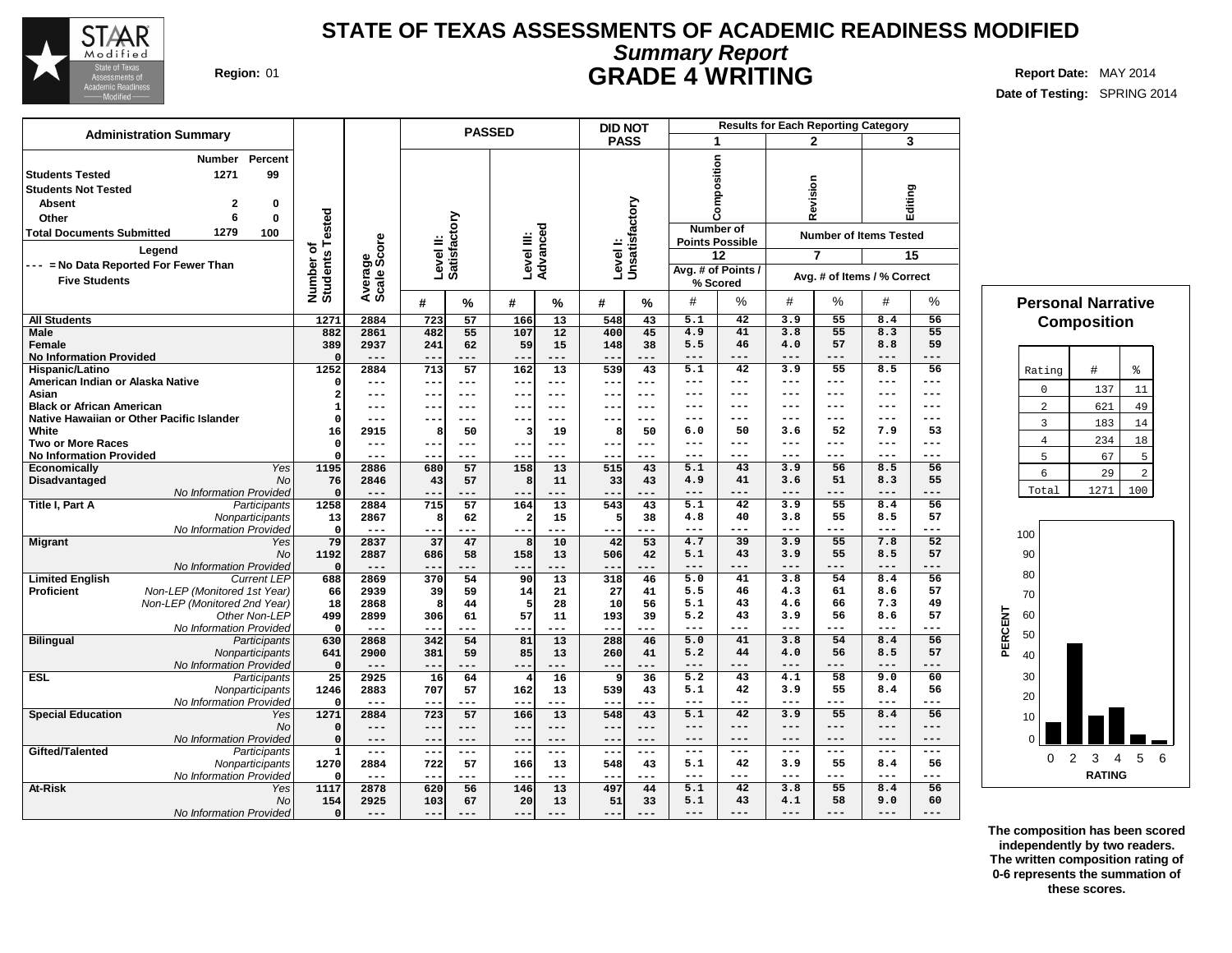# STATE OF TEXAS ASSESSMENTS OF ACADEMIC READINESS MODIFIED

## *Summary Report*

## GRADE 4 WRITING

**Region:** 01

**Report Date:** MAY 2014

**Date of Testing:** SPRING 2014

### Administration Summary

| | Number | Percent |
|---|---|---|
| **Students Tested** | 1271 | 99 |
| **Students Not Tested** | | |
| Absent | 2 | 0 |
| Other | 6 | 0 |
| **Total Documents Submitted** | 1279 | 100 |

**Legend**

--- = No Data Reported For Fewer Than Five Students

| | | Number of Students Tested | Average Scale Score | PASSED | | | | DID NOT PASS | | Results for Each Reporting Category | | | | | |
|---|---|---|---|---|---|---|---|---|---|---|---|---|---|---|---|
| | | | | Level II: Satisfactory | | Level III: Advanced | | Level I: Unsatisfactory | | 1 Composition | | 2 Revision | | 3 Editing | |
| | | | | | | | | | | Number of Points Possible 12 | | Number of Items Tested 7 | | 15 | |
| | | | | | | | | | | Avg. # of Points / % Scored | | Avg. # of Items / % Correct | | | |
| | | | | # | % | # | % | # | % | # | % | # | % | # | % |
| **All Students** | | 1271 | 2884 | 723 | 57 | 166 | 13 | 548 | 43 | 5.1 | 42 | 3.9 | 55 | 8.4 | 56 |
| **Male** | | 882 | 2861 | 482 | 55 | 107 | 12 | 400 | 45 | 4.9 | 41 | 3.8 | 55 | 8.3 | 55 |
| **Female** | | 389 | 2937 | 241 | 62 | 59 | 15 | 148 | 38 | 5.5 | 46 | 4.0 | 57 | 8.8 | 59 |
| **No Information Provided** | | 0 | --- | --- | --- | --- | --- | --- | --- | --- | --- | --- | --- | --- | --- |
| **Hispanic/Latino** | | 1252 | 2884 | 713 | 57 | 162 | 13 | 539 | 43 | 5.1 | 42 | 3.9 | 55 | 8.5 | 56 |
| **American Indian or Alaska Native** | | 0 | --- | --- | --- | --- | --- | --- | --- | --- | --- | --- | --- | --- | --- |
| **Asian** | | 2 | --- | --- | --- | --- | --- | --- | --- | --- | --- | --- | --- | --- | --- |
| **Black or African American** | | 1 | --- | --- | --- | --- | --- | --- | --- | --- | --- | --- | --- | --- | --- |
| **Native Hawaiian or Other Pacific Islander** | | 0 | --- | --- | --- | --- | --- | --- | --- | --- | --- | --- | --- | --- | --- |
| **White** | | 16 | 2915 | 8 | 50 | 3 | 19 | 8 | 50 | 6.0 | 50 | 3.6 | 52 | 7.9 | 53 |
| **Two or More Races** | | 0 | --- | --- | --- | --- | --- | --- | --- | --- | --- | --- | --- | --- | --- |
| **No Information Provided** | | 0 | --- | --- | --- | --- | --- | --- | --- | --- | --- | --- | --- | --- | --- |
| **Economically Disadvantaged** | *Yes* | 1195 | 2886 | 680 | 57 | 158 | 13 | 515 | 43 | 5.1 | 43 | 3.9 | 56 | 8.5 | 56 |
| | *No* | 76 | 2846 | 43 | 57 | 8 | 11 | 33 | 43 | 4.9 | 41 | 3.6 | 51 | 8.3 | 55 |
| | *No Information Provided* | 0 | --- | --- | --- | --- | --- | --- | --- | --- | --- | --- | --- | --- | --- |
| **Title I, Part A** | *Participants* | 1258 | 2884 | 715 | 57 | 164 | 13 | 543 | 43 | 5.1 | 42 | 3.9 | 55 | 8.4 | 56 |
| | *Nonparticipants* | 13 | 2867 | 8 | 62 | 2 | 15 | 5 | 38 | 4.8 | 40 | 3.8 | 55 | 8.5 | 57 |
| | *No Information Provided* | 0 | --- | --- | --- | --- | --- | --- | --- | --- | --- | --- | --- | --- | --- |
| **Migrant** | *Yes* | 79 | 2837 | 37 | 47 | 8 | 10 | 42 | 53 | 4.7 | 39 | 3.9 | 55 | 7.8 | 52 |
| | *No* | 1192 | 2887 | 686 | 58 | 158 | 13 | 506 | 42 | 5.1 | 43 | 3.9 | 55 | 8.5 | 57 |
| | *No Information Provided* | 0 | --- | --- | --- | --- | --- | --- | --- | --- | --- | --- | --- | --- | --- |
| **Limited English Proficient** | *Current LEP* | 688 | 2869 | 370 | 54 | 90 | 13 | 318 | 46 | 5.0 | 41 | 3.8 | 54 | 8.4 | 56 |
| | *Non-LEP (Monitored 1st Year)* | 66 | 2939 | 39 | 59 | 14 | 21 | 27 | 41 | 5.5 | 46 | 4.3 | 61 | 8.6 | 57 |
| | *Non-LEP (Monitored 2nd Year)* | 18 | 2868 | 8 | 44 | 5 | 28 | 10 | 56 | 5.1 | 43 | 4.6 | 66 | 7.3 | 49 |
| | *Other Non-LEP* | 499 | 2899 | 306 | 61 | 57 | 11 | 193 | 39 | 5.2 | 43 | 3.9 | 56 | 8.6 | 57 |
| | *No Information Provided* | 0 | --- | --- | --- | --- | --- | --- | --- | --- | --- | --- | --- | --- | --- |
| **Bilingual** | *Participants* | 630 | 2868 | 342 | 54 | 81 | 13 | 288 | 46 | 5.0 | 41 | 3.8 | 54 | 8.4 | 56 |
| | *Nonparticipants* | 641 | 2900 | 381 | 59 | 85 | 13 | 260 | 41 | 5.2 | 44 | 4.0 | 56 | 8.5 | 57 |
| | *No Information Provided* | 0 | --- | --- | --- | --- | --- | --- | --- | --- | --- | --- | --- | --- | --- |
| **ESL** | *Participants* | 25 | 2925 | 16 | 64 | 4 | 16 | 9 | 36 | 5.2 | 43 | 4.1 | 58 | 9.0 | 60 |
| | *Nonparticipants* | 1246 | 2883 | 707 | 57 | 162 | 13 | 539 | 43 | 5.1 | 42 | 3.9 | 55 | 8.4 | 56 |
| | *No Information Provided* | 0 | --- | --- | --- | --- | --- | --- | --- | --- | --- | --- | --- | --- | --- |
| **Special Education** | *Yes* | 1271 | 2884 | 723 | 57 | 166 | 13 | 548 | 43 | 5.1 | 42 | 3.9 | 55 | 8.4 | 56 |
| | *No* | 0 | --- | --- | --- | --- | --- | --- | --- | --- | --- | --- | --- | --- | --- |
| | *No Information Provided* | 0 | --- | --- | --- | --- | --- | --- | --- | --- | --- | --- | --- | --- | --- |
| **Gifted/Talented** | *Participants* | 1 | --- | --- | --- | --- | --- | --- | --- | --- | --- | --- | --- | --- | --- |
| | *Nonparticipants* | 1270 | 2884 | 722 | 57 | 166 | 13 | 548 | 43 | 5.1 | 42 | 3.9 | 55 | 8.4 | 56 |
| | *No Information Provided* | 0 | --- | --- | --- | --- | --- | --- | --- | --- | --- | --- | --- | --- | --- |
| **At-Risk** | *Yes* | 1117 | 2878 | 620 | 56 | 146 | 13 | 497 | 44 | 5.1 | 42 | 3.8 | 55 | 8.4 | 56 |
| | *No* | 154 | 2925 | 103 | 67 | 20 | 13 | 51 | 33 | 5.1 | 43 | 4.1 | 58 | 9.0 | 60 |
| | *No Information Provided* | 0 | --- | --- | --- | --- | --- | --- | --- | --- | --- | --- | --- | --- | --- |

### Personal Narrative Composition

| Rating | # | % |
|---|---|---|
| 0 | 137 | 11 |
| 2 | 621 | 49 |
| 3 | 183 | 14 |
| 4 | 234 | 18 |
| 5 | 67 | 5 |
| 6 | 29 | 2 |
| Total | 1271 | 100 |

**The composition has been scored independently by two readers. The written composition rating of 0-6 represents the summation of these scores.**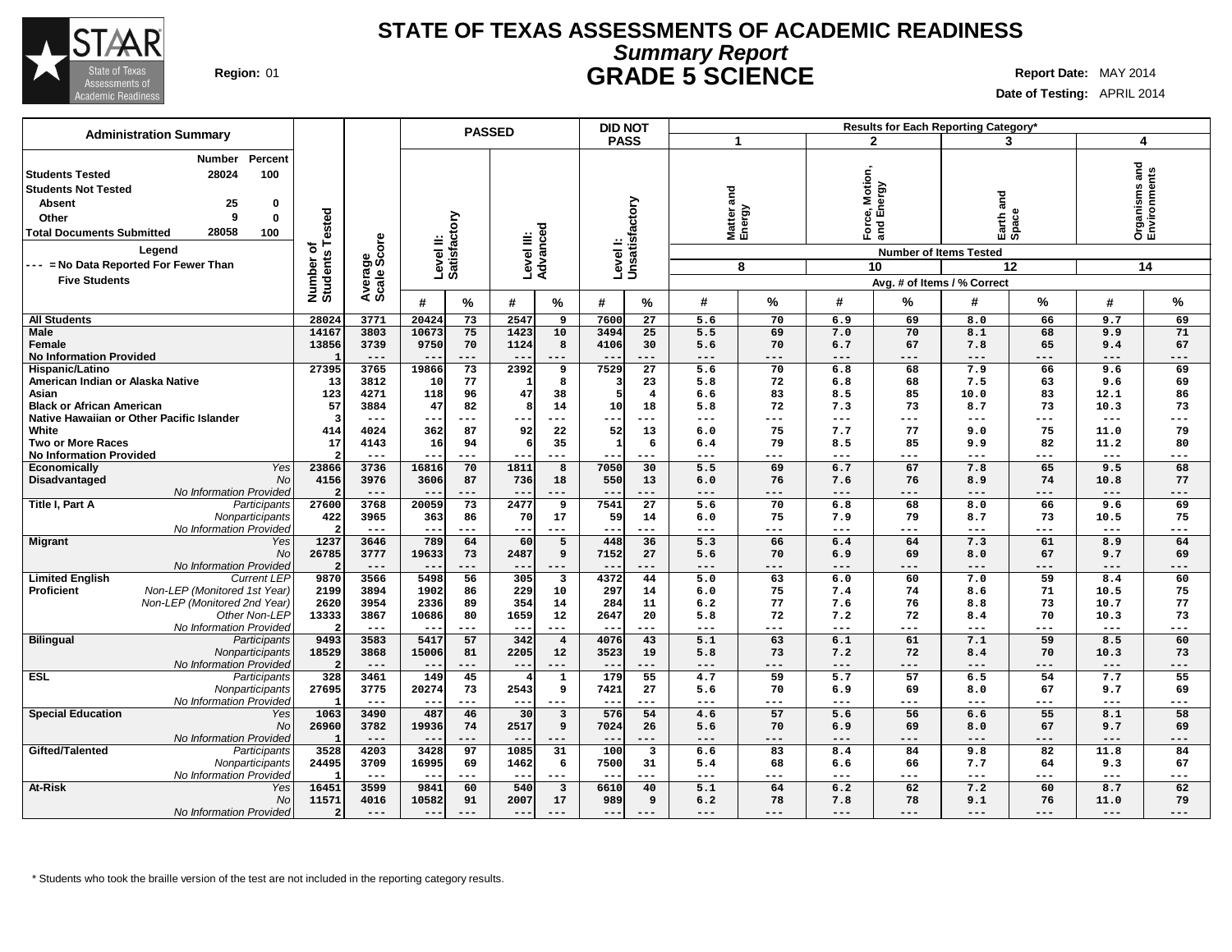# STATE OF TEXAS ASSESSMENTS OF ACADEMIC READINESS
## *Summary Report*
## GRADE 5 SCIENCE

**Region:** 01

**Report Date:** MAY 2014
**Date of Testing:** APRIL 2014

| Administration Summary | Number | Percent |
|---|---|---|
| Students Tested | 28024 | 100 |
| Students Not Tested | | |
| Absent | 25 | 0 |
| Other | 9 | 0 |
| Total Documents Submitted | 28058 | 100 |

**Legend**
--- = No Data Reported For Fewer Than Five Students

| | | Number of Students Tested | Average Scale Score | PASSED Level II: Satisfactory # | PASSED Level II: Satisfactory % | PASSED Level III: Advanced # | PASSED Level III: Advanced % | DID NOT PASS Level I: Unsatisfactory # | DID NOT PASS Level I: Unsatisfactory % | 1 Matter and Energy (8 items) Avg. # | 1 Matter and Energy % | 2 Force, Motion, and Energy (10 items) Avg. # | 2 Force, Motion, and Energy % | 3 Earth and Space (12 items) Avg. # | 3 Earth and Space % | 4 Organisms and Environments (14 items) Avg. # | 4 Organisms and Environments % |
|---|---|---|---|---|---|---|---|---|---|---|---|---|---|---|---|---|---|
| All Students | | 28024 | 3771 | 20424 | 73 | 2547 | 9 | 7600 | 27 | 5.6 | 70 | 6.9 | 69 | 8.0 | 66 | 9.7 | 69 |
| Male | | 14167 | 3803 | 10673 | 75 | 1423 | 10 | 3494 | 25 | 5.5 | 69 | 7.0 | 70 | 8.1 | 68 | 9.9 | 71 |
| Female | | 13856 | 3739 | 9750 | 70 | 1124 | 8 | 4106 | 30 | 5.6 | 70 | 6.7 | 67 | 7.8 | 65 | 9.4 | 67 |
| No Information Provided | | 1 | --- | --- | --- | --- | --- | --- | --- | --- | --- | --- | --- | --- | --- | --- | --- |
| Hispanic/Latino | | 27395 | 3765 | 19866 | 73 | 2392 | 9 | 7529 | 27 | 5.6 | 70 | 6.8 | 68 | 7.9 | 66 | 9.6 | 69 |
| American Indian or Alaska Native | | 13 | 3812 | 10 | 77 | 1 | 8 | 3 | 23 | 5.8 | 72 | 6.8 | 68 | 7.5 | 63 | 9.6 | 69 |
| Asian | | 123 | 4271 | 118 | 96 | 47 | 38 | 5 | 4 | 6.6 | 83 | 8.5 | 85 | 10.0 | 83 | 12.1 | 86 |
| Black or African American | | 57 | 3884 | 47 | 82 | 8 | 14 | 10 | 18 | 5.8 | 72 | 7.3 | 73 | 8.7 | 73 | 10.3 | 73 |
| Native Hawaiian or Other Pacific Islander | | 3 | --- | --- | --- | --- | --- | --- | --- | --- | --- | --- | --- | --- | --- | --- | --- |
| White | | 414 | 4024 | 362 | 87 | 92 | 22 | 52 | 13 | 6.0 | 75 | 7.7 | 77 | 9.0 | 75 | 11.0 | 79 |
| Two or More Races | | 17 | 4143 | 16 | 94 | 6 | 35 | 1 | 6 | 6.4 | 79 | 8.5 | 85 | 9.9 | 82 | 11.2 | 80 |
| No Information Provided | | 2 | --- | --- | --- | --- | --- | --- | --- | --- | --- | --- | --- | --- | --- | --- | --- |
| Economically Disadvantaged | *Yes* | 23866 | 3736 | 16816 | 70 | 1811 | 8 | 7050 | 30 | 5.5 | 69 | 6.7 | 67 | 7.8 | 65 | 9.5 | 68 |
| | *No* | 4156 | 3976 | 3606 | 87 | 736 | 18 | 550 | 13 | 6.0 | 76 | 7.6 | 76 | 8.9 | 74 | 10.8 | 77 |
| | *No Information Provided* | 2 | --- | --- | --- | --- | --- | --- | --- | --- | --- | --- | --- | --- | --- | --- | --- |
| Title I, Part A | *Participants* | 27600 | 3768 | 20059 | 73 | 2477 | 9 | 7541 | 27 | 5.6 | 70 | 6.8 | 68 | 8.0 | 66 | 9.6 | 69 |
| | *Nonparticipants* | 422 | 3965 | 363 | 86 | 70 | 17 | 59 | 14 | 6.0 | 75 | 7.9 | 79 | 8.7 | 73 | 10.5 | 75 |
| | *No Information Provided* | 2 | --- | --- | --- | --- | --- | --- | --- | --- | --- | --- | --- | --- | --- | --- | --- |
| Migrant | *Yes* | 1237 | 3646 | 789 | 64 | 60 | 5 | 448 | 36 | 5.3 | 66 | 6.4 | 64 | 7.3 | 61 | 8.9 | 64 |
| | *No* | 26785 | 3777 | 19633 | 73 | 2487 | 9 | 7152 | 27 | 5.6 | 70 | 6.9 | 69 | 8.0 | 67 | 9.7 | 69 |
| | *No Information Provided* | 2 | --- | --- | --- | --- | --- | --- | --- | --- | --- | --- | --- | --- | --- | --- | --- |
| Limited English Proficient | *Current LEP* | 9870 | 3566 | 5498 | 56 | 305 | 3 | 4372 | 44 | 5.0 | 63 | 6.0 | 60 | 7.0 | 59 | 8.4 | 60 |
| | *Non-LEP (Monitored 1st Year)* | 2199 | 3894 | 1902 | 86 | 229 | 10 | 297 | 14 | 6.0 | 75 | 7.4 | 74 | 8.6 | 71 | 10.5 | 75 |
| | *Non-LEP (Monitored 2nd Year)* | 2620 | 3954 | 2336 | 89 | 354 | 14 | 284 | 11 | 6.2 | 77 | 7.6 | 76 | 8.8 | 73 | 10.7 | 77 |
| | *Other Non-LEP* | 13333 | 3867 | 10686 | 80 | 1659 | 12 | 2647 | 20 | 5.8 | 72 | 7.2 | 72 | 8.4 | 70 | 10.3 | 73 |
| | *No Information Provided* | 2 | --- | --- | --- | --- | --- | --- | --- | --- | --- | --- | --- | --- | --- | --- | --- |
| Bilingual | *Participants* | 9493 | 3583 | 5417 | 57 | 342 | 4 | 4076 | 43 | 5.1 | 63 | 6.1 | 61 | 7.1 | 59 | 8.5 | 60 |
| | *Nonparticipants* | 18529 | 3868 | 15006 | 81 | 2205 | 12 | 3523 | 19 | 5.8 | 73 | 7.2 | 72 | 8.4 | 70 | 10.3 | 73 |
| | *No Information Provided* | 2 | --- | --- | --- | --- | --- | --- | --- | --- | --- | --- | --- | --- | --- | --- | --- |
| ESL | *Participants* | 328 | 3461 | 149 | 45 | 4 | 1 | 179 | 55 | 4.7 | 59 | 5.7 | 57 | 6.5 | 54 | 7.7 | 55 |
| | *Nonparticipants* | 27695 | 3775 | 20274 | 73 | 2543 | 9 | 7421 | 27 | 5.6 | 70 | 6.9 | 69 | 8.0 | 67 | 9.7 | 69 |
| | *No Information Provided* | 1 | --- | --- | --- | --- | --- | --- | --- | --- | --- | --- | --- | --- | --- | --- | --- |
| Special Education | *Yes* | 1063 | 3490 | 487 | 46 | 30 | 3 | 576 | 54 | 4.6 | 57 | 5.6 | 56 | 6.6 | 55 | 8.1 | 58 |
| | *No* | 26960 | 3782 | 19936 | 74 | 2517 | 9 | 7024 | 26 | 5.6 | 70 | 6.9 | 69 | 8.0 | 67 | 9.7 | 69 |
| | *No Information Provided* | 1 | --- | --- | --- | --- | --- | --- | --- | --- | --- | --- | --- | --- | --- | --- | --- |
| Gifted/Talented | *Participants* | 3528 | 4203 | 3428 | 97 | 1085 | 31 | 100 | 3 | 6.6 | 83 | 8.4 | 84 | 9.8 | 82 | 11.8 | 84 |
| | *Nonparticipants* | 24495 | 3709 | 16995 | 69 | 1462 | 6 | 7500 | 31 | 5.4 | 68 | 6.6 | 66 | 7.7 | 64 | 9.3 | 67 |
| | *No Information Provided* | 1 | --- | --- | --- | --- | --- | --- | --- | --- | --- | --- | --- | --- | --- | --- | --- |
| At-Risk | *Yes* | 16451 | 3599 | 9841 | 60 | 540 | 3 | 6610 | 40 | 5.1 | 64 | 6.2 | 62 | 7.2 | 60 | 8.7 | 62 |
| | *No* | 11571 | 4016 | 10582 | 91 | 2007 | 17 | 989 | 9 | 6.2 | 78 | 7.8 | 78 | 9.1 | 76 | 11.0 | 79 |
| | *No Information Provided* | 2 | --- | --- | --- | --- | --- | --- | --- | --- | --- | --- | --- | --- | --- | --- | --- |

\* Students who took the braille version of the test are not included in the reporting category results.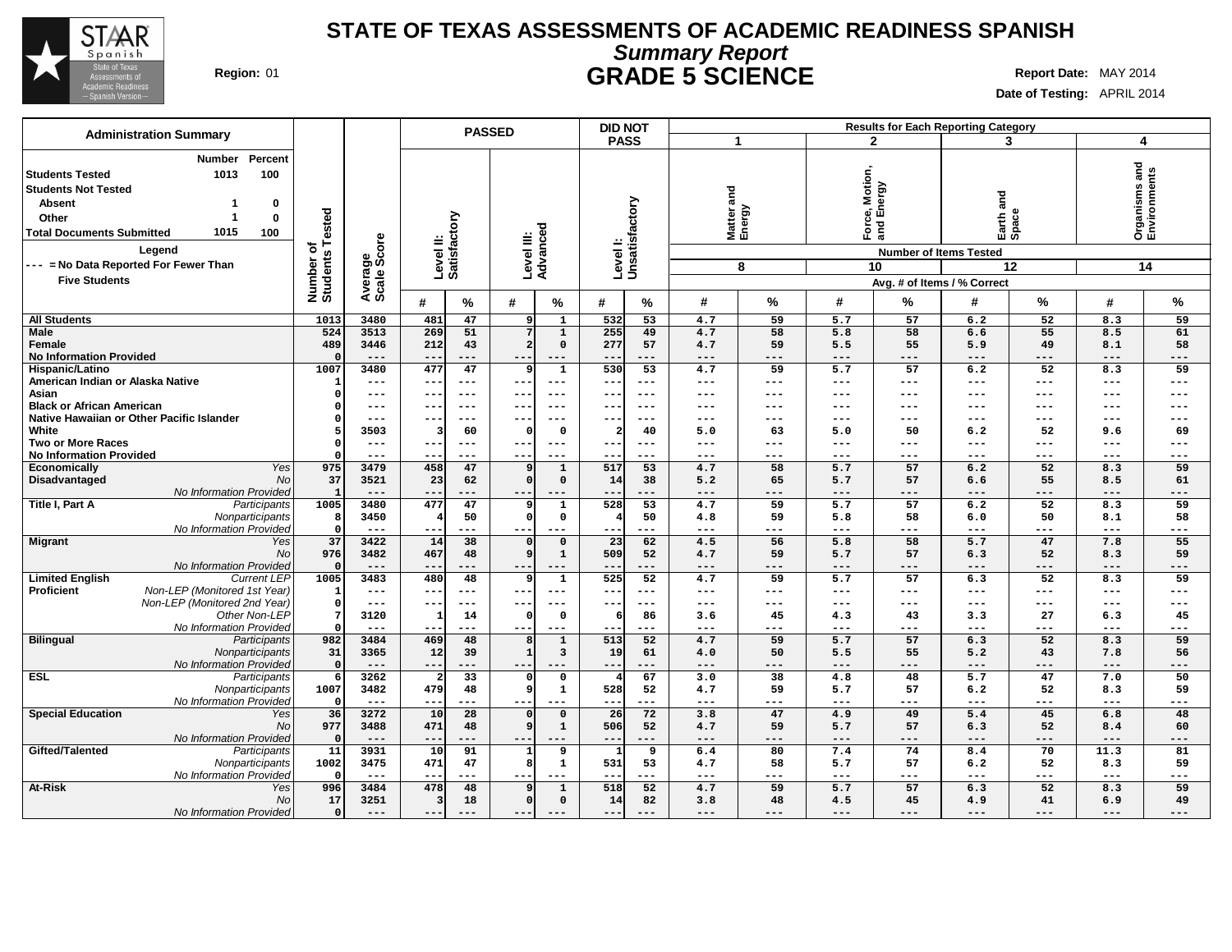# STATE OF TEXAS ASSESSMENTS OF ACADEMIC READINESS SPANISH
## *Summary Report*
## GRADE 5 SCIENCE

**Region:** 01

**Report Date:** MAY 2014
**Date of Testing:** APRIL 2014

| Administration Summary | Number | Percent |
|---|---|---|
| Students Tested | 1013 | 100 |
| Students Not Tested | | |
| Absent | 1 | 0 |
| Other | 1 | 0 |
| Total Documents Submitted | 1015 | 100 |

Legend
--- = No Data Reported For Fewer Than Five Students

Results for Each Reporting Category: 1 = Matter and Energy (Number of Items Tested: 8); 2 = Force, Motion, and Energy (10); 3 = Earth and Space (12); 4 = Organisms and Environments (14). Avg. # of Items / % Correct.

| Group | | Number of Students Tested | Average Scale Score | Level II: Satisfactory # | Level II: Satisfactory % | Level III: Advanced # | Level III: Advanced % | Level I: Unsatisfactory # | Level I: Unsatisfactory % | 1 # | 1 % | 2 # | 2 % | 3 # | 3 % | 4 # | 4 % |
|---|---|---|---|---|---|---|---|---|---|---|---|---|---|---|---|---|---|
| All Students | | 1013 | 3480 | 481 | 47 | 9 | 1 | 532 | 53 | 4.7 | 59 | 5.7 | 57 | 6.2 | 52 | 8.3 | 59 |
| Male | | 524 | 3513 | 269 | 51 | 7 | 1 | 255 | 49 | 4.7 | 58 | 5.8 | 58 | 6.6 | 55 | 8.5 | 61 |
| Female | | 489 | 3446 | 212 | 43 | 2 | 0 | 277 | 57 | 4.7 | 59 | 5.5 | 55 | 5.9 | 49 | 8.1 | 58 |
| No Information Provided | | 0 | --- | --- | --- | --- | --- | --- | --- | --- | --- | --- | --- | --- | --- | --- | --- |
| Hispanic/Latino | | 1007 | 3480 | 477 | 47 | 9 | 1 | 530 | 53 | 4.7 | 59 | 5.7 | 57 | 6.2 | 52 | 8.3 | 59 |
| American Indian or Alaska Native | | 1 | --- | --- | --- | --- | --- | --- | --- | --- | --- | --- | --- | --- | --- | --- | --- |
| Asian | | 0 | --- | --- | --- | --- | --- | --- | --- | --- | --- | --- | --- | --- | --- | --- | --- |
| Black or African American | | 0 | --- | --- | --- | --- | --- | --- | --- | --- | --- | --- | --- | --- | --- | --- | --- |
| Native Hawaiian or Other Pacific Islander | | 0 | --- | --- | --- | --- | --- | --- | --- | --- | --- | --- | --- | --- | --- | --- | --- |
| White | | 5 | 3503 | 3 | 60 | 0 | 0 | 2 | 40 | 5.0 | 63 | 5.0 | 50 | 6.2 | 52 | 9.6 | 69 |
| Two or More Races | | 0 | --- | --- | --- | --- | --- | --- | --- | --- | --- | --- | --- | --- | --- | --- | --- |
| No Information Provided | | 0 | --- | --- | --- | --- | --- | --- | --- | --- | --- | --- | --- | --- | --- | --- | --- |
| Economically Disadvantaged | *Yes* | 975 | 3479 | 458 | 47 | 9 | 1 | 517 | 53 | 4.7 | 58 | 5.7 | 57 | 6.2 | 52 | 8.3 | 59 |
| | *No* | 37 | 3521 | 23 | 62 | 0 | 0 | 14 | 38 | 5.2 | 65 | 5.7 | 57 | 6.6 | 55 | 8.5 | 61 |
| | *No Information Provided* | 1 | --- | --- | --- | --- | --- | --- | --- | --- | --- | --- | --- | --- | --- | --- | --- |
| Title I, Part A | *Participants* | 1005 | 3480 | 477 | 47 | 9 | 1 | 528 | 53 | 4.7 | 59 | 5.7 | 57 | 6.2 | 52 | 8.3 | 59 |
| | *Nonparticipants* | 8 | 3450 | 4 | 50 | 0 | 0 | 4 | 50 | 4.8 | 59 | 5.8 | 58 | 6.0 | 50 | 8.1 | 58 |
| | *No Information Provided* | 0 | --- | --- | --- | --- | --- | --- | --- | --- | --- | --- | --- | --- | --- | --- | --- |
| Migrant | *Yes* | 37 | 3422 | 14 | 38 | 0 | 0 | 23 | 62 | 4.5 | 56 | 5.8 | 58 | 5.7 | 47 | 7.8 | 55 |
| | *No* | 976 | 3482 | 467 | 48 | 9 | 1 | 509 | 52 | 4.7 | 59 | 5.7 | 57 | 6.3 | 52 | 8.3 | 59 |
| | *No Information Provided* | 0 | --- | --- | --- | --- | --- | --- | --- | --- | --- | --- | --- | --- | --- | --- | --- |
| Limited English Proficient | *Current LEP* | 1005 | 3483 | 480 | 48 | 9 | 1 | 525 | 52 | 4.7 | 59 | 5.7 | 57 | 6.3 | 52 | 8.3 | 59 |
| | *Non-LEP (Monitored 1st Year)* | 1 | --- | --- | --- | --- | --- | --- | --- | --- | --- | --- | --- | --- | --- | --- | --- |
| | *Non-LEP (Monitored 2nd Year)* | 0 | --- | --- | --- | --- | --- | --- | --- | --- | --- | --- | --- | --- | --- | --- | --- |
| | *Other Non-LEP* | 7 | 3120 | 1 | 14 | 0 | 0 | 6 | 86 | 3.6 | 45 | 4.3 | 43 | 3.3 | 27 | 6.3 | 45 |
| | *No Information Provided* | 0 | --- | --- | --- | --- | --- | --- | --- | --- | --- | --- | --- | --- | --- | --- | --- |
| Bilingual | *Participants* | 982 | 3484 | 469 | 48 | 8 | 1 | 513 | 52 | 4.7 | 59 | 5.7 | 57 | 6.3 | 52 | 8.3 | 59 |
| | *Nonparticipants* | 31 | 3365 | 12 | 39 | 1 | 3 | 19 | 61 | 4.0 | 50 | 5.5 | 55 | 5.2 | 43 | 7.8 | 56 |
| | *No Information Provided* | 0 | --- | --- | --- | --- | --- | --- | --- | --- | --- | --- | --- | --- | --- | --- | --- |
| ESL | *Participants* | 6 | 3262 | 2 | 33 | 0 | 0 | 4 | 67 | 3.0 | 38 | 4.8 | 48 | 5.7 | 47 | 7.0 | 50 |
| | *Nonparticipants* | 1007 | 3482 | 479 | 48 | 9 | 1 | 528 | 52 | 4.7 | 59 | 5.7 | 57 | 6.2 | 52 | 8.3 | 59 |
| | *No Information Provided* | 0 | --- | --- | --- | --- | --- | --- | --- | --- | --- | --- | --- | --- | --- | --- | --- |
| Special Education | *Yes* | 36 | 3272 | 10 | 28 | 0 | 0 | 26 | 72 | 3.8 | 47 | 4.9 | 49 | 5.4 | 45 | 6.8 | 48 |
| | *No* | 977 | 3488 | 471 | 48 | 9 | 1 | 506 | 52 | 4.7 | 59 | 5.7 | 57 | 6.3 | 52 | 8.4 | 60 |
| | *No Information Provided* | 0 | --- | --- | --- | --- | --- | --- | --- | --- | --- | --- | --- | --- | --- | --- | --- |
| Gifted/Talented | *Participants* | 11 | 3931 | 10 | 91 | 1 | 9 | 1 | 9 | 6.4 | 80 | 7.4 | 74 | 8.4 | 70 | 11.3 | 81 |
| | *Nonparticipants* | 1002 | 3475 | 471 | 47 | 8 | 1 | 531 | 53 | 4.7 | 58 | 5.7 | 57 | 6.2 | 52 | 8.3 | 59 |
| | *No Information Provided* | 0 | --- | --- | --- | --- | --- | --- | --- | --- | --- | --- | --- | --- | --- | --- | --- |
| At-Risk | *Yes* | 996 | 3484 | 478 | 48 | 9 | 1 | 518 | 52 | 4.7 | 59 | 5.7 | 57 | 6.3 | 52 | 8.3 | 59 |
| | *No* | 17 | 3251 | 3 | 18 | 0 | 0 | 14 | 82 | 3.8 | 48 | 4.5 | 45 | 4.9 | 41 | 6.9 | 49 |
| | *No Information Provided* | 0 | --- | --- | --- | --- | --- | --- | --- | --- | --- | --- | --- | --- | --- | --- | --- |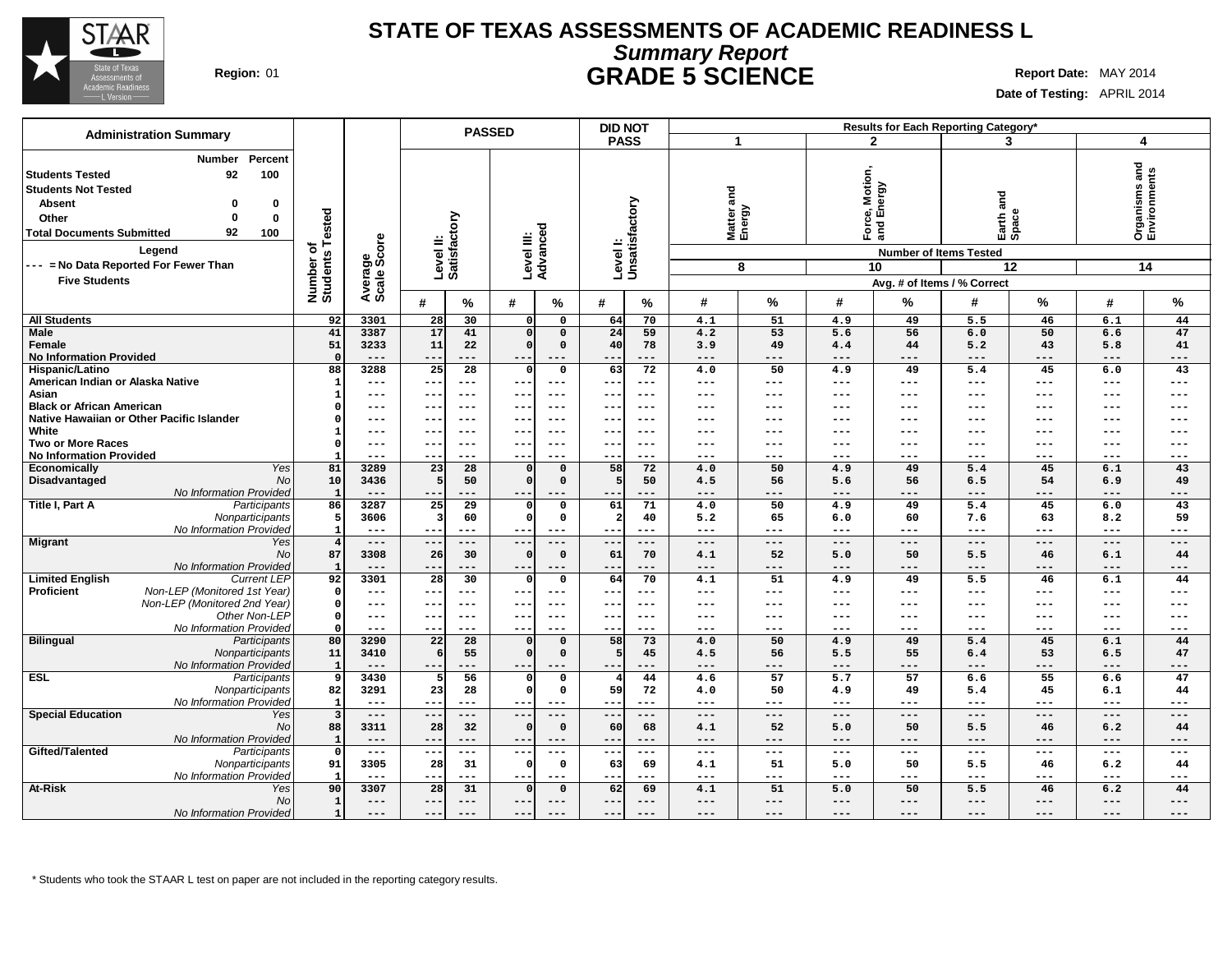# STATE OF TEXAS ASSESSMENTS OF ACADEMIC READINESS L

## *Summary Report*

## GRADE 5 SCIENCE

**Region:** 01

**Report Date:** MAY 2014

**Date of Testing:** APRIL 2014

| Administration Summary | Number | Percent |
|---|---|---|
| Students Tested | 92 | 100 |
| Students Not Tested | | |
| Absent | 0 | 0 |
| Other | 0 | 0 |
| Total Documents Submitted | 92 | 100 |

**Legend**

--- = No Data Reported For Fewer Than Five Students

| | | Number of Students Tested | Average Scale Score | PASSED Level II: Satisfactory # | PASSED Level II: Satisfactory % | PASSED Level III: Advanced # | PASSED Level III: Advanced % | DID NOT PASS Level I: Unsatisfactory # | DID NOT PASS Level I: Unsatisfactory % | 1 Matter and Energy (8 items) # | 1 Matter and Energy (8 items) % | 2 Force, Motion, and Energy (10 items) # | 2 Force, Motion, and Energy (10 items) % | 3 Earth and Space (12 items) # | 3 Earth and Space (12 items) % | 4 Organisms and Environments (14 items) # | 4 Organisms and Environments (14 items) % |
|---|---|---|---|---|---|---|---|---|---|---|---|---|---|---|---|---|---|
| **All Students** | | 92 | 3301 | 28 | 30 | 0 | 0 | 64 | 70 | 4.1 | 51 | 4.9 | 49 | 5.5 | 46 | 6.1 | 44 |
| **Male** | | 41 | 3387 | 17 | 41 | 0 | 0 | 24 | 59 | 4.2 | 53 | 5.6 | 56 | 6.0 | 50 | 6.6 | 47 |
| **Female** | | 51 | 3233 | 11 | 22 | 0 | 0 | 40 | 78 | 3.9 | 49 | 4.4 | 44 | 5.2 | 43 | 5.8 | 41 |
| **No Information Provided** | | 0 | --- | --- | --- | --- | --- | --- | --- | --- | --- | --- | --- | --- | --- | --- | --- |
| **Hispanic/Latino** | | 88 | 3288 | 25 | 28 | 0 | 0 | 63 | 72 | 4.0 | 50 | 4.9 | 49 | 5.4 | 45 | 6.0 | 43 |
| **American Indian or Alaska Native** | | 1 | --- | --- | --- | --- | --- | --- | --- | --- | --- | --- | --- | --- | --- | --- | --- |
| **Asian** | | 1 | --- | --- | --- | --- | --- | --- | --- | --- | --- | --- | --- | --- | --- | --- | --- |
| **Black or African American** | | 0 | --- | --- | --- | --- | --- | --- | --- | --- | --- | --- | --- | --- | --- | --- | --- |
| **Native Hawaiian or Other Pacific Islander** | | 0 | --- | --- | --- | --- | --- | --- | --- | --- | --- | --- | --- | --- | --- | --- | --- |
| **White** | | 1 | --- | --- | --- | --- | --- | --- | --- | --- | --- | --- | --- | --- | --- | --- | --- |
| **Two or More Races** | | 0 | --- | --- | --- | --- | --- | --- | --- | --- | --- | --- | --- | --- | --- | --- | --- |
| **No Information Provided** | | 1 | --- | --- | --- | --- | --- | --- | --- | --- | --- | --- | --- | --- | --- | --- | --- |
| **Economically Disadvantaged** | *Yes* | 81 | 3289 | 23 | 28 | 0 | 0 | 58 | 72 | 4.0 | 50 | 4.9 | 49 | 5.4 | 45 | 6.1 | 43 |
| | *No* | 10 | 3436 | 5 | 50 | 0 | 0 | 5 | 50 | 4.5 | 56 | 5.6 | 56 | 6.5 | 54 | 6.9 | 49 |
| | *No Information Provided* | 1 | --- | --- | --- | --- | --- | --- | --- | --- | --- | --- | --- | --- | --- | --- | --- |
| **Title I, Part A** | *Participants* | 86 | 3287 | 25 | 29 | 0 | 0 | 61 | 71 | 4.0 | 50 | 4.9 | 49 | 5.4 | 45 | 6.0 | 43 |
| | *Nonparticipants* | 5 | 3606 | 3 | 60 | 0 | 0 | 2 | 40 | 5.2 | 65 | 6.0 | 60 | 7.6 | 63 | 8.2 | 59 |
| | *No Information Provided* | 1 | --- | --- | --- | --- | --- | --- | --- | --- | --- | --- | --- | --- | --- | --- | --- |
| **Migrant** | *Yes* | 4 | --- | --- | --- | --- | --- | --- | --- | --- | --- | --- | --- | --- | --- | --- | --- |
| | *No* | 87 | 3308 | 26 | 30 | 0 | 0 | 61 | 70 | 4.1 | 52 | 5.0 | 50 | 5.5 | 46 | 6.1 | 44 |
| | *No Information Provided* | 1 | --- | --- | --- | --- | --- | --- | --- | --- | --- | --- | --- | --- | --- | --- | --- |
| **Limited English Proficient** | *Current LEP* | 92 | 3301 | 28 | 30 | 0 | 0 | 64 | 70 | 4.1 | 51 | 4.9 | 49 | 5.5 | 46 | 6.1 | 44 |
| | *Non-LEP (Monitored 1st Year)* | 0 | --- | --- | --- | --- | --- | --- | --- | --- | --- | --- | --- | --- | --- | --- | --- |
| | *Non-LEP (Monitored 2nd Year)* | 0 | --- | --- | --- | --- | --- | --- | --- | --- | --- | --- | --- | --- | --- | --- | --- |
| | *Other Non-LEP* | 0 | --- | --- | --- | --- | --- | --- | --- | --- | --- | --- | --- | --- | --- | --- | --- |
| | *No Information Provided* | 0 | --- | --- | --- | --- | --- | --- | --- | --- | --- | --- | --- | --- | --- | --- | --- |
| **Bilingual** | *Participants* | 80 | 3290 | 22 | 28 | 0 | 0 | 58 | 73 | 4.0 | 50 | 4.9 | 49 | 5.4 | 45 | 6.1 | 44 |
| | *Nonparticipants* | 11 | 3410 | 6 | 55 | 0 | 0 | 5 | 45 | 4.5 | 56 | 5.5 | 55 | 6.4 | 53 | 6.5 | 47 |
| | *No Information Provided* | 1 | --- | --- | --- | --- | --- | --- | --- | --- | --- | --- | --- | --- | --- | --- | --- |
| **ESL** | *Participants* | 9 | 3430 | 5 | 56 | 0 | 0 | 4 | 44 | 4.6 | 57 | 5.7 | 57 | 6.6 | 55 | 6.6 | 47 |
| | *Nonparticipants* | 82 | 3291 | 23 | 28 | 0 | 0 | 59 | 72 | 4.0 | 50 | 4.9 | 49 | 5.4 | 45 | 6.1 | 44 |
| | *No Information Provided* | 1 | --- | --- | --- | --- | --- | --- | --- | --- | --- | --- | --- | --- | --- | --- | --- |
| **Special Education** | *Yes* | 3 | --- | --- | --- | --- | --- | --- | --- | --- | --- | --- | --- | --- | --- | --- | --- |
| | *No* | 88 | 3311 | 28 | 32 | 0 | 0 | 60 | 68 | 4.1 | 52 | 5.0 | 50 | 5.5 | 46 | 6.2 | 44 |
| | *No Information Provided* | 1 | --- | --- | --- | --- | --- | --- | --- | --- | --- | --- | --- | --- | --- | --- | --- |
| **Gifted/Talented** | *Participants* | 0 | --- | --- | --- | --- | --- | --- | --- | --- | --- | --- | --- | --- | --- | --- | --- |
| | *Nonparticipants* | 91 | 3305 | 28 | 31 | 0 | 0 | 63 | 69 | 4.1 | 51 | 5.0 | 50 | 5.5 | 46 | 6.2 | 44 |
| | *No Information Provided* | 1 | --- | --- | --- | --- | --- | --- | --- | --- | --- | --- | --- | --- | --- | --- | --- |
| **At-Risk** | *Yes* | 90 | 3307 | 28 | 31 | 0 | 0 | 62 | 69 | 4.1 | 51 | 5.0 | 50 | 5.5 | 46 | 6.2 | 44 |
| | *No* | 1 | --- | --- | --- | --- | --- | --- | --- | --- | --- | --- | --- | --- | --- | --- | --- |
| | *No Information Provided* | 1 | --- | --- | --- | --- | --- | --- | --- | --- | --- | --- | --- | --- | --- | --- | --- |

Results for Each Reporting Category*: Number of Items Tested; Avg. # of Items / % Correct

\* Students who took the STAAR L test on paper are not included in the reporting category results.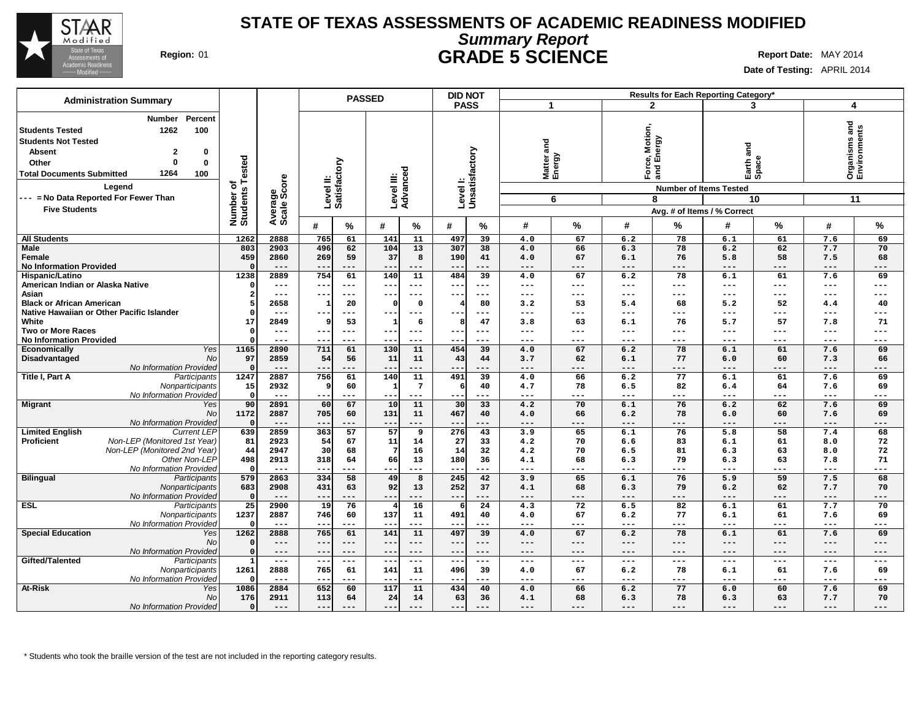# STATE OF TEXAS ASSESSMENTS OF ACADEMIC READINESS MODIFIED

## *Summary Report*

## GRADE 5 SCIENCE

**Region:** 01

**Report Date:** MAY 2014

**Date of Testing:** APRIL 2014

### Administration Summary

| | Number | Percent |
|---|---|---|
| **Students Tested** | 1262 | 100 |
| **Students Not Tested** | | |
| Absent | 2 | 0 |
| Other | 0 | 0 |
| **Total Documents Submitted** | 1264 | 100 |

**Legend**

--- = No Data Reported For Fewer Than Five Students

| | | Number of Students Tested | Average Scale Score | PASSED Level II: Satisfactory # | PASSED Level II: Satisfactory % | PASSED Level III: Advanced # | PASSED Level III: Advanced % | DID NOT PASS Level I: Unsatisfactory # | DID NOT PASS Level I: Unsatisfactory % | 1 Matter and Energy (6 items) # | 1 Matter and Energy % | 2 Force, Motion, and Energy (8 items) # | 2 Force, Motion, and Energy % | 3 Earth and Space (10 items) # | 3 Earth and Space % | 4 Organisms and Environments (11 items) # | 4 Organisms and Environments % |
|---|---|---|---|---|---|---|---|---|---|---|---|---|---|---|---|---|---|
| **All Students** | | 1262 | 2888 | 765 | 61 | 141 | 11 | 497 | 39 | 4.0 | 67 | 6.2 | 78 | 6.1 | 61 | 7.6 | 69 |
| **Male** | | 803 | 2903 | 496 | 62 | 104 | 13 | 307 | 38 | 4.0 | 66 | 6.3 | 78 | 6.2 | 62 | 7.7 | 70 |
| **Female** | | 459 | 2860 | 269 | 59 | 37 | 8 | 190 | 41 | 4.0 | 67 | 6.1 | 76 | 5.8 | 58 | 7.5 | 68 |
| **No Information Provided** | | 0 | --- | --- | --- | --- | --- | --- | --- | --- | --- | --- | --- | --- | --- | --- | --- |
| **Hispanic/Latino** | | 1238 | 2889 | 754 | 61 | 140 | 11 | 484 | 39 | 4.0 | 67 | 6.2 | 78 | 6.1 | 61 | 7.6 | 69 |
| **American Indian or Alaska Native** | | 0 | --- | --- | --- | --- | --- | --- | --- | --- | --- | --- | --- | --- | --- | --- | --- |
| **Asian** | | 2 | --- | --- | --- | --- | --- | --- | --- | --- | --- | --- | --- | --- | --- | --- | --- |
| **Black or African American** | | 5 | 2658 | 1 | 20 | 0 | 0 | 4 | 80 | 3.2 | 53 | 5.4 | 68 | 5.2 | 52 | 4.4 | 40 |
| **Native Hawaiian or Other Pacific Islander** | | 0 | --- | --- | --- | --- | --- | --- | --- | --- | --- | --- | --- | --- | --- | --- | --- |
| **White** | | 17 | 2849 | 9 | 53 | 1 | 6 | 8 | 47 | 3.8 | 63 | 6.1 | 76 | 5.7 | 57 | 7.8 | 71 |
| **Two or More Races** | | 0 | --- | --- | --- | --- | --- | --- | --- | --- | --- | --- | --- | --- | --- | --- | --- |
| **No Information Provided** | | 0 | --- | --- | --- | --- | --- | --- | --- | --- | --- | --- | --- | --- | --- | --- | --- |
| **Economically Disadvantaged** | *Yes* | 1165 | 2890 | 711 | 61 | 130 | 11 | 454 | 39 | 4.0 | 67 | 6.2 | 78 | 6.1 | 61 | 7.6 | 69 |
| | *No* | 97 | 2859 | 54 | 56 | 11 | 11 | 43 | 44 | 3.7 | 62 | 6.1 | 77 | 6.0 | 60 | 7.3 | 66 |
| | *No Information Provided* | 0 | --- | --- | --- | --- | --- | --- | --- | --- | --- | --- | --- | --- | --- | --- | --- |
| **Title I, Part A** | *Participants* | 1247 | 2887 | 756 | 61 | 140 | 11 | 491 | 39 | 4.0 | 66 | 6.2 | 77 | 6.1 | 61 | 7.6 | 69 |
| | *Nonparticipants* | 15 | 2932 | 9 | 60 | 1 | 7 | 6 | 40 | 4.7 | 78 | 6.5 | 82 | 6.4 | 64 | 7.6 | 69 |
| | *No Information Provided* | 0 | --- | --- | --- | --- | --- | --- | --- | --- | --- | --- | --- | --- | --- | --- | --- |
| **Migrant** | *Yes* | 90 | 2891 | 60 | 67 | 10 | 11 | 30 | 33 | 4.2 | 70 | 6.1 | 76 | 6.2 | 62 | 7.6 | 69 |
| | *No* | 1172 | 2887 | 705 | 60 | 131 | 11 | 467 | 40 | 4.0 | 66 | 6.2 | 78 | 6.0 | 60 | 7.6 | 69 |
| | *No Information Provided* | 0 | --- | --- | --- | --- | --- | --- | --- | --- | --- | --- | --- | --- | --- | --- | --- |
| **Limited English Proficient** | *Current LEP* | 639 | 2859 | 363 | 57 | 57 | 9 | 276 | 43 | 3.9 | 65 | 6.1 | 76 | 5.8 | 58 | 7.4 | 68 |
| | *Non-LEP (Monitored 1st Year)* | 81 | 2923 | 54 | 67 | 11 | 14 | 27 | 33 | 4.2 | 70 | 6.6 | 83 | 6.1 | 61 | 8.0 | 72 |
| | *Non-LEP (Monitored 2nd Year)* | 44 | 2947 | 30 | 68 | 7 | 16 | 14 | 32 | 4.2 | 70 | 6.5 | 81 | 6.3 | 63 | 8.0 | 72 |
| | *Other Non-LEP* | 498 | 2913 | 318 | 64 | 66 | 13 | 180 | 36 | 4.1 | 68 | 6.3 | 79 | 6.3 | 63 | 7.8 | 71 |
| | *No Information Provided* | 0 | --- | --- | --- | --- | --- | --- | --- | --- | --- | --- | --- | --- | --- | --- | --- |
| **Bilingual** | *Participants* | 579 | 2863 | 334 | 58 | 49 | 8 | 245 | 42 | 3.9 | 65 | 6.1 | 76 | 5.9 | 59 | 7.5 | 68 |
| | *Nonparticipants* | 683 | 2908 | 431 | 63 | 92 | 13 | 252 | 37 | 4.1 | 68 | 6.3 | 79 | 6.2 | 62 | 7.7 | 70 |
| | *No Information Provided* | 0 | --- | --- | --- | --- | --- | --- | --- | --- | --- | --- | --- | --- | --- | --- | --- |
| **ESL** | *Participants* | 25 | 2900 | 19 | 76 | 4 | 16 | 6 | 24 | 4.3 | 72 | 6.5 | 82 | 6.1 | 61 | 7.7 | 70 |
| | *Nonparticipants* | 1237 | 2887 | 746 | 60 | 137 | 11 | 491 | 40 | 4.0 | 67 | 6.2 | 77 | 6.1 | 61 | 7.6 | 69 |
| | *No Information Provided* | 0 | --- | --- | --- | --- | --- | --- | --- | --- | --- | --- | --- | --- | --- | --- | --- |
| **Special Education** | *Yes* | 1262 | 2888 | 765 | 61 | 141 | 11 | 497 | 39 | 4.0 | 67 | 6.2 | 78 | 6.1 | 61 | 7.6 | 69 |
| | *No* | 0 | --- | --- | --- | --- | --- | --- | --- | --- | --- | --- | --- | --- | --- | --- | --- |
| | *No Information Provided* | 0 | --- | --- | --- | --- | --- | --- | --- | --- | --- | --- | --- | --- | --- | --- | --- |
| **Gifted/Talented** | *Participants* | 1 | --- | --- | --- | --- | --- | --- | --- | --- | --- | --- | --- | --- | --- | --- | --- |
| | *Nonparticipants* | 1261 | 2888 | 765 | 61 | 141 | 11 | 496 | 39 | 4.0 | 67 | 6.2 | 78 | 6.1 | 61 | 7.6 | 69 |
| | *No Information Provided* | 0 | --- | --- | --- | --- | --- | --- | --- | --- | --- | --- | --- | --- | --- | --- | --- |
| **At-Risk** | *Yes* | 1086 | 2884 | 652 | 60 | 117 | 11 | 434 | 40 | 4.0 | 66 | 6.2 | 77 | 6.0 | 60 | 7.6 | 69 |
| | *No* | 176 | 2911 | 113 | 64 | 24 | 14 | 63 | 36 | 4.1 | 68 | 6.3 | 78 | 6.3 | 63 | 7.7 | 70 |
| | *No Information Provided* | 0 | --- | --- | --- | --- | --- | --- | --- | --- | --- | --- | --- | --- | --- | --- | --- |

Results for Each Reporting Category*: Number of Items Tested; Avg. # of Items / % Correct

\* Students who took the braille version of the test are not included in the reporting category results.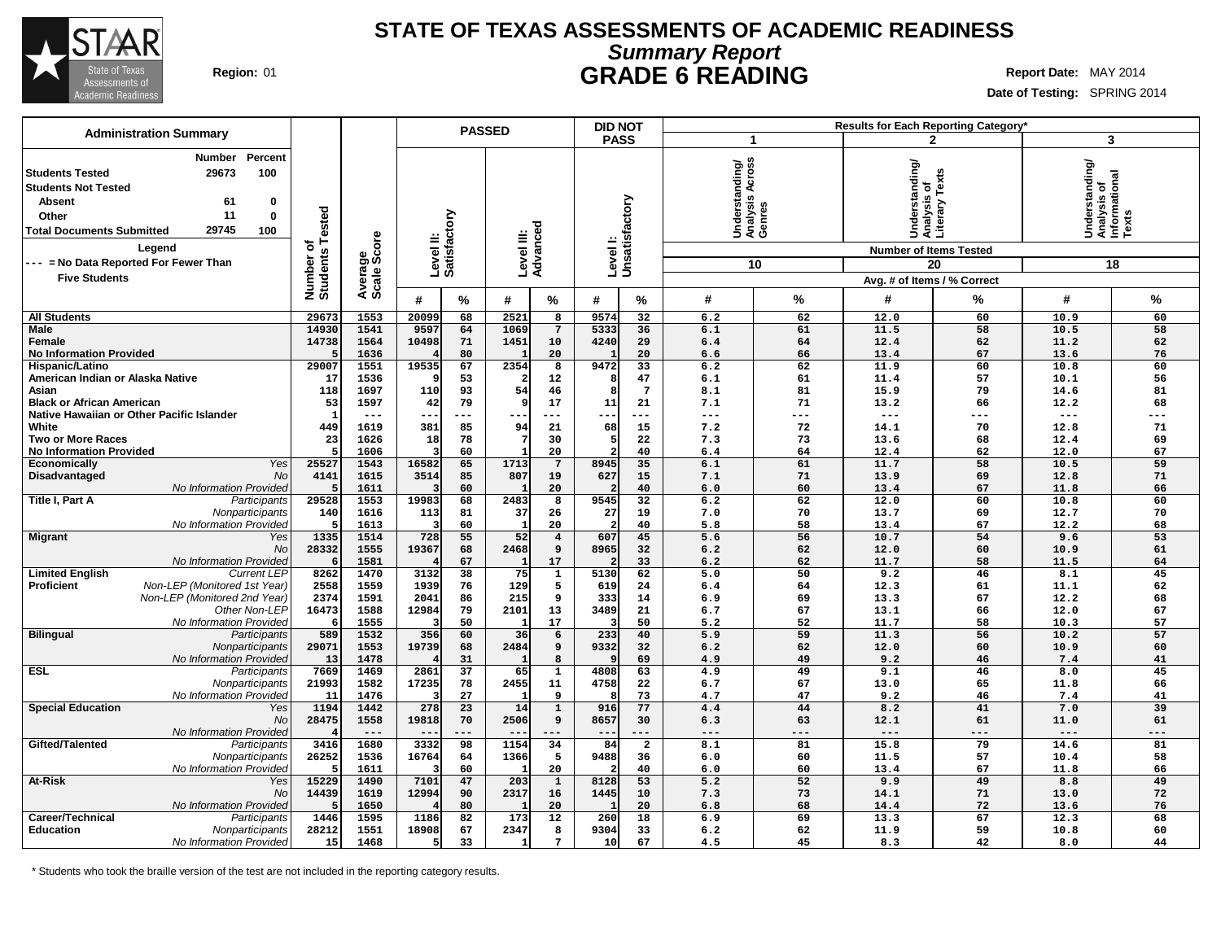# STATE OF TEXAS ASSESSMENTS OF ACADEMIC READINESS

## *Summary Report*

## GRADE 6 READING

**Region:** 01

**Report Date:** MAY 2014

**Date of Testing:** SPRING 2014

| Administration Summary | Number | Percent |
|---|---|---|
| Students Tested | 29673 | 100 |
| Students Not Tested | | |
| Absent | 61 | 0 |
| Other | 11 | 0 |
| Total Documents Submitted | 29745 | 100 |

**Legend**

--- = No Data Reported For Fewer Than Five Students

| Group | | Number of Students Tested | Average Scale Score | PASSED Level II: Satisfactory # | PASSED Level II: Satisfactory % | PASSED Level III: Advanced # | PASSED Level III: Advanced % | DID NOT PASS Level I: Unsatisfactory # | DID NOT PASS Level I: Unsatisfactory % | 1 Understanding/ Analysis Across Genres (10 items) # | 1 % | 2 Understanding/ Analysis of Literary Texts (20 items) # | 2 % | 3 Understanding/ Analysis of Informational Texts (18 items) # | 3 % |
|---|---|---|---|---|---|---|---|---|---|---|---|---|---|---|---|
| All Students | | 29673 | 1553 | 20099 | 68 | 2521 | 8 | 9574 | 32 | 6.2 | 62 | 12.0 | 60 | 10.9 | 60 |
| Male | | 14930 | 1541 | 9597 | 64 | 1069 | 7 | 5333 | 36 | 6.1 | 61 | 11.5 | 58 | 10.5 | 58 |
| Female | | 14738 | 1564 | 10498 | 71 | 1451 | 10 | 4240 | 29 | 6.4 | 64 | 12.4 | 62 | 11.2 | 62 |
| No Information Provided | | 5 | 1636 | 4 | 80 | 1 | 20 | 1 | 20 | 6.6 | 66 | 13.4 | 67 | 13.6 | 76 |
| Hispanic/Latino | | 29007 | 1551 | 19535 | 67 | 2354 | 8 | 9472 | 33 | 6.2 | 62 | 11.9 | 60 | 10.8 | 60 |
| American Indian or Alaska Native | | 17 | 1536 | 9 | 53 | 2 | 12 | 8 | 47 | 6.1 | 61 | 11.4 | 57 | 10.1 | 56 |
| Asian | | 118 | 1697 | 110 | 93 | 54 | 46 | 8 | 7 | 8.1 | 81 | 15.9 | 79 | 14.6 | 81 |
| Black or African American | | 53 | 1597 | 42 | 79 | 9 | 17 | 11 | 21 | 7.1 | 71 | 13.2 | 66 | 12.2 | 68 |
| Native Hawaiian or Other Pacific Islander | | 1 | --- | --- | --- | --- | --- | --- | --- | --- | --- | --- | --- | --- | --- |
| White | | 449 | 1619 | 381 | 85 | 94 | 21 | 68 | 15 | 7.2 | 72 | 14.1 | 70 | 12.8 | 71 |
| Two or More Races | | 23 | 1626 | 18 | 78 | 7 | 30 | 5 | 22 | 7.3 | 73 | 13.6 | 68 | 12.4 | 69 |
| No Information Provided | | 5 | 1606 | 3 | 60 | 1 | 20 | 2 | 40 | 6.4 | 64 | 12.4 | 62 | 12.0 | 67 |
| Economically Disadvantaged | *Yes* | 25527 | 1543 | 16582 | 65 | 1713 | 7 | 8945 | 35 | 6.1 | 61 | 11.7 | 58 | 10.5 | 59 |
| | *No* | 4141 | 1615 | 3514 | 85 | 807 | 19 | 627 | 15 | 7.1 | 71 | 13.9 | 69 | 12.8 | 71 |
| | *No Information Provided* | 5 | 1611 | 3 | 60 | 1 | 20 | 2 | 40 | 6.0 | 60 | 13.4 | 67 | 11.8 | 66 |
| Title I, Part A | *Participants* | 29528 | 1553 | 19983 | 68 | 2483 | 8 | 9545 | 32 | 6.2 | 62 | 12.0 | 60 | 10.8 | 60 |
| | *Nonparticipants* | 140 | 1616 | 113 | 81 | 37 | 26 | 27 | 19 | 7.0 | 70 | 13.7 | 69 | 12.7 | 70 |
| | *No Information Provided* | 5 | 1613 | 3 | 60 | 1 | 20 | 2 | 40 | 5.8 | 58 | 13.4 | 67 | 12.2 | 68 |
| Migrant | *Yes* | 1335 | 1514 | 728 | 55 | 52 | 4 | 607 | 45 | 5.6 | 56 | 10.7 | 54 | 9.6 | 53 |
| | *No* | 28332 | 1555 | 19367 | 68 | 2468 | 9 | 8965 | 32 | 6.2 | 62 | 12.0 | 60 | 10.9 | 61 |
| | *No Information Provided* | 6 | 1581 | 4 | 67 | 1 | 17 | 2 | 33 | 6.2 | 62 | 11.7 | 58 | 11.5 | 64 |
| Limited English Proficient | *Current LEP* | 8262 | 1470 | 3132 | 38 | 75 | 1 | 5130 | 62 | 5.0 | 50 | 9.2 | 46 | 8.1 | 45 |
| | *Non-LEP (Monitored 1st Year)* | 2558 | 1559 | 1939 | 76 | 129 | 5 | 619 | 24 | 6.4 | 64 | 12.3 | 61 | 11.1 | 62 |
| | *Non-LEP (Monitored 2nd Year)* | 2374 | 1591 | 2041 | 86 | 215 | 9 | 333 | 14 | 6.9 | 69 | 13.3 | 67 | 12.2 | 68 |
| | *Other Non-LEP* | 16473 | 1588 | 12984 | 79 | 2101 | 13 | 3489 | 21 | 6.7 | 67 | 13.1 | 66 | 12.0 | 67 |
| | *No Information Provided* | 6 | 1555 | 3 | 50 | 1 | 17 | 3 | 50 | 5.2 | 52 | 11.7 | 58 | 10.3 | 57 |
| Bilingual | *Participants* | 589 | 1532 | 356 | 60 | 36 | 6 | 233 | 40 | 5.9 | 59 | 11.3 | 56 | 10.2 | 57 |
| | *Nonparticipants* | 29071 | 1553 | 19739 | 68 | 2484 | 9 | 9332 | 32 | 6.2 | 62 | 12.0 | 60 | 10.9 | 60 |
| | *No Information Provided* | 13 | 1478 | 4 | 31 | 1 | 8 | 9 | 69 | 4.9 | 49 | 9.2 | 46 | 7.4 | 41 |
| ESL | *Participants* | 7669 | 1469 | 2861 | 37 | 65 | 1 | 4808 | 63 | 4.9 | 49 | 9.1 | 46 | 8.0 | 45 |
| | *Nonparticipants* | 21993 | 1582 | 17235 | 78 | 2455 | 11 | 4758 | 22 | 6.7 | 67 | 13.0 | 65 | 11.8 | 66 |
| | *No Information Provided* | 11 | 1476 | 3 | 27 | 1 | 9 | 8 | 73 | 4.7 | 47 | 9.2 | 46 | 7.4 | 41 |
| Special Education | *Yes* | 1194 | 1442 | 278 | 23 | 14 | 1 | 916 | 77 | 4.4 | 44 | 8.2 | 41 | 7.0 | 39 |
| | *No* | 28475 | 1558 | 19818 | 70 | 2506 | 9 | 8657 | 30 | 6.3 | 63 | 12.1 | 61 | 11.0 | 61 |
| | *No Information Provided* | 4 | --- | --- | --- | --- | --- | --- | --- | --- | --- | --- | --- | --- | --- |
| Gifted/Talented | *Participants* | 3416 | 1680 | 3332 | 98 | 1154 | 34 | 84 | 2 | 8.1 | 81 | 15.8 | 79 | 14.6 | 81 |
| | *Nonparticipants* | 26252 | 1536 | 16764 | 64 | 1366 | 5 | 9488 | 36 | 6.0 | 60 | 11.5 | 57 | 10.4 | 58 |
| | *No Information Provided* | 5 | 1611 | 3 | 60 | 1 | 20 | 2 | 40 | 6.0 | 60 | 13.4 | 67 | 11.8 | 66 |
| At-Risk | *Yes* | 15229 | 1490 | 7101 | 47 | 203 | 1 | 8128 | 53 | 5.2 | 52 | 9.9 | 49 | 8.8 | 49 |
| | *No* | 14439 | 1619 | 12994 | 90 | 2317 | 16 | 1445 | 10 | 7.3 | 73 | 14.1 | 71 | 13.0 | 72 |
| | *No Information Provided* | 5 | 1650 | 4 | 80 | 1 | 20 | 1 | 20 | 6.8 | 68 | 14.4 | 72 | 13.6 | 76 |
| Career/Technical Education | *Participants* | 1446 | 1595 | 1186 | 82 | 173 | 12 | 260 | 18 | 6.9 | 69 | 13.3 | 67 | 12.3 | 68 |
| | *Nonparticipants* | 28212 | 1551 | 18908 | 67 | 2347 | 8 | 9304 | 33 | 6.2 | 62 | 11.9 | 59 | 10.8 | 60 |
| | *No Information Provided* | 15 | 1468 | 5 | 33 | 1 | 7 | 10 | 67 | 4.5 | 45 | 8.3 | 42 | 8.0 | 44 |

Results for Each Reporting Category*: Number of Items Tested; Avg. # of Items / % Correct

\* Students who took the braille version of the test are not included in the reporting category results.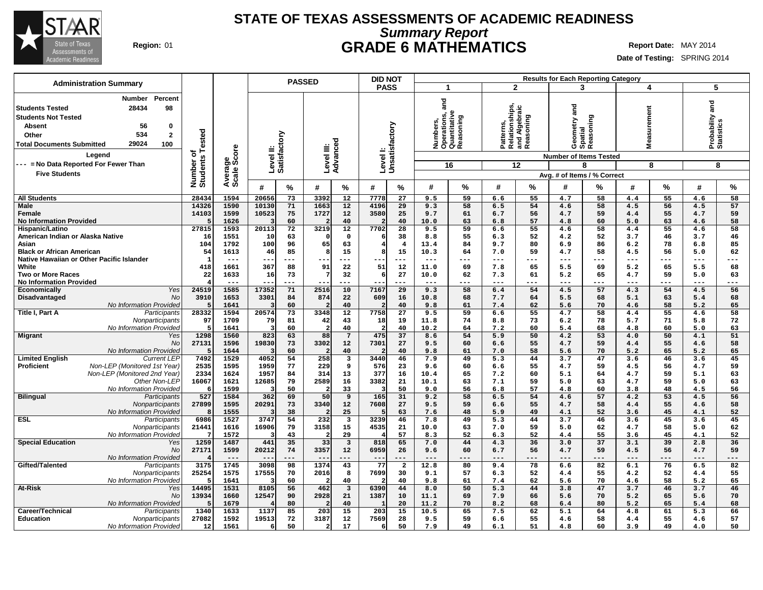# STATE OF TEXAS ASSESSMENTS OF ACADEMIC READINESS

## *Summary Report*

## GRADE 6 MATHEMATICS

**Region:** 01

**Report Date:** MAY 2014

**Date of Testing:** SPRING 2014

### Administration Summary

| | Number | Percent |
|---|---|---|
| Students Tested | 28434 | 98 |
| Students Not Tested | | |
| Absent | 56 | 0 |
| Other | 534 | 2 |
| Total Documents Submitted | 29024 | 100 |

**Legend**

--- = No Data Reported For Fewer Than Five Students

| | | Number of Students Tested | Average Scale Score | PASSED | | | | DID NOT PASS | | Results for Each Reporting Category | | | | | | | | | |
|---|---|---|---|---|---|---|---|---|---|---|---|---|---|---|---|---|---|---|---|
| | | | | Level II: Satisfactory | | Level III: Advanced | | Level I: Unsatisfactory | | 1 Numbers, Operations, and Quantitative Reasoning (16 items) | | 2 Patterns, Relationships, and Algebraic Reasoning (12 items) | | 3 Geometry and Spatial Reasoning (8 items) | | 4 Measurement (8 items) | | 5 Probability and Statistics (8 items) | |
| | | | | # | % | # | % | # | % | # | % | # | % | # | % | # | % | # | % |
| All Students | | 28434 | 1594 | 20656 | 73 | 3392 | 12 | 7778 | 27 | 9.5 | 59 | 6.6 | 55 | 4.7 | 58 | 4.4 | 55 | 4.6 | 58 |
| Male | | 14326 | 1590 | 10130 | 71 | 1663 | 12 | 4196 | 29 | 9.3 | 58 | 6.5 | 54 | 4.6 | 58 | 4.5 | 56 | 4.5 | 57 |
| Female | | 14103 | 1599 | 10523 | 75 | 1727 | 12 | 3580 | 25 | 9.7 | 61 | 6.7 | 56 | 4.7 | 59 | 4.4 | 55 | 4.7 | 59 |
| No Information Provided | | 5 | 1626 | 3 | 60 | 2 | 40 | 2 | 40 | 10.0 | 63 | 6.8 | 57 | 4.8 | 60 | 5.0 | 63 | 4.6 | 58 |
| Hispanic/Latino | | 27815 | 1593 | 20113 | 72 | 3219 | 12 | 7702 | 28 | 9.5 | 59 | 6.6 | 55 | 4.6 | 58 | 4.4 | 55 | 4.6 | 58 |
| American Indian or Alaska Native | | 16 | 1551 | 10 | 63 | 0 | 0 | 6 | 38 | 8.8 | 55 | 6.3 | 52 | 4.2 | 52 | 3.7 | 46 | 3.7 | 46 |
| Asian | | 104 | 1792 | 100 | 96 | 65 | 63 | 4 | 4 | 13.4 | 84 | 9.7 | 80 | 6.9 | 86 | 6.2 | 78 | 6.8 | 85 |
| Black or African American | | 54 | 1613 | 46 | 85 | 8 | 15 | 8 | 15 | 10.3 | 64 | 7.0 | 59 | 4.7 | 58 | 4.5 | 56 | 5.0 | 62 |
| Native Hawaiian or Other Pacific Islander | | 1 | --- | --- | --- | --- | --- | --- | --- | --- | --- | --- | --- | --- | --- | --- | --- | --- | --- |
| White | | 418 | 1661 | 367 | 88 | 91 | 22 | 51 | 12 | 11.0 | 69 | 7.8 | 65 | 5.5 | 69 | 5.2 | 65 | 5.5 | 68 |
| Two or More Races | | 22 | 1633 | 16 | 73 | 7 | 32 | 6 | 27 | 10.0 | 62 | 7.3 | 61 | 5.2 | 65 | 4.7 | 59 | 5.0 | 63 |
| No Information Provided | | 4 | --- | --- | --- | --- | --- | --- | --- | --- | --- | --- | --- | --- | --- | --- | --- | --- | --- |
| Economically Disadvantaged | *Yes* | 24519 | 1585 | 17352 | 71 | 2516 | 10 | 7167 | 29 | 9.3 | 58 | 6.4 | 54 | 4.5 | 57 | 4.3 | 54 | 4.5 | 56 |
| | *No* | 3910 | 1653 | 3301 | 84 | 874 | 22 | 609 | 16 | 10.8 | 68 | 7.7 | 64 | 5.5 | 68 | 5.1 | 63 | 5.4 | 68 |
| | *No Information Provided* | 5 | 1641 | 3 | 60 | 2 | 40 | 2 | 40 | 9.8 | 61 | 7.4 | 62 | 5.6 | 70 | 4.6 | 58 | 5.2 | 65 |
| Title I, Part A | *Participants* | 28332 | 1594 | 20574 | 73 | 3348 | 12 | 7758 | 27 | 9.5 | 59 | 6.6 | 55 | 4.7 | 58 | 4.4 | 55 | 4.6 | 58 |
| | *Nonparticipants* | 97 | 1709 | 79 | 81 | 42 | 43 | 18 | 19 | 11.8 | 74 | 8.8 | 73 | 6.2 | 78 | 5.7 | 71 | 5.8 | 72 |
| | *No Information Provided* | 5 | 1641 | 3 | 60 | 2 | 40 | 2 | 40 | 10.2 | 64 | 7.2 | 60 | 5.4 | 68 | 4.8 | 60 | 5.0 | 63 |
| Migrant | *Yes* | 1298 | 1560 | 823 | 63 | 88 | 7 | 475 | 37 | 8.6 | 54 | 5.9 | 50 | 4.2 | 53 | 4.0 | 50 | 4.1 | 51 |
| | *No* | 27131 | 1596 | 19830 | 73 | 3302 | 12 | 7301 | 27 | 9.5 | 60 | 6.6 | 55 | 4.7 | 59 | 4.4 | 55 | 4.6 | 58 |
| | *No Information Provided* | 5 | 1644 | 3 | 60 | 2 | 40 | 2 | 40 | 9.8 | 61 | 7.0 | 58 | 5.6 | 70 | 5.2 | 65 | 5.2 | 65 |
| Limited English Proficient | *Current LEP* | 7492 | 1529 | 4052 | 54 | 258 | 3 | 3440 | 46 | 7.9 | 49 | 5.3 | 44 | 3.7 | 47 | 3.6 | 46 | 3.6 | 45 |
| | *Non-LEP (Monitored 1st Year)* | 2535 | 1595 | 1959 | 77 | 229 | 9 | 576 | 23 | 9.6 | 60 | 6.6 | 55 | 4.7 | 59 | 4.5 | 56 | 4.7 | 59 |
| | *Non-LEP (Monitored 2nd Year)* | 2334 | 1624 | 1957 | 84 | 314 | 13 | 377 | 16 | 10.4 | 65 | 7.2 | 60 | 5.1 | 64 | 4.7 | 59 | 5.1 | 63 |
| | *Other Non-LEP* | 16067 | 1621 | 12685 | 79 | 2589 | 16 | 3382 | 21 | 10.1 | 63 | 7.1 | 59 | 5.0 | 63 | 4.7 | 59 | 5.0 | 63 |
| | *No Information Provided* | 6 | 1599 | 3 | 50 | 2 | 33 | 3 | 50 | 9.0 | 56 | 6.8 | 57 | 4.8 | 60 | 3.8 | 48 | 4.5 | 56 |
| Bilingual | *Participants* | 527 | 1584 | 362 | 69 | 50 | 9 | 165 | 31 | 9.2 | 58 | 6.5 | 54 | 4.6 | 57 | 4.2 | 53 | 4.5 | 56 |
| | *Nonparticipants* | 27899 | 1595 | 20291 | 73 | 3340 | 12 | 7608 | 27 | 9.5 | 59 | 6.6 | 55 | 4.7 | 58 | 4.4 | 55 | 4.6 | 58 |
| | *No Information Provided* | 8 | 1555 | 3 | 38 | 2 | 25 | 5 | 63 | 7.6 | 48 | 5.9 | 49 | 4.1 | 52 | 3.6 | 45 | 4.1 | 52 |
| ESL | *Participants* | 6986 | 1527 | 3747 | 54 | 232 | 3 | 3239 | 46 | 7.8 | 49 | 5.3 | 44 | 3.7 | 46 | 3.6 | 45 | 3.6 | 45 |
| | *Nonparticipants* | 21441 | 1616 | 16906 | 79 | 3158 | 15 | 4535 | 21 | 10.0 | 63 | 7.0 | 59 | 5.0 | 62 | 4.7 | 58 | 5.0 | 62 |
| | *No Information Provided* | 7 | 1572 | 3 | 43 | 2 | 29 | 4 | 57 | 8.3 | 52 | 6.3 | 52 | 4.4 | 55 | 3.6 | 45 | 4.1 | 52 |
| Special Education | *Yes* | 1259 | 1487 | 441 | 35 | 33 | 3 | 818 | 65 | 7.0 | 44 | 4.3 | 36 | 3.0 | 37 | 3.1 | 39 | 2.8 | 36 |
| | *No* | 27171 | 1599 | 20212 | 74 | 3357 | 12 | 6959 | 26 | 9.6 | 60 | 6.7 | 56 | 4.7 | 59 | 4.5 | 56 | 4.7 | 59 |
| | *No Information Provided* | 4 | --- | --- | --- | --- | --- | --- | --- | --- | --- | --- | --- | --- | --- | --- | --- | --- | --- |
| Gifted/Talented | *Participants* | 3175 | 1745 | 3098 | 98 | 1374 | 43 | 77 | 2 | 12.8 | 80 | 9.4 | 78 | 6.6 | 82 | 6.1 | 76 | 6.5 | 82 |
| | *Nonparticipants* | 25254 | 1575 | 17555 | 70 | 2016 | 8 | 7699 | 30 | 9.1 | 57 | 6.3 | 52 | 4.4 | 55 | 4.2 | 52 | 4.4 | 55 |
| | *No Information Provided* | 5 | 1641 | 3 | 60 | 2 | 40 | 2 | 40 | 9.8 | 61 | 7.4 | 62 | 5.6 | 70 | 4.6 | 58 | 5.2 | 65 |
| At-Risk | *Yes* | 14495 | 1531 | 8105 | 56 | 462 | 3 | 6390 | 44 | 8.0 | 50 | 5.3 | 44 | 3.8 | 47 | 3.7 | 46 | 3.7 | 46 |
| | *No* | 13934 | 1660 | 12547 | 90 | 2928 | 21 | 1387 | 10 | 11.1 | 69 | 7.9 | 66 | 5.6 | 70 | 5.2 | 65 | 5.6 | 70 |
| | *No Information Provided* | 5 | 1679 | 4 | 80 | 2 | 40 | 1 | 20 | 11.2 | 70 | 8.2 | 68 | 6.4 | 80 | 5.2 | 65 | 5.4 | 68 |
| Career/Technical Education | *Participants* | 1340 | 1633 | 1137 | 85 | 203 | 15 | 203 | 15 | 10.5 | 65 | 7.5 | 62 | 5.1 | 64 | 4.8 | 61 | 5.3 | 66 |
| | *Nonparticipants* | 27082 | 1592 | 19513 | 72 | 3187 | 12 | 7569 | 28 | 9.5 | 59 | 6.6 | 55 | 4.6 | 58 | 4.4 | 55 | 4.6 | 57 |
| | *No Information Provided* | 12 | 1561 | 6 | 50 | 2 | 17 | 6 | 50 | 7.9 | 49 | 6.1 | 51 | 4.8 | 60 | 3.9 | 49 | 4.0 | 50 |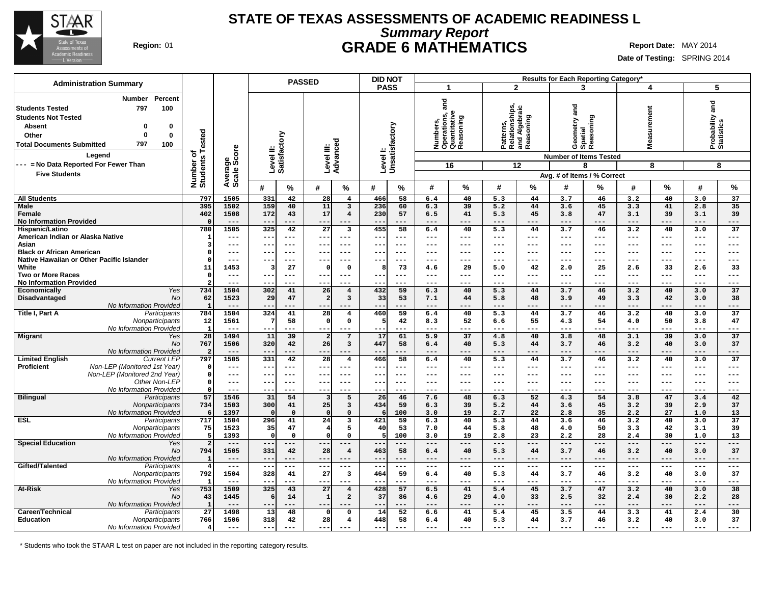# STATE OF TEXAS ASSESSMENTS OF ACADEMIC READINESS L

## *Summary Report*

## GRADE 6 MATHEMATICS

**Region:** 01

**Report Date:** MAY 2014

**Date of Testing:** SPRING 2014

**Administration Summary**

| | Number | Percent |
|---|---|---|
| Students Tested | 797 | 100 |
| Students Not Tested | | |
| Absent | 0 | 0 |
| Other | 0 | 0 |
| Total Documents Submitted | 797 | 100 |

**Legend**

--- = No Data Reported For Fewer Than Five Students

| | | Number of Students Tested | Average Scale Score | PASSED: Level II: Satisfactory # | % | PASSED: Level III: Advanced # | % | DID NOT PASS: Level I: Unsatisfactory # | % | 1 Numbers, Operations, and Quantitative Reasoning (16 items) # | % | 2 Patterns, Relationships, and Algebraic Reasoning (12 items) # | % | 3 Geometry and Spatial Reasoning (8 items) # | % | 4 Measurement (8 items) # | % | 5 Probability and Statistics (8 items) # | % |
|---|---|---|---|---|---|---|---|---|---|---|---|---|---|---|---|---|---|---|---|
| All Students | | 797 | 1505 | 331 | 42 | 28 | 4 | 466 | 58 | 6.4 | 40 | 5.3 | 44 | 3.7 | 46 | 3.2 | 40 | 3.0 | 37 |
| Male | | 395 | 1502 | 159 | 40 | 11 | 3 | 236 | 60 | 6.3 | 39 | 5.2 | 44 | 3.6 | 45 | 3.3 | 41 | 2.8 | 35 |
| Female | | 402 | 1508 | 172 | 43 | 17 | 4 | 230 | 57 | 6.5 | 41 | 5.3 | 45 | 3.8 | 47 | 3.1 | 39 | 3.1 | 39 |
| No Information Provided | | 0 | --- | --- | --- | --- | --- | --- | --- | --- | --- | --- | --- | --- | --- | --- | --- | --- | --- |
| Hispanic/Latino | | 780 | 1505 | 325 | 42 | 27 | 3 | 455 | 58 | 6.4 | 40 | 5.3 | 44 | 3.7 | 46 | 3.2 | 40 | 3.0 | 37 |
| American Indian or Alaska Native | | 1 | --- | --- | --- | --- | --- | --- | --- | --- | --- | --- | --- | --- | --- | --- | --- | --- | --- |
| Asian | | 3 | --- | --- | --- | --- | --- | --- | --- | --- | --- | --- | --- | --- | --- | --- | --- | --- | --- |
| Black or African American | | 0 | --- | --- | --- | --- | --- | --- | --- | --- | --- | --- | --- | --- | --- | --- | --- | --- | --- |
| Native Hawaiian or Other Pacific Islander | | 0 | --- | --- | --- | --- | --- | --- | --- | --- | --- | --- | --- | --- | --- | --- | --- | --- | --- |
| White | | 11 | 1453 | 3 | 27 | 0 | 0 | 8 | 73 | 4.6 | 29 | 5.0 | 42 | 2.0 | 25 | 2.6 | 33 | 2.6 | 33 |
| Two or More Races | | 0 | --- | --- | --- | --- | --- | --- | --- | --- | --- | --- | --- | --- | --- | --- | --- | --- | --- |
| No Information Provided | | 2 | --- | --- | --- | --- | --- | --- | --- | --- | --- | --- | --- | --- | --- | --- | --- | --- | --- |
| Economically Disadvantaged | *Yes* | 734 | 1504 | 302 | 41 | 26 | 4 | 432 | 59 | 6.3 | 40 | 5.3 | 44 | 3.7 | 46 | 3.2 | 40 | 3.0 | 37 |
| | *No* | 62 | 1523 | 29 | 47 | 2 | 3 | 33 | 53 | 7.1 | 44 | 5.8 | 48 | 3.9 | 49 | 3.3 | 42 | 3.0 | 38 |
| | *No Information Provided* | 1 | --- | --- | --- | --- | --- | --- | --- | --- | --- | --- | --- | --- | --- | --- | --- | --- | --- |
| Title I, Part A | *Participants* | 784 | 1504 | 324 | 41 | 28 | 4 | 460 | 59 | 6.4 | 40 | 5.3 | 44 | 3.7 | 46 | 3.2 | 40 | 3.0 | 37 |
| | *Nonparticipants* | 12 | 1561 | 7 | 58 | 0 | 0 | 5 | 42 | 8.3 | 52 | 6.6 | 55 | 4.3 | 54 | 4.0 | 50 | 3.8 | 47 |
| | *No Information Provided* | 1 | --- | --- | --- | --- | --- | --- | --- | --- | --- | --- | --- | --- | --- | --- | --- | --- | --- |
| Migrant | *Yes* | 28 | 1494 | 11 | 39 | 2 | 7 | 17 | 61 | 5.9 | 37 | 4.8 | 40 | 3.8 | 48 | 3.1 | 39 | 3.0 | 37 |
| | *No* | 767 | 1506 | 320 | 42 | 26 | 3 | 447 | 58 | 6.4 | 40 | 5.3 | 44 | 3.7 | 46 | 3.2 | 40 | 3.0 | 37 |
| | *No Information Provided* | 2 | --- | --- | --- | --- | --- | --- | --- | --- | --- | --- | --- | --- | --- | --- | --- | --- | --- |
| Limited English Proficient | *Current LEP* | 797 | 1505 | 331 | 42 | 28 | 4 | 466 | 58 | 6.4 | 40 | 5.3 | 44 | 3.7 | 46 | 3.2 | 40 | 3.0 | 37 |
| | *Non-LEP (Monitored 1st Year)* | 0 | --- | --- | --- | --- | --- | --- | --- | --- | --- | --- | --- | --- | --- | --- | --- | --- | --- |
| | *Non-LEP (Monitored 2nd Year)* | 0 | --- | --- | --- | --- | --- | --- | --- | --- | --- | --- | --- | --- | --- | --- | --- | --- | --- |
| | *Other Non-LEP* | 0 | --- | --- | --- | --- | --- | --- | --- | --- | --- | --- | --- | --- | --- | --- | --- | --- | --- |
| | *No Information Provided* | 0 | --- | --- | --- | --- | --- | --- | --- | --- | --- | --- | --- | --- | --- | --- | --- | --- | --- |
| Bilingual | *Participants* | 57 | 1546 | 31 | 54 | 3 | 5 | 26 | 46 | 7.6 | 48 | 6.3 | 52 | 4.3 | 54 | 3.8 | 47 | 3.4 | 42 |
| | *Nonparticipants* | 734 | 1503 | 300 | 41 | 25 | 3 | 434 | 59 | 6.3 | 39 | 5.2 | 44 | 3.6 | 45 | 3.2 | 39 | 2.9 | 37 |
| | *No Information Provided* | 6 | 1397 | 0 | 0 | 0 | 0 | 6 | 100 | 3.0 | 19 | 2.7 | 22 | 2.8 | 35 | 2.2 | 27 | 1.0 | 13 |
| ESL | *Participants* | 717 | 1504 | 296 | 41 | 24 | 3 | 421 | 59 | 6.3 | 40 | 5.3 | 44 | 3.6 | 46 | 3.2 | 40 | 3.0 | 37 |
| | *Nonparticipants* | 75 | 1523 | 35 | 47 | 4 | 5 | 40 | 53 | 7.0 | 44 | 5.8 | 48 | 4.0 | 50 | 3.3 | 42 | 3.1 | 39 |
| | *No Information Provided* | 5 | 1393 | 0 | 0 | 0 | 0 | 5 | 100 | 3.0 | 19 | 2.8 | 23 | 2.2 | 28 | 2.4 | 30 | 1.0 | 13 |
| Special Education | *Yes* | 2 | --- | --- | --- | --- | --- | --- | --- | --- | --- | --- | --- | --- | --- | --- | --- | --- | --- |
| | *No* | 794 | 1505 | 331 | 42 | 28 | 4 | 463 | 58 | 6.4 | 40 | 5.3 | 44 | 3.7 | 46 | 3.2 | 40 | 3.0 | 37 |
| | *No Information Provided* | 1 | --- | --- | --- | --- | --- | --- | --- | --- | --- | --- | --- | --- | --- | --- | --- | --- | --- |
| Gifted/Talented | *Participants* | 4 | --- | --- | --- | --- | --- | --- | --- | --- | --- | --- | --- | --- | --- | --- | --- | --- | --- |
| | *Nonparticipants* | 792 | 1504 | 328 | 41 | 27 | 3 | 464 | 59 | 6.4 | 40 | 5.3 | 44 | 3.7 | 46 | 3.2 | 40 | 3.0 | 37 |
| | *No Information Provided* | 1 | --- | --- | --- | --- | --- | --- | --- | --- | --- | --- | --- | --- | --- | --- | --- | --- | --- |
| At-Risk | *Yes* | 753 | 1509 | 325 | 43 | 27 | 4 | 428 | 57 | 6.5 | 41 | 5.4 | 45 | 3.7 | 47 | 3.2 | 40 | 3.0 | 38 |
| | *No* | 43 | 1445 | 6 | 14 | 1 | 2 | 37 | 86 | 4.6 | 29 | 4.0 | 33 | 2.5 | 32 | 2.4 | 30 | 2.2 | 28 |
| | *No Information Provided* | 1 | --- | --- | --- | --- | --- | --- | --- | --- | --- | --- | --- | --- | --- | --- | --- | --- | --- |
| Career/Technical Education | *Participants* | 27 | 1498 | 13 | 48 | 0 | 0 | 14 | 52 | 6.6 | 41 | 5.4 | 45 | 3.5 | 44 | 3.3 | 41 | 2.4 | 30 |
| | *Nonparticipants* | 766 | 1506 | 318 | 42 | 28 | 4 | 448 | 58 | 6.4 | 40 | 5.3 | 44 | 3.7 | 46 | 3.2 | 40 | 3.0 | 37 |
| | *No Information Provided* | 4 | --- | --- | --- | --- | --- | --- | --- | --- | --- | --- | --- | --- | --- | --- | --- | --- | --- |

Results for Each Reporting Category*: Number of Items Tested; Avg. # of Items / % Correct

\* Students who took the STAAR L test on paper are not included in the reporting category results.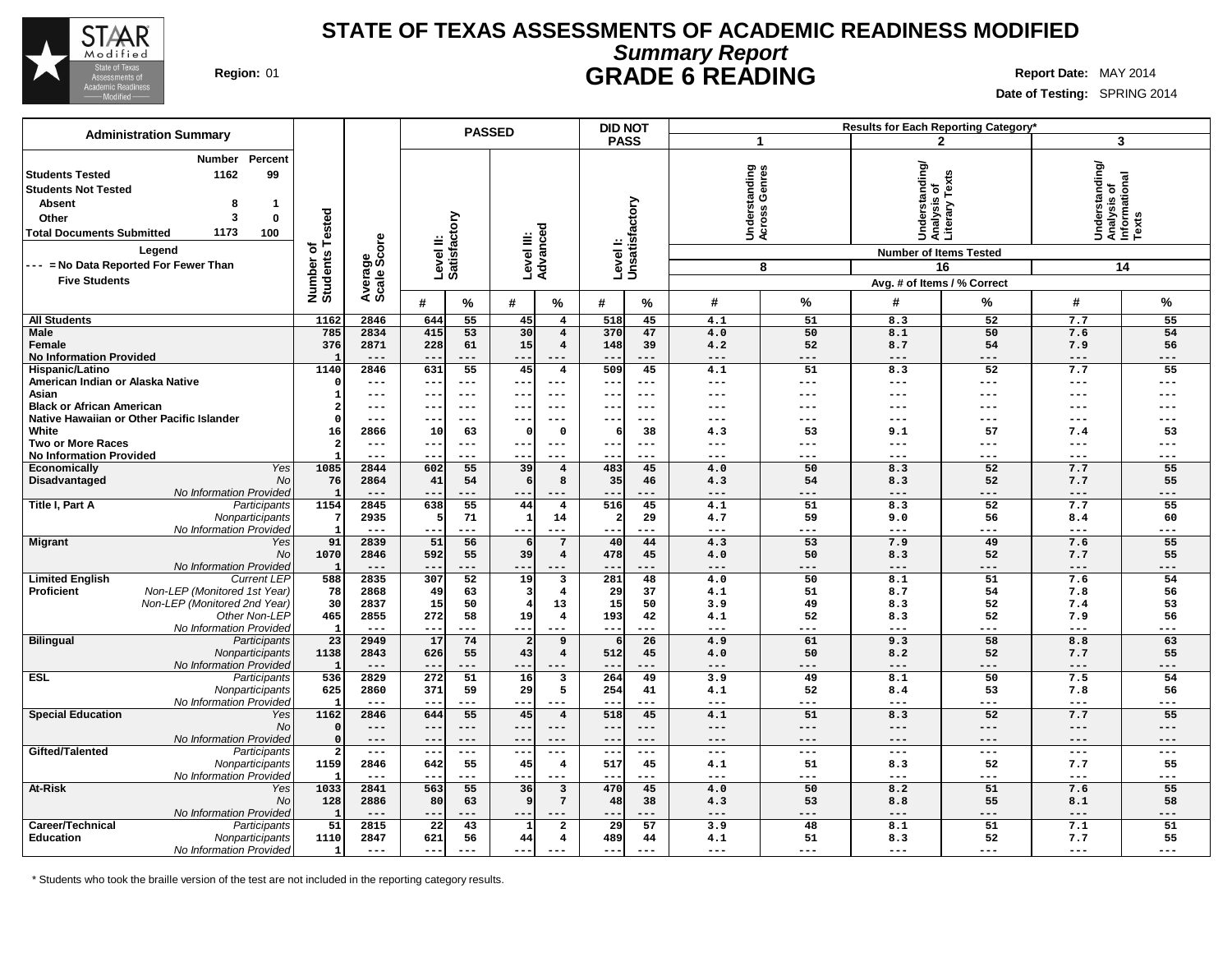# STATE OF TEXAS ASSESSMENTS OF ACADEMIC READINESS MODIFIED

## *Summary Report*

## GRADE 6 READING

**Region:** 01

**Report Date:** MAY 2014

**Date of Testing:** SPRING 2014

### Administration Summary

| | Number | Percent |
|---|---|---|
| Students Tested | 1162 | 99 |
| Students Not Tested | | |
| Absent | 8 | 1 |
| Other | 3 | 0 |
| Total Documents Submitted | 1173 | 100 |

**Legend**

--- = No Data Reported For Fewer Than Five Students

| | | Number of Students Tested | Average Scale Score | PASSED: Level II: Satisfactory # | PASSED: Level II: Satisfactory % | PASSED: Level III: Advanced # | PASSED: Level III: Advanced % | DID NOT PASS: Level I: Unsatisfactory # | DID NOT PASS: Level I: Unsatisfactory % | 1 Understanding Across Genres (8 items) # | 1 Understanding Across Genres (8 items) % | 2 Understanding/ Analysis of Literary Texts (16 items) # | 2 Understanding/ Analysis of Literary Texts (16 items) % | 3 Understanding/ Analysis of Informational Texts (14 items) # | 3 Understanding/ Analysis of Informational Texts (14 items) % |
|---|---|---|---|---|---|---|---|---|---|---|---|---|---|---|---|
| All Students | | 1162 | 2846 | 644 | 55 | 45 | 4 | 518 | 45 | 4.1 | 51 | 8.3 | 52 | 7.7 | 55 |
| Male | | 785 | 2834 | 415 | 53 | 30 | 4 | 370 | 47 | 4.0 | 50 | 8.1 | 50 | 7.6 | 54 |
| Female | | 376 | 2871 | 228 | 61 | 15 | 4 | 148 | 39 | 4.2 | 52 | 8.7 | 54 | 7.9 | 56 |
| No Information Provided | | 1 | --- | --- | --- | --- | --- | --- | --- | --- | --- | --- | --- | --- | --- |
| Hispanic/Latino | | 1140 | 2846 | 631 | 55 | 45 | 4 | 509 | 45 | 4.1 | 51 | 8.3 | 52 | 7.7 | 55 |
| American Indian or Alaska Native | | 0 | --- | --- | --- | --- | --- | --- | --- | --- | --- | --- | --- | --- | --- |
| Asian | | 1 | --- | --- | --- | --- | --- | --- | --- | --- | --- | --- | --- | --- | --- |
| Black or African American | | 2 | --- | --- | --- | --- | --- | --- | --- | --- | --- | --- | --- | --- | --- |
| Native Hawaiian or Other Pacific Islander | | 0 | --- | --- | --- | --- | --- | --- | --- | --- | --- | --- | --- | --- | --- |
| White | | 16 | 2866 | 10 | 63 | 0 | 0 | 6 | 38 | 4.3 | 53 | 9.1 | 57 | 7.4 | 53 |
| Two or More Races | | 2 | --- | --- | --- | --- | --- | --- | --- | --- | --- | --- | --- | --- | --- |
| No Information Provided | | 1 | --- | --- | --- | --- | --- | --- | --- | --- | --- | --- | --- | --- | --- |
| Economically Disadvantaged | *Yes* | 1085 | 2844 | 602 | 55 | 39 | 4 | 483 | 45 | 4.0 | 50 | 8.3 | 52 | 7.7 | 55 |
| | *No* | 76 | 2864 | 41 | 54 | 6 | 8 | 35 | 46 | 4.3 | 54 | 8.3 | 52 | 7.7 | 55 |
| | *No Information Provided* | 1 | --- | --- | --- | --- | --- | --- | --- | --- | --- | --- | --- | --- | --- |
| Title I, Part A | *Participants* | 1154 | 2845 | 638 | 55 | 44 | 4 | 516 | 45 | 4.1 | 51 | 8.3 | 52 | 7.7 | 55 |
| | *Nonparticipants* | 7 | 2935 | 5 | 71 | 1 | 14 | 2 | 29 | 4.7 | 59 | 9.0 | 56 | 8.4 | 60 |
| | *No Information Provided* | 1 | --- | --- | --- | --- | --- | --- | --- | --- | --- | --- | --- | --- | --- |
| Migrant | *Yes* | 91 | 2839 | 51 | 56 | 6 | 7 | 40 | 44 | 4.3 | 53 | 7.9 | 49 | 7.6 | 55 |
| | *No* | 1070 | 2846 | 592 | 55 | 39 | 4 | 478 | 45 | 4.0 | 50 | 8.3 | 52 | 7.7 | 55 |
| | *No Information Provided* | 1 | --- | --- | --- | --- | --- | --- | --- | --- | --- | --- | --- | --- | --- |
| Limited English Proficient | *Current LEP* | 588 | 2835 | 307 | 52 | 19 | 3 | 281 | 48 | 4.0 | 50 | 8.1 | 51 | 7.6 | 54 |
| | *Non-LEP (Monitored 1st Year)* | 78 | 2868 | 49 | 63 | 3 | 4 | 29 | 37 | 4.1 | 51 | 8.7 | 54 | 7.8 | 56 |
| | *Non-LEP (Monitored 2nd Year)* | 30 | 2837 | 15 | 50 | 4 | 13 | 15 | 50 | 3.9 | 49 | 8.3 | 52 | 7.4 | 53 |
| | *Other Non-LEP* | 465 | 2855 | 272 | 58 | 19 | 4 | 193 | 42 | 4.1 | 52 | 8.3 | 52 | 7.9 | 56 |
| | *No Information Provided* | 1 | --- | --- | --- | --- | --- | --- | --- | --- | --- | --- | --- | --- | --- |
| Bilingual | *Participants* | 23 | 2949 | 17 | 74 | 2 | 9 | 6 | 26 | 4.9 | 61 | 9.3 | 58 | 8.8 | 63 |
| | *Nonparticipants* | 1138 | 2843 | 626 | 55 | 43 | 4 | 512 | 45 | 4.0 | 50 | 8.2 | 52 | 7.7 | 55 |
| | *No Information Provided* | 1 | --- | --- | --- | --- | --- | --- | --- | --- | --- | --- | --- | --- | --- |
| ESL | *Participants* | 536 | 2829 | 272 | 51 | 16 | 3 | 264 | 49 | 3.9 | 49 | 8.1 | 50 | 7.5 | 54 |
| | *Nonparticipants* | 625 | 2860 | 371 | 59 | 29 | 5 | 254 | 41 | 4.1 | 52 | 8.4 | 53 | 7.8 | 56 |
| | *No Information Provided* | 1 | --- | --- | --- | --- | --- | --- | --- | --- | --- | --- | --- | --- | --- |
| Special Education | *Yes* | 1162 | 2846 | 644 | 55 | 45 | 4 | 518 | 45 | 4.1 | 51 | 8.3 | 52 | 7.7 | 55 |
| | *No* | 0 | --- | --- | --- | --- | --- | --- | --- | --- | --- | --- | --- | --- | --- |
| | *No Information Provided* | 0 | --- | --- | --- | --- | --- | --- | --- | --- | --- | --- | --- | --- | --- |
| Gifted/Talented | *Participants* | 2 | --- | --- | --- | --- | --- | --- | --- | --- | --- | --- | --- | --- | --- |
| | *Nonparticipants* | 1159 | 2846 | 642 | 55 | 45 | 4 | 517 | 45 | 4.1 | 51 | 8.3 | 52 | 7.7 | 55 |
| | *No Information Provided* | 1 | --- | --- | --- | --- | --- | --- | --- | --- | --- | --- | --- | --- | --- |
| At-Risk | *Yes* | 1033 | 2841 | 563 | 55 | 36 | 3 | 470 | 45 | 4.0 | 50 | 8.2 | 51 | 7.6 | 55 |
| | *No* | 128 | 2886 | 80 | 63 | 9 | 7 | 48 | 38 | 4.3 | 53 | 8.8 | 55 | 8.1 | 58 |
| | *No Information Provided* | 1 | --- | --- | --- | --- | --- | --- | --- | --- | --- | --- | --- | --- | --- |
| Career/Technical Education | *Participants* | 51 | 2815 | 22 | 43 | 1 | 2 | 29 | 57 | 3.9 | 48 | 8.1 | 51 | 7.1 | 51 |
| | *Nonparticipants* | 1110 | 2847 | 621 | 56 | 44 | 4 | 489 | 44 | 4.1 | 51 | 8.3 | 52 | 7.7 | 55 |
| | *No Information Provided* | 1 | --- | --- | --- | --- | --- | --- | --- | --- | --- | --- | --- | --- | --- |

Results for Each Reporting Category*: # = Avg. # of Items, % = % Correct

\* Students who took the braille version of the test are not included in the reporting category results.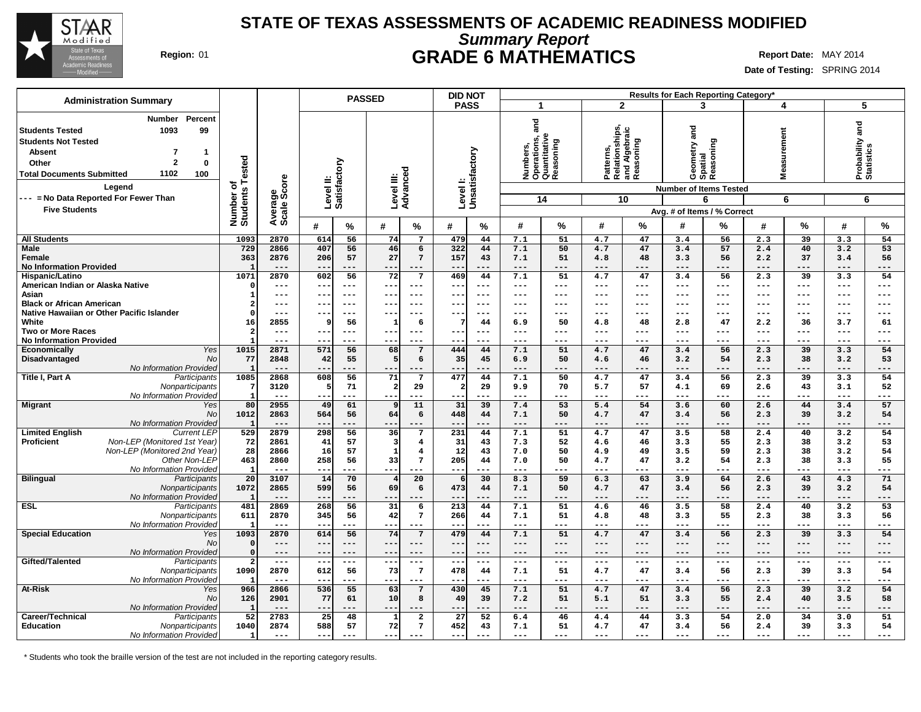# STATE OF TEXAS ASSESSMENTS OF ACADEMIC READINESS MODIFIED

## *Summary Report*

## GRADE 6 MATHEMATICS

**Region:** 01

**Report Date:** MAY 2014

**Date of Testing:** SPRING 2014

### Administration Summary

| | Number | Percent |
|---|---|---|
| Students Tested | 1093 | 99 |
| Students Not Tested | | |
| Absent | 7 | 1 |
| Other | 2 | 0 |
| Total Documents Submitted | 1102 | 100 |

Legend

--- = No Data Reported For Fewer Than Five Students

| | | Number of Students Tested | Average Scale Score | PASSED | | | | DID NOT PASS | | Results for Each Reporting Category* | | | | | | | | | |
|---|---|---|---|---|---|---|---|---|---|---|---|---|---|---|---|---|---|---|---|
| | | | | Level II: Satisfactory | | Level III: Advanced | | Level I: Unsatisfactory | | 1 Numbers, Operations, and Quantitative Reasoning (14 items) | | 2 Patterns, Relationships, and Algebraic Reasoning (10 items) | | 3 Geometry and Spatial Reasoning (6 items) | | 4 Measurement (6 items) | | 5 Probability and Statistics (6 items) | |
| | | | | # | % | # | % | # | % | # | % | # | % | # | % | # | % | # | % |
| All Students | | 1093 | 2870 | 614 | 56 | 74 | 7 | 479 | 44 | 7.1 | 51 | 4.7 | 47 | 3.4 | 56 | 2.3 | 39 | 3.3 | 54 |
| Male | | 729 | 2866 | 407 | 56 | 46 | 6 | 322 | 44 | 7.1 | 50 | 4.7 | 47 | 3.4 | 57 | 2.4 | 40 | 3.2 | 53 |
| Female | | 363 | 2876 | 206 | 57 | 27 | 7 | 157 | 43 | 7.1 | 51 | 4.8 | 48 | 3.3 | 56 | 2.2 | 37 | 3.4 | 56 |
| No Information Provided | | 1 | --- | --- | --- | --- | --- | --- | --- | --- | --- | --- | --- | --- | --- | --- | --- | --- | --- |
| Hispanic/Latino | | 1071 | 2870 | 602 | 56 | 72 | 7 | 469 | 44 | 7.1 | 51 | 4.7 | 47 | 3.4 | 56 | 2.3 | 39 | 3.3 | 54 |
| American Indian or Alaska Native | | 0 | --- | --- | --- | --- | --- | --- | --- | --- | --- | --- | --- | --- | --- | --- | --- | --- | --- |
| Asian | | 1 | --- | --- | --- | --- | --- | --- | --- | --- | --- | --- | --- | --- | --- | --- | --- | --- | --- |
| Black or African American | | 2 | --- | --- | --- | --- | --- | --- | --- | --- | --- | --- | --- | --- | --- | --- | --- | --- | --- |
| Native Hawaiian or Other Pacific Islander | | 0 | --- | --- | --- | --- | --- | --- | --- | --- | --- | --- | --- | --- | --- | --- | --- | --- | --- |
| White | | 16 | 2855 | 9 | 56 | 1 | 6 | 7 | 44 | 6.9 | 50 | 4.8 | 48 | 2.8 | 47 | 2.2 | 36 | 3.7 | 61 |
| Two or More Races | | 2 | --- | --- | --- | --- | --- | --- | --- | --- | --- | --- | --- | --- | --- | --- | --- | --- | --- |
| No Information Provided | | 1 | --- | --- | --- | --- | --- | --- | --- | --- | --- | --- | --- | --- | --- | --- | --- | --- | --- |
| Economically Disadvantaged | *Yes* | 1015 | 2871 | 571 | 56 | 68 | 7 | 444 | 44 | 7.1 | 51 | 4.7 | 47 | 3.4 | 56 | 2.3 | 39 | 3.3 | 54 |
| | *No* | 77 | 2848 | 42 | 55 | 5 | 6 | 35 | 45 | 6.9 | 50 | 4.6 | 46 | 3.2 | 54 | 2.3 | 38 | 3.2 | 53 |
| | *No Information Provided* | 1 | --- | --- | --- | --- | --- | --- | --- | --- | --- | --- | --- | --- | --- | --- | --- | --- | --- |
| Title I, Part A | *Participants* | 1085 | 2868 | 608 | 56 | 71 | 7 | 477 | 44 | 7.1 | 50 | 4.7 | 47 | 3.4 | 56 | 2.3 | 39 | 3.3 | 54 |
| | *Nonparticipants* | 7 | 3120 | 5 | 71 | 2 | 29 | 2 | 29 | 9.9 | 70 | 5.7 | 57 | 4.1 | 69 | 2.6 | 43 | 3.1 | 52 |
| | *No Information Provided* | 1 | --- | --- | --- | --- | --- | --- | --- | --- | --- | --- | --- | --- | --- | --- | --- | --- | --- |
| Migrant | *Yes* | 80 | 2955 | 49 | 61 | 9 | 11 | 31 | 39 | 7.4 | 53 | 5.4 | 54 | 3.6 | 60 | 2.6 | 44 | 3.4 | 57 |
| | *No* | 1012 | 2863 | 564 | 56 | 64 | 6 | 448 | 44 | 7.1 | 50 | 4.7 | 47 | 3.4 | 56 | 2.3 | 39 | 3.2 | 54 |
| | *No Information Provided* | 1 | --- | --- | --- | --- | --- | --- | --- | --- | --- | --- | --- | --- | --- | --- | --- | --- | --- |
| Limited English Proficient | *Current LEP* | 529 | 2879 | 298 | 56 | 36 | 7 | 231 | 44 | 7.1 | 51 | 4.7 | 47 | 3.5 | 58 | 2.4 | 40 | 3.2 | 54 |
| | *Non-LEP (Monitored 1st Year)* | 72 | 2861 | 41 | 57 | 3 | 4 | 31 | 43 | 7.3 | 52 | 4.6 | 46 | 3.3 | 55 | 2.3 | 38 | 3.2 | 53 |
| | *Non-LEP (Monitored 2nd Year)* | 28 | 2866 | 16 | 57 | 1 | 4 | 12 | 43 | 7.0 | 50 | 4.9 | 49 | 3.5 | 59 | 2.3 | 38 | 3.2 | 54 |
| | *Other Non-LEP* | 463 | 2860 | 258 | 56 | 33 | 7 | 205 | 44 | 7.0 | 50 | 4.7 | 47 | 3.2 | 54 | 2.3 | 38 | 3.3 | 55 |
| | *No Information Provided* | 1 | --- | --- | --- | --- | --- | --- | --- | --- | --- | --- | --- | --- | --- | --- | --- | --- | --- |
| Bilingual | *Participants* | 20 | 3107 | 14 | 70 | 4 | 20 | 6 | 30 | 8.3 | 59 | 6.3 | 63 | 3.9 | 64 | 2.6 | 43 | 4.3 | 71 |
| | *Nonparticipants* | 1072 | 2865 | 599 | 56 | 69 | 6 | 473 | 44 | 7.1 | 50 | 4.7 | 47 | 3.4 | 56 | 2.3 | 39 | 3.2 | 54 |
| | *No Information Provided* | 1 | --- | --- | --- | --- | --- | --- | --- | --- | --- | --- | --- | --- | --- | --- | --- | --- | --- |
| ESL | *Participants* | 481 | 2869 | 268 | 56 | 31 | 6 | 213 | 44 | 7.1 | 51 | 4.6 | 46 | 3.5 | 58 | 2.4 | 40 | 3.2 | 53 |
| | *Nonparticipants* | 611 | 2870 | 345 | 56 | 42 | 7 | 266 | 44 | 7.1 | 51 | 4.8 | 48 | 3.3 | 55 | 2.3 | 38 | 3.3 | 56 |
| | *No Information Provided* | 1 | --- | --- | --- | --- | --- | --- | --- | --- | --- | --- | --- | --- | --- | --- | --- | --- | --- |
| Special Education | *Yes* | 1093 | 2870 | 614 | 56 | 74 | 7 | 479 | 44 | 7.1 | 51 | 4.7 | 47 | 3.4 | 56 | 2.3 | 39 | 3.3 | 54 |
| | *No* | 0 | --- | --- | --- | --- | --- | --- | --- | --- | --- | --- | --- | --- | --- | --- | --- | --- | --- |
| | *No Information Provided* | 0 | --- | --- | --- | --- | --- | --- | --- | --- | --- | --- | --- | --- | --- | --- | --- | --- | --- |
| Gifted/Talented | *Participants* | 2 | --- | --- | --- | --- | --- | --- | --- | --- | --- | --- | --- | --- | --- | --- | --- | --- | --- |
| | *Nonparticipants* | 1090 | 2870 | 612 | 56 | 73 | 7 | 478 | 44 | 7.1 | 51 | 4.7 | 47 | 3.4 | 56 | 2.3 | 39 | 3.3 | 54 |
| | *No Information Provided* | 1 | --- | --- | --- | --- | --- | --- | --- | --- | --- | --- | --- | --- | --- | --- | --- | --- | --- |
| At-Risk | *Yes* | 966 | 2866 | 536 | 55 | 63 | 7 | 430 | 45 | 7.1 | 51 | 4.7 | 47 | 3.4 | 56 | 2.3 | 39 | 3.2 | 54 |
| | *No* | 126 | 2901 | 77 | 61 | 10 | 8 | 49 | 39 | 7.2 | 51 | 5.1 | 51 | 3.3 | 55 | 2.4 | 40 | 3.5 | 58 |
| | *No Information Provided* | 1 | --- | --- | --- | --- | --- | --- | --- | --- | --- | --- | --- | --- | --- | --- | --- | --- | --- |
| Career/Technical Education | *Participants* | 52 | 2783 | 25 | 48 | 1 | 2 | 27 | 52 | 6.4 | 46 | 4.4 | 44 | 3.3 | 54 | 2.0 | 34 | 3.0 | 51 |
| | *Nonparticipants* | 1040 | 2874 | 588 | 57 | 72 | 7 | 452 | 43 | 7.1 | 51 | 4.7 | 47 | 3.4 | 56 | 2.4 | 39 | 3.3 | 54 |
| | *No Information Provided* | 1 | --- | --- | --- | --- | --- | --- | --- | --- | --- | --- | --- | --- | --- | --- | --- | --- | --- |

Reporting category columns show Avg. # of Items / % Correct.

* Students who took the braille version of the test are not included in the reporting category results.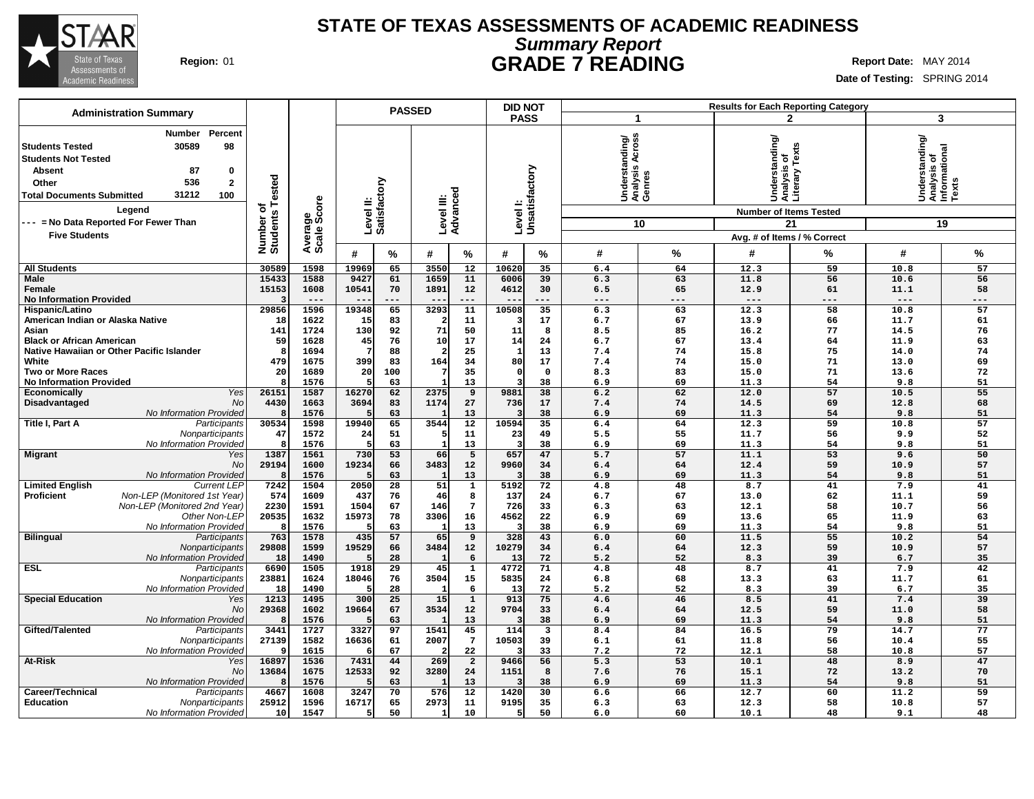# STATE OF TEXAS ASSESSMENTS OF ACADEMIC READINESS
## *Summary Report*
## GRADE 7 READING

**Region:** 01

**Report Date:** MAY 2014
**Date of Testing:** SPRING 2014

**Administration Summary**

| | Number | Percent |
|---|---|---|
| **Students Tested** | 30589 | 98 |
| **Students Not Tested** | | |
| Absent | 87 | 0 |
| Other | 536 | 2 |
| **Total Documents Submitted** | 31212 | 100 |

**Legend**
--- = No Data Reported For Fewer Than Five Students

Results for Each Reporting Category: 1 = Understanding/Analysis Across Genres (Number of Items Tested: 10); 2 = Understanding/Analysis of Literary Texts (Number of Items Tested: 21); 3 = Understanding/Analysis of Informational Texts (Number of Items Tested: 19). Avg. # of Items / % Correct.

| Group | | Number of Students Tested | Average Scale Score | PASSED Level II: Satisfactory # | Level II: Satisfactory % | PASSED Level III: Advanced # | Level III: Advanced % | DID NOT PASS Level I: Unsatisfactory # | Level I: Unsatisfactory % | Cat. 1 # | Cat. 1 % | Cat. 2 # | Cat. 2 % | Cat. 3 # | Cat. 3 % |
|---|---|---|---|---|---|---|---|---|---|---|---|---|---|---|---|
| **All Students** | | 30589 | 1598 | 19969 | 65 | 3550 | 12 | 10620 | 35 | 6.4 | 64 | 12.3 | 59 | 10.8 | 57 |
| **Male** | | 15433 | 1588 | 9427 | 61 | 1659 | 11 | 6006 | 39 | 6.3 | 63 | 11.8 | 56 | 10.6 | 56 |
| **Female** | | 15153 | 1608 | 10541 | 70 | 1891 | 12 | 4612 | 30 | 6.5 | 65 | 12.9 | 61 | 11.1 | 58 |
| **No Information Provided** | | 3 | --- | --- | --- | --- | --- | --- | --- | --- | --- | --- | --- | --- | --- |
| **Hispanic/Latino** | | 29856 | 1596 | 19348 | 65 | 3293 | 11 | 10508 | 35 | 6.3 | 63 | 12.3 | 58 | 10.8 | 57 |
| **American Indian or Alaska Native** | | 18 | 1622 | 15 | 83 | 2 | 11 | 3 | 17 | 6.7 | 67 | 13.9 | 66 | 11.7 | 61 |
| **Asian** | | 141 | 1724 | 130 | 92 | 71 | 50 | 11 | 8 | 8.5 | 85 | 16.2 | 77 | 14.5 | 76 |
| **Black or African American** | | 59 | 1628 | 45 | 76 | 10 | 17 | 14 | 24 | 6.7 | 67 | 13.4 | 64 | 11.9 | 63 |
| **Native Hawaiian or Other Pacific Islander** | | 8 | 1694 | 7 | 88 | 2 | 25 | 1 | 13 | 7.4 | 74 | 15.8 | 75 | 14.0 | 74 |
| **White** | | 479 | 1675 | 399 | 83 | 164 | 34 | 80 | 17 | 7.4 | 74 | 15.0 | 71 | 13.0 | 69 |
| **Two or More Races** | | 20 | 1689 | 20 | 100 | 7 | 35 | 0 | 0 | 8.3 | 83 | 15.0 | 71 | 13.6 | 72 |
| **No Information Provided** | | 8 | 1576 | 5 | 63 | 1 | 13 | 3 | 38 | 6.9 | 69 | 11.3 | 54 | 9.8 | 51 |
| **Economically Disadvantaged** | *Yes* | 26151 | 1587 | 16270 | 62 | 2375 | 9 | 9881 | 38 | 6.2 | 62 | 12.0 | 57 | 10.5 | 55 |
| | *No* | 4430 | 1663 | 3694 | 83 | 1174 | 27 | 736 | 17 | 7.4 | 74 | 14.5 | 69 | 12.8 | 68 |
| | *No Information Provided* | 8 | 1576 | 5 | 63 | 1 | 13 | 3 | 38 | 6.9 | 69 | 11.3 | 54 | 9.8 | 51 |
| **Title I, Part A** | *Participants* | 30534 | 1598 | 19940 | 65 | 3544 | 12 | 10594 | 35 | 6.4 | 64 | 12.3 | 59 | 10.8 | 57 |
| | *Nonparticipants* | 47 | 1572 | 24 | 51 | 5 | 11 | 23 | 49 | 5.5 | 55 | 11.7 | 56 | 9.9 | 52 |
| | *No Information Provided* | 8 | 1576 | 5 | 63 | 1 | 13 | 3 | 38 | 6.9 | 69 | 11.3 | 54 | 9.8 | 51 |
| **Migrant** | *Yes* | 1387 | 1561 | 730 | 53 | 66 | 5 | 657 | 47 | 5.7 | 57 | 11.1 | 53 | 9.6 | 50 |
| | *No* | 29194 | 1600 | 19234 | 66 | 3483 | 12 | 9960 | 34 | 6.4 | 64 | 12.4 | 59 | 10.9 | 57 |
| | *No Information Provided* | 8 | 1576 | 5 | 63 | 1 | 13 | 3 | 38 | 6.9 | 69 | 11.3 | 54 | 9.8 | 51 |
| **Limited English Proficient** | *Current LEP* | 7242 | 1504 | 2050 | 28 | 51 | 1 | 5192 | 72 | 4.8 | 48 | 8.7 | 41 | 7.9 | 41 |
| | *Non-LEP (Monitored 1st Year)* | 574 | 1609 | 437 | 76 | 46 | 8 | 137 | 24 | 6.7 | 67 | 13.0 | 62 | 11.1 | 59 |
| | *Non-LEP (Monitored 2nd Year)* | 2230 | 1591 | 1504 | 67 | 146 | 7 | 726 | 33 | 6.3 | 63 | 12.1 | 58 | 10.7 | 56 |
| | *Other Non-LEP* | 20535 | 1632 | 15973 | 78 | 3306 | 16 | 4562 | 22 | 6.9 | 69 | 13.6 | 65 | 11.9 | 63 |
| | *No Information Provided* | 8 | 1576 | 5 | 63 | 1 | 13 | 3 | 38 | 6.9 | 69 | 11.3 | 54 | 9.8 | 51 |
| **Bilingual** | *Participants* | 763 | 1578 | 435 | 57 | 65 | 9 | 328 | 43 | 6.0 | 60 | 11.5 | 55 | 10.2 | 54 |
| | *Nonparticipants* | 29808 | 1599 | 19529 | 66 | 3484 | 12 | 10279 | 34 | 6.4 | 64 | 12.3 | 59 | 10.9 | 57 |
| | *No Information Provided* | 18 | 1490 | 5 | 28 | 1 | 6 | 13 | 72 | 5.2 | 52 | 8.3 | 39 | 6.7 | 35 |
| **ESL** | *Participants* | 6690 | 1505 | 1918 | 29 | 45 | 1 | 4772 | 71 | 4.8 | 48 | 8.7 | 41 | 7.9 | 42 |
| | *Nonparticipants* | 23881 | 1624 | 18046 | 76 | 3504 | 15 | 5835 | 24 | 6.8 | 68 | 13.3 | 63 | 11.7 | 61 |
| | *No Information Provided* | 18 | 1490 | 5 | 28 | 1 | 6 | 13 | 72 | 5.2 | 52 | 8.3 | 39 | 6.7 | 35 |
| **Special Education** | *Yes* | 1213 | 1495 | 300 | 25 | 15 | 1 | 913 | 75 | 4.6 | 46 | 8.5 | 41 | 7.4 | 39 |
| | *No* | 29368 | 1602 | 19664 | 67 | 3534 | 12 | 9704 | 33 | 6.4 | 64 | 12.5 | 59 | 11.0 | 58 |
| | *No Information Provided* | 8 | 1576 | 5 | 63 | 1 | 13 | 3 | 38 | 6.9 | 69 | 11.3 | 54 | 9.8 | 51 |
| **Gifted/Talented** | *Participants* | 3441 | 1727 | 3327 | 97 | 1541 | 45 | 114 | 3 | 8.4 | 84 | 16.5 | 79 | 14.7 | 77 |
| | *Nonparticipants* | 27139 | 1582 | 16636 | 61 | 2007 | 7 | 10503 | 39 | 6.1 | 61 | 11.8 | 56 | 10.4 | 55 |
| | *No Information Provided* | 9 | 1615 | 6 | 67 | 2 | 22 | 3 | 33 | 7.2 | 72 | 12.1 | 58 | 10.8 | 57 |
| **At-Risk** | *Yes* | 16897 | 1536 | 7431 | 44 | 269 | 2 | 9466 | 56 | 5.3 | 53 | 10.1 | 48 | 8.9 | 47 |
| | *No* | 13684 | 1675 | 12533 | 92 | 3280 | 24 | 1151 | 8 | 7.6 | 76 | 15.1 | 72 | 13.2 | 70 |
| | *No Information Provided* | 8 | 1576 | 5 | 63 | 1 | 13 | 3 | 38 | 6.9 | 69 | 11.3 | 54 | 9.8 | 51 |
| **Career/Technical Education** | *Participants* | 4667 | 1608 | 3247 | 70 | 576 | 12 | 1420 | 30 | 6.6 | 66 | 12.7 | 60 | 11.2 | 59 |
| | *Nonparticipants* | 25912 | 1596 | 16717 | 65 | 2973 | 11 | 9195 | 35 | 6.3 | 63 | 12.3 | 58 | 10.8 | 57 |
| | *No Information Provided* | 10 | 1547 | 5 | 50 | 1 | 10 | 5 | 50 | 6.0 | 60 | 10.1 | 48 | 9.1 | 48 |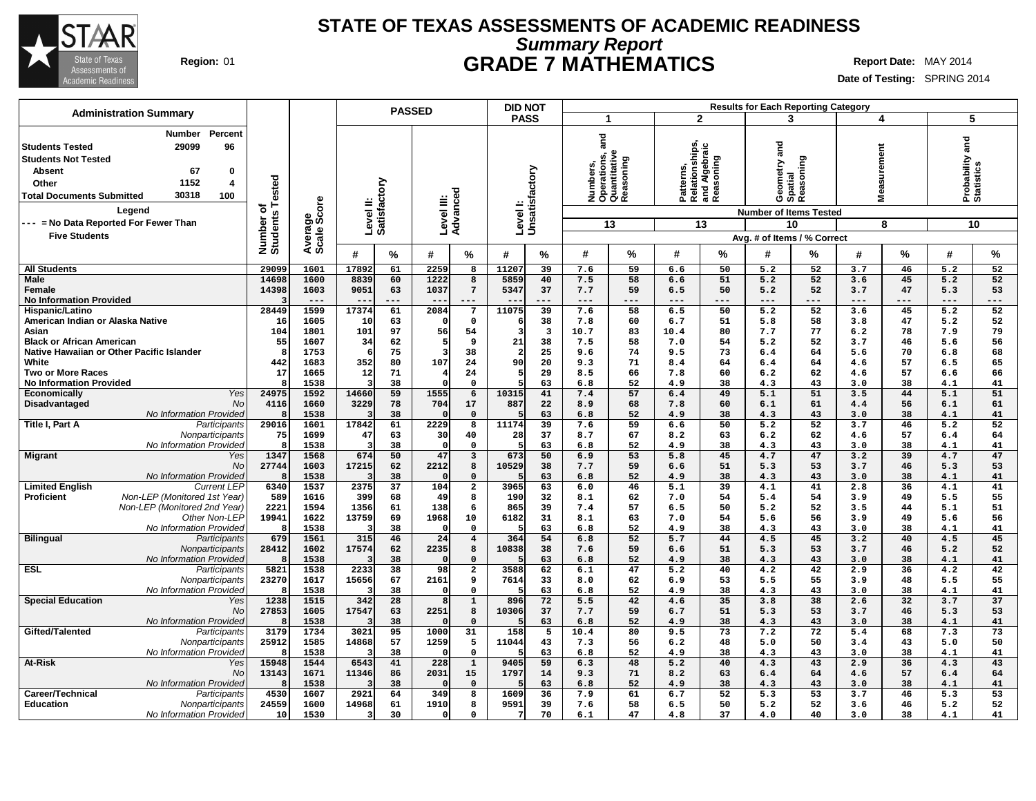# STATE OF TEXAS ASSESSMENTS OF ACADEMIC READINESS

## *Summary Report*

## GRADE 7 MATHEMATICS

**Region:** 01

**Report Date:** MAY 2014

**Date of Testing:** SPRING 2014

**Administration Summary**

| | Number | Percent |
|---|---|---|
| Students Tested | 29099 | 96 |
| Students Not Tested | | |
| Absent | 67 | 0 |
| Other | 1152 | 4 |
| Total Documents Submitted | 30318 | 100 |

**Legend**

--- = No Data Reported For Fewer Than Five Students

Results for Each Reporting Category: 1 = Numbers, Operations, and Quantitative Reasoning (13 items); 2 = Patterns, Relationships, and Algebraic Reasoning (13 items); 3 = Geometry and Spatial Reasoning (10 items); 4 = Measurement (8 items); 5 = Probability and Statistics (10 items). Avg. # of Items / % Correct.

| Group | Subgroup | Number of Students Tested | Average Scale Score | Level II: Satisfactory # | Level II: Satisfactory % | Level III: Advanced # | Level III: Advanced % | Level I: Unsatisfactory # | Level I: Unsatisfactory % | Cat. 1 # | Cat. 1 % | Cat. 2 # | Cat. 2 % | Cat. 3 # | Cat. 3 % | Cat. 4 # | Cat. 4 % | Cat. 5 # | Cat. 5 % |
|---|---|---|---|---|---|---|---|---|---|---|---|---|---|---|---|---|---|---|---|
| All Students | | 29099 | 1601 | 17892 | 61 | 2259 | 8 | 11207 | 39 | 7.6 | 59 | 6.6 | 50 | 5.2 | 52 | 3.7 | 46 | 5.2 | 52 |
| Male | | 14698 | 1600 | 8839 | 60 | 1222 | 8 | 5859 | 40 | 7.5 | 58 | 6.6 | 51 | 5.2 | 52 | 3.6 | 45 | 5.2 | 52 |
| Female | | 14398 | 1603 | 9051 | 63 | 1037 | 7 | 5347 | 37 | 7.7 | 59 | 6.5 | 50 | 5.2 | 52 | 3.7 | 47 | 5.3 | 53 |
| No Information Provided | | 3 | --- | --- | --- | --- | --- | --- | --- | --- | --- | --- | --- | --- | --- | --- | --- | --- | --- |
| Hispanic/Latino | | 28449 | 1599 | 17374 | 61 | 2084 | 7 | 11075 | 39 | 7.6 | 58 | 6.5 | 50 | 5.2 | 52 | 3.6 | 45 | 5.2 | 52 |
| American Indian or Alaska Native | | 16 | 1605 | 10 | 63 | 0 | 0 | 6 | 38 | 7.8 | 60 | 6.7 | 51 | 5.8 | 58 | 3.8 | 47 | 5.2 | 52 |
| Asian | | 104 | 1801 | 101 | 97 | 56 | 54 | 3 | 3 | 10.7 | 83 | 10.4 | 80 | 7.7 | 77 | 6.2 | 78 | 7.9 | 79 |
| Black or African American | | 55 | 1607 | 34 | 62 | 5 | 9 | 21 | 38 | 7.5 | 58 | 7.0 | 54 | 5.2 | 52 | 3.7 | 46 | 5.6 | 56 |
| Native Hawaiian or Other Pacific Islander | | 8 | 1753 | 6 | 75 | 3 | 38 | 2 | 25 | 9.6 | 74 | 9.5 | 73 | 6.4 | 64 | 5.6 | 70 | 6.8 | 68 |
| White | | 442 | 1683 | 352 | 80 | 107 | 24 | 90 | 20 | 9.3 | 71 | 8.4 | 64 | 6.4 | 64 | 4.6 | 57 | 6.5 | 65 |
| Two or More Races | | 17 | 1665 | 12 | 71 | 4 | 24 | 5 | 29 | 8.5 | 66 | 7.8 | 60 | 6.2 | 62 | 4.6 | 57 | 6.6 | 66 |
| No Information Provided | | 8 | 1538 | 3 | 38 | 0 | 0 | 5 | 63 | 6.8 | 52 | 4.9 | 38 | 4.3 | 43 | 3.0 | 38 | 4.1 | 41 |
| Economically Disadvantaged | *Yes* | 24975 | 1592 | 14660 | 59 | 1555 | 6 | 10315 | 41 | 7.4 | 57 | 6.4 | 49 | 5.1 | 51 | 3.5 | 44 | 5.1 | 51 |
| | *No* | 4116 | 1660 | 3229 | 78 | 704 | 17 | 887 | 22 | 8.9 | 68 | 7.8 | 60 | 6.1 | 61 | 4.4 | 56 | 6.1 | 61 |
| | *No Information Provided* | 8 | 1538 | 3 | 38 | 0 | 0 | 5 | 63 | 6.8 | 52 | 4.9 | 38 | 4.3 | 43 | 3.0 | 38 | 4.1 | 41 |
| Title I, Part A | *Participants* | 29016 | 1601 | 17842 | 61 | 2229 | 8 | 11174 | 39 | 7.6 | 59 | 6.6 | 50 | 5.2 | 52 | 3.7 | 46 | 5.2 | 52 |
| | *Nonparticipants* | 75 | 1699 | 47 | 63 | 30 | 40 | 28 | 37 | 8.7 | 67 | 8.2 | 63 | 6.2 | 62 | 4.6 | 57 | 6.4 | 64 |
| | *No Information Provided* | 8 | 1538 | 3 | 38 | 0 | 0 | 5 | 63 | 6.8 | 52 | 4.9 | 38 | 4.3 | 43 | 3.0 | 38 | 4.1 | 41 |
| Migrant | *Yes* | 1347 | 1568 | 674 | 50 | 47 | 3 | 673 | 50 | 6.9 | 53 | 5.8 | 45 | 4.7 | 47 | 3.2 | 39 | 4.7 | 47 |
| | *No* | 27744 | 1603 | 17215 | 62 | 2212 | 8 | 10529 | 38 | 7.7 | 59 | 6.6 | 51 | 5.3 | 53 | 3.7 | 46 | 5.3 | 53 |
| | *No Information Provided* | 8 | 1538 | 3 | 38 | 0 | 0 | 5 | 63 | 6.8 | 52 | 4.9 | 38 | 4.3 | 43 | 3.0 | 38 | 4.1 | 41 |
| Limited English Proficient | *Current LEP* | 6340 | 1537 | 2375 | 37 | 104 | 2 | 3965 | 63 | 6.0 | 46 | 5.1 | 39 | 4.1 | 41 | 2.8 | 36 | 4.1 | 41 |
| | *Non-LEP (Monitored 1st Year)* | 589 | 1616 | 399 | 68 | 49 | 8 | 190 | 32 | 8.1 | 62 | 7.0 | 54 | 5.4 | 54 | 3.9 | 49 | 5.5 | 55 |
| | *Non-LEP (Monitored 2nd Year)* | 2221 | 1594 | 1356 | 61 | 138 | 6 | 865 | 39 | 7.4 | 57 | 6.5 | 50 | 5.2 | 52 | 3.5 | 44 | 5.1 | 51 |
| | *Other Non-LEP* | 19941 | 1622 | 13759 | 69 | 1968 | 10 | 6182 | 31 | 8.1 | 63 | 7.0 | 54 | 5.6 | 56 | 3.9 | 49 | 5.6 | 56 |
| | *No Information Provided* | 8 | 1538 | 3 | 38 | 0 | 0 | 5 | 63 | 6.8 | 52 | 4.9 | 38 | 4.3 | 43 | 3.0 | 38 | 4.1 | 41 |
| Bilingual | *Participants* | 679 | 1561 | 315 | 46 | 24 | 4 | 364 | 54 | 6.8 | 52 | 5.7 | 44 | 4.5 | 45 | 3.2 | 40 | 4.5 | 45 |
| | *Nonparticipants* | 28412 | 1602 | 17574 | 62 | 2235 | 8 | 10838 | 38 | 7.6 | 59 | 6.6 | 51 | 5.3 | 53 | 3.7 | 46 | 5.2 | 52 |
| | *No Information Provided* | 8 | 1538 | 3 | 38 | 0 | 0 | 5 | 63 | 6.8 | 52 | 4.9 | 38 | 4.3 | 43 | 3.0 | 38 | 4.1 | 41 |
| ESL | *Participants* | 5821 | 1538 | 2233 | 38 | 98 | 2 | 3588 | 62 | 6.1 | 47 | 5.2 | 40 | 4.2 | 42 | 2.9 | 36 | 4.2 | 42 |
| | *Nonparticipants* | 23270 | 1617 | 15656 | 67 | 2161 | 9 | 7614 | 33 | 8.0 | 62 | 6.9 | 53 | 5.5 | 55 | 3.9 | 48 | 5.5 | 55 |
| | *No Information Provided* | 8 | 1538 | 3 | 38 | 0 | 0 | 5 | 63 | 6.8 | 52 | 4.9 | 38 | 4.3 | 43 | 3.0 | 38 | 4.1 | 41 |
| Special Education | *Yes* | 1238 | 1515 | 342 | 28 | 8 | 1 | 896 | 72 | 5.5 | 42 | 4.6 | 35 | 3.8 | 38 | 2.6 | 32 | 3.7 | 37 |
| | *No* | 27853 | 1605 | 17547 | 63 | 2251 | 8 | 10306 | 37 | 7.7 | 59 | 6.7 | 51 | 5.3 | 53 | 3.7 | 46 | 5.3 | 53 |
| | *No Information Provided* | 8 | 1538 | 3 | 38 | 0 | 0 | 5 | 63 | 6.8 | 52 | 4.9 | 38 | 4.3 | 43 | 3.0 | 38 | 4.1 | 41 |
| Gifted/Talented | *Participants* | 3179 | 1734 | 3021 | 95 | 1000 | 31 | 158 | 5 | 10.4 | 80 | 9.5 | 73 | 7.2 | 72 | 5.4 | 68 | 7.3 | 73 |
| | *Nonparticipants* | 25912 | 1585 | 14868 | 57 | 1259 | 5 | 11044 | 43 | 7.3 | 56 | 6.2 | 48 | 5.0 | 50 | 3.4 | 43 | 5.0 | 50 |
| | *No Information Provided* | 8 | 1538 | 3 | 38 | 0 | 0 | 5 | 63 | 6.8 | 52 | 4.9 | 38 | 4.3 | 43 | 3.0 | 38 | 4.1 | 41 |
| At-Risk | *Yes* | 15948 | 1544 | 6543 | 41 | 228 | 1 | 9405 | 59 | 6.3 | 48 | 5.2 | 40 | 4.3 | 43 | 2.9 | 36 | 4.3 | 43 |
| | *No* | 13143 | 1671 | 11346 | 86 | 2031 | 15 | 1797 | 14 | 9.3 | 71 | 8.2 | 63 | 6.4 | 64 | 4.6 | 57 | 6.4 | 64 |
| | *No Information Provided* | 8 | 1538 | 3 | 38 | 0 | 0 | 5 | 63 | 6.8 | 52 | 4.9 | 38 | 4.3 | 43 | 3.0 | 38 | 4.1 | 41 |
| Career/Technical Education | *Participants* | 4530 | 1607 | 2921 | 64 | 349 | 8 | 1609 | 36 | 7.9 | 61 | 6.7 | 52 | 5.3 | 53 | 3.7 | 46 | 5.3 | 53 |
| | *Nonparticipants* | 24559 | 1600 | 14968 | 61 | 1910 | 8 | 9591 | 39 | 7.6 | 58 | 6.5 | 50 | 5.2 | 52 | 3.6 | 46 | 5.2 | 52 |
| | *No Information Provided* | 10 | 1530 | 3 | 30 | 0 | 0 | 7 | 70 | 6.1 | 47 | 4.8 | 37 | 4.0 | 40 | 3.0 | 38 | 4.1 | 41 |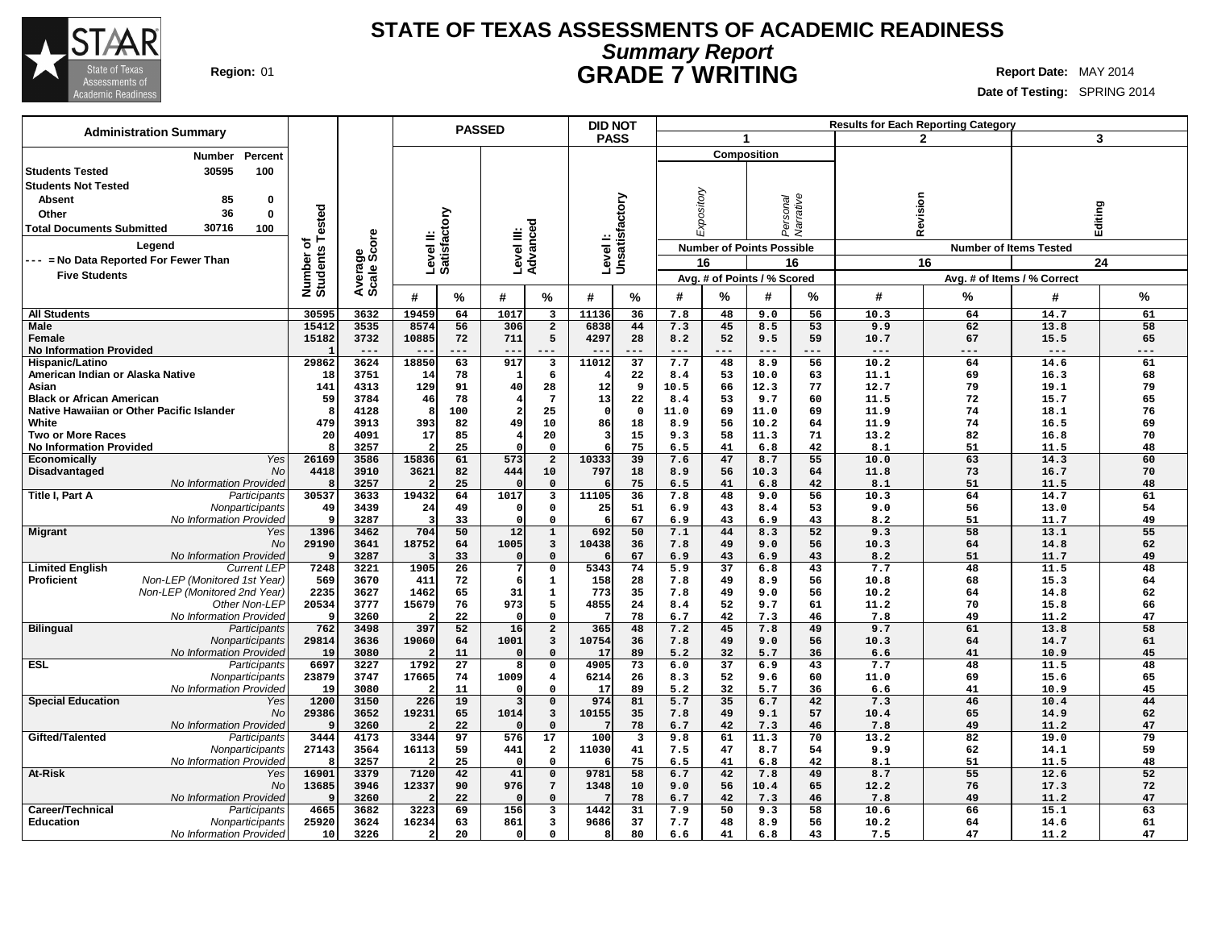# STATE OF TEXAS ASSESSMENTS OF ACADEMIC READINESS

## Summary Report

## GRADE 7 WRITING

**Region:** 01

**Report Date:** MAY 2014

**Date of Testing:** SPRING 2014

| Administration Summary | Number | Percent |
|---|---|---|
| Students Tested | 30595 | 100 |
| Students Not Tested | | |
| Absent | 85 | 0 |
| Other | 36 | 0 |
| Total Documents Submitted | 30716 | 100 |

**Legend**

--- = No Data Reported For Fewer Than Five Students

| | | Number of Students Tested | Average Scale Score | PASSED Level II: Satisfactory # | PASSED Level II: Satisfactory % | PASSED Level III: Advanced # | PASSED Level III: Advanced % | DID NOT PASS Level I: Unsatisfactory # | DID NOT PASS Level I: Unsatisfactory % | 1 Composition Expository (16 Points Possible) Avg. # | Expository % | Personal Narrative (16 Points Possible) Avg. # | Personal Narrative % | 2 Revision (16 Items Tested) Avg. # | Revision % | 3 Editing (24 Items Tested) Avg. # | Editing % |
|---|---|---|---|---|---|---|---|---|---|---|---|---|---|---|---|---|---|
| All Students | | 30595 | 3632 | 19459 | 64 | 1017 | 3 | 11136 | 36 | 7.8 | 48 | 9.0 | 56 | 10.3 | 64 | 14.7 | 61 |
| Male | | 15412 | 3535 | 8574 | 56 | 306 | 2 | 6838 | 44 | 7.3 | 45 | 8.5 | 53 | 9.9 | 62 | 13.8 | 58 |
| Female | | 15182 | 3732 | 10885 | 72 | 711 | 5 | 4297 | 28 | 8.2 | 52 | 9.5 | 59 | 10.7 | 67 | 15.5 | 65 |
| No Information Provided | | 1 | --- | --- | --- | --- | --- | --- | --- | --- | --- | --- | --- | --- | --- | --- | --- |
| Hispanic/Latino | | 29862 | 3624 | 18850 | 63 | 917 | 3 | 11012 | 37 | 7.7 | 48 | 8.9 | 56 | 10.2 | 64 | 14.6 | 61 |
| American Indian or Alaska Native | | 18 | 3751 | 14 | 78 | 1 | 6 | 4 | 22 | 8.4 | 53 | 10.0 | 63 | 11.1 | 69 | 16.3 | 68 |
| Asian | | 141 | 4313 | 129 | 91 | 40 | 28 | 12 | 9 | 10.5 | 66 | 12.3 | 77 | 12.7 | 79 | 19.1 | 79 |
| Black or African American | | 59 | 3784 | 46 | 78 | 4 | 7 | 13 | 22 | 8.4 | 53 | 9.7 | 60 | 11.5 | 72 | 15.7 | 65 |
| Native Hawaiian or Other Pacific Islander | | 8 | 4128 | 8 | 100 | 2 | 25 | 0 | 0 | 11.0 | 69 | 11.0 | 69 | 11.9 | 74 | 18.1 | 76 |
| White | | 479 | 3913 | 393 | 82 | 49 | 10 | 86 | 18 | 8.9 | 56 | 10.2 | 64 | 11.9 | 74 | 16.5 | 69 |
| Two or More Races | | 20 | 4091 | 17 | 85 | 4 | 20 | 3 | 15 | 9.3 | 58 | 11.3 | 71 | 13.2 | 82 | 16.8 | 70 |
| No Information Provided | | 8 | 3257 | 2 | 25 | 0 | 0 | 6 | 75 | 6.5 | 41 | 6.8 | 42 | 8.1 | 51 | 11.5 | 48 |
| Economically Disadvantaged | Yes | 26169 | 3586 | 15836 | 61 | 573 | 2 | 10333 | 39 | 7.6 | 47 | 8.7 | 55 | 10.0 | 63 | 14.3 | 60 |
| | No | 4418 | 3910 | 3621 | 82 | 444 | 10 | 797 | 18 | 8.9 | 56 | 10.3 | 64 | 11.8 | 73 | 16.7 | 70 |
| | No Information Provided | 8 | 3257 | 2 | 25 | 0 | 0 | 6 | 75 | 6.5 | 41 | 6.8 | 42 | 8.1 | 51 | 11.5 | 48 |
| Title I, Part A | Participants | 30537 | 3633 | 19432 | 64 | 1017 | 3 | 11105 | 36 | 7.8 | 48 | 9.0 | 56 | 10.3 | 64 | 14.7 | 61 |
| | Nonparticipants | 49 | 3439 | 24 | 49 | 0 | 0 | 25 | 51 | 6.9 | 43 | 8.4 | 53 | 9.0 | 56 | 13.0 | 54 |
| | No Information Provided | 9 | 3287 | 3 | 33 | 0 | 0 | 6 | 67 | 6.9 | 43 | 6.9 | 43 | 8.2 | 51 | 11.7 | 49 |
| Migrant | Yes | 1396 | 3462 | 704 | 50 | 12 | 1 | 692 | 50 | 7.1 | 44 | 8.3 | 52 | 9.3 | 58 | 13.1 | 55 |
| | No | 29190 | 3641 | 18752 | 64 | 1005 | 3 | 10438 | 36 | 7.8 | 49 | 9.0 | 56 | 10.3 | 64 | 14.8 | 62 |
| | No Information Provided | 9 | 3287 | 3 | 33 | 0 | 0 | 6 | 67 | 6.9 | 43 | 6.9 | 43 | 8.2 | 51 | 11.7 | 49 |
| Limited English Proficient | Current LEP | 7248 | 3221 | 1905 | 26 | 7 | 0 | 5343 | 74 | 5.9 | 37 | 6.8 | 43 | 7.7 | 48 | 11.5 | 48 |
| | Non-LEP (Monitored 1st Year) | 569 | 3670 | 411 | 72 | 6 | 1 | 158 | 28 | 7.8 | 49 | 8.9 | 56 | 10.8 | 68 | 15.3 | 64 |
| | Non-LEP (Monitored 2nd Year) | 2235 | 3627 | 1462 | 65 | 31 | 1 | 773 | 35 | 7.8 | 49 | 9.0 | 56 | 10.2 | 64 | 14.8 | 62 |
| | Other Non-LEP | 20534 | 3777 | 15679 | 76 | 973 | 5 | 4855 | 24 | 8.4 | 52 | 9.7 | 61 | 11.2 | 70 | 15.8 | 66 |
| | No Information Provided | 9 | 3260 | 2 | 22 | 0 | 0 | 7 | 78 | 6.7 | 42 | 7.3 | 46 | 7.8 | 49 | 11.2 | 47 |
| Bilingual | Participants | 762 | 3498 | 397 | 52 | 16 | 2 | 365 | 48 | 7.2 | 45 | 7.8 | 49 | 9.7 | 61 | 13.8 | 58 |
| | Nonparticipants | 29814 | 3636 | 19060 | 64 | 1001 | 3 | 10754 | 36 | 7.8 | 49 | 9.0 | 56 | 10.3 | 64 | 14.7 | 61 |
| | No Information Provided | 19 | 3080 | 2 | 11 | 0 | 0 | 17 | 89 | 5.2 | 32 | 5.7 | 36 | 6.6 | 41 | 10.9 | 45 |
| ESL | Participants | 6697 | 3227 | 1792 | 27 | 8 | 0 | 4905 | 73 | 6.0 | 37 | 6.9 | 43 | 7.7 | 48 | 11.5 | 48 |
| | Nonparticipants | 23879 | 3747 | 17665 | 74 | 1009 | 4 | 6214 | 26 | 8.3 | 52 | 9.6 | 60 | 11.0 | 69 | 15.6 | 65 |
| | No Information Provided | 19 | 3080 | 2 | 11 | 0 | 0 | 17 | 89 | 5.2 | 32 | 5.7 | 36 | 6.6 | 41 | 10.9 | 45 |
| Special Education | Yes | 1200 | 3150 | 226 | 19 | 3 | 0 | 974 | 81 | 5.7 | 35 | 6.7 | 42 | 7.3 | 46 | 10.4 | 44 |
| | No | 29386 | 3652 | 19231 | 65 | 1014 | 3 | 10155 | 35 | 7.8 | 49 | 9.1 | 57 | 10.4 | 65 | 14.9 | 62 |
| | No Information Provided | 9 | 3260 | 2 | 22 | 0 | 0 | 7 | 78 | 6.7 | 42 | 7.3 | 46 | 7.8 | 49 | 11.2 | 47 |
| Gifted/Talented | Participants | 3444 | 4173 | 3344 | 97 | 576 | 17 | 100 | 3 | 9.8 | 61 | 11.3 | 70 | 13.2 | 82 | 19.0 | 79 |
| | Nonparticipants | 27143 | 3564 | 16113 | 59 | 441 | 2 | 11030 | 41 | 7.5 | 47 | 8.7 | 54 | 9.9 | 62 | 14.1 | 59 |
| | No Information Provided | 8 | 3257 | 2 | 25 | 0 | 0 | 6 | 75 | 6.5 | 41 | 6.8 | 42 | 8.1 | 51 | 11.5 | 48 |
| At-Risk | Yes | 16901 | 3379 | 7120 | 42 | 41 | 0 | 9781 | 58 | 6.7 | 42 | 7.8 | 49 | 8.7 | 55 | 12.6 | 52 |
| | No | 13685 | 3946 | 12337 | 90 | 976 | 7 | 1348 | 10 | 9.0 | 56 | 10.4 | 65 | 12.2 | 76 | 17.3 | 72 |
| | No Information Provided | 9 | 3260 | 2 | 22 | 0 | 0 | 7 | 78 | 6.7 | 42 | 7.3 | 46 | 7.8 | 49 | 11.2 | 47 |
| Career/Technical Education | Participants | 4665 | 3682 | 3223 | 69 | 156 | 3 | 1442 | 31 | 7.9 | 50 | 9.3 | 58 | 10.6 | 66 | 15.1 | 63 |
| | Nonparticipants | 25920 | 3624 | 16234 | 63 | 861 | 3 | 9686 | 37 | 7.7 | 48 | 8.9 | 56 | 10.2 | 64 | 14.6 | 61 |
| | No Information Provided | 10 | 3226 | 2 | 20 | 0 | 0 | 8 | 80 | 6.6 | 41 | 6.8 | 43 | 7.5 | 47 | 11.2 | 47 |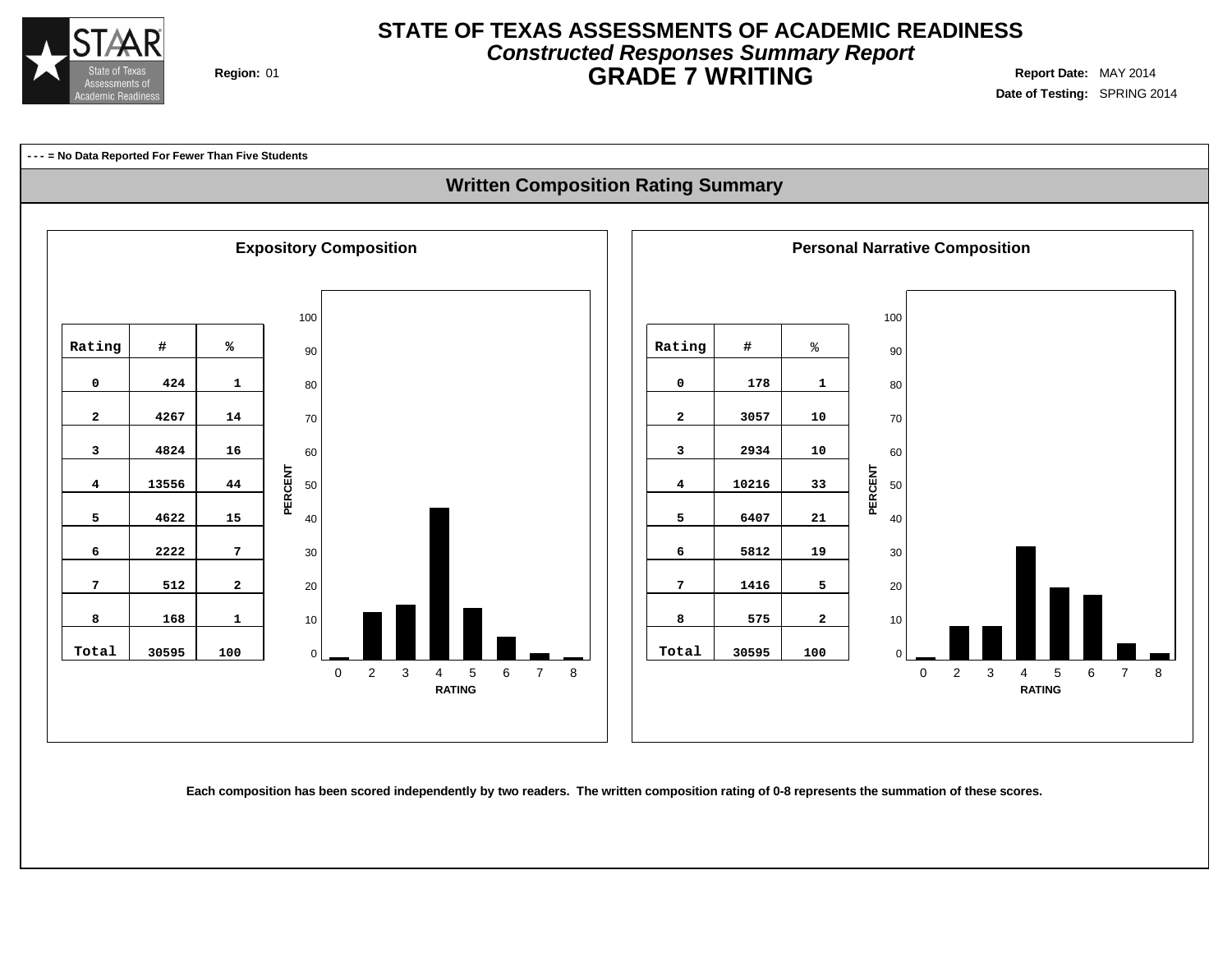# STATE OF TEXAS ASSESSMENTS OF ACADEMIC READINESS

## *Constructed Responses Summary Report*

## GRADE 7 WRITING

**Region:** 01

**Report Date:** MAY 2014

**Date of Testing:** SPRING 2014

**- - - = No Data Reported For Fewer Than Five Students**

## Written Composition Rating Summary

### Expository Composition

| Rating | # | % |
|---|---|---|
| 0 | 424 | 1 |
| 2 | 4267 | 14 |
| 3 | 4824 | 16 |
| 4 | 13556 | 44 |
| 5 | 4622 | 15 |
| 6 | 2222 | 7 |
| 7 | 512 | 2 |
| 8 | 168 | 1 |
| Total | 30595 | 100 |

### Personal Narrative Composition

| Rating | # | % |
|---|---|---|
| 0 | 178 | 1 |
| 2 | 3057 | 10 |
| 3 | 2934 | 10 |
| 4 | 10216 | 33 |
| 5 | 6407 | 21 |
| 6 | 5812 | 19 |
| 7 | 1416 | 5 |
| 8 | 575 | 2 |
| Total | 30595 | 100 |

**Each composition has been scored independently by two readers. The written composition rating of 0-8 represents the summation of these scores.**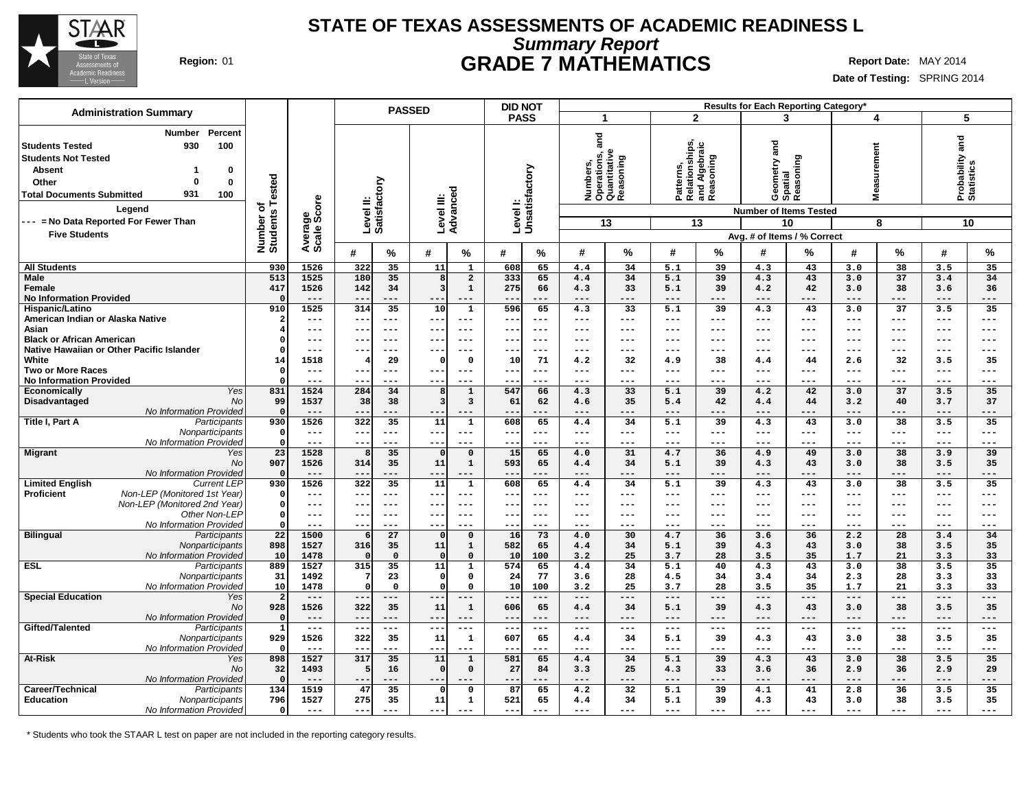# STATE OF TEXAS ASSESSMENTS OF ACADEMIC READINESS L

## *Summary Report*

## GRADE 7 MATHEMATICS

**Region:** 01

**Report Date:** MAY 2014

**Date of Testing:** SPRING 2014

### Administration Summary

| | Number | Percent |
|---|---|---|
| **Students Tested** | 930 | 100 |
| **Students Not Tested** | | |
| Absent | 1 | 0 |
| Other | 0 | 0 |
| **Total Documents Submitted** | 931 | 100 |

**Legend**

--- = No Data Reported For Fewer Than Five Students

| Group | | Number of Students Tested | Average Scale Score | PASSED Level II: Satisfactory # | Level II: Satisfactory % | PASSED Level III: Advanced # | Level III: Advanced % | DID NOT PASS Level I: Unsatisfactory # | Level I: Unsatisfactory % | 1 Numbers, Operations, and Quantitative Reasoning (13 items) # | 1 % | 2 Patterns, Relationships, and Algebraic Reasoning (13 items) # | 2 % | 3 Geometry and Spatial Reasoning (10 items) # | 3 % | 4 Measurement (8 items) # | 4 % | 5 Probability and Statistics (10 items) # | 5 % |
|---|---|---|---|---|---|---|---|---|---|---|---|---|---|---|---|---|---|---|---|
| All Students | | 930 | 1526 | 322 | 35 | 11 | 1 | 608 | 65 | 4.4 | 34 | 5.1 | 39 | 4.3 | 43 | 3.0 | 38 | 3.5 | 35 |
| Male | | 513 | 1525 | 180 | 35 | 8 | 2 | 333 | 65 | 4.4 | 34 | 5.1 | 39 | 4.3 | 43 | 3.0 | 37 | 3.4 | 34 |
| Female | | 417 | 1526 | 142 | 34 | 3 | 1 | 275 | 66 | 4.3 | 33 | 5.1 | 39 | 4.2 | 42 | 3.0 | 38 | 3.6 | 36 |
| No Information Provided | | 0 | --- | --- | --- | --- | --- | --- | --- | --- | --- | --- | --- | --- | --- | --- | --- | --- | --- |
| Hispanic/Latino | | 910 | 1525 | 314 | 35 | 10 | 1 | 596 | 65 | 4.3 | 33 | 5.1 | 39 | 4.3 | 43 | 3.0 | 37 | 3.5 | 35 |
| American Indian or Alaska Native | | 2 | --- | --- | --- | --- | --- | --- | --- | --- | --- | --- | --- | --- | --- | --- | --- | --- | --- |
| Asian | | 4 | --- | --- | --- | --- | --- | --- | --- | --- | --- | --- | --- | --- | --- | --- | --- | --- | --- |
| Black or African American | | 0 | --- | --- | --- | --- | --- | --- | --- | --- | --- | --- | --- | --- | --- | --- | --- | --- | --- |
| Native Hawaiian or Other Pacific Islander | | 0 | --- | --- | --- | --- | --- | --- | --- | --- | --- | --- | --- | --- | --- | --- | --- | --- | --- |
| White | | 14 | 1518 | 4 | 29 | 0 | 0 | 10 | 71 | 4.2 | 32 | 4.9 | 38 | 4.4 | 44 | 2.6 | 32 | 3.5 | 35 |
| Two or More Races | | 0 | --- | --- | --- | --- | --- | --- | --- | --- | --- | --- | --- | --- | --- | --- | --- | --- | --- |
| No Information Provided | | 0 | --- | --- | --- | --- | --- | --- | --- | --- | --- | --- | --- | --- | --- | --- | --- | --- | --- |
| Economically Disadvantaged | *Yes* | 831 | 1524 | 284 | 34 | 8 | 1 | 547 | 66 | 4.3 | 33 | 5.1 | 39 | 4.2 | 42 | 3.0 | 37 | 3.5 | 35 |
| | *No* | 99 | 1537 | 38 | 38 | 3 | 3 | 61 | 62 | 4.6 | 35 | 5.4 | 42 | 4.4 | 44 | 3.2 | 40 | 3.7 | 37 |
| | *No Information Provided* | 0 | --- | --- | --- | --- | --- | --- | --- | --- | --- | --- | --- | --- | --- | --- | --- | --- | --- |
| Title I, Part A | *Participants* | 930 | 1526 | 322 | 35 | 11 | 1 | 608 | 65 | 4.4 | 34 | 5.1 | 39 | 4.3 | 43 | 3.0 | 38 | 3.5 | 35 |
| | *Nonparticipants* | 0 | --- | --- | --- | --- | --- | --- | --- | --- | --- | --- | --- | --- | --- | --- | --- | --- | --- |
| | *No Information Provided* | 0 | --- | --- | --- | --- | --- | --- | --- | --- | --- | --- | --- | --- | --- | --- | --- | --- | --- |
| Migrant | *Yes* | 23 | 1528 | 8 | 35 | 0 | 0 | 15 | 65 | 4.0 | 31 | 4.7 | 36 | 4.9 | 49 | 3.0 | 38 | 3.9 | 39 |
| | *No* | 907 | 1526 | 314 | 35 | 11 | 1 | 593 | 65 | 4.4 | 34 | 5.1 | 39 | 4.3 | 43 | 3.0 | 38 | 3.5 | 35 |
| | *No Information Provided* | 0 | --- | --- | --- | --- | --- | --- | --- | --- | --- | --- | --- | --- | --- | --- | --- | --- | --- |
| Limited English Proficient | *Current LEP* | 930 | 1526 | 322 | 35 | 11 | 1 | 608 | 65 | 4.4 | 34 | 5.1 | 39 | 4.3 | 43 | 3.0 | 38 | 3.5 | 35 |
| | *Non-LEP (Monitored 1st Year)* | 0 | --- | --- | --- | --- | --- | --- | --- | --- | --- | --- | --- | --- | --- | --- | --- | --- | --- |
| | *Non-LEP (Monitored 2nd Year)* | 0 | --- | --- | --- | --- | --- | --- | --- | --- | --- | --- | --- | --- | --- | --- | --- | --- | --- |
| | *Other Non-LEP* | 0 | --- | --- | --- | --- | --- | --- | --- | --- | --- | --- | --- | --- | --- | --- | --- | --- | --- |
| | *No Information Provided* | 0 | --- | --- | --- | --- | --- | --- | --- | --- | --- | --- | --- | --- | --- | --- | --- | --- | --- |
| Bilingual | *Participants* | 22 | 1500 | 6 | 27 | 0 | 0 | 16 | 73 | 4.0 | 30 | 4.7 | 36 | 3.6 | 36 | 2.2 | 28 | 3.4 | 34 |
| | *Nonparticipants* | 898 | 1527 | 316 | 35 | 11 | 1 | 582 | 65 | 4.4 | 34 | 5.1 | 39 | 4.3 | 43 | 3.0 | 38 | 3.5 | 35 |
| | *No Information Provided* | 10 | 1478 | 0 | 0 | 0 | 0 | 10 | 100 | 3.2 | 25 | 3.7 | 28 | 3.5 | 35 | 1.7 | 21 | 3.3 | 33 |
| ESL | *Participants* | 889 | 1527 | 315 | 35 | 11 | 1 | 574 | 65 | 4.4 | 34 | 5.1 | 40 | 4.3 | 43 | 3.0 | 38 | 3.5 | 35 |
| | *Nonparticipants* | 31 | 1492 | 7 | 23 | 0 | 0 | 24 | 77 | 3.6 | 28 | 4.5 | 34 | 3.4 | 34 | 2.3 | 28 | 3.3 | 33 |
| | *No Information Provided* | 10 | 1478 | 0 | 0 | 0 | 0 | 10 | 100 | 3.2 | 25 | 3.7 | 28 | 3.5 | 35 | 1.7 | 21 | 3.3 | 33 |
| Special Education | *Yes* | 2 | --- | --- | --- | --- | --- | --- | --- | --- | --- | --- | --- | --- | --- | --- | --- | --- | --- |
| | *No* | 928 | 1526 | 322 | 35 | 11 | 1 | 606 | 65 | 4.4 | 34 | 5.1 | 39 | 4.3 | 43 | 3.0 | 38 | 3.5 | 35 |
| | *No Information Provided* | 0 | --- | --- | --- | --- | --- | --- | --- | --- | --- | --- | --- | --- | --- | --- | --- | --- | --- |
| Gifted/Talented | *Participants* | 1 | --- | --- | --- | --- | --- | --- | --- | --- | --- | --- | --- | --- | --- | --- | --- | --- | --- |
| | *Nonparticipants* | 929 | 1526 | 322 | 35 | 11 | 1 | 607 | 65 | 4.4 | 34 | 5.1 | 39 | 4.3 | 43 | 3.0 | 38 | 3.5 | 35 |
| | *No Information Provided* | 0 | --- | --- | --- | --- | --- | --- | --- | --- | --- | --- | --- | --- | --- | --- | --- | --- | --- |
| At-Risk | *Yes* | 898 | 1527 | 317 | 35 | 11 | 1 | 581 | 65 | 4.4 | 34 | 5.1 | 39 | 4.3 | 43 | 3.0 | 38 | 3.5 | 35 |
| | *No* | 32 | 1493 | 5 | 16 | 0 | 0 | 27 | 84 | 3.3 | 25 | 4.3 | 33 | 3.6 | 36 | 2.9 | 36 | 2.9 | 29 |
| | *No Information Provided* | 0 | --- | --- | --- | --- | --- | --- | --- | --- | --- | --- | --- | --- | --- | --- | --- | --- | --- |
| Career/Technical Education | *Participants* | 134 | 1519 | 47 | 35 | 0 | 0 | 87 | 65 | 4.2 | 32 | 5.1 | 39 | 4.1 | 41 | 2.8 | 36 | 3.5 | 35 |
| | *Nonparticipants* | 796 | 1527 | 275 | 35 | 11 | 1 | 521 | 65 | 4.4 | 34 | 5.1 | 39 | 4.3 | 43 | 3.0 | 38 | 3.5 | 35 |
| | *No Information Provided* | 0 | --- | --- | --- | --- | --- | --- | --- | --- | --- | --- | --- | --- | --- | --- | --- | --- | --- |

Results for Each Reporting Category*: # = Avg. # of Items, % = % Correct.

\* Students who took the STAAR L test on paper are not included in the reporting category results.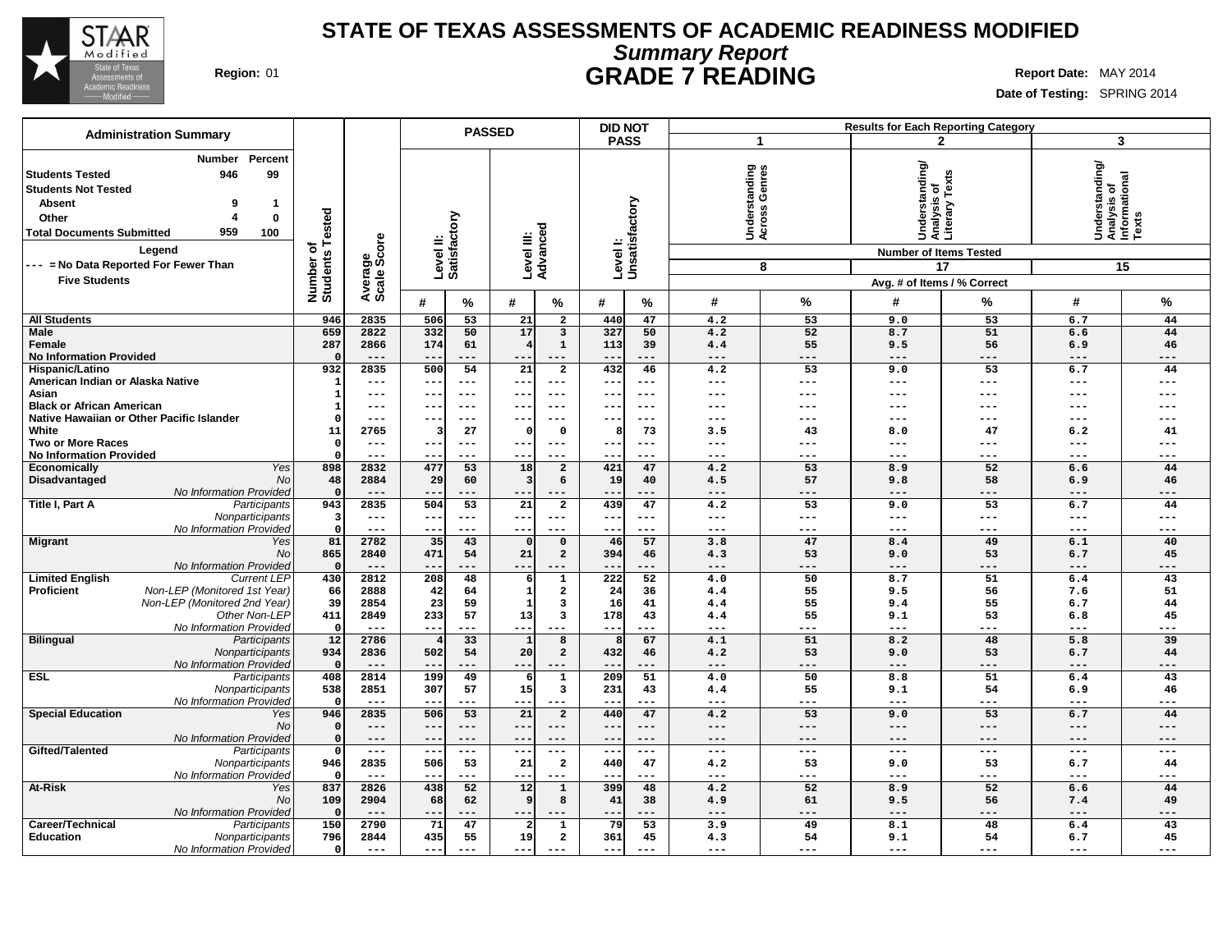# STATE OF TEXAS ASSESSMENTS OF ACADEMIC READINESS MODIFIED

## *Summary Report*

## GRADE 7 READING

**Region:** 01

**Report Date:** MAY 2014

**Date of Testing:** SPRING 2014

**Administration Summary**

| | Number | Percent |
|---|---|---|
| Students Tested | 946 | 99 |
| Students Not Tested | | |
| Absent | 9 | 1 |
| Other | 4 | 0 |
| Total Documents Submitted | 959 | 100 |

**Legend**

--- = No Data Reported For Fewer Than Five Students

| | | Number of Students Tested | Average Scale Score | PASSED | | | | DID NOT PASS | | Results for Each Reporting Category | | | | | |
|---|---|---|---|---|---|---|---|---|---|---|---|---|---|---|---|
| | | | | Level II: Satisfactory | | Level III: Advanced | | Level I: Unsatisfactory | | 1 Understanding Across Genres | | 2 Understanding/ Analysis of Literary Texts | | 3 Understanding/ Analysis of Informational Texts | |
| | | | | | | | | | | Number of Items Tested: 8 | | 17 | | 15 | |
| | | | | | | | | | | Avg. # of Items / % Correct | | | | | |
| | | | | # | % | # | % | # | % | # | % | # | % | # | % |
| All Students | | 946 | 2835 | 506 | 53 | 21 | 2 | 440 | 47 | 4.2 | 53 | 9.0 | 53 | 6.7 | 44 |
| Male | | 659 | 2822 | 332 | 50 | 17 | 3 | 327 | 50 | 4.2 | 52 | 8.7 | 51 | 6.6 | 44 |
| Female | | 287 | 2866 | 174 | 61 | 4 | 1 | 113 | 39 | 4.4 | 55 | 9.5 | 56 | 6.9 | 46 |
| No Information Provided | | 0 | --- | --- | --- | --- | --- | --- | --- | --- | --- | --- | --- | --- | --- |
| Hispanic/Latino | | 932 | 2835 | 500 | 54 | 21 | 2 | 432 | 46 | 4.2 | 53 | 9.0 | 53 | 6.7 | 44 |
| American Indian or Alaska Native | | 1 | --- | --- | --- | --- | --- | --- | --- | --- | --- | --- | --- | --- | --- |
| Asian | | 1 | --- | --- | --- | --- | --- | --- | --- | --- | --- | --- | --- | --- | --- |
| Black or African American | | 1 | --- | --- | --- | --- | --- | --- | --- | --- | --- | --- | --- | --- | --- |
| Native Hawaiian or Other Pacific Islander | | 0 | --- | --- | --- | --- | --- | --- | --- | --- | --- | --- | --- | --- | --- |
| White | | 11 | 2765 | 3 | 27 | 0 | 0 | 8 | 73 | 3.5 | 43 | 8.0 | 47 | 6.2 | 41 |
| Two or More Races | | 0 | --- | --- | --- | --- | --- | --- | --- | --- | --- | --- | --- | --- | --- |
| No Information Provided | | 0 | --- | --- | --- | --- | --- | --- | --- | --- | --- | --- | --- | --- | --- |
| Economically Disadvantaged | *Yes* | 898 | 2832 | 477 | 53 | 18 | 2 | 421 | 47 | 4.2 | 53 | 8.9 | 52 | 6.6 | 44 |
| | *No* | 48 | 2884 | 29 | 60 | 3 | 6 | 19 | 40 | 4.5 | 57 | 9.8 | 58 | 6.9 | 46 |
| | *No Information Provided* | 0 | --- | --- | --- | --- | --- | --- | --- | --- | --- | --- | --- | --- | --- |
| Title I, Part A | *Participants* | 943 | 2835 | 504 | 53 | 21 | 2 | 439 | 47 | 4.2 | 53 | 9.0 | 53 | 6.7 | 44 |
| | *Nonparticipants* | 3 | --- | --- | --- | --- | --- | --- | --- | --- | --- | --- | --- | --- | --- |
| | *No Information Provided* | 0 | --- | --- | --- | --- | --- | --- | --- | --- | --- | --- | --- | --- | --- |
| Migrant | *Yes* | 81 | 2782 | 35 | 43 | 0 | 0 | 46 | 57 | 3.8 | 47 | 8.4 | 49 | 6.1 | 40 |
| | *No* | 865 | 2840 | 471 | 54 | 21 | 2 | 394 | 46 | 4.3 | 53 | 9.0 | 53 | 6.7 | 45 |
| | *No Information Provided* | 0 | --- | --- | --- | --- | --- | --- | --- | --- | --- | --- | --- | --- | --- |
| Limited English Proficient | *Current LEP* | 430 | 2812 | 208 | 48 | 6 | 1 | 222 | 52 | 4.0 | 50 | 8.7 | 51 | 6.4 | 43 |
| | *Non-LEP (Monitored 1st Year)* | 66 | 2888 | 42 | 64 | 1 | 2 | 24 | 36 | 4.4 | 55 | 9.5 | 56 | 7.6 | 51 |
| | *Non-LEP (Monitored 2nd Year)* | 39 | 2854 | 23 | 59 | 1 | 3 | 16 | 41 | 4.4 | 55 | 9.4 | 55 | 6.7 | 44 |
| | *Other Non-LEP* | 411 | 2849 | 233 | 57 | 13 | 3 | 178 | 43 | 4.4 | 55 | 9.1 | 53 | 6.8 | 45 |
| | *No Information Provided* | 0 | --- | --- | --- | --- | --- | --- | --- | --- | --- | --- | --- | --- | --- |
| Bilingual | *Participants* | 12 | 2786 | 4 | 33 | 1 | 8 | 8 | 67 | 4.1 | 51 | 8.2 | 48 | 5.8 | 39 |
| | *Nonparticipants* | 934 | 2836 | 502 | 54 | 20 | 2 | 432 | 46 | 4.2 | 53 | 9.0 | 53 | 6.7 | 44 |
| | *No Information Provided* | 0 | --- | --- | --- | --- | --- | --- | --- | --- | --- | --- | --- | --- | --- |
| ESL | *Participants* | 408 | 2814 | 199 | 49 | 6 | 1 | 209 | 51 | 4.0 | 50 | 8.8 | 51 | 6.4 | 43 |
| | *Nonparticipants* | 538 | 2851 | 307 | 57 | 15 | 3 | 231 | 43 | 4.4 | 55 | 9.1 | 54 | 6.9 | 46 |
| | *No Information Provided* | 0 | --- | --- | --- | --- | --- | --- | --- | --- | --- | --- | --- | --- | --- |
| Special Education | *Yes* | 946 | 2835 | 506 | 53 | 21 | 2 | 440 | 47 | 4.2 | 53 | 9.0 | 53 | 6.7 | 44 |
| | *No* | 0 | --- | --- | --- | --- | --- | --- | --- | --- | --- | --- | --- | --- | --- |
| | *No Information Provided* | 0 | --- | --- | --- | --- | --- | --- | --- | --- | --- | --- | --- | --- | --- |
| Gifted/Talented | *Participants* | 0 | --- | --- | --- | --- | --- | --- | --- | --- | --- | --- | --- | --- | --- |
| | *Nonparticipants* | 946 | 2835 | 506 | 53 | 21 | 2 | 440 | 47 | 4.2 | 53 | 9.0 | 53 | 6.7 | 44 |
| | *No Information Provided* | 0 | --- | --- | --- | --- | --- | --- | --- | --- | --- | --- | --- | --- | --- |
| At-Risk | *Yes* | 837 | 2826 | 438 | 52 | 12 | 1 | 399 | 48 | 4.2 | 52 | 8.9 | 52 | 6.6 | 44 |
| | *No* | 109 | 2904 | 68 | 62 | 9 | 8 | 41 | 38 | 4.9 | 61 | 9.5 | 56 | 7.4 | 49 |
| | *No Information Provided* | 0 | --- | --- | --- | --- | --- | --- | --- | --- | --- | --- | --- | --- | --- |
| Career/Technical Education | *Participants* | 150 | 2790 | 71 | 47 | 2 | 1 | 79 | 53 | 3.9 | 49 | 8.1 | 48 | 6.4 | 43 |
| | *Nonparticipants* | 796 | 2844 | 435 | 55 | 19 | 2 | 361 | 45 | 4.3 | 54 | 9.1 | 54 | 6.7 | 45 |
| | *No Information Provided* | 0 | --- | --- | --- | --- | --- | --- | --- | --- | --- | --- | --- | --- | --- |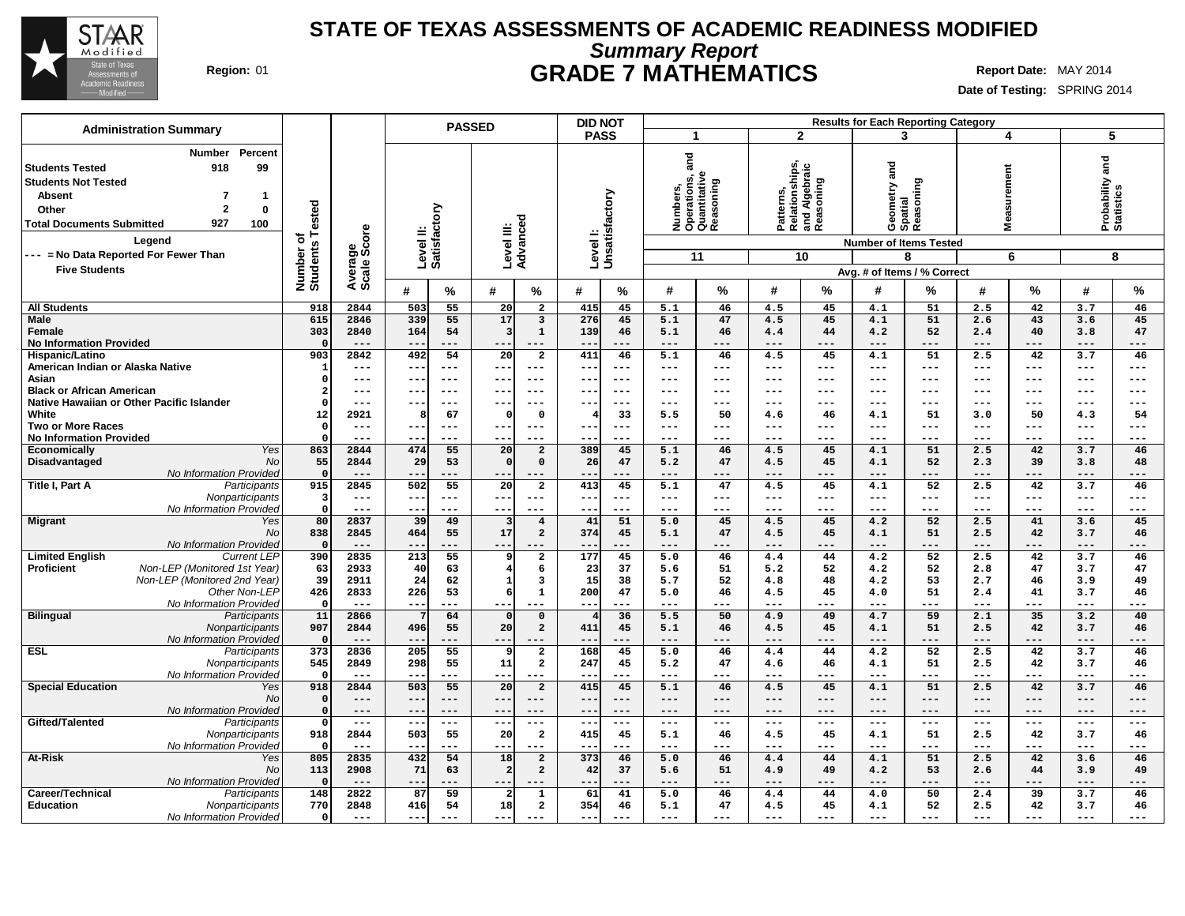# STATE OF TEXAS ASSESSMENTS OF ACADEMIC READINESS MODIFIED

## *Summary Report*

## GRADE 7 MATHEMATICS

**Region:** 01

**Report Date:** MAY 2014

**Date of Testing:** SPRING 2014

### Administration Summary

| | Number | Percent |
|---|---|---|
| **Students Tested** | 918 | 99 |
| **Students Not Tested** | | |
| Absent | 7 | 1 |
| Other | 2 | 0 |
| **Total Documents Submitted** | 927 | 100 |

**Legend**

--- = No Data Reported For Fewer Than Five Students

| | | Number of Students Tested | Average Scale Score | PASSED: Level II: Satisfactory # | Level II: Satisfactory % | Level III: Advanced # | Level III: Advanced % | DID NOT PASS: Level I: Unsatisfactory # | Level I: Unsatisfactory % | 1 Numbers, Operations, and Quantitative Reasoning (11 items) Avg. # | 1 % | 2 Patterns, Relationships, and Algebraic Reasoning (10 items) Avg. # | 2 % | 3 Geometry and Spatial Reasoning (8 items) Avg. # | 3 % | 4 Measurement (6 items) Avg. # | 4 % | 5 Probability and Statistics (8 items) Avg. # | 5 % |
|---|---|---|---|---|---|---|---|---|---|---|---|---|---|---|---|---|---|---|---|
| **All Students** | | 918 | 2844 | 503 | 55 | 20 | 2 | 415 | 45 | 5.1 | 46 | 4.5 | 45 | 4.1 | 51 | 2.5 | 42 | 3.7 | 46 |
| **Male** | | 615 | 2846 | 339 | 55 | 17 | 3 | 276 | 45 | 5.1 | 47 | 4.5 | 45 | 4.1 | 51 | 2.6 | 43 | 3.6 | 45 |
| **Female** | | 303 | 2840 | 164 | 54 | 3 | 1 | 139 | 46 | 5.1 | 46 | 4.4 | 44 | 4.2 | 52 | 2.4 | 40 | 3.8 | 47 |
| **No Information Provided** | | 0 | --- | --- | --- | --- | --- | --- | --- | --- | --- | --- | --- | --- | --- | --- | --- | --- | --- |
| **Hispanic/Latino** | | 903 | 2842 | 492 | 54 | 20 | 2 | 411 | 46 | 5.1 | 46 | 4.5 | 45 | 4.1 | 51 | 2.5 | 42 | 3.7 | 46 |
| **American Indian or Alaska Native** | | 1 | --- | --- | --- | --- | --- | --- | --- | --- | --- | --- | --- | --- | --- | --- | --- | --- | --- |
| **Asian** | | 0 | --- | --- | --- | --- | --- | --- | --- | --- | --- | --- | --- | --- | --- | --- | --- | --- | --- |
| **Black or African American** | | 2 | --- | --- | --- | --- | --- | --- | --- | --- | --- | --- | --- | --- | --- | --- | --- | --- | --- |
| **Native Hawaiian or Other Pacific Islander** | | 0 | --- | --- | --- | --- | --- | --- | --- | --- | --- | --- | --- | --- | --- | --- | --- | --- | --- |
| **White** | | 12 | 2921 | 8 | 67 | 0 | 0 | 4 | 33 | 5.5 | 50 | 4.6 | 46 | 4.1 | 51 | 3.0 | 50 | 4.3 | 54 |
| **Two or More Races** | | 0 | --- | --- | --- | --- | --- | --- | --- | --- | --- | --- | --- | --- | --- | --- | --- | --- | --- |
| **No Information Provided** | | 0 | --- | --- | --- | --- | --- | --- | --- | --- | --- | --- | --- | --- | --- | --- | --- | --- | --- |
| **Economically Disadvantaged** | *Yes* | 863 | 2844 | 474 | 55 | 20 | 2 | 389 | 45 | 5.1 | 46 | 4.5 | 45 | 4.1 | 51 | 2.5 | 42 | 3.7 | 46 |
| | *No* | 55 | 2844 | 29 | 53 | 0 | 0 | 26 | 47 | 5.2 | 47 | 4.5 | 45 | 4.1 | 52 | 2.3 | 39 | 3.8 | 48 |
| | *No Information Provided* | 0 | --- | --- | --- | --- | --- | --- | --- | --- | --- | --- | --- | --- | --- | --- | --- | --- | --- |
| **Title I, Part A** | *Participants* | 915 | 2845 | 502 | 55 | 20 | 2 | 413 | 45 | 5.1 | 47 | 4.5 | 45 | 4.1 | 52 | 2.5 | 42 | 3.7 | 46 |
| | *Nonparticipants* | 3 | --- | --- | --- | --- | --- | --- | --- | --- | --- | --- | --- | --- | --- | --- | --- | --- | --- |
| | *No Information Provided* | 0 | --- | --- | --- | --- | --- | --- | --- | --- | --- | --- | --- | --- | --- | --- | --- | --- | --- |
| **Migrant** | *Yes* | 80 | 2837 | 39 | 49 | 3 | 4 | 41 | 51 | 5.0 | 45 | 4.5 | 45 | 4.2 | 52 | 2.5 | 41 | 3.6 | 45 |
| | *No* | 838 | 2845 | 464 | 55 | 17 | 2 | 374 | 45 | 5.1 | 47 | 4.5 | 45 | 4.1 | 51 | 2.5 | 42 | 3.7 | 46 |
| | *No Information Provided* | 0 | --- | --- | --- | --- | --- | --- | --- | --- | --- | --- | --- | --- | --- | --- | --- | --- | --- |
| **Limited English Proficient** | *Current LEP* | 390 | 2835 | 213 | 55 | 9 | 2 | 177 | 45 | 5.0 | 46 | 4.4 | 44 | 4.2 | 52 | 2.5 | 42 | 3.7 | 46 |
| | *Non-LEP (Monitored 1st Year)* | 63 | 2933 | 40 | 63 | 4 | 6 | 23 | 37 | 5.6 | 51 | 5.2 | 52 | 4.2 | 52 | 2.8 | 47 | 3.7 | 47 |
| | *Non-LEP (Monitored 2nd Year)* | 39 | 2911 | 24 | 62 | 1 | 3 | 15 | 38 | 5.7 | 52 | 4.8 | 48 | 4.2 | 53 | 2.7 | 46 | 3.9 | 49 |
| | *Other Non-LEP* | 426 | 2833 | 226 | 53 | 6 | 1 | 200 | 47 | 5.0 | 46 | 4.5 | 45 | 4.0 | 51 | 2.4 | 41 | 3.7 | 46 |
| | *No Information Provided* | 0 | --- | --- | --- | --- | --- | --- | --- | --- | --- | --- | --- | --- | --- | --- | --- | --- | --- |
| **Bilingual** | *Participants* | 11 | 2866 | 7 | 64 | 0 | 0 | 4 | 36 | 5.5 | 50 | 4.9 | 49 | 4.7 | 59 | 2.1 | 35 | 3.2 | 40 |
| | *Nonparticipants* | 907 | 2844 | 496 | 55 | 20 | 2 | 411 | 45 | 5.1 | 46 | 4.5 | 45 | 4.1 | 51 | 2.5 | 42 | 3.7 | 46 |
| | *No Information Provided* | 0 | --- | --- | --- | --- | --- | --- | --- | --- | --- | --- | --- | --- | --- | --- | --- | --- | --- |
| **ESL** | *Participants* | 373 | 2836 | 205 | 55 | 9 | 2 | 168 | 45 | 5.0 | 46 | 4.4 | 44 | 4.2 | 52 | 2.5 | 42 | 3.7 | 46 |
| | *Nonparticipants* | 545 | 2849 | 298 | 55 | 11 | 2 | 247 | 45 | 5.2 | 47 | 4.6 | 46 | 4.1 | 51 | 2.5 | 42 | 3.7 | 46 |
| | *No Information Provided* | 0 | --- | --- | --- | --- | --- | --- | --- | --- | --- | --- | --- | --- | --- | --- | --- | --- | --- |
| **Special Education** | *Yes* | 918 | 2844 | 503 | 55 | 20 | 2 | 415 | 45 | 5.1 | 46 | 4.5 | 45 | 4.1 | 51 | 2.5 | 42 | 3.7 | 46 |
| | *No* | 0 | --- | --- | --- | --- | --- | --- | --- | --- | --- | --- | --- | --- | --- | --- | --- | --- | --- |
| | *No Information Provided* | 0 | --- | --- | --- | --- | --- | --- | --- | --- | --- | --- | --- | --- | --- | --- | --- | --- | --- |
| **Gifted/Talented** | *Participants* | 0 | --- | --- | --- | --- | --- | --- | --- | --- | --- | --- | --- | --- | --- | --- | --- | --- | --- |
| | *Nonparticipants* | 918 | 2844 | 503 | 55 | 20 | 2 | 415 | 45 | 5.1 | 46 | 4.5 | 45 | 4.1 | 51 | 2.5 | 42 | 3.7 | 46 |
| | *No Information Provided* | 0 | --- | --- | --- | --- | --- | --- | --- | --- | --- | --- | --- | --- | --- | --- | --- | --- | --- |
| **At-Risk** | *Yes* | 805 | 2835 | 432 | 54 | 18 | 2 | 373 | 46 | 5.0 | 46 | 4.4 | 44 | 4.1 | 51 | 2.5 | 42 | 3.6 | 46 |
| | *No* | 113 | 2908 | 71 | 63 | 2 | 2 | 42 | 37 | 5.6 | 51 | 4.9 | 49 | 4.2 | 53 | 2.6 | 44 | 3.9 | 49 |
| | *No Information Provided* | 0 | --- | --- | --- | --- | --- | --- | --- | --- | --- | --- | --- | --- | --- | --- | --- | --- | --- |
| **Career/Technical Education** | *Participants* | 148 | 2822 | 87 | 59 | 2 | 1 | 61 | 41 | 5.0 | 46 | 4.4 | 44 | 4.0 | 50 | 2.4 | 39 | 3.7 | 46 |
| | *Nonparticipants* | 770 | 2848 | 416 | 54 | 18 | 2 | 354 | 46 | 5.1 | 47 | 4.5 | 45 | 4.1 | 52 | 2.5 | 42 | 3.7 | 46 |
| | *No Information Provided* | 0 | --- | --- | --- | --- | --- | --- | --- | --- | --- | --- | --- | --- | --- | --- | --- | --- | --- |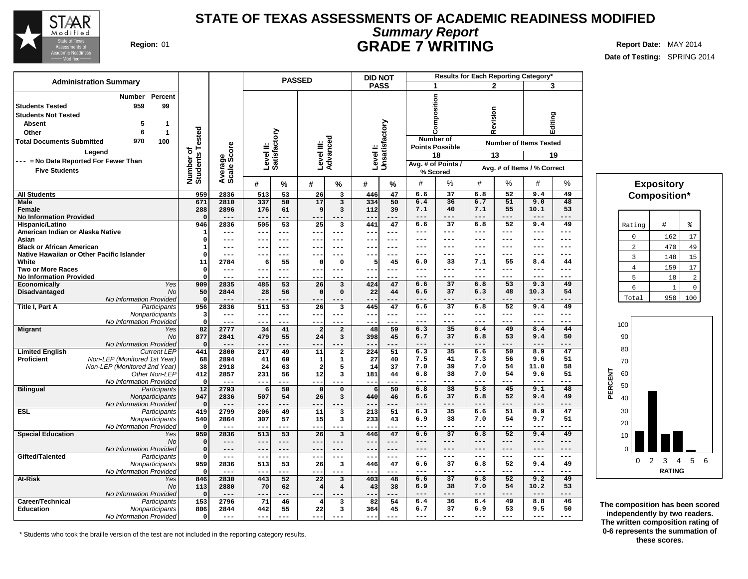# STATE OF TEXAS ASSESSMENTS OF ACADEMIC READINESS MODIFIED

## *Summary Report*

## GRADE 7 WRITING

**Region:** 01

**Report Date:** MAY 2014
**Date of Testing:** SPRING 2014

### Administration Summary

| | Number | Percent |
|---|---|---|
| **Students Tested** | 959 | 99 |
| **Students Not Tested** | | |
| Absent | 5 | 1 |
| Other | 6 | 1 |
| **Total Documents Submitted** | 970 | 100 |

**Legend**
--- = No Data Reported For Fewer Than Five Students

| | | Number of Students Tested | Average Scale Score | PASSED Level II: Satisfactory # | PASSED Level II: Satisfactory % | PASSED Level III: Advanced # | PASSED Level III: Advanced % | DID NOT PASS Level I: Unsatisfactory # | DID NOT PASS Level I: Unsatisfactory % | 1 Composition (Number of Points Possible 18) Avg. # of Points # | 1 Composition % Scored | 2 Revision (Number of Items Tested 13) # | 2 Revision % | 3 Editing (Number of Items Tested 19) # | 3 Editing % |
|---|---|---|---|---|---|---|---|---|---|---|---|---|---|---|---|
| **All Students** | | 959 | 2836 | 513 | 53 | 26 | 3 | 446 | 47 | 6.6 | 37 | 6.8 | 52 | 9.4 | 49 |
| **Male** | | 671 | 2810 | 337 | 50 | 17 | 3 | 334 | 50 | 6.4 | 36 | 6.7 | 51 | 9.0 | 48 |
| **Female** | | 288 | 2896 | 176 | 61 | 9 | 3 | 112 | 39 | 7.1 | 40 | 7.1 | 55 | 10.1 | 53 |
| **No Information Provided** | | 0 | --- | --- | --- | --- | --- | --- | --- | --- | --- | --- | --- | --- | --- |
| **Hispanic/Latino** | | 946 | 2836 | 505 | 53 | 25 | 3 | 441 | 47 | 6.6 | 37 | 6.8 | 52 | 9.4 | 49 |
| **American Indian or Alaska Native** | | 1 | --- | --- | --- | --- | --- | --- | --- | --- | --- | --- | --- | --- | --- |
| **Asian** | | 0 | --- | --- | --- | --- | --- | --- | --- | --- | --- | --- | --- | --- | --- |
| **Black or African American** | | 1 | --- | --- | --- | --- | --- | --- | --- | --- | --- | --- | --- | --- | --- |
| **Native Hawaiian or Other Pacific Islander** | | 0 | --- | --- | --- | --- | --- | --- | --- | --- | --- | --- | --- | --- | --- |
| **White** | | 11 | 2784 | 6 | 55 | 0 | 0 | 5 | 45 | 6.0 | 33 | 7.1 | 55 | 8.4 | 44 |
| **Two or More Races** | | 0 | --- | --- | --- | --- | --- | --- | --- | --- | --- | --- | --- | --- | --- |
| **No Information Provided** | | 0 | --- | --- | --- | --- | --- | --- | --- | --- | --- | --- | --- | --- | --- |
| **Economically Disadvantaged** | *Yes* | 909 | 2835 | 485 | 53 | 26 | 3 | 424 | 47 | 6.6 | 37 | 6.8 | 53 | 9.3 | 49 |
| | *No* | 50 | 2844 | 28 | 56 | 0 | 0 | 22 | 44 | 6.6 | 37 | 6.3 | 48 | 10.3 | 54 |
| | *No Information Provided* | 0 | --- | --- | --- | --- | --- | --- | --- | --- | --- | --- | --- | --- | --- |
| **Title I, Part A** | *Participants* | 956 | 2836 | 511 | 53 | 26 | 3 | 445 | 47 | 6.6 | 37 | 6.8 | 52 | 9.4 | 49 |
| | *Nonparticipants* | 3 | --- | --- | --- | --- | --- | --- | --- | --- | --- | --- | --- | --- | --- |
| | *No Information Provided* | 0 | --- | --- | --- | --- | --- | --- | --- | --- | --- | --- | --- | --- | --- |
| **Migrant** | *Yes* | 82 | 2777 | 34 | 41 | 2 | 2 | 48 | 59 | 6.3 | 35 | 6.4 | 49 | 8.4 | 44 |
| | *No* | 877 | 2841 | 479 | 55 | 24 | 3 | 398 | 45 | 6.7 | 37 | 6.8 | 53 | 9.4 | 50 |
| | *No Information Provided* | 0 | --- | --- | --- | --- | --- | --- | --- | --- | --- | --- | --- | --- | --- |
| **Limited English Proficient** | *Current LEP* | 441 | 2800 | 217 | 49 | 11 | 2 | 224 | 51 | 6.3 | 35 | 6.6 | 50 | 8.9 | 47 |
| | *Non-LEP (Monitored 1st Year)* | 68 | 2894 | 41 | 60 | 1 | 1 | 27 | 40 | 7.5 | 41 | 7.3 | 56 | 9.6 | 51 |
| | *Non-LEP (Monitored 2nd Year)* | 38 | 2918 | 24 | 63 | 2 | 5 | 14 | 37 | 7.0 | 39 | 7.0 | 54 | 11.0 | 58 |
| | *Other Non-LEP* | 412 | 2857 | 231 | 56 | 12 | 3 | 181 | 44 | 6.8 | 38 | 7.0 | 54 | 9.6 | 51 |
| | *No Information Provided* | 0 | --- | --- | --- | --- | --- | --- | --- | --- | --- | --- | --- | --- | --- |
| **Bilingual** | *Participants* | 12 | 2793 | 6 | 50 | 0 | 0 | 6 | 50 | 6.8 | 38 | 5.8 | 45 | 9.1 | 48 |
| | *Nonparticipants* | 947 | 2836 | 507 | 54 | 26 | 3 | 440 | 46 | 6.6 | 37 | 6.8 | 52 | 9.4 | 49 |
| | *No Information Provided* | 0 | --- | --- | --- | --- | --- | --- | --- | --- | --- | --- | --- | --- | --- |
| **ESL** | *Participants* | 419 | 2799 | 206 | 49 | 11 | 3 | 213 | 51 | 6.3 | 35 | 6.6 | 51 | 8.9 | 47 |
| | *Nonparticipants* | 540 | 2864 | 307 | 57 | 15 | 3 | 233 | 43 | 6.9 | 38 | 7.0 | 54 | 9.7 | 51 |
| | *No Information Provided* | 0 | --- | --- | --- | --- | --- | --- | --- | --- | --- | --- | --- | --- | --- |
| **Special Education** | *Yes* | 959 | 2836 | 513 | 53 | 26 | 3 | 446 | 47 | 6.6 | 37 | 6.8 | 52 | 9.4 | 49 |
| | *No* | 0 | --- | --- | --- | --- | --- | --- | --- | --- | --- | --- | --- | --- | --- |
| | *No Information Provided* | 0 | --- | --- | --- | --- | --- | --- | --- | --- | --- | --- | --- | --- | --- |
| **Gifted/Talented** | *Participants* | 0 | --- | --- | --- | --- | --- | --- | --- | --- | --- | --- | --- | --- | --- |
| | *Nonparticipants* | 959 | 2836 | 513 | 53 | 26 | 3 | 446 | 47 | 6.6 | 37 | 6.8 | 52 | 9.4 | 49 |
| | *No Information Provided* | 0 | --- | --- | --- | --- | --- | --- | --- | --- | --- | --- | --- | --- | --- |
| **At-Risk** | *Yes* | 846 | 2830 | 443 | 52 | 22 | 3 | 403 | 48 | 6.6 | 37 | 6.8 | 52 | 9.2 | 49 |
| | *No* | 113 | 2880 | 70 | 62 | 4 | 4 | 43 | 38 | 6.9 | 38 | 7.0 | 54 | 10.2 | 53 |
| | *No Information Provided* | 0 | --- | --- | --- | --- | --- | --- | --- | --- | --- | --- | --- | --- | --- |
| **Career/Technical Education** | *Participants* | 153 | 2796 | 71 | 46 | 4 | 3 | 82 | 54 | 6.4 | 36 | 6.4 | 49 | 8.8 | 46 |
| | *Nonparticipants* | 806 | 2844 | 442 | 55 | 22 | 3 | 364 | 45 | 6.7 | 37 | 6.9 | 53 | 9.5 | 50 |
| | *No Information Provided* | 0 | --- | --- | --- | --- | --- | --- | --- | --- | --- | --- | --- | --- | --- |

\* Students who took the braille version of the test are not included in the reporting category results.

### Expository Composition*

| Rating | # | % |
|---|---|---|
| 0 | 162 | 17 |
| 2 | 470 | 49 |
| 3 | 148 | 15 |
| 4 | 159 | 17 |
| 5 | 18 | 2 |
| 6 | 1 | 0 |
| Total | 958 | 100 |

**The composition has been scored independently by two readers. The written composition rating of 0-6 represents the summation of these scores.**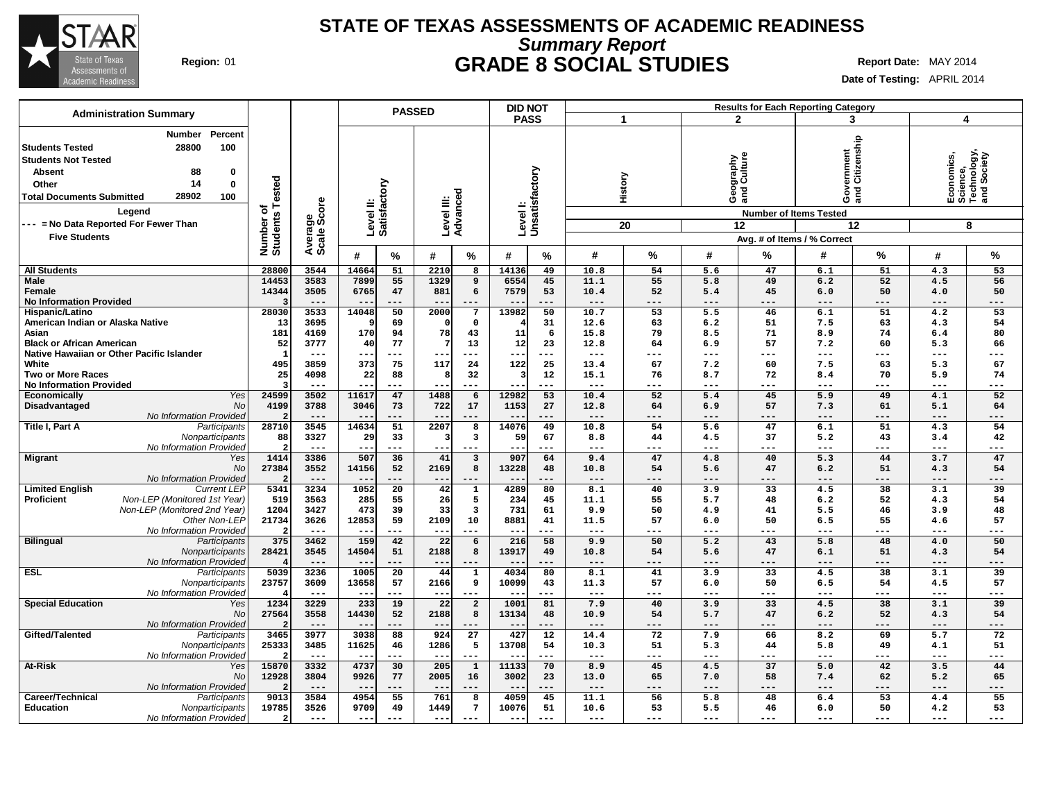# STATE OF TEXAS ASSESSMENTS OF ACADEMIC READINESS

## *Summary Report*

## GRADE 8 SOCIAL STUDIES

**Region:** 01

**Report Date:** MAY 2014

**Date of Testing:** APRIL 2014

### Administration Summary

| | Number | Percent |
|---|---|---|
| Students Tested | 28800 | 100 |
| Students Not Tested | | |
| Absent | 88 | 0 |
| Other | 14 | 0 |
| Total Documents Submitted | 28902 | 100 |

Legend

--- = No Data Reported For Fewer Than Five Students

| Group | | Number of Students Tested | Average Scale Score | PASSED: Level II: Satisfactory # | PASSED: Level II: Satisfactory % | PASSED: Level III: Advanced # | PASSED: Level III: Advanced % | DID NOT PASS: Level I: Unsatisfactory # | DID NOT PASS: Level I: Unsatisfactory % | 1 History (20 items) Avg. # | 1 History % | 2 Geography and Culture (12 items) Avg. # | 2 Geography and Culture % | 3 Government and Citizenship (12 items) Avg. # | 3 Government and Citizenship % | 4 Economics, Science, Technology, and Society (8 items) Avg. # | 4 Economics, Science, Technology, and Society % |
|---|---|---|---|---|---|---|---|---|---|---|---|---|---|---|---|---|---|
| All Students | | 28800 | 3544 | 14664 | 51 | 2210 | 8 | 14136 | 49 | 10.8 | 54 | 5.6 | 47 | 6.1 | 51 | 4.3 | 53 |
| Male | | 14453 | 3583 | 7899 | 55 | 1329 | 9 | 6554 | 45 | 11.1 | 55 | 5.8 | 49 | 6.2 | 52 | 4.5 | 56 |
| Female | | 14344 | 3505 | 6765 | 47 | 881 | 6 | 7579 | 53 | 10.4 | 52 | 5.4 | 45 | 6.0 | 50 | 4.0 | 50 |
| No Information Provided | | 3 | --- | --- | --- | --- | --- | --- | --- | --- | --- | --- | --- | --- | --- | --- | --- |
| Hispanic/Latino | | 28030 | 3533 | 14048 | 50 | 2000 | 7 | 13982 | 50 | 10.7 | 53 | 5.5 | 46 | 6.1 | 51 | 4.2 | 53 |
| American Indian or Alaska Native | | 13 | 3695 | 9 | 69 | 0 | 0 | 4 | 31 | 12.6 | 63 | 6.2 | 51 | 7.5 | 63 | 4.3 | 54 |
| Asian | | 181 | 4169 | 170 | 94 | 78 | 43 | 11 | 6 | 15.8 | 79 | 8.5 | 71 | 8.9 | 74 | 6.4 | 80 |
| Black or African American | | 52 | 3777 | 40 | 77 | 7 | 13 | 12 | 23 | 12.8 | 64 | 6.9 | 57 | 7.2 | 60 | 5.3 | 66 |
| Native Hawaiian or Other Pacific Islander | | 1 | --- | --- | --- | --- | --- | --- | --- | --- | --- | --- | --- | --- | --- | --- | --- |
| White | | 495 | 3859 | 373 | 75 | 117 | 24 | 122 | 25 | 13.4 | 67 | 7.2 | 60 | 7.5 | 63 | 5.3 | 67 |
| Two or More Races | | 25 | 4098 | 22 | 88 | 8 | 32 | 3 | 12 | 15.1 | 76 | 8.7 | 72 | 8.4 | 70 | 5.9 | 74 |
| No Information Provided | | 3 | --- | --- | --- | --- | --- | --- | --- | --- | --- | --- | --- | --- | --- | --- | --- |
| Economically Disadvantaged | *Yes* | 24599 | 3502 | 11617 | 47 | 1488 | 6 | 12982 | 53 | 10.4 | 52 | 5.4 | 45 | 5.9 | 49 | 4.1 | 52 |
| | *No* | 4199 | 3788 | 3046 | 73 | 722 | 17 | 1153 | 27 | 12.8 | 64 | 6.9 | 57 | 7.3 | 61 | 5.1 | 64 |
| | *No Information Provided* | 2 | --- | --- | --- | --- | --- | --- | --- | --- | --- | --- | --- | --- | --- | --- | --- |
| Title I, Part A | *Participants* | 28710 | 3545 | 14634 | 51 | 2207 | 8 | 14076 | 49 | 10.8 | 54 | 5.6 | 47 | 6.1 | 51 | 4.3 | 54 |
| | *Nonparticipants* | 88 | 3327 | 29 | 33 | 3 | 3 | 59 | 67 | 8.8 | 44 | 4.5 | 37 | 5.2 | 43 | 3.4 | 42 |
| | *No Information Provided* | 2 | --- | --- | --- | --- | --- | --- | --- | --- | --- | --- | --- | --- | --- | --- | --- |
| Migrant | *Yes* | 1414 | 3386 | 507 | 36 | 41 | 3 | 907 | 64 | 9.4 | 47 | 4.8 | 40 | 5.3 | 44 | 3.7 | 47 |
| | *No* | 27384 | 3552 | 14156 | 52 | 2169 | 8 | 13228 | 48 | 10.8 | 54 | 5.6 | 47 | 6.2 | 51 | 4.3 | 54 |
| | *No Information Provided* | 2 | --- | --- | --- | --- | --- | --- | --- | --- | --- | --- | --- | --- | --- | --- | --- |
| Limited English Proficient | *Current LEP* | 5341 | 3234 | 1052 | 20 | 42 | 1 | 4289 | 80 | 8.1 | 40 | 3.9 | 33 | 4.5 | 38 | 3.1 | 39 |
| | *Non-LEP (Monitored 1st Year)* | 519 | 3563 | 285 | 55 | 26 | 5 | 234 | 45 | 11.1 | 55 | 5.7 | 48 | 6.2 | 52 | 4.3 | 54 |
| | *Non-LEP (Monitored 2nd Year)* | 1204 | 3427 | 473 | 39 | 33 | 3 | 731 | 61 | 9.9 | 50 | 4.9 | 41 | 5.5 | 46 | 3.9 | 48 |
| | *Other Non-LEP* | 21734 | 3626 | 12853 | 59 | 2109 | 10 | 8881 | 41 | 11.5 | 57 | 6.0 | 50 | 6.5 | 55 | 4.6 | 57 |
| | *No Information Provided* | 2 | --- | --- | --- | --- | --- | --- | --- | --- | --- | --- | --- | --- | --- | --- | --- |
| Bilingual | *Participants* | 375 | 3462 | 159 | 42 | 22 | 6 | 216 | 58 | 9.9 | 50 | 5.2 | 43 | 5.8 | 48 | 4.0 | 50 |
| | *Nonparticipants* | 28421 | 3545 | 14504 | 51 | 2188 | 8 | 13917 | 49 | 10.8 | 54 | 5.6 | 47 | 6.1 | 51 | 4.3 | 54 |
| | *No Information Provided* | 4 | --- | --- | --- | --- | --- | --- | --- | --- | --- | --- | --- | --- | --- | --- | --- |
| ESL | *Participants* | 5039 | 3236 | 1005 | 20 | 44 | 1 | 4034 | 80 | 8.1 | 41 | 3.9 | 33 | 4.5 | 38 | 3.1 | 39 |
| | *Nonparticipants* | 23757 | 3609 | 13658 | 57 | 2166 | 9 | 10099 | 43 | 11.3 | 57 | 6.0 | 50 | 6.5 | 54 | 4.5 | 57 |
| | *No Information Provided* | 4 | --- | --- | --- | --- | --- | --- | --- | --- | --- | --- | --- | --- | --- | --- | --- |
| Special Education | *Yes* | 1234 | 3229 | 233 | 19 | 22 | 2 | 1001 | 81 | 7.9 | 40 | 3.9 | 33 | 4.5 | 38 | 3.1 | 39 |
| | *No* | 27564 | 3558 | 14430 | 52 | 2188 | 8 | 13134 | 48 | 10.9 | 54 | 5.7 | 47 | 6.2 | 52 | 4.3 | 54 |
| | *No Information Provided* | 2 | --- | --- | --- | --- | --- | --- | --- | --- | --- | --- | --- | --- | --- | --- | --- |
| Gifted/Talented | *Participants* | 3465 | 3977 | 3038 | 88 | 924 | 27 | 427 | 12 | 14.4 | 72 | 7.9 | 66 | 8.2 | 69 | 5.7 | 72 |
| | *Nonparticipants* | 25333 | 3485 | 11625 | 46 | 1286 | 5 | 13708 | 54 | 10.3 | 51 | 5.3 | 44 | 5.8 | 49 | 4.1 | 51 |
| | *No Information Provided* | 2 | --- | --- | --- | --- | --- | --- | --- | --- | --- | --- | --- | --- | --- | --- | --- |
| At-Risk | *Yes* | 15870 | 3332 | 4737 | 30 | 205 | 1 | 11133 | 70 | 8.9 | 45 | 4.5 | 37 | 5.0 | 42 | 3.5 | 44 |
| | *No* | 12928 | 3804 | 9926 | 77 | 2005 | 16 | 3002 | 23 | 13.0 | 65 | 7.0 | 58 | 7.4 | 62 | 5.2 | 65 |
| | *No Information Provided* | 2 | --- | --- | --- | --- | --- | --- | --- | --- | --- | --- | --- | --- | --- | --- | --- |
| Career/Technical Education | *Participants* | 9013 | 3584 | 4954 | 55 | 761 | 8 | 4059 | 45 | 11.1 | 56 | 5.8 | 48 | 6.4 | 53 | 4.4 | 55 |
| | *Nonparticipants* | 19785 | 3526 | 9709 | 49 | 1449 | 7 | 10076 | 51 | 10.6 | 53 | 5.5 | 46 | 6.0 | 50 | 4.2 | 53 |
| | *No Information Provided* | 2 | --- | --- | --- | --- | --- | --- | --- | --- | --- | --- | --- | --- | --- | --- | --- |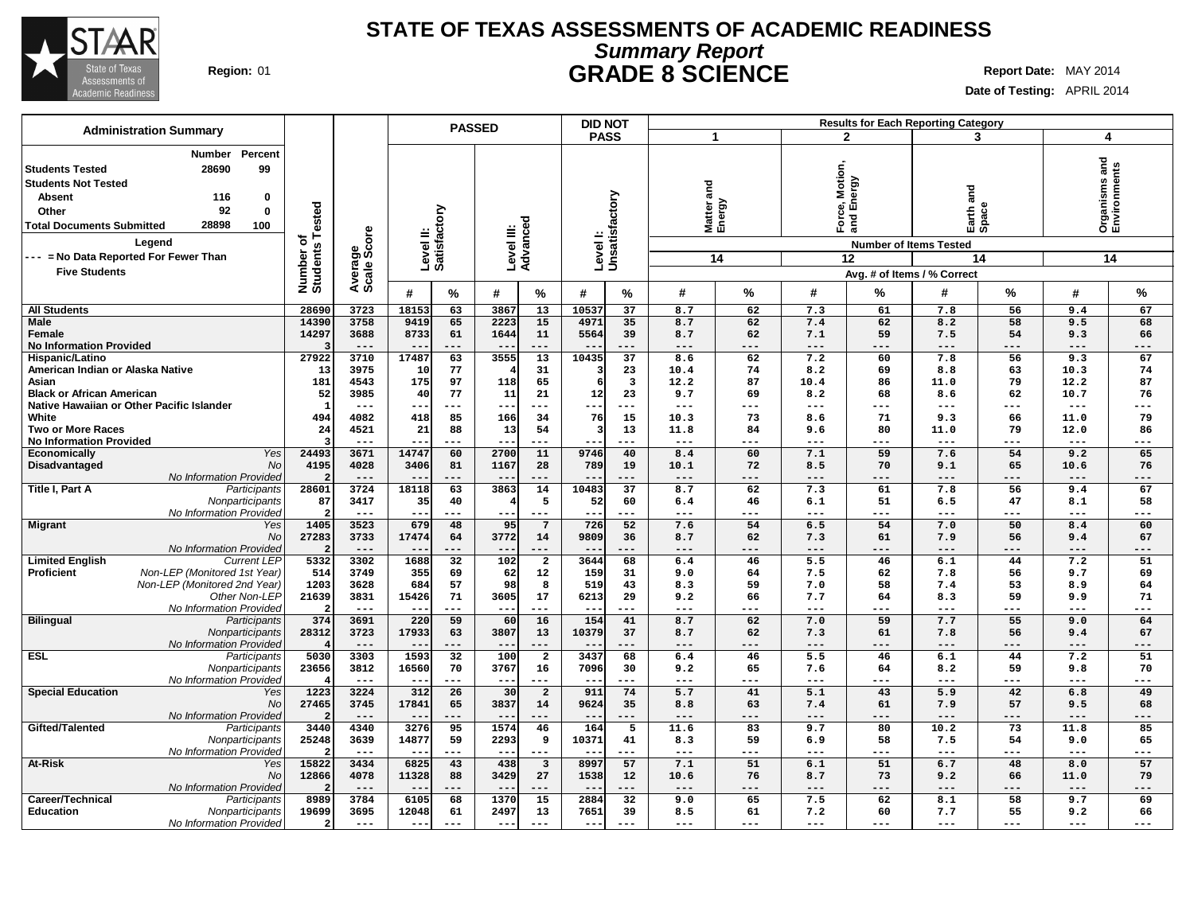# STATE OF TEXAS ASSESSMENTS OF ACADEMIC READINESS

## *Summary Report*

## GRADE 8 SCIENCE

**Region:** 01

**Report Date:** MAY 2014

**Date of Testing:** APRIL 2014

### Administration Summary

| | Number | Percent |
|---|---|---|
| **Students Tested** | 28690 | 99 |
| **Students Not Tested** | | |
| **Absent** | 116 | 0 |
| **Other** | 92 | 0 |
| **Total Documents Submitted** | 28898 | 100 |

**Legend**

--- = No Data Reported For Fewer Than Five Students

Results for Each Reporting Category: 1 = Matter and Energy (Number of Items Tested: 14); 2 = Force, Motion, and Energy (Number of Items Tested: 12); 3 = Earth and Space (Number of Items Tested: 14); 4 = Organisms and Environments (Number of Items Tested: 14). Avg. # of Items / % Correct.

| Group | | Number of Students Tested | Average Scale Score | PASSED Level II: Satisfactory # | PASSED Level II: Satisfactory % | PASSED Level III: Advanced # | PASSED Level III: Advanced % | DID NOT PASS Level I: Unsatisfactory # | DID NOT PASS Level I: Unsatisfactory % | 1 Matter and Energy # | 1 % | 2 Force, Motion, and Energy # | 2 % | 3 Earth and Space # | 3 % | 4 Organisms and Environments # | 4 % |
|---|---|---|---|---|---|---|---|---|---|---|---|---|---|---|---|---|---|
| **All Students** | | 28690 | 3723 | 18153 | 63 | 3867 | 13 | 10537 | 37 | 8.7 | 62 | 7.3 | 61 | 7.8 | 56 | 9.4 | 67 |
| **Male** | | 14390 | 3758 | 9419 | 65 | 2223 | 15 | 4971 | 35 | 8.7 | 62 | 7.4 | 62 | 8.2 | 58 | 9.5 | 68 |
| **Female** | | 14297 | 3688 | 8733 | 61 | 1644 | 11 | 5564 | 39 | 8.7 | 62 | 7.1 | 59 | 7.5 | 54 | 9.3 | 66 |
| **No Information Provided** | | 3 | --- | --- | --- | --- | --- | --- | --- | --- | --- | --- | --- | --- | --- | --- | --- |
| **Hispanic/Latino** | | 27922 | 3710 | 17487 | 63 | 3555 | 13 | 10435 | 37 | 8.6 | 62 | 7.2 | 60 | 7.8 | 56 | 9.3 | 67 |
| **American Indian or Alaska Native** | | 13 | 3975 | 10 | 77 | 4 | 31 | 3 | 23 | 10.4 | 74 | 8.2 | 69 | 8.8 | 63 | 10.3 | 74 |
| **Asian** | | 181 | 4543 | 175 | 97 | 118 | 65 | 6 | 3 | 12.2 | 87 | 10.4 | 86 | 11.0 | 79 | 12.2 | 87 |
| **Black or African American** | | 52 | 3985 | 40 | 77 | 11 | 21 | 12 | 23 | 9.7 | 69 | 8.2 | 68 | 8.6 | 62 | 10.7 | 76 |
| **Native Hawaiian or Other Pacific Islander** | | 1 | --- | --- | --- | --- | --- | --- | --- | --- | --- | --- | --- | --- | --- | --- | --- |
| **White** | | 494 | 4082 | 418 | 85 | 166 | 34 | 76 | 15 | 10.3 | 73 | 8.6 | 71 | 9.3 | 66 | 11.0 | 79 |
| **Two or More Races** | | 24 | 4521 | 21 | 88 | 13 | 54 | 3 | 13 | 11.8 | 84 | 9.6 | 80 | 11.0 | 79 | 12.0 | 86 |
| **No Information Provided** | | 3 | --- | --- | --- | --- | --- | --- | --- | --- | --- | --- | --- | --- | --- | --- | --- |
| **Economically Disadvantaged** | *Yes* | 24493 | 3671 | 14747 | 60 | 2700 | 11 | 9746 | 40 | 8.4 | 60 | 7.1 | 59 | 7.6 | 54 | 9.2 | 65 |
| | *No* | 4195 | 4028 | 3406 | 81 | 1167 | 28 | 789 | 19 | 10.1 | 72 | 8.5 | 70 | 9.1 | 65 | 10.6 | 76 |
| | *No Information Provided* | 2 | --- | --- | --- | --- | --- | --- | --- | --- | --- | --- | --- | --- | --- | --- | --- |
| **Title I, Part A** | *Participants* | 28601 | 3724 | 18118 | 63 | 3863 | 14 | 10483 | 37 | 8.7 | 62 | 7.3 | 61 | 7.8 | 56 | 9.4 | 67 |
| | *Nonparticipants* | 87 | 3417 | 35 | 40 | 4 | 5 | 52 | 60 | 6.4 | 46 | 6.1 | 51 | 6.5 | 47 | 8.1 | 58 |
| | *No Information Provided* | 2 | --- | --- | --- | --- | --- | --- | --- | --- | --- | --- | --- | --- | --- | --- | --- |
| **Migrant** | *Yes* | 1405 | 3523 | 679 | 48 | 95 | 7 | 726 | 52 | 7.6 | 54 | 6.5 | 54 | 7.0 | 50 | 8.4 | 60 |
| | *No* | 27283 | 3733 | 17474 | 64 | 3772 | 14 | 9809 | 36 | 8.7 | 62 | 7.3 | 61 | 7.9 | 56 | 9.4 | 67 |
| | *No Information Provided* | 2 | --- | --- | --- | --- | --- | --- | --- | --- | --- | --- | --- | --- | --- | --- | --- |
| **Limited English Proficient** | *Current LEP* | 5332 | 3302 | 1688 | 32 | 102 | 2 | 3644 | 68 | 6.4 | 46 | 5.5 | 46 | 6.1 | 44 | 7.2 | 51 |
| | *Non-LEP (Monitored 1st Year)* | 514 | 3749 | 355 | 69 | 62 | 12 | 159 | 31 | 9.0 | 64 | 7.5 | 62 | 7.8 | 56 | 9.7 | 69 |
| | *Non-LEP (Monitored 2nd Year)* | 1203 | 3628 | 684 | 57 | 98 | 8 | 519 | 43 | 8.3 | 59 | 7.0 | 58 | 7.4 | 53 | 8.9 | 64 |
| | *Other Non-LEP* | 21639 | 3831 | 15426 | 71 | 3605 | 17 | 6213 | 29 | 9.2 | 66 | 7.7 | 64 | 8.3 | 59 | 9.9 | 71 |
| | *No Information Provided* | 2 | --- | --- | --- | --- | --- | --- | --- | --- | --- | --- | --- | --- | --- | --- | --- |
| **Bilingual** | *Participants* | 374 | 3691 | 220 | 59 | 60 | 16 | 154 | 41 | 8.7 | 62 | 7.0 | 59 | 7.7 | 55 | 9.0 | 64 |
| | *Nonparticipants* | 28312 | 3723 | 17933 | 63 | 3807 | 13 | 10379 | 37 | 8.7 | 62 | 7.3 | 61 | 7.8 | 56 | 9.4 | 67 |
| | *No Information Provided* | 4 | --- | --- | --- | --- | --- | --- | --- | --- | --- | --- | --- | --- | --- | --- | --- |
| **ESL** | *Participants* | 5030 | 3303 | 1593 | 32 | 100 | 2 | 3437 | 68 | 6.4 | 46 | 5.5 | 46 | 6.1 | 44 | 7.2 | 51 |
| | *Nonparticipants* | 23656 | 3812 | 16560 | 70 | 3767 | 16 | 7096 | 30 | 9.2 | 65 | 7.6 | 64 | 8.2 | 59 | 9.8 | 70 |
| | *No Information Provided* | 4 | --- | --- | --- | --- | --- | --- | --- | --- | --- | --- | --- | --- | --- | --- | --- |
| **Special Education** | *Yes* | 1223 | 3224 | 312 | 26 | 30 | 2 | 911 | 74 | 5.7 | 41 | 5.1 | 43 | 5.9 | 42 | 6.8 | 49 |
| | *No* | 27465 | 3745 | 17841 | 65 | 3837 | 14 | 9624 | 35 | 8.8 | 63 | 7.4 | 61 | 7.9 | 57 | 9.5 | 68 |
| | *No Information Provided* | 2 | --- | --- | --- | --- | --- | --- | --- | --- | --- | --- | --- | --- | --- | --- | --- |
| **Gifted/Talented** | *Participants* | 3440 | 4340 | 3276 | 95 | 1574 | 46 | 164 | 5 | 11.6 | 83 | 9.7 | 80 | 10.2 | 73 | 11.8 | 85 |
| | *Nonparticipants* | 25248 | 3639 | 14877 | 59 | 2293 | 9 | 10371 | 41 | 8.3 | 59 | 6.9 | 58 | 7.5 | 54 | 9.0 | 65 |
| | *No Information Provided* | 2 | --- | --- | --- | --- | --- | --- | --- | --- | --- | --- | --- | --- | --- | --- | --- |
| **At-Risk** | *Yes* | 15822 | 3434 | 6825 | 43 | 438 | 3 | 8997 | 57 | 7.1 | 51 | 6.1 | 51 | 6.7 | 48 | 8.0 | 57 |
| | *No* | 12866 | 4078 | 11328 | 88 | 3429 | 27 | 1538 | 12 | 10.6 | 76 | 8.7 | 73 | 9.2 | 66 | 11.0 | 79 |
| | *No Information Provided* | 2 | --- | --- | --- | --- | --- | --- | --- | --- | --- | --- | --- | --- | --- | --- | --- |
| **Career/Technical Education** | *Participants* | 8989 | 3784 | 6105 | 68 | 1370 | 15 | 2884 | 32 | 9.0 | 65 | 7.5 | 62 | 8.1 | 58 | 9.7 | 69 |
| | *Nonparticipants* | 19699 | 3695 | 12048 | 61 | 2497 | 13 | 7651 | 39 | 8.5 | 61 | 7.2 | 60 | 7.7 | 55 | 9.2 | 66 |
| | *No Information Provided* | 2 | --- | --- | --- | --- | --- | --- | --- | --- | --- | --- | --- | --- | --- | --- | --- |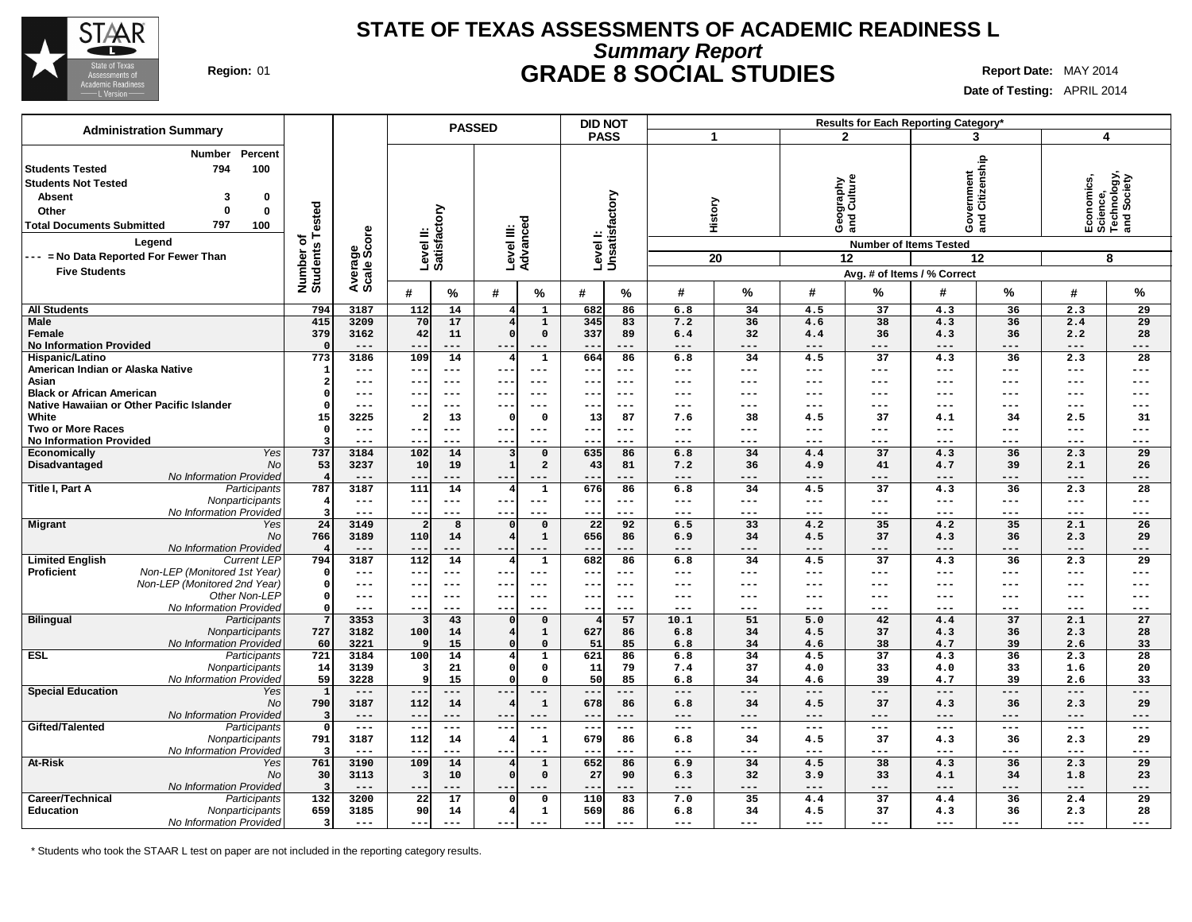# STATE OF TEXAS ASSESSMENTS OF ACADEMIC READINESS L

## Summary Report

## GRADE 8 SOCIAL STUDIES

**Region:** 01

**Report Date:** MAY 2014
**Date of Testing:** APRIL 2014

### Administration Summary

| | Number | Percent |
|---|---|---|
| **Students Tested** | 794 | 100 |
| **Students Not Tested** | | |
| Absent | 3 | 0 |
| Other | 0 | 0 |
| **Total Documents Submitted** | 797 | 100 |

**Legend**
--- = No Data Reported For Fewer Than Five Students

| Group | Subgroup | Number of Students Tested | Average Scale Score | Level II: Satisfactory # | Level II: Satisfactory % | Level III: Advanced # | Level III: Advanced % | Level I: Unsatisfactory # | Level I: Unsatisfactory % | 1 History (20 items) Avg. # | 1 History % | 2 Geography and Culture (12 items) Avg. # | 2 Geography and Culture % | 3 Government and Citizenship (12 items) Avg. # | 3 Government and Citizenship % | 4 Economics, Science, Technology, and Society (8 items) Avg. # | 4 Economics, Science, Technology, and Society % |
|---|---|---|---|---|---|---|---|---|---|---|---|---|---|---|---|---|---|
| **All Students** | | 794 | 3187 | 112 | 14 | 4 | 1 | 682 | 86 | 6.8 | 34 | 4.5 | 37 | 4.3 | 36 | 2.3 | 29 |
| **Male** | | 415 | 3209 | 70 | 17 | 4 | 1 | 345 | 83 | 7.2 | 36 | 4.6 | 38 | 4.3 | 36 | 2.4 | 29 |
| **Female** | | 379 | 3162 | 42 | 11 | 0 | 0 | 337 | 89 | 6.4 | 32 | 4.4 | 36 | 4.3 | 36 | 2.2 | 28 |
| **No Information Provided** | | 0 | --- | --- | --- | --- | --- | --- | --- | --- | --- | --- | --- | --- | --- | --- | --- |
| **Hispanic/Latino** | | 773 | 3186 | 109 | 14 | 4 | 1 | 664 | 86 | 6.8 | 34 | 4.5 | 37 | 4.3 | 36 | 2.3 | 28 |
| **American Indian or Alaska Native** | | 1 | --- | --- | --- | --- | --- | --- | --- | --- | --- | --- | --- | --- | --- | --- | --- |
| **Asian** | | 2 | --- | --- | --- | --- | --- | --- | --- | --- | --- | --- | --- | --- | --- | --- | --- |
| **Black or African American** | | 0 | --- | --- | --- | --- | --- | --- | --- | --- | --- | --- | --- | --- | --- | --- | --- |
| **Native Hawaiian or Other Pacific Islander** | | 0 | --- | --- | --- | --- | --- | --- | --- | --- | --- | --- | --- | --- | --- | --- | --- |
| **White** | | 15 | 3225 | 2 | 13 | 0 | 0 | 13 | 87 | 7.6 | 38 | 4.5 | 37 | 4.1 | 34 | 2.5 | 31 |
| **Two or More Races** | | 0 | --- | --- | --- | --- | --- | --- | --- | --- | --- | --- | --- | --- | --- | --- | --- |
| **No Information Provided** | | 3 | --- | --- | --- | --- | --- | --- | --- | --- | --- | --- | --- | --- | --- | --- | --- |
| **Economically Disadvantaged** | *Yes* | 737 | 3184 | 102 | 14 | 3 | 0 | 635 | 86 | 6.8 | 34 | 4.4 | 37 | 4.3 | 36 | 2.3 | 29 |
| | *No* | 53 | 3237 | 10 | 19 | 1 | 2 | 43 | 81 | 7.2 | 36 | 4.9 | 41 | 4.7 | 39 | 2.1 | 26 |
| | *No Information Provided* | 4 | --- | --- | --- | --- | --- | --- | --- | --- | --- | --- | --- | --- | --- | --- | --- |
| **Title I, Part A** | *Participants* | 787 | 3187 | 111 | 14 | 4 | 1 | 676 | 86 | 6.8 | 34 | 4.5 | 37 | 4.3 | 36 | 2.3 | 28 |
| | *Nonparticipants* | 4 | --- | --- | --- | --- | --- | --- | --- | --- | --- | --- | --- | --- | --- | --- | --- |
| | *No Information Provided* | 3 | --- | --- | --- | --- | --- | --- | --- | --- | --- | --- | --- | --- | --- | --- | --- |
| **Migrant** | *Yes* | 24 | 3149 | 2 | 8 | 0 | 0 | 22 | 92 | 6.5 | 33 | 4.2 | 35 | 4.2 | 35 | 2.1 | 26 |
| | *No* | 766 | 3189 | 110 | 14 | 4 | 1 | 656 | 86 | 6.9 | 34 | 4.5 | 37 | 4.3 | 36 | 2.3 | 29 |
| | *No Information Provided* | 4 | --- | --- | --- | --- | --- | --- | --- | --- | --- | --- | --- | --- | --- | --- | --- |
| **Limited English Proficient** | *Current LEP* | 794 | 3187 | 112 | 14 | 4 | 1 | 682 | 86 | 6.8 | 34 | 4.5 | 37 | 4.3 | 36 | 2.3 | 29 |
| | *Non-LEP (Monitored 1st Year)* | 0 | --- | --- | --- | --- | --- | --- | --- | --- | --- | --- | --- | --- | --- | --- | --- |
| | *Non-LEP (Monitored 2nd Year)* | 0 | --- | --- | --- | --- | --- | --- | --- | --- | --- | --- | --- | --- | --- | --- | --- |
| | *Other Non-LEP* | 0 | --- | --- | --- | --- | --- | --- | --- | --- | --- | --- | --- | --- | --- | --- | --- |
| | *No Information Provided* | 0 | --- | --- | --- | --- | --- | --- | --- | --- | --- | --- | --- | --- | --- | --- | --- |
| **Bilingual** | *Participants* | 7 | 3353 | 3 | 43 | 0 | 0 | 4 | 57 | 10.1 | 51 | 5.0 | 42 | 4.4 | 37 | 2.1 | 27 |
| | *Nonparticipants* | 727 | 3182 | 100 | 14 | 4 | 1 | 627 | 86 | 6.8 | 34 | 4.5 | 37 | 4.3 | 36 | 2.3 | 28 |
| | *No Information Provided* | 60 | 3221 | 9 | 15 | 0 | 0 | 51 | 85 | 6.8 | 34 | 4.6 | 38 | 4.7 | 39 | 2.6 | 33 |
| **ESL** | *Participants* | 721 | 3184 | 100 | 14 | 4 | 1 | 621 | 86 | 6.8 | 34 | 4.5 | 37 | 4.3 | 36 | 2.3 | 28 |
| | *Nonparticipants* | 14 | 3139 | 3 | 21 | 0 | 0 | 11 | 79 | 7.4 | 37 | 4.0 | 33 | 4.0 | 33 | 1.6 | 20 |
| | *No Information Provided* | 59 | 3228 | 9 | 15 | 0 | 0 | 50 | 85 | 6.8 | 34 | 4.6 | 39 | 4.7 | 39 | 2.6 | 33 |
| **Special Education** | *Yes* | 1 | --- | --- | --- | --- | --- | --- | --- | --- | --- | --- | --- | --- | --- | --- | --- |
| | *No* | 790 | 3187 | 112 | 14 | 4 | 1 | 678 | 86 | 6.8 | 34 | 4.5 | 37 | 4.3 | 36 | 2.3 | 29 |
| | *No Information Provided* | 3 | --- | --- | --- | --- | --- | --- | --- | --- | --- | --- | --- | --- | --- | --- | --- |
| **Gifted/Talented** | *Participants* | 0 | --- | --- | --- | --- | --- | --- | --- | --- | --- | --- | --- | --- | --- | --- | --- |
| | *Nonparticipants* | 791 | 3187 | 112 | 14 | 4 | 1 | 679 | 86 | 6.8 | 34 | 4.5 | 37 | 4.3 | 36 | 2.3 | 29 |
| | *No Information Provided* | 3 | --- | --- | --- | --- | --- | --- | --- | --- | --- | --- | --- | --- | --- | --- | --- |
| **At-Risk** | *Yes* | 761 | 3190 | 109 | 14 | 4 | 1 | 652 | 86 | 6.9 | 34 | 4.5 | 38 | 4.3 | 36 | 2.3 | 29 |
| | *No* | 30 | 3113 | 3 | 10 | 0 | 0 | 27 | 90 | 6.3 | 32 | 3.9 | 33 | 4.1 | 34 | 1.8 | 23 |
| | *No Information Provided* | 3 | --- | --- | --- | --- | --- | --- | --- | --- | --- | --- | --- | --- | --- | --- | --- |
| **Career/Technical Education** | *Participants* | 132 | 3200 | 22 | 17 | 0 | 0 | 110 | 83 | 7.0 | 35 | 4.4 | 37 | 4.4 | 36 | 2.4 | 29 |
| | *Nonparticipants* | 659 | 3185 | 90 | 14 | 4 | 1 | 569 | 86 | 6.8 | 34 | 4.5 | 37 | 4.3 | 36 | 2.3 | 28 |
| | *No Information Provided* | 3 | --- | --- | --- | --- | --- | --- | --- | --- | --- | --- | --- | --- | --- | --- | --- |

\* Students who took the STAAR L test on paper are not included in the reporting category results.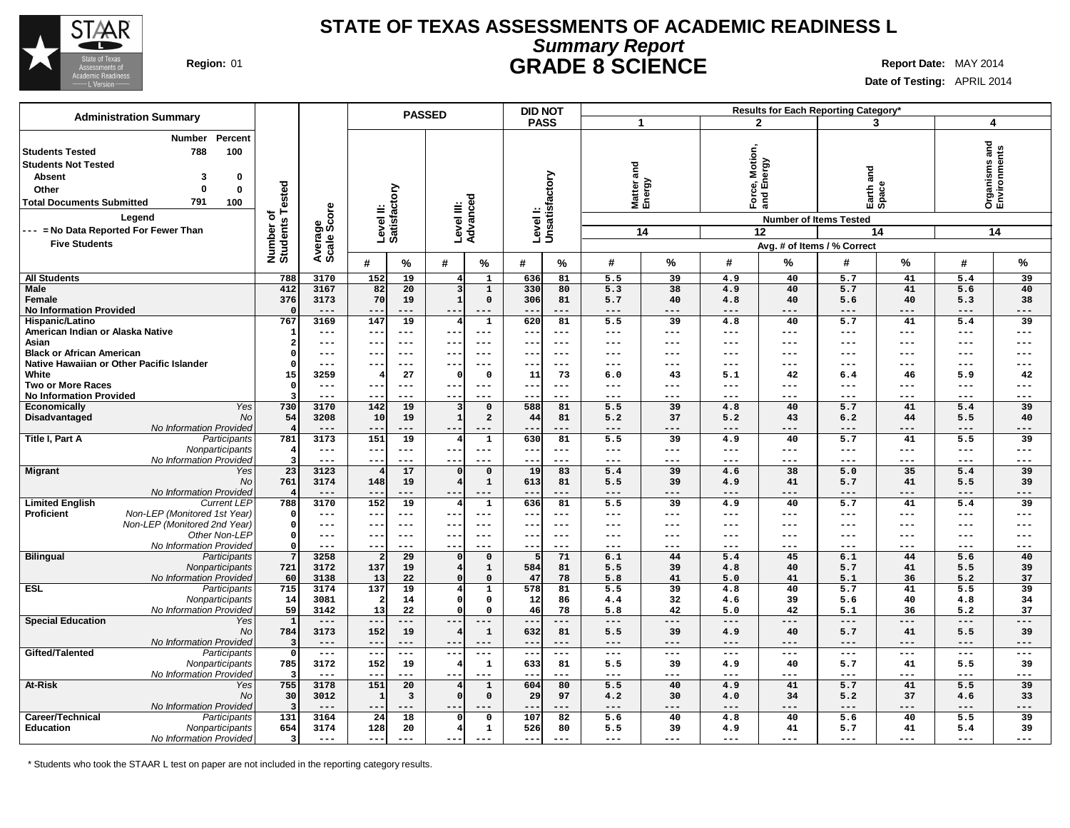# STATE OF TEXAS ASSESSMENTS OF ACADEMIC READINESS L

## *Summary Report*

## GRADE 8 SCIENCE

**Region:** 01

**Report Date:** MAY 2014

**Date of Testing:** APRIL 2014

| Administration Summary | Number | Percent |
|---|---|---|
| Students Tested | 788 | 100 |
| Students Not Tested | | |
| Absent | 3 | 0 |
| Other | 0 | 0 |
| Total Documents Submitted | 791 | 100 |

**Legend**

--- = No Data Reported For Fewer Than Five Students

Results for Each Reporting Category*: 1 = Matter and Energy (14 items); 2 = Force, Motion, and Energy (12 items); 3 = Earth and Space (14 items); 4 = Organisms and Environments (14 items). Avg. # of Items / % Correct.

| Group | Subgroup | Number of Students Tested | Average Scale Score | PASSED Level II: Satisfactory # | PASSED Level II: Satisfactory % | PASSED Level III: Advanced # | PASSED Level III: Advanced % | DID NOT PASS Level I: Unsatisfactory # | DID NOT PASS Level I: Unsatisfactory % | 1 Matter and Energy # | 1 % | 2 Force, Motion, and Energy # | 2 % | 3 Earth and Space # | 3 % | 4 Organisms and Environments # | 4 % |
|---|---|---|---|---|---|---|---|---|---|---|---|---|---|---|---|---|---|
| All Students | | 788 | 3170 | 152 | 19 | 4 | 1 | 636 | 81 | 5.5 | 39 | 4.9 | 40 | 5.7 | 41 | 5.4 | 39 |
| Male | | 412 | 3167 | 82 | 20 | 3 | 1 | 330 | 80 | 5.3 | 38 | 4.9 | 40 | 5.7 | 41 | 5.6 | 40 |
| Female | | 376 | 3173 | 70 | 19 | 1 | 0 | 306 | 81 | 5.7 | 40 | 4.8 | 40 | 5.6 | 40 | 5.3 | 38 |
| No Information Provided | | 0 | --- | --- | --- | --- | --- | --- | --- | --- | --- | --- | --- | --- | --- | --- | --- |
| Hispanic/Latino | | 767 | 3169 | 147 | 19 | 4 | 1 | 620 | 81 | 5.5 | 39 | 4.8 | 40 | 5.7 | 41 | 5.4 | 39 |
| American Indian or Alaska Native | | 1 | --- | --- | --- | --- | --- | --- | --- | --- | --- | --- | --- | --- | --- | --- | --- |
| Asian | | 2 | --- | --- | --- | --- | --- | --- | --- | --- | --- | --- | --- | --- | --- | --- | --- |
| Black or African American | | 0 | --- | --- | --- | --- | --- | --- | --- | --- | --- | --- | --- | --- | --- | --- | --- |
| Native Hawaiian or Other Pacific Islander | | 0 | --- | --- | --- | --- | --- | --- | --- | --- | --- | --- | --- | --- | --- | --- | --- |
| White | | 15 | 3259 | 4 | 27 | 0 | 0 | 11 | 73 | 6.0 | 43 | 5.1 | 42 | 6.4 | 46 | 5.9 | 42 |
| Two or More Races | | 0 | --- | --- | --- | --- | --- | --- | --- | --- | --- | --- | --- | --- | --- | --- | --- |
| No Information Provided | | 3 | --- | --- | --- | --- | --- | --- | --- | --- | --- | --- | --- | --- | --- | --- | --- |
| Economically Disadvantaged | *Yes* | 730 | 3170 | 142 | 19 | 3 | 0 | 588 | 81 | 5.5 | 39 | 4.8 | 40 | 5.7 | 41 | 5.4 | 39 |
| | *No* | 54 | 3208 | 10 | 19 | 1 | 2 | 44 | 81 | 5.2 | 37 | 5.2 | 43 | 6.2 | 44 | 5.5 | 40 |
| | *No Information Provided* | 4 | --- | --- | --- | --- | --- | --- | --- | --- | --- | --- | --- | --- | --- | --- | --- |
| Title I, Part A | *Participants* | 781 | 3173 | 151 | 19 | 4 | 1 | 630 | 81 | 5.5 | 39 | 4.9 | 40 | 5.7 | 41 | 5.5 | 39 |
| | *Nonparticipants* | 4 | --- | --- | --- | --- | --- | --- | --- | --- | --- | --- | --- | --- | --- | --- | --- |
| | *No Information Provided* | 3 | --- | --- | --- | --- | --- | --- | --- | --- | --- | --- | --- | --- | --- | --- | --- |
| Migrant | *Yes* | 23 | 3123 | 4 | 17 | 0 | 0 | 19 | 83 | 5.4 | 39 | 4.6 | 38 | 5.0 | 35 | 5.4 | 39 |
| | *No* | 761 | 3174 | 148 | 19 | 4 | 1 | 613 | 81 | 5.5 | 39 | 4.9 | 41 | 5.7 | 41 | 5.5 | 39 |
| | *No Information Provided* | 4 | --- | --- | --- | --- | --- | --- | --- | --- | --- | --- | --- | --- | --- | --- | --- |
| Limited English Proficient | *Current LEP* | 788 | 3170 | 152 | 19 | 4 | 1 | 636 | 81 | 5.5 | 39 | 4.9 | 40 | 5.7 | 41 | 5.4 | 39 |
| | *Non-LEP (Monitored 1st Year)* | 0 | --- | --- | --- | --- | --- | --- | --- | --- | --- | --- | --- | --- | --- | --- | --- |
| | *Non-LEP (Monitored 2nd Year)* | 0 | --- | --- | --- | --- | --- | --- | --- | --- | --- | --- | --- | --- | --- | --- | --- |
| | *Other Non-LEP* | 0 | --- | --- | --- | --- | --- | --- | --- | --- | --- | --- | --- | --- | --- | --- | --- |
| | *No Information Provided* | 0 | --- | --- | --- | --- | --- | --- | --- | --- | --- | --- | --- | --- | --- | --- | --- |
| Bilingual | *Participants* | 7 | 3258 | 2 | 29 | 0 | 0 | 5 | 71 | 6.1 | 44 | 5.4 | 45 | 6.1 | 44 | 5.6 | 40 |
| | *Nonparticipants* | 721 | 3172 | 137 | 19 | 4 | 1 | 584 | 81 | 5.5 | 39 | 4.8 | 40 | 5.7 | 41 | 5.5 | 39 |
| | *No Information Provided* | 60 | 3138 | 13 | 22 | 0 | 0 | 47 | 78 | 5.8 | 41 | 5.0 | 41 | 5.1 | 36 | 5.2 | 37 |
| ESL | *Participants* | 715 | 3174 | 137 | 19 | 4 | 1 | 578 | 81 | 5.5 | 39 | 4.8 | 40 | 5.7 | 41 | 5.5 | 39 |
| | *Nonparticipants* | 14 | 3081 | 2 | 14 | 0 | 0 | 12 | 86 | 4.4 | 32 | 4.6 | 39 | 5.6 | 40 | 4.8 | 34 |
| | *No Information Provided* | 59 | 3142 | 13 | 22 | 0 | 0 | 46 | 78 | 5.8 | 42 | 5.0 | 42 | 5.1 | 36 | 5.2 | 37 |
| Special Education | *Yes* | 1 | --- | --- | --- | --- | --- | --- | --- | --- | --- | --- | --- | --- | --- | --- | --- |
| | *No* | 784 | 3173 | 152 | 19 | 4 | 1 | 632 | 81 | 5.5 | 39 | 4.9 | 40 | 5.7 | 41 | 5.5 | 39 |
| | *No Information Provided* | 3 | --- | --- | --- | --- | --- | --- | --- | --- | --- | --- | --- | --- | --- | --- | --- |
| Gifted/Talented | *Participants* | 0 | --- | --- | --- | --- | --- | --- | --- | --- | --- | --- | --- | --- | --- | --- | --- |
| | *Nonparticipants* | 785 | 3172 | 152 | 19 | 4 | 1 | 633 | 81 | 5.5 | 39 | 4.9 | 40 | 5.7 | 41 | 5.5 | 39 |
| | *No Information Provided* | 3 | --- | --- | --- | --- | --- | --- | --- | --- | --- | --- | --- | --- | --- | --- | --- |
| At-Risk | *Yes* | 755 | 3178 | 151 | 20 | 4 | 1 | 604 | 80 | 5.5 | 40 | 4.9 | 41 | 5.7 | 41 | 5.5 | 39 |
| | *No* | 30 | 3012 | 1 | 3 | 0 | 0 | 29 | 97 | 4.2 | 30 | 4.0 | 34 | 5.2 | 37 | 4.6 | 33 |
| | *No Information Provided* | 3 | --- | --- | --- | --- | --- | --- | --- | --- | --- | --- | --- | --- | --- | --- | --- |
| Career/Technical Education | *Participants* | 131 | 3164 | 24 | 18 | 0 | 0 | 107 | 82 | 5.6 | 40 | 4.8 | 40 | 5.6 | 40 | 5.5 | 39 |
| | *Nonparticipants* | 654 | 3174 | 128 | 20 | 4 | 1 | 526 | 80 | 5.5 | 39 | 4.9 | 41 | 5.7 | 41 | 5.4 | 39 |
| | *No Information Provided* | 3 | --- | --- | --- | --- | --- | --- | --- | --- | --- | --- | --- | --- | --- | --- | --- |

\* Students who took the STAAR L test on paper are not included in the reporting category results.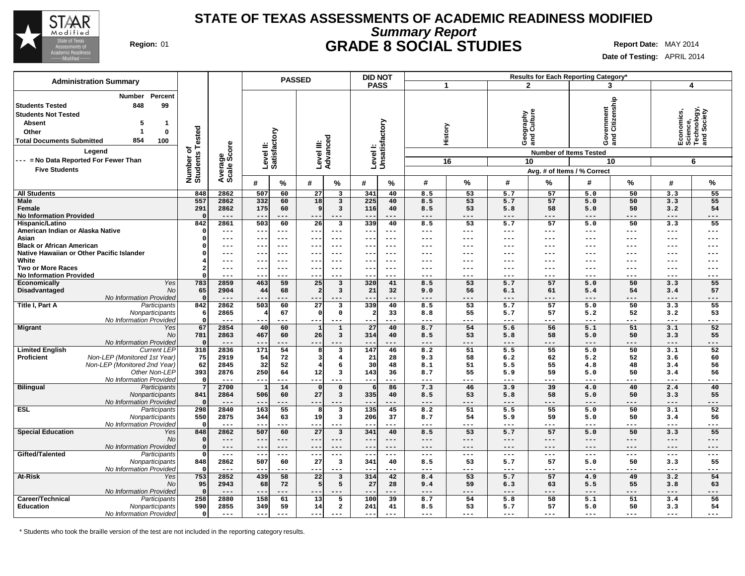# STATE OF TEXAS ASSESSMENTS OF ACADEMIC READINESS MODIFIED

## *Summary Report*

## GRADE 8 SOCIAL STUDIES

**Region:** 01

**Report Date:** MAY 2014

**Date of Testing:** APRIL 2014

**Administration Summary**

| | Number | Percent |
|---|---|---|
| Students Tested | 848 | 99 |
| Students Not Tested | | |
| Absent | 5 | 1 |
| Other | 1 | 0 |
| Total Documents Submitted | 854 | 100 |

**Legend**

--- = No Data Reported For Fewer Than Five Students

| | | Number of Students Tested | Average Scale Score | PASSED | | | | DID NOT PASS | | Results for Each Reporting Category* | | | | | | | |
|---|---|---|---|---|---|---|---|---|---|---|---|---|---|---|---|---|---|
| | | | | Level II: Satisfactory | | Level III: Advanced | | Level I: Unsatisfactory | | 1 History | | 2 Geography and Culture | | 3 Government and Citizenship | | 4 Economics, Science, Technology, and Society | |
| | | | | | | | | | | Number of Items Tested: 16 | | 10 | | 10 | | 6 | |
| | | | | # | % | # | % | # | % | # | % | # | % | # | % | # | % |
| **All Students** | | 848 | 2862 | 507 | 60 | 27 | 3 | 341 | 40 | 8.5 | 53 | 5.7 | 57 | 5.0 | 50 | 3.3 | 55 |
| **Male** | | 557 | 2862 | 332 | 60 | 18 | 3 | 225 | 40 | 8.5 | 53 | 5.7 | 57 | 5.0 | 50 | 3.3 | 55 |
| **Female** | | 291 | 2862 | 175 | 60 | 9 | 3 | 116 | 40 | 8.5 | 53 | 5.8 | 58 | 5.0 | 50 | 3.2 | 54 |
| **No Information Provided** | | 0 | --- | --- | --- | --- | --- | --- | --- | --- | --- | --- | --- | --- | --- | --- | --- |
| **Hispanic/Latino** | | 842 | 2861 | 503 | 60 | 26 | 3 | 339 | 40 | 8.5 | 53 | 5.7 | 57 | 5.0 | 50 | 3.3 | 55 |
| **American Indian or Alaska Native** | | 0 | --- | --- | --- | --- | --- | --- | --- | --- | --- | --- | --- | --- | --- | --- | --- |
| **Asian** | | 0 | --- | --- | --- | --- | --- | --- | --- | --- | --- | --- | --- | --- | --- | --- | --- |
| **Black or African American** | | 0 | --- | --- | --- | --- | --- | --- | --- | --- | --- | --- | --- | --- | --- | --- | --- |
| **Native Hawaiian or Other Pacific Islander** | | 0 | --- | --- | --- | --- | --- | --- | --- | --- | --- | --- | --- | --- | --- | --- | --- |
| **White** | | 4 | --- | --- | --- | --- | --- | --- | --- | --- | --- | --- | --- | --- | --- | --- | --- |
| **Two or More Races** | | 2 | --- | --- | --- | --- | --- | --- | --- | --- | --- | --- | --- | --- | --- | --- | --- |
| **No Information Provided** | | 0 | --- | --- | --- | --- | --- | --- | --- | --- | --- | --- | --- | --- | --- | --- | --- |
| **Economically Disadvantaged** | *Yes* | 783 | 2859 | 463 | 59 | 25 | 3 | 320 | 41 | 8.5 | 53 | 5.7 | 57 | 5.0 | 50 | 3.3 | 55 |
| | *No* | 65 | 2904 | 44 | 68 | 2 | 3 | 21 | 32 | 9.0 | 56 | 6.1 | 61 | 5.4 | 54 | 3.4 | 57 |
| | *No Information Provided* | 0 | --- | --- | --- | --- | --- | --- | --- | --- | --- | --- | --- | --- | --- | --- | --- |
| **Title I, Part A** | *Participants* | 842 | 2862 | 503 | 60 | 27 | 3 | 339 | 40 | 8.5 | 53 | 5.7 | 57 | 5.0 | 50 | 3.3 | 55 |
| | *Nonparticipants* | 6 | 2865 | 4 | 67 | 0 | 0 | 2 | 33 | 8.8 | 55 | 5.7 | 57 | 5.2 | 52 | 3.2 | 53 |
| | *No Information Provided* | 0 | --- | --- | --- | --- | --- | --- | --- | --- | --- | --- | --- | --- | --- | --- | --- |
| **Migrant** | *Yes* | 67 | 2854 | 40 | 60 | 1 | 1 | 27 | 40 | 8.7 | 54 | 5.6 | 56 | 5.1 | 51 | 3.1 | 52 |
| | *No* | 781 | 2863 | 467 | 60 | 26 | 3 | 314 | 40 | 8.5 | 53 | 5.8 | 58 | 5.0 | 50 | 3.3 | 55 |
| | *No Information Provided* | 0 | --- | --- | --- | --- | --- | --- | --- | --- | --- | --- | --- | --- | --- | --- | --- |
| **Limited English Proficient** | *Current LEP* | 318 | 2836 | 171 | 54 | 8 | 3 | 147 | 46 | 8.2 | 51 | 5.5 | 55 | 5.0 | 50 | 3.1 | 52 |
| | *Non-LEP (Monitored 1st Year)* | 75 | 2919 | 54 | 72 | 3 | 4 | 21 | 28 | 9.3 | 58 | 6.2 | 62 | 5.2 | 52 | 3.6 | 60 |
| | *Non-LEP (Monitored 2nd Year)* | 62 | 2845 | 32 | 52 | 4 | 6 | 30 | 48 | 8.1 | 51 | 5.5 | 55 | 4.8 | 48 | 3.4 | 56 |
| | *Other Non-LEP* | 393 | 2876 | 250 | 64 | 12 | 3 | 143 | 36 | 8.7 | 55 | 5.9 | 59 | 5.0 | 50 | 3.4 | 56 |
| | *No Information Provided* | 0 | --- | --- | --- | --- | --- | --- | --- | --- | --- | --- | --- | --- | --- | --- | --- |
| **Bilingual** | *Participants* | 7 | 2700 | 1 | 14 | 0 | 0 | 6 | 86 | 7.3 | 46 | 3.9 | 39 | 4.0 | 40 | 2.4 | 40 |
| | *Nonparticipants* | 841 | 2864 | 506 | 60 | 27 | 3 | 335 | 40 | 8.5 | 53 | 5.8 | 58 | 5.0 | 50 | 3.3 | 55 |
| | *No Information Provided* | 0 | --- | --- | --- | --- | --- | --- | --- | --- | --- | --- | --- | --- | --- | --- | --- |
| **ESL** | *Participants* | 298 | 2840 | 163 | 55 | 8 | 3 | 135 | 45 | 8.2 | 51 | 5.5 | 55 | 5.0 | 50 | 3.1 | 52 |
| | *Nonparticipants* | 550 | 2875 | 344 | 63 | 19 | 3 | 206 | 37 | 8.7 | 54 | 5.9 | 59 | 5.0 | 50 | 3.4 | 56 |
| | *No Information Provided* | 0 | --- | --- | --- | --- | --- | --- | --- | --- | --- | --- | --- | --- | --- | --- | --- |
| **Special Education** | *Yes* | 848 | 2862 | 507 | 60 | 27 | 3 | 341 | 40 | 8.5 | 53 | 5.7 | 57 | 5.0 | 50 | 3.3 | 55 |
| | *No* | 0 | --- | --- | --- | --- | --- | --- | --- | --- | --- | --- | --- | --- | --- | --- | --- |
| | *No Information Provided* | 0 | --- | --- | --- | --- | --- | --- | --- | --- | --- | --- | --- | --- | --- | --- | --- |
| **Gifted/Talented** | *Participants* | 0 | --- | --- | --- | --- | --- | --- | --- | --- | --- | --- | --- | --- | --- | --- | --- |
| | *Nonparticipants* | 848 | 2862 | 507 | 60 | 27 | 3 | 341 | 40 | 8.5 | 53 | 5.7 | 57 | 5.0 | 50 | 3.3 | 55 |
| | *No Information Provided* | 0 | --- | --- | --- | --- | --- | --- | --- | --- | --- | --- | --- | --- | --- | --- | --- |
| **At-Risk** | *Yes* | 753 | 2852 | 439 | 58 | 22 | 3 | 314 | 42 | 8.4 | 53 | 5.7 | 57 | 4.9 | 49 | 3.2 | 54 |
| | *No* | 95 | 2943 | 68 | 72 | 5 | 5 | 27 | 28 | 9.4 | 59 | 6.3 | 63 | 5.5 | 55 | 3.8 | 63 |
| | *No Information Provided* | 0 | --- | --- | --- | --- | --- | --- | --- | --- | --- | --- | --- | --- | --- | --- | --- |
| **Career/Technical Education** | *Participants* | 258 | 2880 | 158 | 61 | 13 | 5 | 100 | 39 | 8.7 | 54 | 5.8 | 58 | 5.1 | 51 | 3.4 | 56 |
| | *Nonparticipants* | 590 | 2855 | 349 | 59 | 14 | 2 | 241 | 41 | 8.5 | 53 | 5.7 | 57 | 5.0 | 50 | 3.3 | 54 |
| | *No Information Provided* | 0 | --- | --- | --- | --- | --- | --- | --- | --- | --- | --- | --- | --- | --- | --- | --- |

Avg. # of Items / % Correct shown under each reporting category.

\* Students who took the braille version of the test are not included in the reporting category results.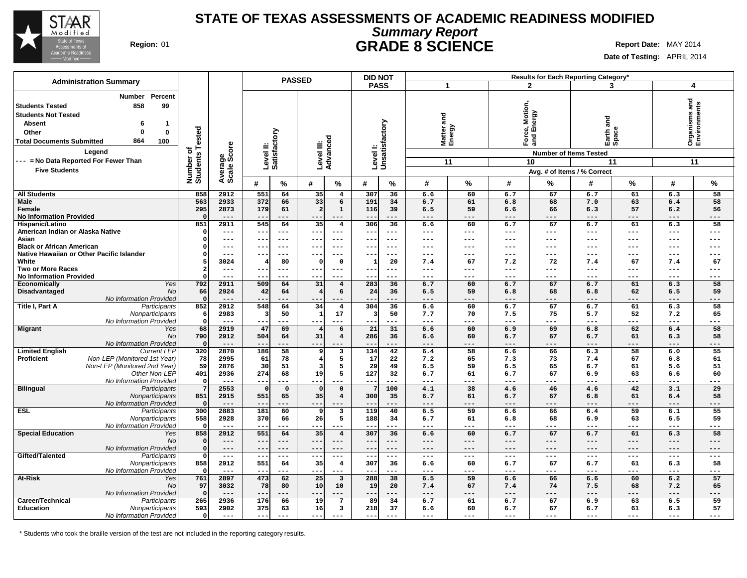# STATE OF TEXAS ASSESSMENTS OF ACADEMIC READINESS MODIFIED

## *Summary Report*

## GRADE 8 SCIENCE

**Region:** 01

**Report Date:** MAY 2014

**Date of Testing:** APRIL 2014

### Administration Summary

| | Number | Percent |
|---|---|---|
| **Students Tested** | 858 | 99 |
| **Students Not Tested** | | |
| Absent | 6 | 1 |
| Other | 0 | 0 |
| **Total Documents Submitted** | 864 | 100 |

**Legend**

--- = No Data Reported For Fewer Than Five Students

| Group | | Number of Students Tested | Average Scale Score | PASSED Level II: Satisfactory # | PASSED Level II: Satisfactory % | PASSED Level III: Advanced # | PASSED Level III: Advanced % | DID NOT PASS Level I: Unsatisfactory # | DID NOT PASS Level I: Unsatisfactory % | 1 Matter and Energy (11 items) # | 1 Matter and Energy % | 2 Force, Motion, and Energy (10 items) # | 2 Force, Motion, and Energy % | 3 Earth and Space (11 items) # | 3 Earth and Space % | 4 Organisms and Environments (11 items) # | 4 Organisms and Environments % |
|---|---|---|---|---|---|---|---|---|---|---|---|---|---|---|---|---|---|
| **All Students** | | 858 | 2912 | 551 | 64 | 35 | 4 | 307 | 36 | 6.6 | 60 | 6.7 | 67 | 6.7 | 61 | 6.3 | 58 |
| **Male** | | 563 | 2933 | 372 | 66 | 33 | 6 | 191 | 34 | 6.7 | 61 | 6.8 | 68 | 7.0 | 63 | 6.4 | 58 |
| **Female** | | 295 | 2873 | 179 | 61 | 2 | 1 | 116 | 39 | 6.5 | 59 | 6.6 | 66 | 6.3 | 57 | 6.2 | 56 |
| **No Information Provided** | | 0 | --- | --- | --- | --- | --- | --- | --- | --- | --- | --- | --- | --- | --- | --- | --- |
| **Hispanic/Latino** | | 851 | 2911 | 545 | 64 | 35 | 4 | 306 | 36 | 6.6 | 60 | 6.7 | 67 | 6.7 | 61 | 6.3 | 58 |
| **American Indian or Alaska Native** | | 0 | --- | --- | --- | --- | --- | --- | --- | --- | --- | --- | --- | --- | --- | --- | --- |
| **Asian** | | 0 | --- | --- | --- | --- | --- | --- | --- | --- | --- | --- | --- | --- | --- | --- | --- |
| **Black or African American** | | 0 | --- | --- | --- | --- | --- | --- | --- | --- | --- | --- | --- | --- | --- | --- | --- |
| **Native Hawaiian or Other Pacific Islander** | | 0 | --- | --- | --- | --- | --- | --- | --- | --- | --- | --- | --- | --- | --- | --- | --- |
| **White** | | 5 | 3024 | 4 | 80 | 0 | 0 | 1 | 20 | 7.4 | 67 | 7.2 | 72 | 7.4 | 67 | 7.4 | 67 |
| **Two or More Races** | | 2 | --- | --- | --- | --- | --- | --- | --- | --- | --- | --- | --- | --- | --- | --- | --- |
| **No Information Provided** | | 0 | --- | --- | --- | --- | --- | --- | --- | --- | --- | --- | --- | --- | --- | --- | --- |
| **Economically Disadvantaged** | *Yes* | 792 | 2911 | 509 | 64 | 31 | 4 | 283 | 36 | 6.7 | 60 | 6.7 | 67 | 6.7 | 61 | 6.3 | 58 |
| | *No* | 66 | 2924 | 42 | 64 | 4 | 6 | 24 | 36 | 6.5 | 59 | 6.8 | 68 | 6.8 | 62 | 6.5 | 59 |
| | *No Information Provided* | 0 | --- | --- | --- | --- | --- | --- | --- | --- | --- | --- | --- | --- | --- | --- | --- |
| **Title I, Part A** | *Participants* | 852 | 2912 | 548 | 64 | 34 | 4 | 304 | 36 | 6.6 | 60 | 6.7 | 67 | 6.7 | 61 | 6.3 | 58 |
| | *Nonparticipants* | 6 | 2983 | 3 | 50 | 1 | 17 | 3 | 50 | 7.7 | 70 | 7.5 | 75 | 5.7 | 52 | 7.2 | 65 |
| | *No Information Provided* | 0 | --- | --- | --- | --- | --- | --- | --- | --- | --- | --- | --- | --- | --- | --- | --- |
| **Migrant** | *Yes* | 68 | 2919 | 47 | 69 | 4 | 6 | 21 | 31 | 6.6 | 60 | 6.9 | 69 | 6.8 | 62 | 6.4 | 58 |
| | *No* | 790 | 2912 | 504 | 64 | 31 | 4 | 286 | 36 | 6.6 | 60 | 6.7 | 67 | 6.7 | 61 | 6.3 | 58 |
| | *No Information Provided* | 0 | --- | --- | --- | --- | --- | --- | --- | --- | --- | --- | --- | --- | --- | --- | --- |
| **Limited English Proficient** | *Current LEP* | 320 | 2870 | 186 | 58 | 9 | 3 | 134 | 42 | 6.4 | 58 | 6.6 | 66 | 6.3 | 58 | 6.0 | 55 |
| | *Non-LEP (Monitored 1st Year)* | 78 | 2995 | 61 | 78 | 4 | 5 | 17 | 22 | 7.2 | 65 | 7.3 | 73 | 7.4 | 67 | 6.8 | 61 |
| | *Non-LEP (Monitored 2nd Year)* | 59 | 2876 | 30 | 51 | 3 | 5 | 29 | 49 | 6.5 | 59 | 6.5 | 65 | 6.7 | 61 | 5.6 | 51 |
| | *Other Non-LEP* | 401 | 2936 | 274 | 68 | 19 | 5 | 127 | 32 | 6.7 | 61 | 6.7 | 67 | 6.9 | 63 | 6.6 | 60 |
| | *No Information Provided* | 0 | --- | --- | --- | --- | --- | --- | --- | --- | --- | --- | --- | --- | --- | --- | --- |
| **Bilingual** | *Participants* | 7 | 2553 | 0 | 0 | 0 | 0 | 7 | 100 | 4.1 | 38 | 4.6 | 46 | 4.6 | 42 | 3.1 | 29 |
| | *Nonparticipants* | 851 | 2915 | 551 | 65 | 35 | 4 | 300 | 35 | 6.7 | 61 | 6.7 | 67 | 6.8 | 61 | 6.4 | 58 |
| | *No Information Provided* | 0 | --- | --- | --- | --- | --- | --- | --- | --- | --- | --- | --- | --- | --- | --- | --- |
| **ESL** | *Participants* | 300 | 2883 | 181 | 60 | 9 | 3 | 119 | 40 | 6.5 | 59 | 6.6 | 66 | 6.4 | 59 | 6.1 | 55 |
| | *Nonparticipants* | 558 | 2928 | 370 | 66 | 26 | 5 | 188 | 34 | 6.7 | 61 | 6.8 | 68 | 6.9 | 63 | 6.5 | 59 |
| | *No Information Provided* | 0 | --- | --- | --- | --- | --- | --- | --- | --- | --- | --- | --- | --- | --- | --- | --- |
| **Special Education** | *Yes* | 858 | 2912 | 551 | 64 | 35 | 4 | 307 | 36 | 6.6 | 60 | 6.7 | 67 | 6.7 | 61 | 6.3 | 58 |
| | *No* | 0 | --- | --- | --- | --- | --- | --- | --- | --- | --- | --- | --- | --- | --- | --- | --- |
| | *No Information Provided* | 0 | --- | --- | --- | --- | --- | --- | --- | --- | --- | --- | --- | --- | --- | --- | --- |
| **Gifted/Talented** | *Participants* | 0 | --- | --- | --- | --- | --- | --- | --- | --- | --- | --- | --- | --- | --- | --- | --- |
| | *Nonparticipants* | 858 | 2912 | 551 | 64 | 35 | 4 | 307 | 36 | 6.6 | 60 | 6.7 | 67 | 6.7 | 61 | 6.3 | 58 |
| | *No Information Provided* | 0 | --- | --- | --- | --- | --- | --- | --- | --- | --- | --- | --- | --- | --- | --- | --- |
| **At-Risk** | *Yes* | 761 | 2897 | 473 | 62 | 25 | 3 | 288 | 38 | 6.5 | 59 | 6.6 | 66 | 6.6 | 60 | 6.2 | 57 |
| | *No* | 97 | 3032 | 78 | 80 | 10 | 10 | 19 | 20 | 7.4 | 67 | 7.4 | 74 | 7.5 | 68 | 7.2 | 65 |
| | *No Information Provided* | 0 | --- | --- | --- | --- | --- | --- | --- | --- | --- | --- | --- | --- | --- | --- | --- |
| **Career/Technical Education** | *Participants* | 265 | 2936 | 176 | 66 | 19 | 7 | 89 | 34 | 6.7 | 61 | 6.7 | 67 | 6.9 | 63 | 6.5 | 59 |
| | *Nonparticipants* | 593 | 2902 | 375 | 63 | 16 | 3 | 218 | 37 | 6.6 | 60 | 6.7 | 67 | 6.7 | 61 | 6.3 | 57 |
| | *No Information Provided* | 0 | --- | --- | --- | --- | --- | --- | --- | --- | --- | --- | --- | --- | --- | --- | --- |

Results for Each Reporting Category*: # = Avg. # of Items, % = % Correct.

\* Students who took the braille version of the test are not included in the reporting category results.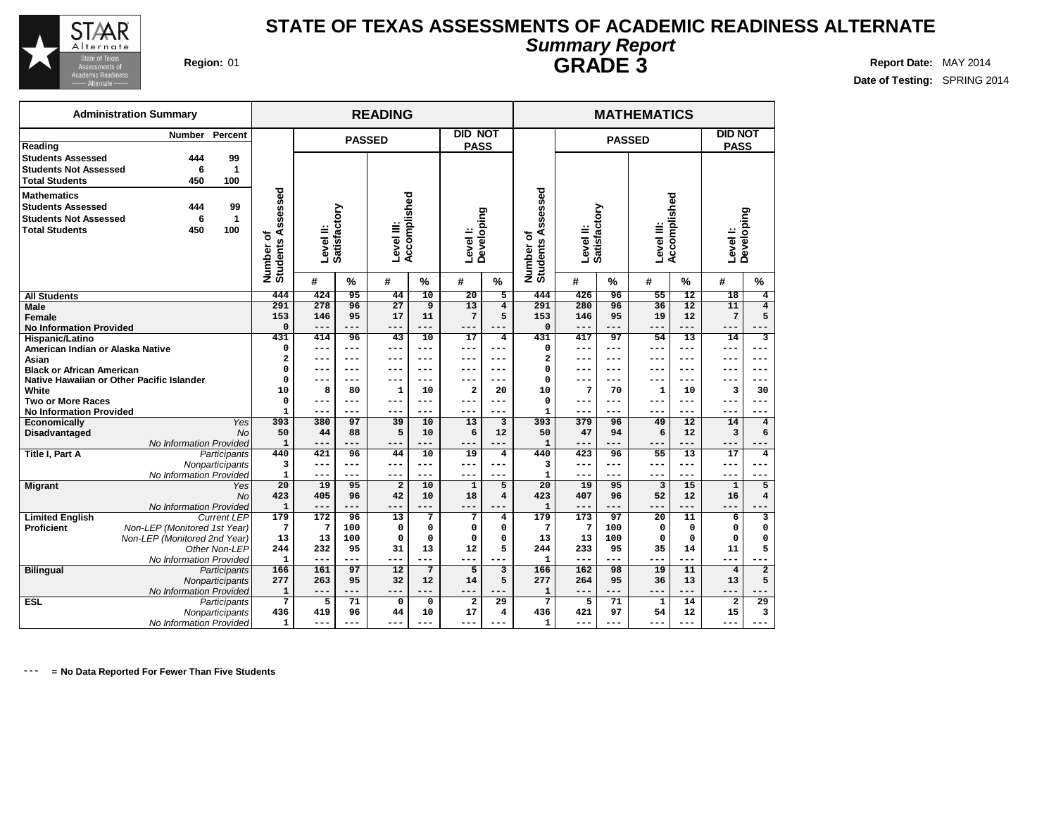# STATE OF TEXAS ASSESSMENTS OF ACADEMIC READINESS ALTERNATE

## *Summary Report*

## GRADE 3

**Region:** 01

**Report Date:** MAY 2014

**Date of Testing:** SPRING 2014

### Administration Summary

| | Number | Percent |
|---|---|---|
| **Reading** | | |
| **Students Assessed** | 444 | 99 |
| **Students Not Assessed** | 6 | 1 |
| **Total Students** | 450 | 100 |
| **Mathematics** | | |
| **Students Assessed** | 444 | 99 |
| **Students Not Assessed** | 6 | 1 |
| **Total Students** | 450 | 100 |

| | | READING | | | | | | | MATHEMATICS | | | | | | |
|---|---|---|---|---|---|---|---|---|---|---|---|---|---|---|---|
| | | | PASSED | | | | DID NOT PASS | | | PASSED | | | | DID NOT PASS | |
| | | Number of Students Assessed | Level II: Satisfactory | | Level III: Accomplished | | Level I: Developing | | Number of Students Assessed | Level II: Satisfactory | | Level III: Accomplished | | Level I: Developing | |
| | | | # | % | # | % | # | % | | # | % | # | % | # | % |
| **All Students** | | 444 | 424 | 95 | 44 | 10 | 20 | 5 | 444 | 426 | 96 | 55 | 12 | 18 | 4 |
| **Male** | | 291 | 278 | 96 | 27 | 9 | 13 | 4 | 291 | 280 | 96 | 36 | 12 | 11 | 4 |
| **Female** | | 153 | 146 | 95 | 17 | 11 | 7 | 5 | 153 | 146 | 95 | 19 | 12 | 7 | 5 |
| **No Information Provided** | | 0 | --- | --- | --- | --- | --- | --- | 0 | --- | --- | --- | --- | --- | --- |
| **Hispanic/Latino** | | 431 | 414 | 96 | 43 | 10 | 17 | 4 | 431 | 417 | 97 | 54 | 13 | 14 | 3 |
| **American Indian or Alaska Native** | | 0 | --- | --- | --- | --- | --- | --- | 0 | --- | --- | --- | --- | --- | --- |
| **Asian** | | 2 | --- | --- | --- | --- | --- | --- | 2 | --- | --- | --- | --- | --- | --- |
| **Black or African American** | | 0 | --- | --- | --- | --- | --- | --- | 0 | --- | --- | --- | --- | --- | --- |
| **Native Hawaiian or Other Pacific Islander** | | 0 | --- | --- | --- | --- | --- | --- | 0 | --- | --- | --- | --- | --- | --- |
| **White** | | 10 | 8 | 80 | 1 | 10 | 2 | 20 | 10 | 7 | 70 | 1 | 10 | 3 | 30 |
| **Two or More Races** | | 0 | --- | --- | --- | --- | --- | --- | 0 | --- | --- | --- | --- | --- | --- |
| **No Information Provided** | | 1 | --- | --- | --- | --- | --- | --- | 1 | --- | --- | --- | --- | --- | --- |
| **Economically Disadvantaged** | *Yes* | 393 | 380 | 97 | 39 | 10 | 13 | 3 | 393 | 379 | 96 | 49 | 12 | 14 | 4 |
| | *No* | 50 | 44 | 88 | 5 | 10 | 6 | 12 | 50 | 47 | 94 | 6 | 12 | 3 | 6 |
| | *No Information Provided* | 1 | --- | --- | --- | --- | --- | --- | 1 | --- | --- | --- | --- | --- | --- |
| **Title I, Part A** | *Participants* | 440 | 421 | 96 | 44 | 10 | 19 | 4 | 440 | 423 | 96 | 55 | 13 | 17 | 4 |
| | *Nonparticipants* | 3 | --- | --- | --- | --- | --- | --- | 3 | --- | --- | --- | --- | --- | --- |
| | *No Information Provided* | 1 | --- | --- | --- | --- | --- | --- | 1 | --- | --- | --- | --- | --- | --- |
| **Migrant** | *Yes* | 20 | 19 | 95 | 2 | 10 | 1 | 5 | 20 | 19 | 95 | 3 | 15 | 1 | 5 |
| | *No* | 423 | 405 | 96 | 42 | 10 | 18 | 4 | 423 | 407 | 96 | 52 | 12 | 16 | 4 |
| | *No Information Provided* | 1 | --- | --- | --- | --- | --- | --- | 1 | --- | --- | --- | --- | --- | --- |
| **Limited English Proficient** | *Current LEP* | 179 | 172 | 96 | 13 | 7 | 7 | 4 | 179 | 173 | 97 | 20 | 11 | 6 | 3 |
| | *Non-LEP (Monitored 1st Year)* | 7 | 7 | 100 | 0 | 0 | 0 | 0 | 7 | 7 | 100 | 0 | 0 | 0 | 0 |
| | *Non-LEP (Monitored 2nd Year)* | 13 | 13 | 100 | 0 | 0 | 0 | 0 | 13 | 13 | 100 | 0 | 0 | 0 | 0 |
| | *Other Non-LEP* | 244 | 232 | 95 | 31 | 13 | 12 | 5 | 244 | 233 | 95 | 35 | 14 | 11 | 5 |
| | *No Information Provided* | 1 | --- | --- | --- | --- | --- | --- | 1 | --- | --- | --- | --- | --- | --- |
| **Bilingual** | *Participants* | 166 | 161 | 97 | 12 | 7 | 5 | 3 | 166 | 162 | 98 | 19 | 11 | 4 | 2 |
| | *Nonparticipants* | 277 | 263 | 95 | 32 | 12 | 14 | 5 | 277 | 264 | 95 | 36 | 13 | 13 | 5 |
| | *No Information Provided* | 1 | --- | --- | --- | --- | --- | --- | 1 | --- | --- | --- | --- | --- | --- |
| **ESL** | *Participants* | 7 | 5 | 71 | 0 | 0 | 2 | 29 | 7 | 5 | 71 | 1 | 14 | 2 | 29 |
| | *Nonparticipants* | 436 | 419 | 96 | 44 | 10 | 17 | 4 | 436 | 421 | 97 | 54 | 12 | 15 | 3 |
| | *No Information Provided* | 1 | --- | --- | --- | --- | --- | --- | 1 | --- | --- | --- | --- | --- | --- |

**---  = No Data Reported For Fewer Than Five Students**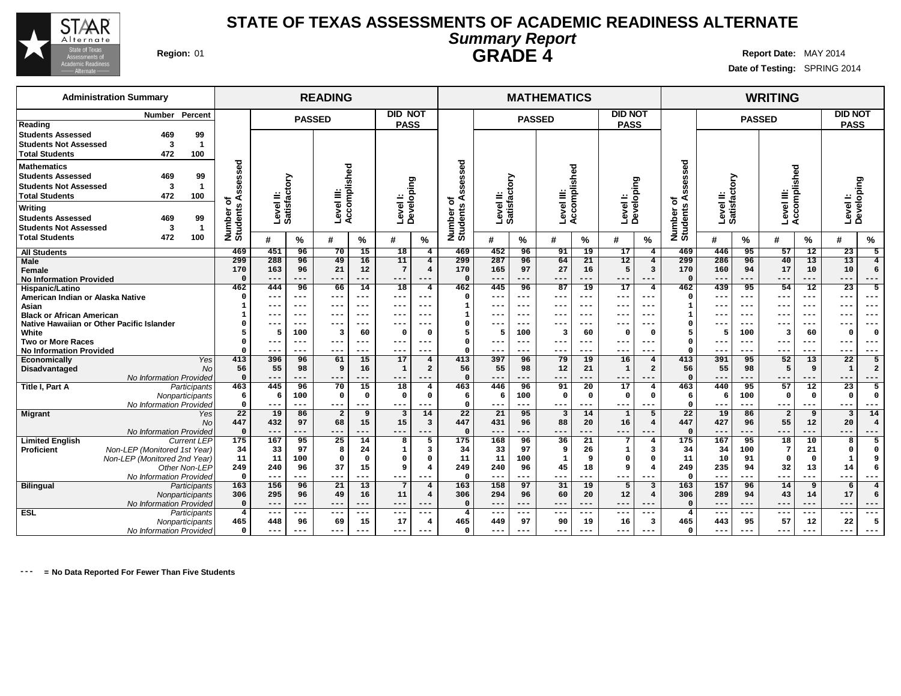# STATE OF TEXAS ASSESSMENTS OF ACADEMIC READINESS ALTERNATE

## *Summary Report*

## GRADE 4

**Region:** 01

**Report Date:** MAY 2014

**Date of Testing:** SPRING 2014

| Administration Summary | Number | Percent |
|---|---|---|
| **Reading** | | |
| **Students Assessed** | 469 | 99 |
| **Students Not Assessed** | 3 | 1 |
| **Total Students** | 472 | 100 |
| **Mathematics** | | |
| **Students Assessed** | 469 | 99 |
| **Students Not Assessed** | 3 | 1 |
| **Total Students** | 472 | 100 |
| **Writing** | | |
| **Students Assessed** | 469 | 99 |
| **Students Not Assessed** | 3 | 1 |
| **Total Students** | 472 | 100 |

| | | READING | | | | | | | MATHEMATICS | | | | | | | WRITING | | | | | | |
|---|---|---|---|---|---|---|---|---|---|---|---|---|---|---|---|---|---|---|---|---|---|---|
| | | | PASSED | | | | DID NOT PASS | | | PASSED | | | | DID NOT PASS | | | PASSED | | | | DID NOT PASS | |
| | | Number of Students Assessed | Level II: Satisfactory | | Level III: Accomplished | | Level I: Developing | | Number of Students Assessed | Level II: Satisfactory | | Level III: Accomplished | | Level I: Developing | | Number of Students Assessed | Level II: Satisfactory | | Level III: Accomplished | | Level I: Developing | |
| | | | # | % | # | % | # | % | | # | % | # | % | # | % | | # | % | # | % | # | % |
| **All Students** | | 469 | 451 | 96 | 70 | 15 | 18 | 4 | 469 | 452 | 96 | 91 | 19 | 17 | 4 | 469 | 446 | 95 | 57 | 12 | 23 | 5 |
| **Male** | | 299 | 288 | 96 | 49 | 16 | 11 | 4 | 299 | 287 | 96 | 64 | 21 | 12 | 4 | 299 | 286 | 96 | 40 | 13 | 13 | 4 |
| **Female** | | 170 | 163 | 96 | 21 | 12 | 7 | 4 | 170 | 165 | 97 | 27 | 16 | 5 | 3 | 170 | 160 | 94 | 17 | 10 | 10 | 6 |
| **No Information Provided** | | 0 | --- | --- | --- | --- | --- | --- | 0 | --- | --- | --- | --- | --- | --- | 0 | --- | --- | --- | --- | --- | --- |
| **Hispanic/Latino** | | 462 | 444 | 96 | 66 | 14 | 18 | 4 | 462 | 445 | 96 | 87 | 19 | 17 | 4 | 462 | 439 | 95 | 54 | 12 | 23 | 5 |
| **American Indian or Alaska Native** | | 0 | --- | --- | --- | --- | --- | --- | 0 | --- | --- | --- | --- | --- | --- | 0 | --- | --- | --- | --- | --- | --- |
| **Asian** | | 1 | --- | --- | --- | --- | --- | --- | 1 | --- | --- | --- | --- | --- | --- | 1 | --- | --- | --- | --- | --- | --- |
| **Black or African American** | | 1 | --- | --- | --- | --- | --- | --- | 1 | --- | --- | --- | --- | --- | --- | 1 | --- | --- | --- | --- | --- | --- |
| **Native Hawaiian or Other Pacific Islander** | | 0 | --- | --- | --- | --- | --- | --- | 0 | --- | --- | --- | --- | --- | --- | 0 | --- | --- | --- | --- | --- | --- |
| **White** | | 5 | 5 | 100 | 3 | 60 | 0 | 0 | 5 | 5 | 100 | 3 | 60 | 0 | 0 | 5 | 5 | 100 | 3 | 60 | 0 | 0 |
| **Two or More Races** | | 0 | --- | --- | --- | --- | --- | --- | 0 | --- | --- | --- | --- | --- | --- | 0 | --- | --- | --- | --- | --- | --- |
| **No Information Provided** | | 0 | --- | --- | --- | --- | --- | --- | 0 | --- | --- | --- | --- | --- | --- | 0 | --- | --- | --- | --- | --- | --- |
| **Economically Disadvantaged** | *Yes* | 413 | 396 | 96 | 61 | 15 | 17 | 4 | 413 | 397 | 96 | 79 | 19 | 16 | 4 | 413 | 391 | 95 | 52 | 13 | 22 | 5 |
| | *No* | 56 | 55 | 98 | 9 | 16 | 1 | 2 | 56 | 55 | 98 | 12 | 21 | 1 | 2 | 56 | 55 | 98 | 5 | 9 | 1 | 2 |
| | *No Information Provided* | 0 | --- | --- | --- | --- | --- | --- | 0 | --- | --- | --- | --- | --- | --- | 0 | --- | --- | --- | --- | --- | --- |
| **Title I, Part A** | *Participants* | 463 | 445 | 96 | 70 | 15 | 18 | 4 | 463 | 446 | 96 | 91 | 20 | 17 | 4 | 463 | 440 | 95 | 57 | 12 | 23 | 5 |
| | *Nonparticipants* | 6 | 6 | 100 | 0 | 0 | 0 | 0 | 6 | 6 | 100 | 0 | 0 | 0 | 0 | 6 | 6 | 100 | 0 | 0 | 0 | 0 |
| | *No Information Provided* | 0 | --- | --- | --- | --- | --- | --- | 0 | --- | --- | --- | --- | --- | --- | 0 | --- | --- | --- | --- | --- | --- |
| **Migrant** | *Yes* | 22 | 19 | 86 | 2 | 9 | 3 | 14 | 22 | 21 | 95 | 3 | 14 | 1 | 5 | 22 | 19 | 86 | 2 | 9 | 3 | 14 |
| | *No* | 447 | 432 | 97 | 68 | 15 | 15 | 3 | 447 | 431 | 96 | 88 | 20 | 16 | 4 | 447 | 427 | 96 | 55 | 12 | 20 | 4 |
| | *No Information Provided* | 0 | --- | --- | --- | --- | --- | --- | 0 | --- | --- | --- | --- | --- | --- | 0 | --- | --- | --- | --- | --- | --- |
| **Limited English Proficient** | *Current LEP* | 175 | 167 | 95 | 25 | 14 | 8 | 5 | 175 | 168 | 96 | 36 | 21 | 7 | 4 | 175 | 167 | 95 | 18 | 10 | 8 | 5 |
| | *Non-LEP (Monitored 1st Year)* | 34 | 33 | 97 | 8 | 24 | 1 | 3 | 34 | 33 | 97 | 9 | 26 | 1 | 3 | 34 | 34 | 100 | 7 | 21 | 0 | 0 |
| | *Non-LEP (Monitored 2nd Year)* | 11 | 11 | 100 | 0 | 0 | 0 | 0 | 11 | 11 | 100 | 1 | 9 | 0 | 0 | 11 | 10 | 91 | 0 | 0 | 1 | 9 |
| | *Other Non-LEP* | 249 | 240 | 96 | 37 | 15 | 9 | 4 | 249 | 240 | 96 | 45 | 18 | 9 | 4 | 249 | 235 | 94 | 32 | 13 | 14 | 6 |
| | *No Information Provided* | 0 | --- | --- | --- | --- | --- | --- | 0 | --- | --- | --- | --- | --- | --- | 0 | --- | --- | --- | --- | --- | --- |
| **Bilingual** | *Participants* | 163 | 156 | 96 | 21 | 13 | 7 | 4 | 163 | 158 | 97 | 31 | 19 | 5 | 3 | 163 | 157 | 96 | 14 | 9 | 6 | 4 |
| | *Nonparticipants* | 306 | 295 | 96 | 49 | 16 | 11 | 4 | 306 | 294 | 96 | 60 | 20 | 12 | 4 | 306 | 289 | 94 | 43 | 14 | 17 | 6 |
| | *No Information Provided* | 0 | --- | --- | --- | --- | --- | --- | 0 | --- | --- | --- | --- | --- | --- | 0 | --- | --- | --- | --- | --- | --- |
| **ESL** | *Participants* | 4 | --- | --- | --- | --- | --- | --- | 4 | --- | --- | --- | --- | --- | --- | 4 | --- | --- | --- | --- | --- | --- |
| | *Nonparticipants* | 465 | 448 | 96 | 69 | 15 | 17 | 4 | 465 | 449 | 97 | 90 | 19 | 16 | 3 | 465 | 443 | 95 | 57 | 12 | 22 | 5 |
| | *No Information Provided* | 0 | --- | --- | --- | --- | --- | --- | 0 | --- | --- | --- | --- | --- | --- | 0 | --- | --- | --- | --- | --- | --- |

--- = No Data Reported For Fewer Than Five Students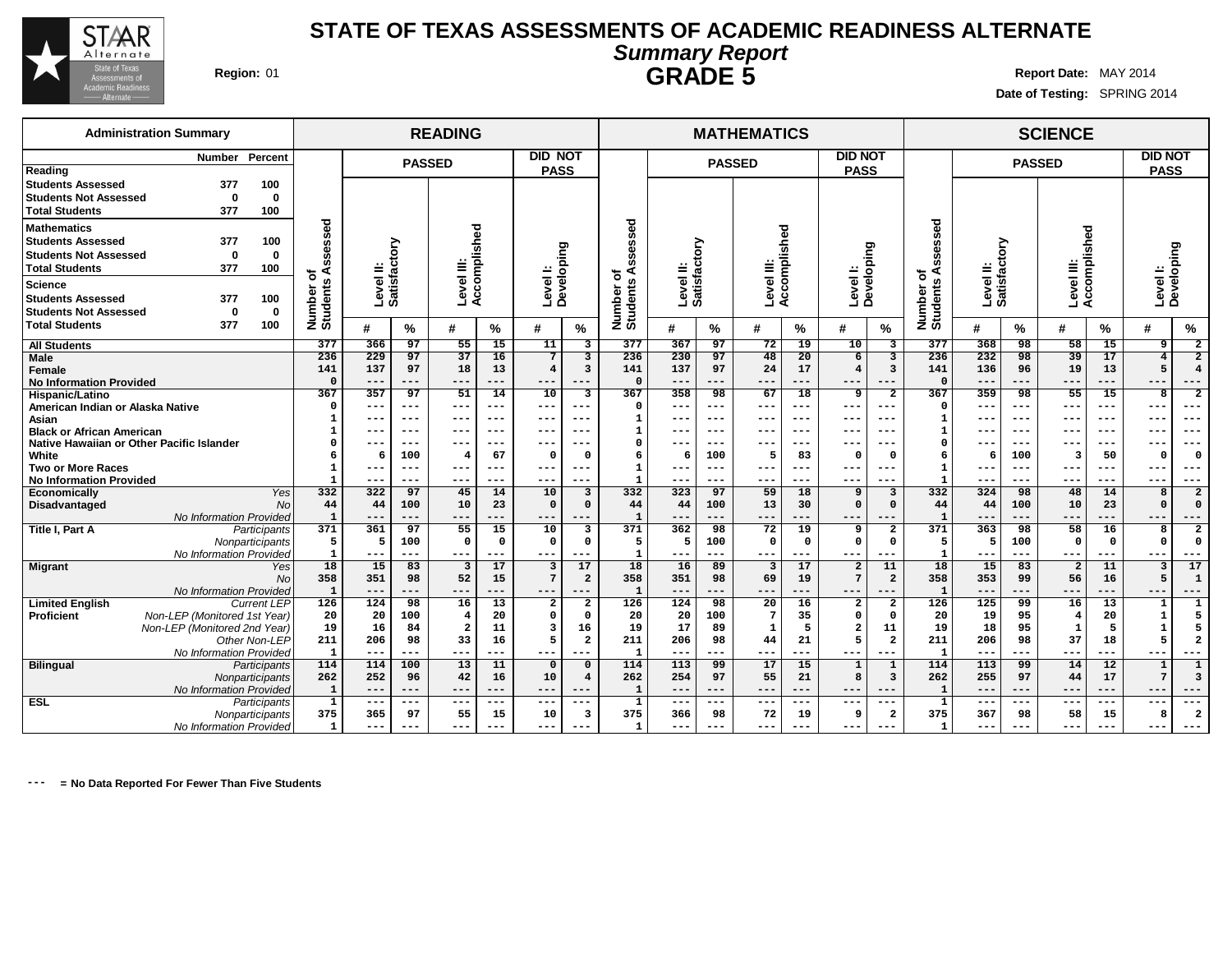# STATE OF TEXAS ASSESSMENTS OF ACADEMIC READINESS ALTERNATE

## *Summary Report*

## GRADE 5

**Region:** 01

**Report Date:** MAY 2014

**Date of Testing:** SPRING 2014

### Administration Summary

| | Number | Percent |
|---|---|---|
| **Reading** | | |
| Students Assessed | 377 | 100 |
| Students Not Assessed | 0 | 0 |
| Total Students | 377 | 100 |
| **Mathematics** | | |
| Students Assessed | 377 | 100 |
| Students Not Assessed | 0 | 0 |
| Total Students | 377 | 100 |
| **Science** | | |
| Students Assessed | 377 | 100 |
| Students Not Assessed | 0 | 0 |
| Total Students | 377 | 100 |

| | | READING | | | | | | | MATHEMATICS | | | | | | | SCIENCE | | | | | | |
|---|---|---|---|---|---|---|---|---|---|---|---|---|---|---|---|---|---|---|---|---|---|---|
| | | | PASSED | | | | DID NOT PASS | | | PASSED | | | | DID NOT PASS | | | PASSED | | | | DID NOT PASS | |
| | | Number of Students Assessed | Level II: Satisfactory | | Level III: Accomplished | | Level I: Developing | | Number of Students Assessed | Level II: Satisfactory | | Level III: Accomplished | | Level I: Developing | | Number of Students Assessed | Level II: Satisfactory | | Level III: Accomplished | | Level I: Developing | |
| | | | # | % | # | % | # | % | | # | % | # | % | # | % | | # | % | # | % | # | % |
| **All Students** | | 377 | 366 | 97 | 55 | 15 | 11 | 3 | 377 | 367 | 97 | 72 | 19 | 10 | 3 | 377 | 368 | 98 | 58 | 15 | 9 | 2 |
| **Male** | | 236 | 229 | 97 | 37 | 16 | 7 | 3 | 236 | 230 | 97 | 48 | 20 | 6 | 3 | 236 | 232 | 98 | 39 | 17 | 4 | 2 |
| **Female** | | 141 | 137 | 97 | 18 | 13 | 4 | 3 | 141 | 137 | 97 | 24 | 17 | 4 | 3 | 141 | 136 | 96 | 19 | 13 | 5 | 4 |
| **No Information Provided** | | 0 | --- | --- | --- | --- | --- | --- | 0 | --- | --- | --- | --- | --- | --- | 0 | --- | --- | --- | --- | --- | --- |
| **Hispanic/Latino** | | 367 | 357 | 97 | 51 | 14 | 10 | 3 | 367 | 358 | 98 | 67 | 18 | 9 | 2 | 367 | 359 | 98 | 55 | 15 | 8 | 2 |
| **American Indian or Alaska Native** | | 0 | --- | --- | --- | --- | --- | --- | 0 | --- | --- | --- | --- | --- | --- | 0 | --- | --- | --- | --- | --- | --- |
| **Asian** | | 1 | --- | --- | --- | --- | --- | --- | 1 | --- | --- | --- | --- | --- | --- | 1 | --- | --- | --- | --- | --- | --- |
| **Black or African American** | | 1 | --- | --- | --- | --- | --- | --- | 1 | --- | --- | --- | --- | --- | --- | 1 | --- | --- | --- | --- | --- | --- |
| **Native Hawaiian or Other Pacific Islander** | | 0 | --- | --- | --- | --- | --- | --- | 0 | --- | --- | --- | --- | --- | --- | 0 | --- | --- | --- | --- | --- | --- |
| **White** | | 6 | 6 | 100 | 4 | 67 | 0 | 0 | 6 | 6 | 100 | 5 | 83 | 0 | 0 | 6 | 6 | 100 | 3 | 50 | 0 | 0 |
| **Two or More Races** | | 1 | --- | --- | --- | --- | --- | --- | 1 | --- | --- | --- | --- | --- | --- | 1 | --- | --- | --- | --- | --- | --- |
| **No Information Provided** | | 1 | --- | --- | --- | --- | --- | --- | 1 | --- | --- | --- | --- | --- | --- | 1 | --- | --- | --- | --- | --- | --- |
| **Economically Disadvantaged** | *Yes* | 332 | 322 | 97 | 45 | 14 | 10 | 3 | 332 | 323 | 97 | 59 | 18 | 9 | 3 | 332 | 324 | 98 | 48 | 14 | 8 | 2 |
| | *No* | 44 | 44 | 100 | 10 | 23 | 0 | 0 | 44 | 44 | 100 | 13 | 30 | 0 | 0 | 44 | 44 | 100 | 10 | 23 | 0 | 0 |
| | *No Information Provided* | 1 | --- | --- | --- | --- | --- | --- | 1 | --- | --- | --- | --- | --- | --- | 1 | --- | --- | --- | --- | --- | --- |
| **Title I, Part A** | *Participants* | 371 | 361 | 97 | 55 | 15 | 10 | 3 | 371 | 362 | 98 | 72 | 19 | 9 | 2 | 371 | 363 | 98 | 58 | 16 | 8 | 2 |
| | *Nonparticipants* | 5 | 5 | 100 | 0 | 0 | 0 | 0 | 5 | 5 | 100 | 0 | 0 | 0 | 0 | 5 | 5 | 100 | 0 | 0 | 0 | 0 |
| | *No Information Provided* | 1 | --- | --- | --- | --- | --- | --- | 1 | --- | --- | --- | --- | --- | --- | 1 | --- | --- | --- | --- | --- | --- |
| **Migrant** | *Yes* | 18 | 15 | 83 | 3 | 17 | 3 | 17 | 18 | 16 | 89 | 3 | 17 | 2 | 11 | 18 | 15 | 83 | 2 | 11 | 3 | 17 |
| | *No* | 358 | 351 | 98 | 52 | 15 | 7 | 2 | 358 | 351 | 98 | 69 | 19 | 7 | 2 | 358 | 353 | 99 | 56 | 16 | 5 | 1 |
| | *No Information Provided* | 1 | --- | --- | --- | --- | --- | --- | 1 | --- | --- | --- | --- | --- | --- | 1 | --- | --- | --- | --- | --- | --- |
| **Limited English Proficient** | *Current LEP* | 126 | 124 | 98 | 16 | 13 | 2 | 2 | 126 | 124 | 98 | 20 | 16 | 2 | 2 | 126 | 125 | 99 | 16 | 13 | 1 | 1 |
| | *Non-LEP (Monitored 1st Year)* | 20 | 20 | 100 | 4 | 20 | 0 | 0 | 20 | 20 | 100 | 7 | 35 | 0 | 0 | 20 | 19 | 95 | 4 | 20 | 1 | 5 |
| | *Non-LEP (Monitored 2nd Year)* | 19 | 16 | 84 | 2 | 11 | 3 | 16 | 19 | 17 | 89 | 1 | 5 | 2 | 11 | 19 | 18 | 95 | 1 | 5 | 1 | 5 |
| | *Other Non-LEP* | 211 | 206 | 98 | 33 | 16 | 5 | 2 | 211 | 206 | 98 | 44 | 21 | 5 | 2 | 211 | 206 | 98 | 37 | 18 | 5 | 2 |
| | *No Information Provided* | 1 | --- | --- | --- | --- | --- | --- | 1 | --- | --- | --- | --- | --- | --- | 1 | --- | --- | --- | --- | --- | --- |
| **Bilingual** | *Participants* | 114 | 114 | 100 | 13 | 11 | 0 | 0 | 114 | 113 | 99 | 17 | 15 | 1 | 1 | 114 | 113 | 99 | 14 | 12 | 1 | 1 |
| | *Nonparticipants* | 262 | 252 | 96 | 42 | 16 | 10 | 4 | 262 | 254 | 97 | 55 | 21 | 8 | 3 | 262 | 255 | 97 | 44 | 17 | 7 | 3 |
| | *No Information Provided* | 1 | --- | --- | --- | --- | --- | --- | 1 | --- | --- | --- | --- | --- | --- | 1 | --- | --- | --- | --- | --- | --- |
| **ESL** | *Participants* | 1 | --- | --- | --- | --- | --- | --- | 1 | --- | --- | --- | --- | --- | --- | 1 | --- | --- | --- | --- | --- | --- |
| | *Nonparticipants* | 375 | 365 | 97 | 55 | 15 | 10 | 3 | 375 | 366 | 98 | 72 | 19 | 9 | 2 | 375 | 367 | 98 | 58 | 15 | 8 | 2 |
| | *No Information Provided* | 1 | --- | --- | --- | --- | --- | --- | 1 | --- | --- | --- | --- | --- | --- | 1 | --- | --- | --- | --- | --- | --- |

--- = No Data Reported For Fewer Than Five Students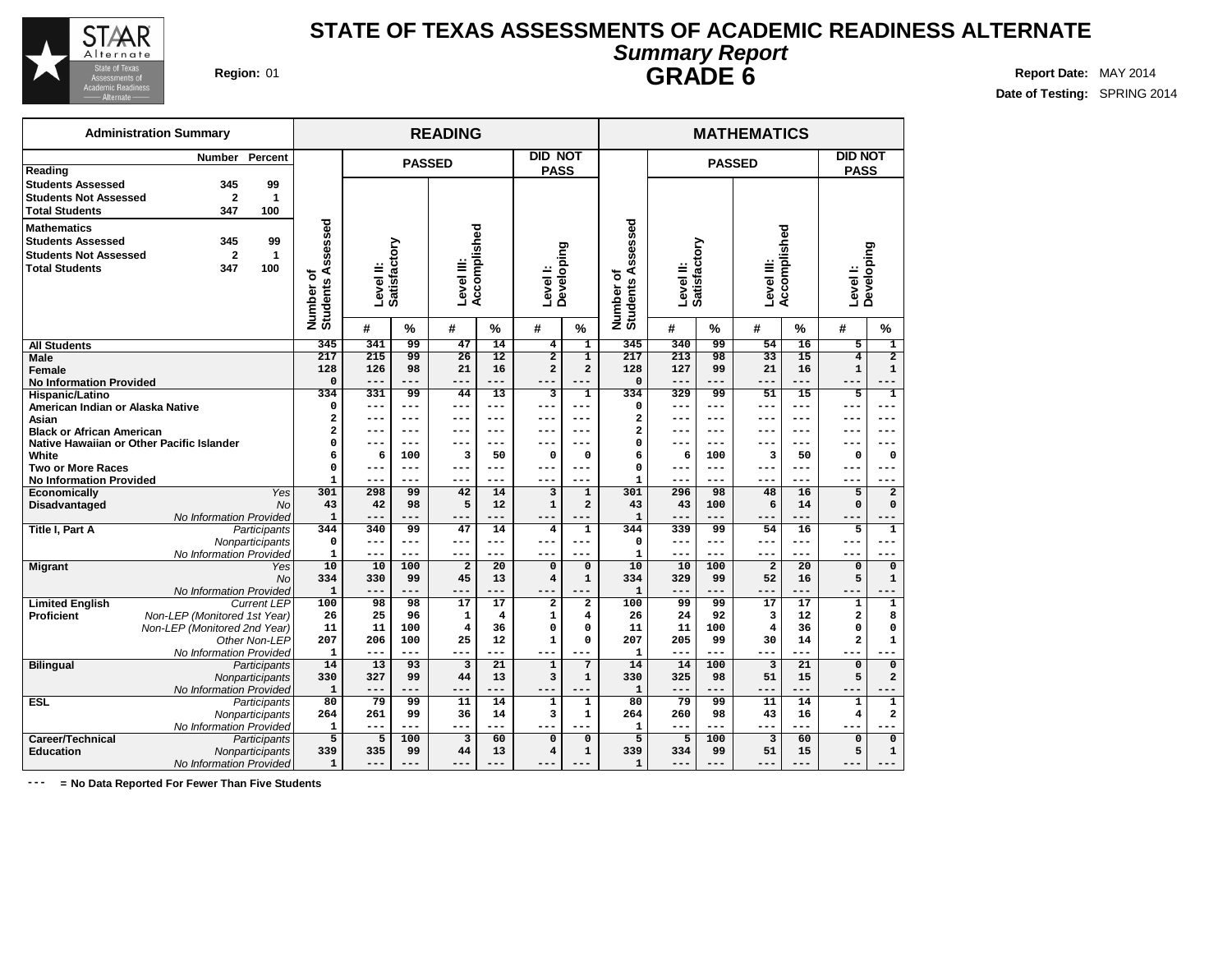# STATE OF TEXAS ASSESSMENTS OF ACADEMIC READINESS ALTERNATE

## *Summary Report*

## GRADE 6

**Region:** 01

**Report Date:** MAY 2014

**Date of Testing:** SPRING 2014

| Administration Summary | Number | Percent |
|---|---|---|
| **Reading** | | |
| Students Assessed | 345 | 99 |
| Students Not Assessed | 2 | 1 |
| Total Students | 347 | 100 |
| **Mathematics** | | |
| Students Assessed | 345 | 99 |
| Students Not Assessed | 2 | 1 |
| Total Students | 347 | 100 |

| | | READING | | | | | | | MATHEMATICS | | | | | | |
|---|---|---|---|---|---|---|---|---|---|---|---|---|---|---|---|
| | | | PASSED | | | | DID NOT PASS | | | PASSED | | | | DID NOT PASS | |
| | | Number of Students Assessed | Level II: Satisfactory | | Level III: Accomplished | | Level I: Developing | | Number of Students Assessed | Level II: Satisfactory | | Level III: Accomplished | | Level I: Developing | |
| | | | # | % | # | % | # | % | | # | % | # | % | # | % |
| **All Students** | | 345 | 341 | 99 | 47 | 14 | 4 | 1 | 345 | 340 | 99 | 54 | 16 | 5 | 1 |
| **Male** | | 217 | 215 | 99 | 26 | 12 | 2 | 1 | 217 | 213 | 98 | 33 | 15 | 4 | 2 |
| **Female** | | 128 | 126 | 98 | 21 | 16 | 2 | 2 | 128 | 127 | 99 | 21 | 16 | 1 | 1 |
| **No Information Provided** | | 0 | --- | --- | --- | --- | --- | --- | 0 | --- | --- | --- | --- | --- | --- |
| **Hispanic/Latino** | | 334 | 331 | 99 | 44 | 13 | 3 | 1 | 334 | 329 | 99 | 51 | 15 | 5 | 1 |
| **American Indian or Alaska Native** | | 0 | --- | --- | --- | --- | --- | --- | 0 | --- | --- | --- | --- | --- | --- |
| **Asian** | | 2 | --- | --- | --- | --- | --- | --- | 2 | --- | --- | --- | --- | --- | --- |
| **Black or African American** | | 2 | --- | --- | --- | --- | --- | --- | 2 | --- | --- | --- | --- | --- | --- |
| **Native Hawaiian or Other Pacific Islander** | | 0 | --- | --- | --- | --- | --- | --- | 0 | --- | --- | --- | --- | --- | --- |
| **White** | | 6 | 6 | 100 | 3 | 50 | 0 | 0 | 6 | 6 | 100 | 3 | 50 | 0 | 0 |
| **Two or More Races** | | 0 | --- | --- | --- | --- | --- | --- | 0 | --- | --- | --- | --- | --- | --- |
| **No Information Provided** | | 1 | --- | --- | --- | --- | --- | --- | 1 | --- | --- | --- | --- | --- | --- |
| **Economically Disadvantaged** | *Yes* | 301 | 298 | 99 | 42 | 14 | 3 | 1 | 301 | 296 | 98 | 48 | 16 | 5 | 2 |
| | *No* | 43 | 42 | 98 | 5 | 12 | 1 | 2 | 43 | 43 | 100 | 6 | 14 | 0 | 0 |
| | *No Information Provided* | 1 | --- | --- | --- | --- | --- | --- | 1 | --- | --- | --- | --- | --- | --- |
| **Title I, Part A** | *Participants* | 344 | 340 | 99 | 47 | 14 | 4 | 1 | 344 | 339 | 99 | 54 | 16 | 5 | 1 |
| | *Nonparticipants* | 0 | --- | --- | --- | --- | --- | --- | 0 | --- | --- | --- | --- | --- | --- |
| | *No Information Provided* | 1 | --- | --- | --- | --- | --- | --- | 1 | --- | --- | --- | --- | --- | --- |
| **Migrant** | *Yes* | 10 | 10 | 100 | 2 | 20 | 0 | 0 | 10 | 10 | 100 | 2 | 20 | 0 | 0 |
| | *No* | 334 | 330 | 99 | 45 | 13 | 4 | 1 | 334 | 329 | 99 | 52 | 16 | 5 | 1 |
| | *No Information Provided* | 1 | --- | --- | --- | --- | --- | --- | 1 | --- | --- | --- | --- | --- | --- |
| **Limited English Proficient** | *Current LEP* | 100 | 98 | 98 | 17 | 17 | 2 | 2 | 100 | 99 | 99 | 17 | 17 | 1 | 1 |
| | *Non-LEP (Monitored 1st Year)* | 26 | 25 | 96 | 1 | 4 | 1 | 4 | 26 | 24 | 92 | 3 | 12 | 2 | 8 |
| | *Non-LEP (Monitored 2nd Year)* | 11 | 11 | 100 | 4 | 36 | 0 | 0 | 11 | 11 | 100 | 4 | 36 | 0 | 0 |
| | *Other Non-LEP* | 207 | 206 | 100 | 25 | 12 | 1 | 0 | 207 | 205 | 99 | 30 | 14 | 2 | 1 |
| | *No Information Provided* | 1 | --- | --- | --- | --- | --- | --- | 1 | --- | --- | --- | --- | --- | --- |
| **Bilingual** | *Participants* | 14 | 13 | 93 | 3 | 21 | 1 | 7 | 14 | 14 | 100 | 3 | 21 | 0 | 0 |
| | *Nonparticipants* | 330 | 327 | 99 | 44 | 13 | 3 | 1 | 330 | 325 | 98 | 51 | 15 | 5 | 2 |
| | *No Information Provided* | 1 | --- | --- | --- | --- | --- | --- | 1 | --- | --- | --- | --- | --- | --- |
| **ESL** | *Participants* | 80 | 79 | 99 | 11 | 14 | 1 | 1 | 80 | 79 | 99 | 11 | 14 | 1 | 1 |
| | *Nonparticipants* | 264 | 261 | 99 | 36 | 14 | 3 | 1 | 264 | 260 | 98 | 43 | 16 | 4 | 2 |
| | *No Information Provided* | 1 | --- | --- | --- | --- | --- | --- | 1 | --- | --- | --- | --- | --- | --- |
| **Career/Technical Education** | *Participants* | 5 | 5 | 100 | 3 | 60 | 0 | 0 | 5 | 5 | 100 | 3 | 60 | 0 | 0 |
| | *Nonparticipants* | 339 | 335 | 99 | 44 | 13 | 4 | 1 | 339 | 334 | 99 | 51 | 15 | 5 | 1 |
| | *No Information Provided* | 1 | --- | --- | --- | --- | --- | --- | 1 | --- | --- | --- | --- | --- | --- |

--- = No Data Reported For Fewer Than Five Students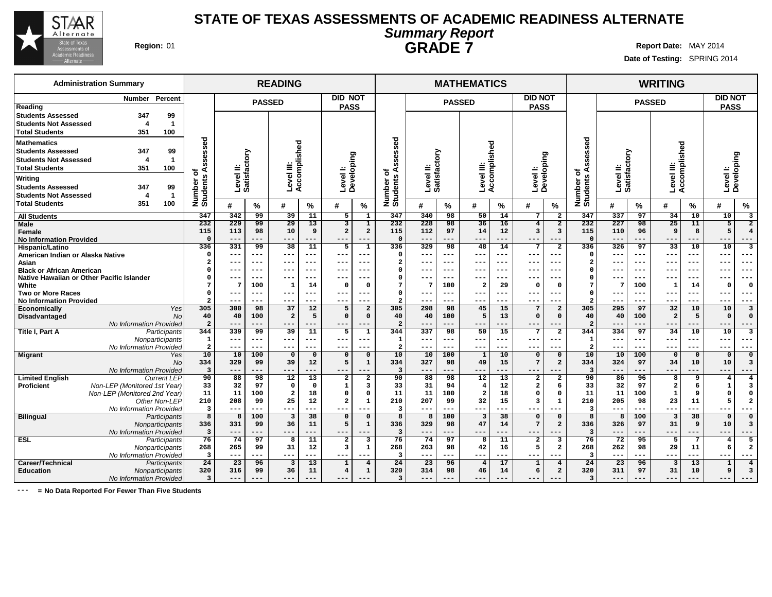# STATE OF TEXAS ASSESSMENTS OF ACADEMIC READINESS ALTERNATE

## *Summary Report*

## GRADE 7

**Region:** 01

**Report Date:** MAY 2014

**Date of Testing:** SPRING 2014

| Administration Summary | Number | Percent |
|---|---|---|
| **Reading** | | |
| Students Assessed | 347 | 99 |
| Students Not Assessed | 4 | 1 |
| Total Students | 351 | 100 |
| **Mathematics** | | |
| Students Assessed | 347 | 99 |
| Students Not Assessed | 4 | 1 |
| Total Students | 351 | 100 |
| **Writing** | | |
| Students Assessed | 347 | 99 |
| Students Not Assessed | 4 | 1 |
| Total Students | 351 | 100 |

| | | READING | | | | | | | MATHEMATICS | | | | | | | WRITING | | | | | | |
|---|---|---|---|---|---|---|---|---|---|---|---|---|---|---|---|---|---|---|---|---|---|---|
| | | Number of Students Assessed | PASSED | | | | DID NOT PASS | | Number of Students Assessed | PASSED | | | | DID NOT PASS | | Number of Students Assessed | PASSED | | | | DID NOT PASS | |
| | | | Level II: Satisfactory | | Level III: Accomplished | | Level I: Developing | | | Level II: Satisfactory | | Level III: Accomplished | | Level I: Developing | | | Level II: Satisfactory | | Level III: Accomplished | | Level I: Developing | |
| | | | # | % | # | % | # | % | | # | % | # | % | # | % | | # | % | # | % | # | % |
| **All Students** | | 347 | 342 | 99 | 39 | 11 | 5 | 1 | 347 | 340 | 98 | 50 | 14 | 7 | 2 | 347 | 337 | 97 | 34 | 10 | 10 | 3 |
| **Male** | | 232 | 229 | 99 | 29 | 13 | 3 | 1 | 232 | 228 | 98 | 36 | 16 | 4 | 2 | 232 | 227 | 98 | 25 | 11 | 5 | 2 |
| **Female** | | 115 | 113 | 98 | 10 | 9 | 2 | 2 | 115 | 112 | 97 | 14 | 12 | 3 | 3 | 115 | 110 | 96 | 9 | 8 | 5 | 4 |
| **No Information Provided** | | 0 | --- | --- | --- | --- | --- | --- | 0 | --- | --- | --- | --- | --- | --- | 0 | --- | --- | --- | --- | --- | --- |
| **Hispanic/Latino** | | 336 | 331 | 99 | 38 | 11 | 5 | 1 | 336 | 329 | 98 | 48 | 14 | 7 | 2 | 336 | 326 | 97 | 33 | 10 | 10 | 3 |
| **American Indian or Alaska Native** | | 0 | --- | --- | --- | --- | --- | --- | 0 | --- | --- | --- | --- | --- | --- | 0 | --- | --- | --- | --- | --- | --- |
| **Asian** | | 2 | --- | --- | --- | --- | --- | --- | 2 | --- | --- | --- | --- | --- | --- | 2 | --- | --- | --- | --- | --- | --- |
| **Black or African American** | | 0 | --- | --- | --- | --- | --- | --- | 0 | --- | --- | --- | --- | --- | --- | 0 | --- | --- | --- | --- | --- | --- |
| **Native Hawaiian or Other Pacific Islander** | | 0 | --- | --- | --- | --- | --- | --- | 0 | --- | --- | --- | --- | --- | --- | 0 | --- | --- | --- | --- | --- | --- |
| **White** | | 7 | 7 | 100 | 1 | 14 | 0 | 0 | 7 | 7 | 100 | 2 | 29 | 0 | 0 | 7 | 7 | 100 | 1 | 14 | 0 | 0 |
| **Two or More Races** | | 0 | --- | --- | --- | --- | --- | --- | 0 | --- | --- | --- | --- | --- | --- | 0 | --- | --- | --- | --- | --- | --- |
| **No Information Provided** | | 2 | --- | --- | --- | --- | --- | --- | 2 | --- | --- | --- | --- | --- | --- | 2 | --- | --- | --- | --- | --- | --- |
| **Economically Disadvantaged** | *Yes* | 305 | 300 | 98 | 37 | 12 | 5 | 2 | 305 | 298 | 98 | 45 | 15 | 7 | 2 | 305 | 295 | 97 | 32 | 10 | 10 | 3 |
| | *No* | 40 | 40 | 100 | 2 | 5 | 0 | 0 | 40 | 40 | 100 | 5 | 13 | 0 | 0 | 40 | 40 | 100 | 2 | 5 | 0 | 0 |
| | *No Information Provided* | 2 | --- | --- | --- | --- | --- | --- | 2 | --- | --- | --- | --- | --- | --- | 2 | --- | --- | --- | --- | --- | --- |
| **Title I, Part A** | *Participants* | 344 | 339 | 99 | 39 | 11 | 5 | 1 | 344 | 337 | 98 | 50 | 15 | 7 | 2 | 344 | 334 | 97 | 34 | 10 | 10 | 3 |
| | *Nonparticipants* | 1 | --- | --- | --- | --- | --- | --- | 1 | --- | --- | --- | --- | --- | --- | 1 | --- | --- | --- | --- | --- | --- |
| | *No Information Provided* | 2 | --- | --- | --- | --- | --- | --- | 2 | --- | --- | --- | --- | --- | --- | 2 | --- | --- | --- | --- | --- | --- |
| **Migrant** | *Yes* | 10 | 10 | 100 | 0 | 0 | 0 | 0 | 10 | 10 | 100 | 1 | 10 | 0 | 0 | 10 | 10 | 100 | 0 | 0 | 0 | 0 |
| | *No* | 334 | 329 | 99 | 39 | 12 | 5 | 1 | 334 | 327 | 98 | 49 | 15 | 7 | 2 | 334 | 324 | 97 | 34 | 10 | 10 | 3 |
| | *No Information Provided* | 3 | --- | --- | --- | --- | --- | --- | 3 | --- | --- | --- | --- | --- | --- | 3 | --- | --- | --- | --- | --- | --- |
| **Limited English Proficient** | *Current LEP* | 90 | 88 | 98 | 12 | 13 | 2 | 2 | 90 | 88 | 98 | 12 | 13 | 2 | 2 | 90 | 86 | 96 | 8 | 9 | 4 | 4 |
| | *Non-LEP (Monitored 1st Year)* | 33 | 32 | 97 | 0 | 0 | 1 | 3 | 33 | 31 | 94 | 4 | 12 | 2 | 6 | 33 | 32 | 97 | 2 | 6 | 1 | 3 |
| | *Non-LEP (Monitored 2nd Year)* | 11 | 11 | 100 | 2 | 18 | 0 | 0 | 11 | 11 | 100 | 2 | 18 | 0 | 0 | 11 | 11 | 100 | 1 | 9 | 0 | 0 |
| | *Other Non-LEP* | 210 | 208 | 99 | 25 | 12 | 2 | 1 | 210 | 207 | 99 | 32 | 15 | 3 | 1 | 210 | 205 | 98 | 23 | 11 | 5 | 2 |
| | *No Information Provided* | 3 | --- | --- | --- | --- | --- | --- | 3 | --- | --- | --- | --- | --- | --- | 3 | --- | --- | --- | --- | --- | --- |
| **Bilingual** | *Participants* | 8 | 8 | 100 | 3 | 38 | 0 | 0 | 8 | 8 | 100 | 3 | 38 | 0 | 0 | 8 | 8 | 100 | 3 | 38 | 0 | 0 |
| | *Nonparticipants* | 336 | 331 | 99 | 36 | 11 | 5 | 1 | 336 | 329 | 98 | 47 | 14 | 7 | 2 | 336 | 326 | 97 | 31 | 9 | 10 | 3 |
| | *No Information Provided* | 3 | --- | --- | --- | --- | --- | --- | 3 | --- | --- | --- | --- | --- | --- | 3 | --- | --- | --- | --- | --- | --- |
| **ESL** | *Participants* | 76 | 74 | 97 | 8 | 11 | 2 | 3 | 76 | 74 | 97 | 8 | 11 | 2 | 3 | 76 | 72 | 95 | 5 | 7 | 4 | 5 |
| | *Nonparticipants* | 268 | 265 | 99 | 31 | 12 | 3 | 1 | 268 | 263 | 98 | 42 | 16 | 5 | 2 | 268 | 262 | 98 | 29 | 11 | 6 | 2 |
| | *No Information Provided* | 3 | --- | --- | --- | --- | --- | --- | 3 | --- | --- | --- | --- | --- | --- | 3 | --- | --- | --- | --- | --- | --- |
| **Career/Technical Education** | *Participants* | 24 | 23 | 96 | 3 | 13 | 1 | 4 | 24 | 23 | 96 | 4 | 17 | 1 | 4 | 24 | 23 | 96 | 3 | 13 | 1 | 4 |
| | *Nonparticipants* | 320 | 316 | 99 | 36 | 11 | 4 | 1 | 320 | 314 | 98 | 46 | 14 | 6 | 2 | 320 | 311 | 97 | 31 | 10 | 9 | 3 |
| | *No Information Provided* | 3 | --- | --- | --- | --- | --- | --- | 3 | --- | --- | --- | --- | --- | --- | 3 | --- | --- | --- | --- | --- | --- |

--- = No Data Reported For Fewer Than Five Students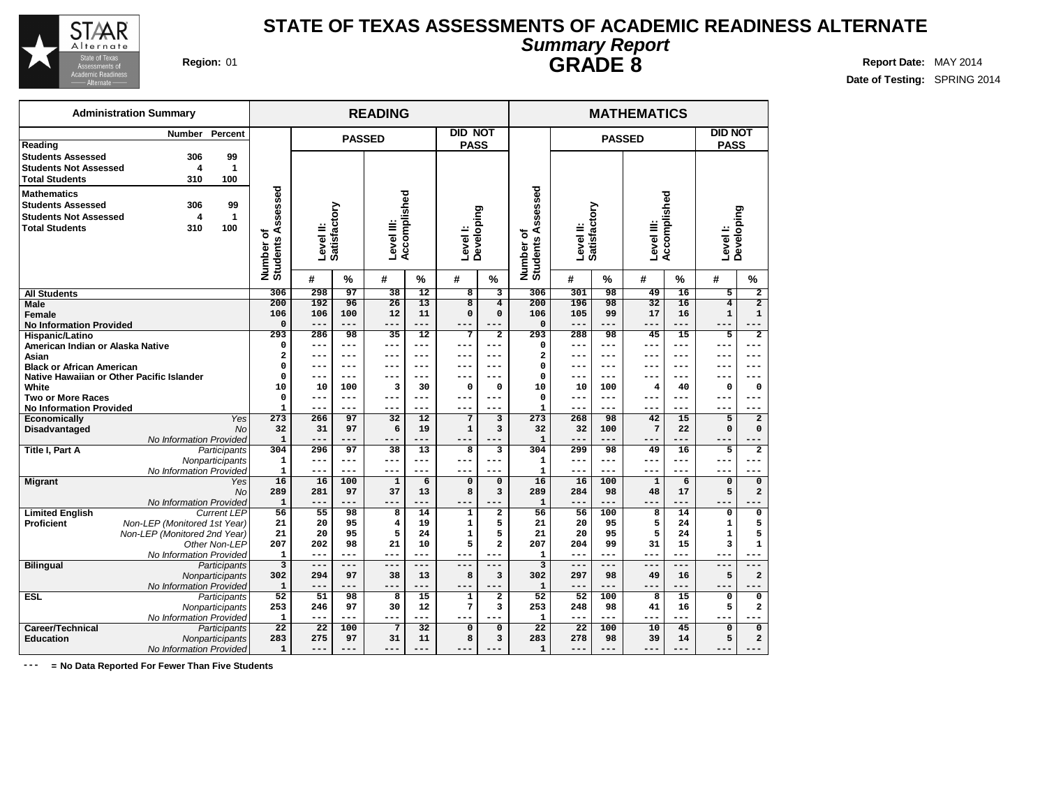# STATE OF TEXAS ASSESSMENTS OF ACADEMIC READINESS ALTERNATE

## *Summary Report*

## GRADE 8

**Region:** 01

**Report Date:** MAY 2014
**Date of Testing:** SPRING 2014

| Administration Summary | Number | Percent |
|---|---|---|
| **Reading** | | |
| **Students Assessed** | 306 | 99 |
| **Students Not Assessed** | 4 | 1 |
| **Total Students** | 310 | 100 |
| **Mathematics** | | |
| **Students Assessed** | 306 | 99 |
| **Students Not Assessed** | 4 | 1 |
| **Total Students** | 310 | 100 |

| | | READING | | | | | | | MATHEMATICS | | | | | | |
|---|---|---|---|---|---|---|---|---|---|---|---|---|---|---|---|
| | | PASSED | | | | DID NOT PASS | | | PASSED | | | | DID NOT PASS | | |
| | | Number of Students Assessed | Level II: Satisfactory | | Level III: Accomplished | | Level I: Developing | | Number of Students Assessed | Level II: Satisfactory | | Level III: Accomplished | | Level I: Developing | |
| | | | # | % | # | % | # | % | | # | % | # | % | # | % |
| **All Students** | | 306 | 298 | 97 | 38 | 12 | 8 | 3 | 306 | 301 | 98 | 49 | 16 | 5 | 2 |
| **Male** | | 200 | 192 | 96 | 26 | 13 | 8 | 4 | 200 | 196 | 98 | 32 | 16 | 4 | 2 |
| **Female** | | 106 | 106 | 100 | 12 | 11 | 0 | 0 | 106 | 105 | 99 | 17 | 16 | 1 | 1 |
| **No Information Provided** | | 0 | --- | --- | --- | --- | --- | --- | 0 | --- | --- | --- | --- | --- | --- |
| **Hispanic/Latino** | | 293 | 286 | 98 | 35 | 12 | 7 | 2 | 293 | 288 | 98 | 45 | 15 | 5 | 2 |
| **American Indian or Alaska Native** | | 0 | --- | --- | --- | --- | --- | --- | 0 | --- | --- | --- | --- | --- | --- |
| **Asian** | | 2 | --- | --- | --- | --- | --- | --- | 2 | --- | --- | --- | --- | --- | --- |
| **Black or African American** | | 0 | --- | --- | --- | --- | --- | --- | 0 | --- | --- | --- | --- | --- | --- |
| **Native Hawaiian or Other Pacific Islander** | | 0 | --- | --- | --- | --- | --- | --- | 0 | --- | --- | --- | --- | --- | --- |
| **White** | | 10 | 10 | 100 | 3 | 30 | 0 | 0 | 10 | 10 | 100 | 4 | 40 | 0 | 0 |
| **Two or More Races** | | 0 | --- | --- | --- | --- | --- | --- | 0 | --- | --- | --- | --- | --- | --- |
| **No Information Provided** | | 1 | --- | --- | --- | --- | --- | --- | 1 | --- | --- | --- | --- | --- | --- |
| **Economically Disadvantaged** | *Yes* | 273 | 266 | 97 | 32 | 12 | 7 | 3 | 273 | 268 | 98 | 42 | 15 | 5 | 2 |
| | *No* | 32 | 31 | 97 | 6 | 19 | 1 | 3 | 32 | 32 | 100 | 7 | 22 | 0 | 0 |
| | *No Information Provided* | 1 | --- | --- | --- | --- | --- | --- | 1 | --- | --- | --- | --- | --- | --- |
| **Title I, Part A** | *Participants* | 304 | 296 | 97 | 38 | 13 | 8 | 3 | 304 | 299 | 98 | 49 | 16 | 5 | 2 |
| | *Nonparticipants* | 1 | --- | --- | --- | --- | --- | --- | 1 | --- | --- | --- | --- | --- | --- |
| | *No Information Provided* | 1 | --- | --- | --- | --- | --- | --- | 1 | --- | --- | --- | --- | --- | --- |
| **Migrant** | *Yes* | 16 | 16 | 100 | 1 | 6 | 0 | 0 | 16 | 16 | 100 | 1 | 6 | 0 | 0 |
| | *No* | 289 | 281 | 97 | 37 | 13 | 8 | 3 | 289 | 284 | 98 | 48 | 17 | 5 | 2 |
| | *No Information Provided* | 1 | --- | --- | --- | --- | --- | --- | 1 | --- | --- | --- | --- | --- | --- |
| **Limited English Proficient** | *Current LEP* | 56 | 55 | 98 | 8 | 14 | 1 | 2 | 56 | 56 | 100 | 8 | 14 | 0 | 0 |
| | *Non-LEP (Monitored 1st Year)* | 21 | 20 | 95 | 4 | 19 | 1 | 5 | 21 | 20 | 95 | 5 | 24 | 1 | 5 |
| | *Non-LEP (Monitored 2nd Year)* | 21 | 20 | 95 | 5 | 24 | 1 | 5 | 21 | 20 | 95 | 5 | 24 | 1 | 5 |
| | *Other Non-LEP* | 207 | 202 | 98 | 21 | 10 | 5 | 2 | 207 | 204 | 99 | 31 | 15 | 3 | 1 |
| | *No Information Provided* | 1 | --- | --- | --- | --- | --- | --- | 1 | --- | --- | --- | --- | --- | --- |
| **Bilingual** | *Participants* | 3 | --- | --- | --- | --- | --- | --- | 3 | --- | --- | --- | --- | --- | --- |
| | *Nonparticipants* | 302 | 294 | 97 | 38 | 13 | 8 | 3 | 302 | 297 | 98 | 49 | 16 | 5 | 2 |
| | *No Information Provided* | 1 | --- | --- | --- | --- | --- | --- | 1 | --- | --- | --- | --- | --- | --- |
| **ESL** | *Participants* | 52 | 51 | 98 | 8 | 15 | 1 | 2 | 52 | 52 | 100 | 8 | 15 | 0 | 0 |
| | *Nonparticipants* | 253 | 246 | 97 | 30 | 12 | 7 | 3 | 253 | 248 | 98 | 41 | 16 | 5 | 2 |
| | *No Information Provided* | 1 | --- | --- | --- | --- | --- | --- | 1 | --- | --- | --- | --- | --- | --- |
| **Career/Technical Education** | *Participants* | 22 | 22 | 100 | 7 | 32 | 0 | 0 | 22 | 22 | 100 | 10 | 45 | 0 | 0 |
| | *Nonparticipants* | 283 | 275 | 97 | 31 | 11 | 8 | 3 | 283 | 278 | 98 | 39 | 14 | 5 | 2 |
| | *No Information Provided* | 1 | --- | --- | --- | --- | --- | --- | 1 | --- | --- | --- | --- | --- | --- |

**---  = No Data Reported For Fewer Than Five Students**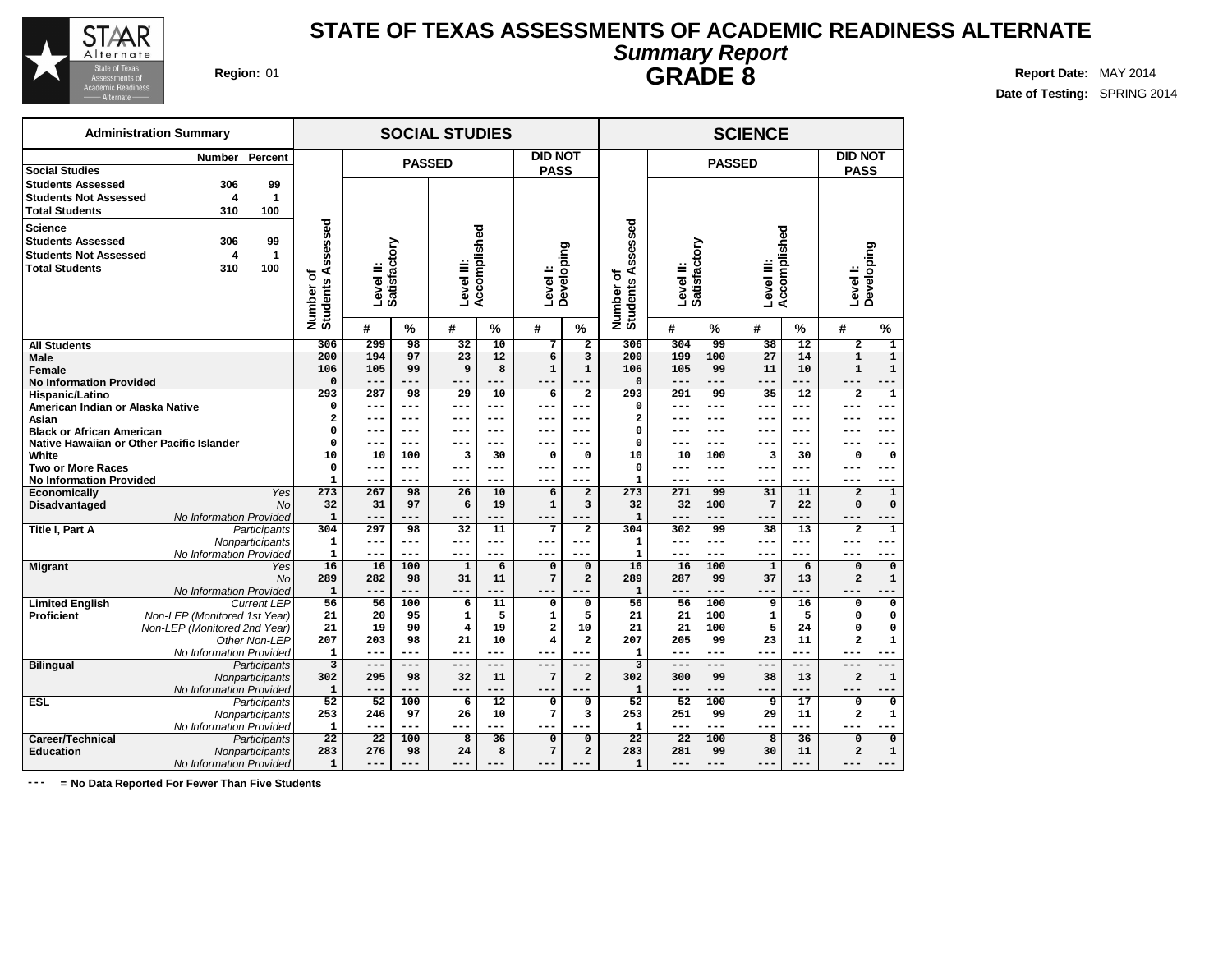# STATE OF TEXAS ASSESSMENTS OF ACADEMIC READINESS ALTERNATE

## *Summary Report*

## GRADE 8

**Region:** 01

**Report Date:** MAY 2014

**Date of Testing:** SPRING 2014

### Administration Summary

| | Number | Percent |
|---|---|---|
| **Social Studies** | | |
| Students Assessed | 306 | 99 |
| Students Not Assessed | 4 | 1 |
| Total Students | 310 | 100 |
| **Science** | | |
| Students Assessed | 306 | 99 |
| Students Not Assessed | 4 | 1 |
| Total Students | 310 | 100 |

| | | SOCIAL STUDIES | | | | | | | SCIENCE | | | | | | |
|---|---|---|---|---|---|---|---|---|---|---|---|---|---|---|---|
| | | | PASSED | | | | DID NOT PASS | | | PASSED | | | | DID NOT PASS | |
| | | Number of Students Assessed | Level II: Satisfactory | | Level III: Accomplished | | Level I: Developing | | Number of Students Assessed | Level II: Satisfactory | | Level III: Accomplished | | Level I: Developing | |
| | | | # | % | # | % | # | % | | # | % | # | % | # | % |
| **All Students** | | 306 | 299 | 98 | 32 | 10 | 7 | 2 | 306 | 304 | 99 | 38 | 12 | 2 | 1 |
| **Male** | | 200 | 194 | 97 | 23 | 12 | 6 | 3 | 200 | 199 | 100 | 27 | 14 | 1 | 1 |
| **Female** | | 106 | 105 | 99 | 9 | 8 | 1 | 1 | 106 | 105 | 99 | 11 | 10 | 1 | 1 |
| **No Information Provided** | | 0 | --- | --- | --- | --- | --- | --- | 0 | --- | --- | --- | --- | --- | --- |
| **Hispanic/Latino** | | 293 | 287 | 98 | 29 | 10 | 6 | 2 | 293 | 291 | 99 | 35 | 12 | 2 | 1 |
| **American Indian or Alaska Native** | | 0 | --- | --- | --- | --- | --- | --- | 0 | --- | --- | --- | --- | --- | --- |
| **Asian** | | 2 | --- | --- | --- | --- | --- | --- | 2 | --- | --- | --- | --- | --- | --- |
| **Black or African American** | | 0 | --- | --- | --- | --- | --- | --- | 0 | --- | --- | --- | --- | --- | --- |
| **Native Hawaiian or Other Pacific Islander** | | 0 | --- | --- | --- | --- | --- | --- | 0 | --- | --- | --- | --- | --- | --- |
| **White** | | 10 | 10 | 100 | 3 | 30 | 0 | 0 | 10 | 10 | 100 | 3 | 30 | 0 | 0 |
| **Two or More Races** | | 0 | --- | --- | --- | --- | --- | --- | 0 | --- | --- | --- | --- | --- | --- |
| **No Information Provided** | | 1 | --- | --- | --- | --- | --- | --- | 1 | --- | --- | --- | --- | --- | --- |
| **Economically Disadvantaged** | *Yes* | 273 | 267 | 98 | 26 | 10 | 6 | 2 | 273 | 271 | 99 | 31 | 11 | 2 | 1 |
| | *No* | 32 | 31 | 97 | 6 | 19 | 1 | 3 | 32 | 32 | 100 | 7 | 22 | 0 | 0 |
| | *No Information Provided* | 1 | --- | --- | --- | --- | --- | --- | 1 | --- | --- | --- | --- | --- | --- |
| **Title I, Part A** | *Participants* | 304 | 297 | 98 | 32 | 11 | 7 | 2 | 304 | 302 | 99 | 38 | 13 | 2 | 1 |
| | *Nonparticipants* | 1 | --- | --- | --- | --- | --- | --- | 1 | --- | --- | --- | --- | --- | --- |
| | *No Information Provided* | 1 | --- | --- | --- | --- | --- | --- | 1 | --- | --- | --- | --- | --- | --- |
| **Migrant** | *Yes* | 16 | 16 | 100 | 1 | 6 | 0 | 0 | 16 | 16 | 100 | 1 | 6 | 0 | 0 |
| | *No* | 289 | 282 | 98 | 31 | 11 | 7 | 2 | 289 | 287 | 99 | 37 | 13 | 2 | 1 |
| | *No Information Provided* | 1 | --- | --- | --- | --- | --- | --- | 1 | --- | --- | --- | --- | --- | --- |
| **Limited English Proficient** | *Current LEP* | 56 | 56 | 100 | 6 | 11 | 0 | 0 | 56 | 56 | 100 | 9 | 16 | 0 | 0 |
| | *Non-LEP (Monitored 1st Year)* | 21 | 20 | 95 | 1 | 5 | 1 | 5 | 21 | 21 | 100 | 1 | 5 | 0 | 0 |
| | *Non-LEP (Monitored 2nd Year)* | 21 | 19 | 90 | 4 | 19 | 2 | 10 | 21 | 21 | 100 | 5 | 24 | 0 | 0 |
| | *Other Non-LEP* | 207 | 203 | 98 | 21 | 10 | 4 | 2 | 207 | 205 | 99 | 23 | 11 | 2 | 1 |
| | *No Information Provided* | 1 | --- | --- | --- | --- | --- | --- | 1 | --- | --- | --- | --- | --- | --- |
| **Bilingual** | *Participants* | 3 | --- | --- | --- | --- | --- | --- | 3 | --- | --- | --- | --- | --- | --- |
| | *Nonparticipants* | 302 | 295 | 98 | 32 | 11 | 7 | 2 | 302 | 300 | 99 | 38 | 13 | 2 | 1 |
| | *No Information Provided* | 1 | --- | --- | --- | --- | --- | --- | 1 | --- | --- | --- | --- | --- | --- |
| **ESL** | *Participants* | 52 | 52 | 100 | 6 | 12 | 0 | 0 | 52 | 52 | 100 | 9 | 17 | 0 | 0 |
| | *Nonparticipants* | 253 | 246 | 97 | 26 | 10 | 7 | 3 | 253 | 251 | 99 | 29 | 11 | 2 | 1 |
| | *No Information Provided* | 1 | --- | --- | --- | --- | --- | --- | 1 | --- | --- | --- | --- | --- | --- |
| **Career/Technical Education** | *Participants* | 22 | 22 | 100 | 8 | 36 | 0 | 0 | 22 | 22 | 100 | 8 | 36 | 0 | 0 |
| | *Nonparticipants* | 283 | 276 | 98 | 24 | 8 | 7 | 2 | 283 | 281 | 99 | 30 | 11 | 2 | 1 |
| | *No Information Provided* | 1 | --- | --- | --- | --- | --- | --- | 1 | --- | --- | --- | --- | --- | --- |

**---  = No Data Reported For Fewer Than Five Students**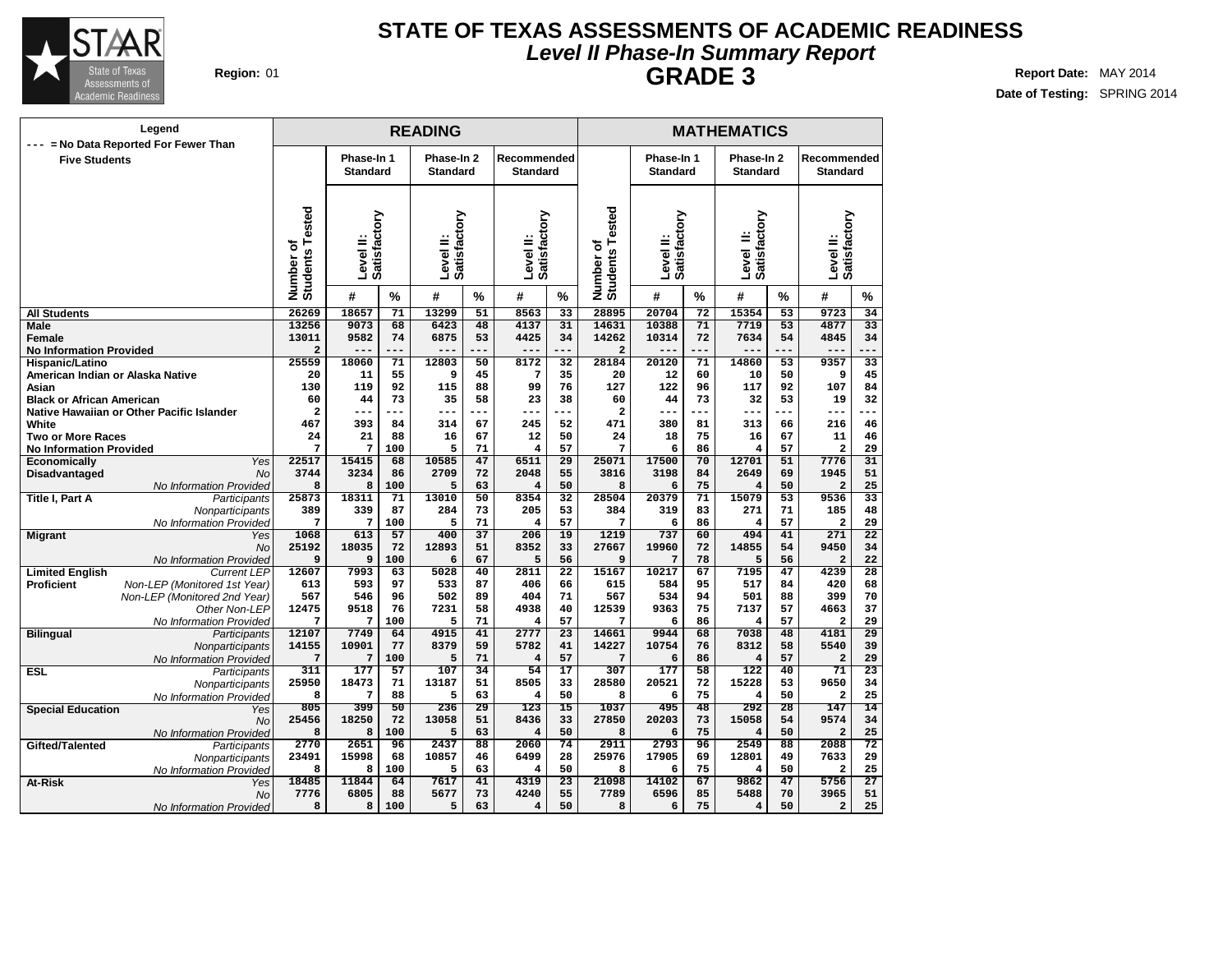# STATE OF TEXAS ASSESSMENTS OF ACADEMIC READINESS

## *Level II Phase-In Summary Report*

## GRADE 3

**Region:** 01

**Report Date:** MAY 2014

**Date of Testing:** SPRING 2014

**Legend**
--- = No Data Reported For Fewer Than Five Students

| | | READING | | | | | | | MATHEMATICS | | | | | | |
|---|---|---|---|---|---|---|---|---|---|---|---|---|---|---|---|
| | | | Phase-In 1 Standard | | Phase-In 2 Standard | | Recommended Standard | | | Phase-In 1 Standard | | Phase-In 2 Standard | | Recommended Standard | |
| | | Number of Students Tested | Level II: Satisfactory | | Level II: Satisfactory | | Level II: Satisfactory | | Number of Students Tested | Level II: Satisfactory | | Level II: Satisfactory | | Level II: Satisfactory | |
| | | | # | % | # | % | # | % | | # | % | # | % | # | % |
| **All Students** | | 26269 | 18657 | 71 | 13299 | 51 | 8563 | 33 | 28895 | 20704 | 72 | 15354 | 53 | 9723 | 34 |
| **Male** | | 13256 | 9073 | 68 | 6423 | 48 | 4137 | 31 | 14631 | 10388 | 71 | 7719 | 53 | 4877 | 33 |
| **Female** | | 13011 | 9582 | 74 | 6875 | 53 | 4425 | 34 | 14262 | 10314 | 72 | 7634 | 54 | 4845 | 34 |
| **No Information Provided** | | 2 | --- | --- | --- | --- | --- | --- | 2 | --- | --- | --- | --- | --- | --- |
| **Hispanic/Latino** | | 25559 | 18060 | 71 | 12803 | 50 | 8172 | 32 | 28184 | 20120 | 71 | 14860 | 53 | 9357 | 33 |
| **American Indian or Alaska Native** | | 20 | 11 | 55 | 9 | 45 | 7 | 35 | 20 | 12 | 60 | 10 | 50 | 9 | 45 |
| **Asian** | | 130 | 119 | 92 | 115 | 88 | 99 | 76 | 127 | 122 | 96 | 117 | 92 | 107 | 84 |
| **Black or African American** | | 60 | 44 | 73 | 35 | 58 | 23 | 38 | 60 | 44 | 73 | 32 | 53 | 19 | 32 |
| **Native Hawaiian or Other Pacific Islander** | | 2 | --- | --- | --- | --- | --- | --- | 2 | --- | --- | --- | --- | --- | --- |
| **White** | | 467 | 393 | 84 | 314 | 67 | 245 | 52 | 471 | 380 | 81 | 313 | 66 | 216 | 46 |
| **Two or More Races** | | 24 | 21 | 88 | 16 | 67 | 12 | 50 | 24 | 18 | 75 | 16 | 67 | 11 | 46 |
| **No Information Provided** | | 7 | 7 | 100 | 5 | 71 | 4 | 57 | 7 | 6 | 86 | 4 | 57 | 2 | 29 |
| **Economically Disadvantaged** | *Yes* | 22517 | 15415 | 68 | 10585 | 47 | 6511 | 29 | 25071 | 17500 | 70 | 12701 | 51 | 7776 | 31 |
| | *No* | 3744 | 3234 | 86 | 2709 | 72 | 2048 | 55 | 3816 | 3198 | 84 | 2649 | 69 | 1945 | 51 |
| | *No Information Provided* | 8 | 8 | 100 | 5 | 63 | 4 | 50 | 8 | 6 | 75 | 4 | 50 | 2 | 25 |
| **Title I, Part A** | *Participants* | 25873 | 18311 | 71 | 13010 | 50 | 8354 | 32 | 28504 | 20379 | 71 | 15079 | 53 | 9536 | 33 |
| | *Nonparticipants* | 389 | 339 | 87 | 284 | 73 | 205 | 53 | 384 | 319 | 83 | 271 | 71 | 185 | 48 |
| | *No Information Provided* | 7 | 7 | 100 | 5 | 71 | 4 | 57 | 7 | 6 | 86 | 4 | 57 | 2 | 29 |
| **Migrant** | *Yes* | 1068 | 613 | 57 | 400 | 37 | 206 | 19 | 1219 | 737 | 60 | 494 | 41 | 271 | 22 |
| | *No* | 25192 | 18035 | 72 | 12893 | 51 | 8352 | 33 | 27667 | 19960 | 72 | 14855 | 54 | 9450 | 34 |
| | *No Information Provided* | 9 | 9 | 100 | 6 | 67 | 5 | 56 | 9 | 7 | 78 | 5 | 56 | 2 | 22 |
| **Limited English Proficient** | *Current LEP* | 12607 | 7993 | 63 | 5028 | 40 | 2811 | 22 | 15167 | 10217 | 67 | 7195 | 47 | 4239 | 28 |
| | *Non-LEP (Monitored 1st Year)* | 613 | 593 | 97 | 533 | 87 | 406 | 66 | 615 | 584 | 95 | 517 | 84 | 420 | 68 |
| | *Non-LEP (Monitored 2nd Year)* | 567 | 546 | 96 | 502 | 89 | 404 | 71 | 567 | 534 | 94 | 501 | 88 | 399 | 70 |
| | *Other Non-LEP* | 12475 | 9518 | 76 | 7231 | 58 | 4938 | 40 | 12539 | 9363 | 75 | 7137 | 57 | 4663 | 37 |
| | *No Information Provided* | 7 | 7 | 100 | 5 | 71 | 4 | 57 | 7 | 6 | 86 | 4 | 57 | 2 | 29 |
| **Bilingual** | *Participants* | 12107 | 7749 | 64 | 4915 | 41 | 2777 | 23 | 14661 | 9944 | 68 | 7038 | 48 | 4181 | 29 |
| | *Nonparticipants* | 14155 | 10901 | 77 | 8379 | 59 | 5782 | 41 | 14227 | 10754 | 76 | 8312 | 58 | 5540 | 39 |
| | *No Information Provided* | 7 | 7 | 100 | 5 | 71 | 4 | 57 | 7 | 6 | 86 | 4 | 57 | 2 | 29 |
| **ESL** | *Participants* | 311 | 177 | 57 | 107 | 34 | 54 | 17 | 307 | 177 | 58 | 122 | 40 | 71 | 23 |
| | *Nonparticipants* | 25950 | 18473 | 71 | 13187 | 51 | 8505 | 33 | 28580 | 20521 | 72 | 15228 | 53 | 9650 | 34 |
| | *No Information Provided* | 8 | 7 | 88 | 5 | 63 | 4 | 50 | 8 | 6 | 75 | 4 | 50 | 2 | 25 |
| **Special Education** | *Yes* | 805 | 399 | 50 | 236 | 29 | 123 | 15 | 1037 | 495 | 48 | 292 | 28 | 147 | 14 |
| | *No* | 25456 | 18250 | 72 | 13058 | 51 | 8436 | 33 | 27850 | 20203 | 73 | 15058 | 54 | 9574 | 34 |
| | *No Information Provided* | 8 | 8 | 100 | 5 | 63 | 4 | 50 | 8 | 6 | 75 | 4 | 50 | 2 | 25 |
| **Gifted/Talented** | *Participants* | 2770 | 2651 | 96 | 2437 | 88 | 2060 | 74 | 2911 | 2793 | 96 | 2549 | 88 | 2088 | 72 |
| | *Nonparticipants* | 23491 | 15998 | 68 | 10857 | 46 | 6499 | 28 | 25976 | 17905 | 69 | 12801 | 49 | 7633 | 29 |
| | *No Information Provided* | 8 | 8 | 100 | 5 | 63 | 4 | 50 | 8 | 6 | 75 | 4 | 50 | 2 | 25 |
| **At-Risk** | *Yes* | 18485 | 11844 | 64 | 7617 | 41 | 4319 | 23 | 21098 | 14102 | 67 | 9862 | 47 | 5756 | 27 |
| | *No* | 7776 | 6805 | 88 | 5677 | 73 | 4240 | 55 | 7789 | 6596 | 85 | 5488 | 70 | 3965 | 51 |
| | *No Information Provided* | 8 | 8 | 100 | 5 | 63 | 4 | 50 | 8 | 6 | 75 | 4 | 50 | 2 | 25 |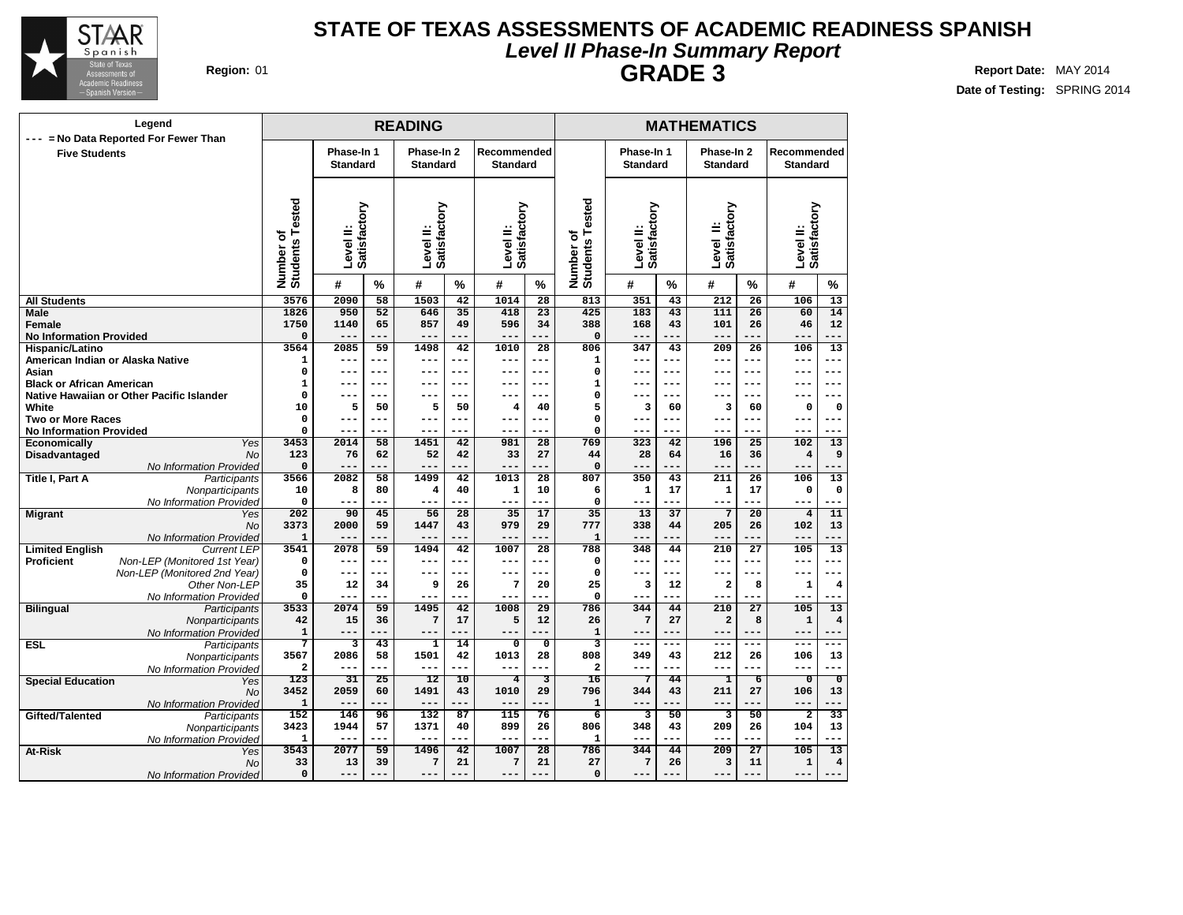# STATE OF TEXAS ASSESSMENTS OF ACADEMIC READINESS SPANISH

## *Level II Phase-In Summary Report*

## GRADE 3

**Region:** 01

**Report Date:** MAY 2014

**Date of Testing:** SPRING 2014

| Legend<br>--- = No Data Reported For Fewer Than Five Students | | READING | | | | | | | MATHEMATICS | | | | | | |
|---|---|---|---|---|---|---|---|---|---|---|---|---|---|---|---|
| | | | Phase-In 1 Standard | | Phase-In 2 Standard | | Recommended Standard | | | Phase-In 1 Standard | | Phase-In 2 Standard | | Recommended Standard | |
| | | Number of Students Tested | Level II: Satisfactory | | Level II: Satisfactory | | Level II: Satisfactory | | Number of Students Tested | Level II: Satisfactory | | Level II: Satisfactory | | Level II: Satisfactory | |
| | | | # | % | # | % | # | % | | # | % | # | % | # | % |
| **All Students** | | 3576 | 2090 | 58 | 1503 | 42 | 1014 | 28 | 813 | 351 | 43 | 212 | 26 | 106 | 13 |
| **Male** | | 1826 | 950 | 52 | 646 | 35 | 418 | 23 | 425 | 183 | 43 | 111 | 26 | 60 | 14 |
| **Female** | | 1750 | 1140 | 65 | 857 | 49 | 596 | 34 | 388 | 168 | 43 | 101 | 26 | 46 | 12 |
| **No Information Provided** | | 0 | --- | --- | --- | --- | --- | --- | 0 | --- | --- | --- | --- | --- | --- |
| **Hispanic/Latino** | | 3564 | 2085 | 59 | 1498 | 42 | 1010 | 28 | 806 | 347 | 43 | 209 | 26 | 106 | 13 |
| **American Indian or Alaska Native** | | 1 | --- | --- | --- | --- | --- | --- | 1 | --- | --- | --- | --- | --- | --- |
| **Asian** | | 0 | --- | --- | --- | --- | --- | --- | 0 | --- | --- | --- | --- | --- | --- |
| **Black or African American** | | 1 | --- | --- | --- | --- | --- | --- | 1 | --- | --- | --- | --- | --- | --- |
| **Native Hawaiian or Other Pacific Islander** | | 0 | --- | --- | --- | --- | --- | --- | 0 | --- | --- | --- | --- | --- | --- |
| **White** | | 10 | 5 | 50 | 5 | 50 | 4 | 40 | 5 | 3 | 60 | 3 | 60 | 0 | 0 |
| **Two or More Races** | | 0 | --- | --- | --- | --- | --- | --- | 0 | --- | --- | --- | --- | --- | --- |
| **No Information Provided** | | 0 | --- | --- | --- | --- | --- | --- | 0 | --- | --- | --- | --- | --- | --- |
| **Economically Disadvantaged** | *Yes* | 3453 | 2014 | 58 | 1451 | 42 | 981 | 28 | 769 | 323 | 42 | 196 | 25 | 102 | 13 |
| | *No* | 123 | 76 | 62 | 52 | 42 | 33 | 27 | 44 | 28 | 64 | 16 | 36 | 4 | 9 |
| | *No Information Provided* | 0 | --- | --- | --- | --- | --- | --- | 0 | --- | --- | --- | --- | --- | --- |
| **Title I, Part A** | *Participants* | 3566 | 2082 | 58 | 1499 | 42 | 1013 | 28 | 807 | 350 | 43 | 211 | 26 | 106 | 13 |
| | *Nonparticipants* | 10 | 8 | 80 | 4 | 40 | 1 | 10 | 6 | 1 | 17 | 1 | 17 | 0 | 0 |
| | *No Information Provided* | 0 | --- | --- | --- | --- | --- | --- | 0 | --- | --- | --- | --- | --- | --- |
| **Migrant** | *Yes* | 202 | 90 | 45 | 56 | 28 | 35 | 17 | 35 | 13 | 37 | 7 | 20 | 4 | 11 |
| | *No* | 3373 | 2000 | 59 | 1447 | 43 | 979 | 29 | 777 | 338 | 44 | 205 | 26 | 102 | 13 |
| | *No Information Provided* | 1 | --- | --- | --- | --- | --- | --- | 1 | --- | --- | --- | --- | --- | --- |
| **Limited English Proficient** | *Current LEP* | 3541 | 2078 | 59 | 1494 | 42 | 1007 | 28 | 788 | 348 | 44 | 210 | 27 | 105 | 13 |
| | *Non-LEP (Monitored 1st Year)* | 0 | --- | --- | --- | --- | --- | --- | 0 | --- | --- | --- | --- | --- | --- |
| | *Non-LEP (Monitored 2nd Year)* | 0 | --- | --- | --- | --- | --- | --- | 0 | --- | --- | --- | --- | --- | --- |
| | *Other Non-LEP* | 35 | 12 | 34 | 9 | 26 | 7 | 20 | 25 | 3 | 12 | 2 | 8 | 1 | 4 |
| | *No Information Provided* | 0 | --- | --- | --- | --- | --- | --- | 0 | --- | --- | --- | --- | --- | --- |
| **Bilingual** | *Participants* | 3533 | 2074 | 59 | 1495 | 42 | 1008 | 29 | 786 | 344 | 44 | 210 | 27 | 105 | 13 |
| | *Nonparticipants* | 42 | 15 | 36 | 7 | 17 | 5 | 12 | 26 | 7 | 27 | 2 | 8 | 1 | 4 |
| | *No Information Provided* | 1 | --- | --- | --- | --- | --- | --- | 1 | --- | --- | --- | --- | --- | --- |
| **ESL** | *Participants* | 7 | 3 | 43 | 1 | 14 | 0 | 0 | 3 | --- | --- | --- | --- | --- | --- |
| | *Nonparticipants* | 3567 | 2086 | 58 | 1501 | 42 | 1013 | 28 | 808 | 349 | 43 | 212 | 26 | 106 | 13 |
| | *No Information Provided* | 2 | --- | --- | --- | --- | --- | --- | 2 | --- | --- | --- | --- | --- | --- |
| **Special Education** | *Yes* | 123 | 31 | 25 | 12 | 10 | 4 | 3 | 16 | 7 | 44 | 1 | 6 | 0 | 0 |
| | *No* | 3452 | 2059 | 60 | 1491 | 43 | 1010 | 29 | 796 | 344 | 43 | 211 | 27 | 106 | 13 |
| | *No Information Provided* | 1 | --- | --- | --- | --- | --- | --- | 1 | --- | --- | --- | --- | --- | --- |
| **Gifted/Talented** | *Participants* | 152 | 146 | 96 | 132 | 87 | 115 | 76 | 6 | 3 | 50 | 3 | 50 | 2 | 33 |
| | *Nonparticipants* | 3423 | 1944 | 57 | 1371 | 40 | 899 | 26 | 806 | 348 | 43 | 209 | 26 | 104 | 13 |
| | *No Information Provided* | 1 | --- | --- | --- | --- | --- | --- | 1 | --- | --- | --- | --- | --- | --- |
| **At-Risk** | *Yes* | 3543 | 2077 | 59 | 1496 | 42 | 1007 | 28 | 786 | 344 | 44 | 209 | 27 | 105 | 13 |
| | *No* | 33 | 13 | 39 | 7 | 21 | 7 | 21 | 27 | 7 | 26 | 3 | 11 | 1 | 4 |
| | *No Information Provided* | 0 | --- | --- | --- | --- | --- | --- | 0 | --- | --- | --- | --- | --- | --- |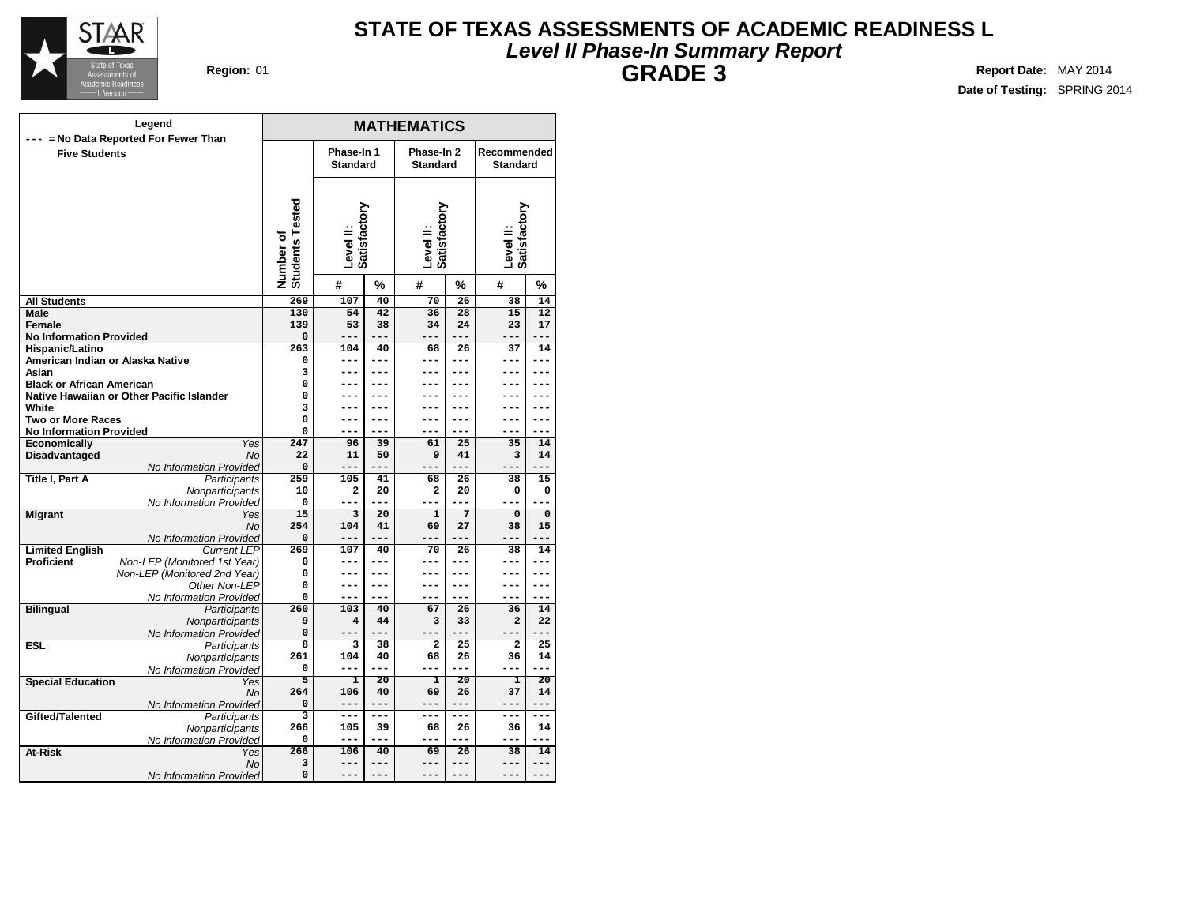# STATE OF TEXAS ASSESSMENTS OF ACADEMIC READINESS L

## *Level II Phase-In Summary Report*

## GRADE 3

**Region:** 01

**Report Date:** MAY 2014

**Date of Testing:** SPRING 2014

**Legend**
--- = No Data Reported For Fewer Than Five Students

| | | MATHEMATICS | | | | | | |
|---|---|---|---|---|---|---|---|---|
| | | Phase-In 1 Standard | | Phase-In 2 Standard | | Recommended Standard | | |
| | Number of Students Tested | Level II: Satisfactory | | Level II: Satisfactory | | Level II: Satisfactory | | |
| | | # | % | # | % | # | % | |
| **All Students** | | 269 | 107 | 40 | 70 | 26 | 38 | 14 |
| **Male** | | 130 | 54 | 42 | 36 | 28 | 15 | 12 |
| **Female** | | 139 | 53 | 38 | 34 | 24 | 23 | 17 |
| **No Information Provided** | | 0 | --- | --- | --- | --- | --- | --- |
| **Hispanic/Latino** | | 263 | 104 | 40 | 68 | 26 | 37 | 14 |
| **American Indian or Alaska Native** | | 0 | --- | --- | --- | --- | --- | --- |
| **Asian** | | 3 | --- | --- | --- | --- | --- | --- |
| **Black or African American** | | 0 | --- | --- | --- | --- | --- | --- |
| **Native Hawaiian or Other Pacific Islander** | | 0 | --- | --- | --- | --- | --- | --- |
| **White** | | 3 | --- | --- | --- | --- | --- | --- |
| **Two or More Races** | | 0 | --- | --- | --- | --- | --- | --- |
| **No Information Provided** | | 0 | --- | --- | --- | --- | --- | --- |
| **Economically Disadvantaged** | *Yes* | 247 | 96 | 39 | 61 | 25 | 35 | 14 |
| | *No* | 22 | 11 | 50 | 9 | 41 | 3 | 14 |
| | *No Information Provided* | 0 | --- | --- | --- | --- | --- | --- |
| **Title I, Part A** | *Participants* | 259 | 105 | 41 | 68 | 26 | 38 | 15 |
| | *Nonparticipants* | 10 | 2 | 20 | 2 | 20 | 0 | 0 |
| | *No Information Provided* | 0 | --- | --- | --- | --- | --- | --- |
| **Migrant** | *Yes* | 15 | 3 | 20 | 1 | 7 | 0 | 0 |
| | *No* | 254 | 104 | 41 | 69 | 27 | 38 | 15 |
| | *No Information Provided* | 0 | --- | --- | --- | --- | --- | --- |
| **Limited English Proficient** | *Current LEP* | 269 | 107 | 40 | 70 | 26 | 38 | 14 |
| | *Non-LEP (Monitored 1st Year)* | 0 | --- | --- | --- | --- | --- | --- |
| | *Non-LEP (Monitored 2nd Year)* | 0 | --- | --- | --- | --- | --- | --- |
| | *Other Non-LEP* | 0 | --- | --- | --- | --- | --- | --- |
| | *No Information Provided* | 0 | --- | --- | --- | --- | --- | --- |
| **Bilingual** | *Participants* | 260 | 103 | 40 | 67 | 26 | 36 | 14 |
| | *Nonparticipants* | 9 | 4 | 44 | 3 | 33 | 2 | 22 |
| | *No Information Provided* | 0 | --- | --- | --- | --- | --- | --- |
| **ESL** | *Participants* | 8 | 3 | 38 | 2 | 25 | 2 | 25 |
| | *Nonparticipants* | 261 | 104 | 40 | 68 | 26 | 36 | 14 |
| | *No Information Provided* | 0 | --- | --- | --- | --- | --- | --- |
| **Special Education** | *Yes* | 5 | 1 | 20 | 1 | 20 | 1 | 20 |
| | *No* | 264 | 106 | 40 | 69 | 26 | 37 | 14 |
| | *No Information Provided* | 0 | --- | --- | --- | --- | --- | --- |
| **Gifted/Talented** | *Participants* | 3 | --- | --- | --- | --- | --- | --- |
| | *Nonparticipants* | 266 | 105 | 39 | 68 | 26 | 36 | 14 |
| | *No Information Provided* | 0 | --- | --- | --- | --- | --- | --- |
| **At-Risk** | *Yes* | 266 | 106 | 40 | 69 | 26 | 38 | 14 |
| | *No* | 3 | --- | --- | --- | --- | --- | --- |
| | *No Information Provided* | 0 | --- | --- | --- | --- | --- | --- |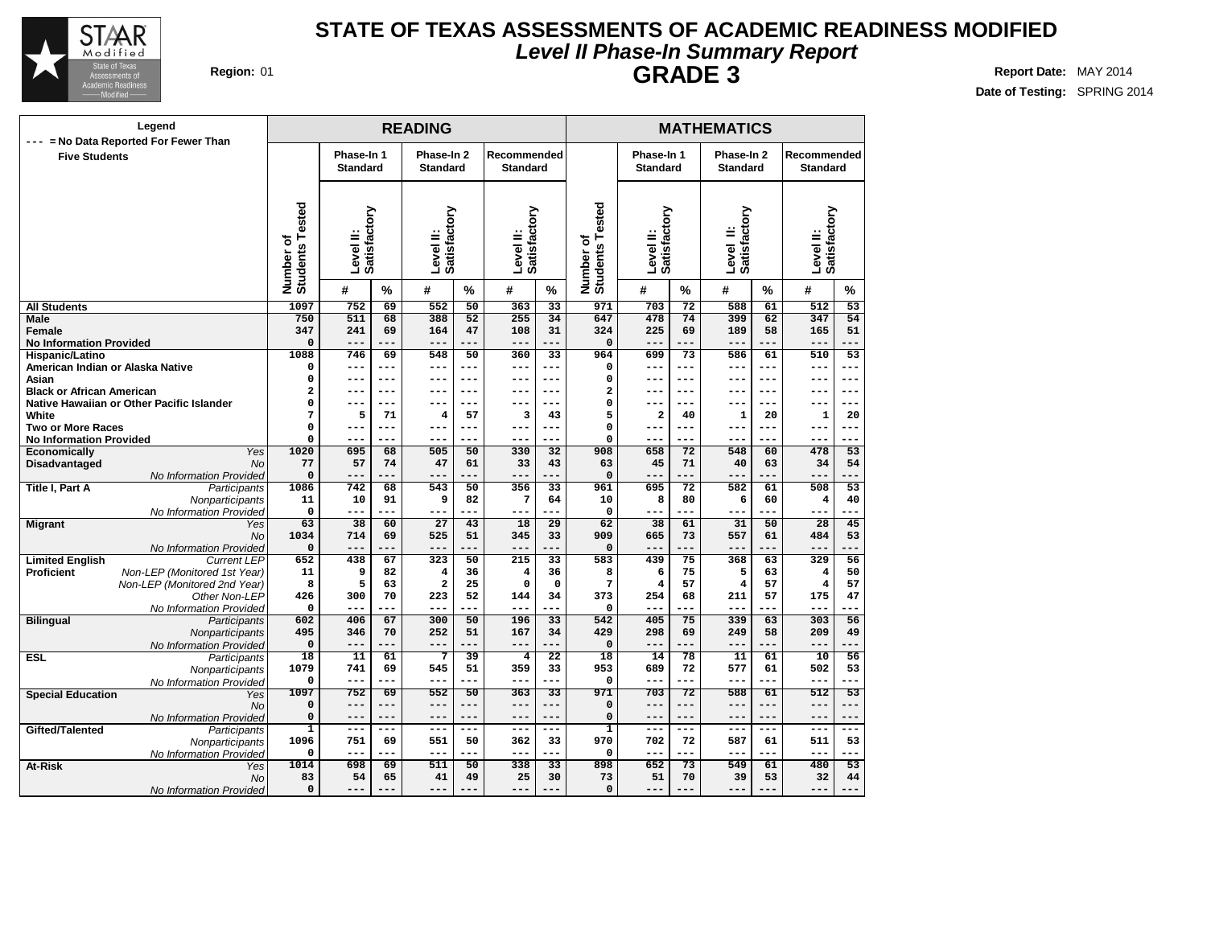# STATE OF TEXAS ASSESSMENTS OF ACADEMIC READINESS MODIFIED

## *Level II Phase-In Summary Report*

## GRADE 3

**Region:** 01

**Report Date:** MAY 2014

**Date of Testing:** SPRING 2014

| Legend<br>--- = No Data Reported For Fewer Than Five Students | | READING | | | | | | | MATHEMATICS | | | | | | |
|---|---|---|---|---|---|---|---|---|---|---|---|---|---|---|---|
| | | | Phase-In 1 Standard | | Phase-In 2 Standard | | Recommended Standard | | | Phase-In 1 Standard | | Phase-In 2 Standard | | Recommended Standard | |
| | | Number of Students Tested | Level II: Satisfactory | | Level II: Satisfactory | | Level II: Satisfactory | | Number of Students Tested | Level II: Satisfactory | | Level II: Satisfactory | | Level II: Satisfactory | |
| | | | # | % | # | % | # | % | | # | % | # | % | # | % |
| **All Students** | | 1097 | 752 | 69 | 552 | 50 | 363 | 33 | 971 | 703 | 72 | 588 | 61 | 512 | 53 |
| **Male** | | 750 | 511 | 68 | 388 | 52 | 255 | 34 | 647 | 478 | 74 | 399 | 62 | 347 | 54 |
| **Female** | | 347 | 241 | 69 | 164 | 47 | 108 | 31 | 324 | 225 | 69 | 189 | 58 | 165 | 51 |
| **No Information Provided** | | 0 | --- | --- | --- | --- | --- | --- | 0 | --- | --- | --- | --- | --- | --- |
| **Hispanic/Latino** | | 1088 | 746 | 69 | 548 | 50 | 360 | 33 | 964 | 699 | 73 | 586 | 61 | 510 | 53 |
| **American Indian or Alaska Native** | | 0 | --- | --- | --- | --- | --- | --- | 0 | --- | --- | --- | --- | --- | --- |
| **Asian** | | 0 | --- | --- | --- | --- | --- | --- | 0 | --- | --- | --- | --- | --- | --- |
| **Black or African American** | | 2 | --- | --- | --- | --- | --- | --- | 2 | --- | --- | --- | --- | --- | --- |
| **Native Hawaiian or Other Pacific Islander** | | 0 | --- | --- | --- | --- | --- | --- | 0 | --- | --- | --- | --- | --- | --- |
| **White** | | 7 | 5 | 71 | 4 | 57 | 3 | 43 | 5 | 2 | 40 | 1 | 20 | 1 | 20 |
| **Two or More Races** | | 0 | --- | --- | --- | --- | --- | --- | 0 | --- | --- | --- | --- | --- | --- |
| **No Information Provided** | | 0 | --- | --- | --- | --- | --- | --- | 0 | --- | --- | --- | --- | --- | --- |
| **Economically Disadvantaged** | *Yes* | 1020 | 695 | 68 | 505 | 50 | 330 | 32 | 908 | 658 | 72 | 548 | 60 | 478 | 53 |
| | *No* | 77 | 57 | 74 | 47 | 61 | 33 | 43 | 63 | 45 | 71 | 40 | 63 | 34 | 54 |
| | *No Information Provided* | 0 | --- | --- | --- | --- | --- | --- | 0 | --- | --- | --- | --- | --- | --- |
| **Title I, Part A** | *Participants* | 1086 | 742 | 68 | 543 | 50 | 356 | 33 | 961 | 695 | 72 | 582 | 61 | 508 | 53 |
| | *Nonparticipants* | 11 | 10 | 91 | 9 | 82 | 7 | 64 | 10 | 8 | 80 | 6 | 60 | 4 | 40 |
| | *No Information Provided* | 0 | --- | --- | --- | --- | --- | --- | 0 | --- | --- | --- | --- | --- | --- |
| **Migrant** | *Yes* | 63 | 38 | 60 | 27 | 43 | 18 | 29 | 62 | 38 | 61 | 31 | 50 | 28 | 45 |
| | *No* | 1034 | 714 | 69 | 525 | 51 | 345 | 33 | 909 | 665 | 73 | 557 | 61 | 484 | 53 |
| | *No Information Provided* | 0 | --- | --- | --- | --- | --- | --- | 0 | --- | --- | --- | --- | --- | --- |
| **Limited English Proficient** | *Current LEP* | 652 | 438 | 67 | 323 | 50 | 215 | 33 | 583 | 439 | 75 | 368 | 63 | 329 | 56 |
| | *Non-LEP (Monitored 1st Year)* | 11 | 9 | 82 | 4 | 36 | 4 | 36 | 8 | 6 | 75 | 5 | 63 | 4 | 50 |
| | *Non-LEP (Monitored 2nd Year)* | 8 | 5 | 63 | 2 | 25 | 0 | 0 | 7 | 4 | 57 | 4 | 57 | 4 | 57 |
| | *Other Non-LEP* | 426 | 300 | 70 | 223 | 52 | 144 | 34 | 373 | 254 | 68 | 211 | 57 | 175 | 47 |
| | *No Information Provided* | 0 | --- | --- | --- | --- | --- | --- | 0 | --- | --- | --- | --- | --- | --- |
| **Bilingual** | *Participants* | 602 | 406 | 67 | 300 | 50 | 196 | 33 | 542 | 405 | 75 | 339 | 63 | 303 | 56 |
| | *Nonparticipants* | 495 | 346 | 70 | 252 | 51 | 167 | 34 | 429 | 298 | 69 | 249 | 58 | 209 | 49 |
| | *No Information Provided* | 0 | --- | --- | --- | --- | --- | --- | 0 | --- | --- | --- | --- | --- | --- |
| **ESL** | *Participants* | 18 | 11 | 61 | 7 | 39 | 4 | 22 | 18 | 14 | 78 | 11 | 61 | 10 | 56 |
| | *Nonparticipants* | 1079 | 741 | 69 | 545 | 51 | 359 | 33 | 953 | 689 | 72 | 577 | 61 | 502 | 53 |
| | *No Information Provided* | 0 | --- | --- | --- | --- | --- | --- | 0 | --- | --- | --- | --- | --- | --- |
| **Special Education** | *Yes* | 1097 | 752 | 69 | 552 | 50 | 363 | 33 | 971 | 703 | 72 | 588 | 61 | 512 | 53 |
| | *No* | 0 | --- | --- | --- | --- | --- | --- | 0 | --- | --- | --- | --- | --- | --- |
| | *No Information Provided* | 0 | --- | --- | --- | --- | --- | --- | 0 | --- | --- | --- | --- | --- | --- |
| **Gifted/Talented** | *Participants* | 1 | --- | --- | --- | --- | --- | --- | 1 | --- | --- | --- | --- | --- | --- |
| | *Nonparticipants* | 1096 | 751 | 69 | 551 | 50 | 362 | 33 | 970 | 702 | 72 | 587 | 61 | 511 | 53 |
| | *No Information Provided* | 0 | --- | --- | --- | --- | --- | --- | 0 | --- | --- | --- | --- | --- | --- |
| **At-Risk** | *Yes* | 1014 | 698 | 69 | 511 | 50 | 338 | 33 | 898 | 652 | 73 | 549 | 61 | 480 | 53 |
| | *No* | 83 | 54 | 65 | 41 | 49 | 25 | 30 | 73 | 51 | 70 | 39 | 53 | 32 | 44 |
| | *No Information Provided* | 0 | --- | --- | --- | --- | --- | --- | 0 | --- | --- | --- | --- | --- | --- |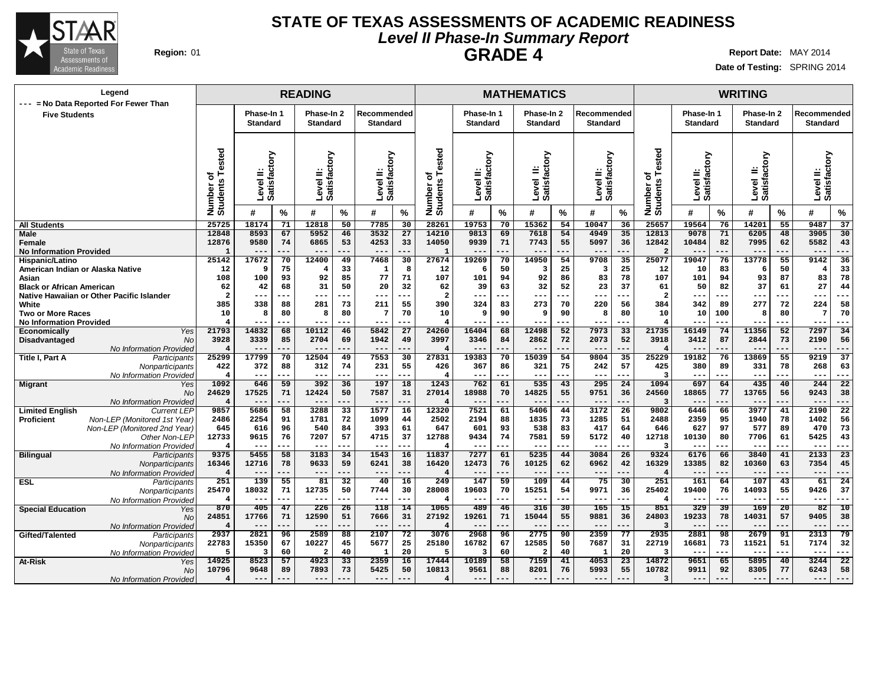# STATE OF TEXAS ASSESSMENTS OF ACADEMIC READINESS

## *Level II Phase-In Summary Report*

## GRADE 4

**Region:** 01

**Report Date:** MAY 2014

**Date of Testing:** SPRING 2014

Legend: --- = No Data Reported For Fewer Than Five Students

| | | READING | | | | | | | MATHEMATICS | | | | | | | WRITING | | | | | | |
|---|---|---|---|---|---|---|---|---|---|---|---|---|---|---|---|---|---|---|---|---|---|---|
| | | | Phase-In 1 Standard | | Phase-In 2 Standard | | Recommended Standard | | | Phase-In 1 Standard | | Phase-In 2 Standard | | Recommended Standard | | | Phase-In 1 Standard | | Phase-In 2 Standard | | Recommended Standard | |
| | | Number of Students Tested | Level II: Satisfactory | | Level II: Satisfactory | | Level II: Satisfactory | | Number of Students Tested | Level II: Satisfactory | | Level II: Satisfactory | | Level II: Satisfactory | | Number of Students Tested | Level II: Satisfactory | | Level II: Satisfactory | | Level II: Satisfactory | |
| | | | # | % | # | % | # | % | | # | % | # | % | # | % | | # | % | # | % | # | % |
| **All Students** | | 25725 | 18174 | 71 | 12818 | 50 | 7785 | 30 | 28261 | 19753 | 70 | 15362 | 54 | 10047 | 36 | 25657 | 19564 | 76 | 14201 | 55 | 9487 | 37 |
| **Male** | | 12848 | 8593 | 67 | 5952 | 46 | 3532 | 27 | 14210 | 9813 | 69 | 7618 | 54 | 4949 | 35 | 12813 | 9078 | 71 | 6205 | 48 | 3905 | 30 |
| **Female** | | 12876 | 9580 | 74 | 6865 | 53 | 4253 | 33 | 14050 | 9939 | 71 | 7743 | 55 | 5097 | 36 | 12842 | 10484 | 82 | 7995 | 62 | 5582 | 43 |
| **No Information Provided** | | 1 | --- | --- | --- | --- | --- | --- | 1 | --- | --- | --- | --- | --- | --- | 2 | --- | --- | --- | --- | --- | --- |
| **Hispanic/Latino** | | 25142 | 17672 | 70 | 12400 | 49 | 7468 | 30 | 27674 | 19269 | 70 | 14950 | 54 | 9708 | 35 | 25077 | 19047 | 76 | 13778 | 55 | 9142 | 36 |
| **American Indian or Alaska Native** | | 12 | 9 | 75 | 4 | 33 | 1 | 8 | 12 | 6 | 50 | 3 | 25 | 3 | 25 | 12 | 10 | 83 | 6 | 50 | 4 | 33 |
| **Asian** | | 108 | 100 | 93 | 92 | 85 | 77 | 71 | 107 | 101 | 94 | 92 | 86 | 83 | 78 | 107 | 101 | 94 | 93 | 87 | 83 | 78 |
| **Black or African American** | | 62 | 42 | 68 | 31 | 50 | 20 | 32 | 62 | 39 | 63 | 32 | 52 | 23 | 37 | 61 | 50 | 82 | 37 | 61 | 27 | 44 |
| **Native Hawaiian or Other Pacific Islander** | | 2 | --- | --- | --- | --- | --- | --- | 2 | --- | --- | --- | --- | --- | --- | 2 | --- | --- | --- | --- | --- | --- |
| **White** | | 385 | 338 | 88 | 281 | 73 | 211 | 55 | 390 | 324 | 83 | 273 | 70 | 220 | 56 | 384 | 342 | 89 | 277 | 72 | 224 | 58 |
| **Two or More Races** | | 10 | 8 | 80 | 8 | 80 | 7 | 70 | 10 | 9 | 90 | 9 | 90 | 8 | 80 | 10 | 10 | 100 | 8 | 80 | 7 | 70 |
| **No Information Provided** | | 4 | --- | --- | --- | --- | --- | --- | 4 | --- | --- | --- | --- | --- | --- | 4 | --- | --- | --- | --- | --- | --- |
| **Economically Disadvantaged** | *Yes* | 21793 | 14832 | 68 | 10112 | 46 | 5842 | 27 | 24260 | 16404 | 68 | 12498 | 52 | 7973 | 33 | 21735 | 16149 | 74 | 11356 | 52 | 7297 | 34 |
| | *No* | 3928 | 3339 | 85 | 2704 | 69 | 1942 | 49 | 3997 | 3346 | 84 | 2862 | 72 | 2073 | 52 | 3918 | 3412 | 87 | 2844 | 73 | 2190 | 56 |
| | *No Information Provided* | 4 | --- | --- | --- | --- | --- | --- | 4 | --- | --- | --- | --- | --- | --- | 4 | --- | --- | --- | --- | --- | --- |
| **Title I, Part A** | *Participants* | 25299 | 17799 | 70 | 12504 | 49 | 7553 | 30 | 27831 | 19383 | 70 | 15039 | 54 | 9804 | 35 | 25229 | 19182 | 76 | 13869 | 55 | 9219 | 37 |
| | *Nonparticipants* | 422 | 372 | 88 | 312 | 74 | 231 | 55 | 426 | 367 | 86 | 321 | 75 | 242 | 57 | 425 | 380 | 89 | 331 | 78 | 268 | 63 |
| | *No Information Provided* | 4 | --- | --- | --- | --- | --- | --- | 4 | --- | --- | --- | --- | --- | --- | 3 | --- | --- | --- | --- | --- | --- |
| **Migrant** | *Yes* | 1092 | 646 | 59 | 392 | 36 | 197 | 18 | 1243 | 762 | 61 | 535 | 43 | 295 | 24 | 1094 | 697 | 64 | 435 | 40 | 244 | 22 |
| | *No* | 24629 | 17525 | 71 | 12424 | 50 | 7587 | 31 | 27014 | 18988 | 70 | 14825 | 55 | 9751 | 36 | 24560 | 18865 | 77 | 13765 | 56 | 9243 | 38 |
| | *No Information Provided* | 4 | --- | --- | --- | --- | --- | --- | 4 | --- | --- | --- | --- | --- | --- | 3 | --- | --- | --- | --- | --- | --- |
| **Limited English Proficient** | *Current LEP* | 9857 | 5686 | 58 | 3288 | 33 | 1577 | 16 | 12320 | 7521 | 61 | 5406 | 44 | 3172 | 26 | 9802 | 6446 | 66 | 3977 | 41 | 2190 | 22 |
| | *Non-LEP (Monitored 1st Year)* | 2486 | 2254 | 91 | 1781 | 72 | 1099 | 44 | 2502 | 2194 | 88 | 1835 | 73 | 1285 | 51 | 2488 | 2359 | 95 | 1940 | 78 | 1402 | 56 |
| | *Non-LEP (Monitored 2nd Year)* | 645 | 616 | 96 | 540 | 84 | 393 | 61 | 647 | 601 | 93 | 538 | 83 | 417 | 64 | 646 | 627 | 97 | 577 | 89 | 470 | 73 |
| | *Other Non-LEP* | 12733 | 9615 | 76 | 7207 | 57 | 4715 | 37 | 12788 | 9434 | 74 | 7581 | 59 | 5172 | 40 | 12718 | 10130 | 80 | 7706 | 61 | 5425 | 43 |
| | *No Information Provided* | 4 | --- | --- | --- | --- | --- | --- | 4 | --- | --- | --- | --- | --- | --- | 3 | --- | --- | --- | --- | --- | --- |
| **Bilingual** | *Participants* | 9375 | 5455 | 58 | 3183 | 34 | 1543 | 16 | 11837 | 7277 | 61 | 5235 | 44 | 3084 | 26 | 9324 | 6176 | 66 | 3840 | 41 | 2133 | 23 |
| | *Nonparticipants* | 16346 | 12716 | 78 | 9633 | 59 | 6241 | 38 | 16420 | 12473 | 76 | 10125 | 62 | 6962 | 42 | 16329 | 13385 | 82 | 10360 | 63 | 7354 | 45 |
| | *No Information Provided* | 4 | --- | --- | --- | --- | --- | --- | 4 | --- | --- | --- | --- | --- | --- | 4 | --- | --- | --- | --- | --- | --- |
| **ESL** | *Participants* | 251 | 139 | 55 | 81 | 32 | 40 | 16 | 249 | 147 | 59 | 109 | 44 | 75 | 30 | 251 | 161 | 64 | 107 | 43 | 61 | 24 |
| | *Nonparticipants* | 25470 | 18032 | 71 | 12735 | 50 | 7744 | 30 | 28008 | 19603 | 70 | 15251 | 54 | 9971 | 36 | 25402 | 19400 | 76 | 14093 | 55 | 9426 | 37 |
| | *No Information Provided* | 4 | --- | --- | --- | --- | --- | --- | 4 | --- | --- | --- | --- | --- | --- | 4 | --- | --- | --- | --- | --- | --- |
| **Special Education** | *Yes* | 870 | 405 | 47 | 226 | 26 | 118 | 14 | 1065 | 489 | 46 | 316 | 30 | 165 | 15 | 851 | 329 | 39 | 169 | 20 | 82 | 10 |
| | *No* | 24851 | 17766 | 71 | 12590 | 51 | 7666 | 31 | 27192 | 19261 | 71 | 15044 | 55 | 9881 | 36 | 24803 | 19233 | 78 | 14031 | 57 | 9405 | 38 |
| | *No Information Provided* | 4 | --- | --- | --- | --- | --- | --- | 4 | --- | --- | --- | --- | --- | --- | 3 | --- | --- | --- | --- | --- | --- |
| **Gifted/Talented** | *Participants* | 2937 | 2821 | 96 | 2589 | 88 | 2107 | 72 | 3076 | 2968 | 96 | 2775 | 90 | 2359 | 77 | 2935 | 2881 | 98 | 2679 | 91 | 2313 | 79 |
| | *Nonparticipants* | 22783 | 15350 | 67 | 10227 | 45 | 5677 | 25 | 25180 | 16782 | 67 | 12585 | 50 | 7687 | 31 | 22719 | 16681 | 73 | 11521 | 51 | 7174 | 32 |
| | *No Information Provided* | 5 | 3 | 60 | 2 | 40 | 1 | 20 | 5 | 3 | 60 | 2 | 40 | 1 | 20 | 3 | --- | --- | --- | --- | --- | --- |
| **At-Risk** | *Yes* | 14925 | 8523 | 57 | 4923 | 33 | 2359 | 16 | 17444 | 10189 | 58 | 7159 | 41 | 4053 | 23 | 14872 | 9651 | 65 | 5895 | 40 | 3244 | 22 |
| | *No* | 10796 | 9648 | 89 | 7893 | 73 | 5425 | 50 | 10813 | 9561 | 88 | 8201 | 76 | 5993 | 55 | 10782 | 9911 | 92 | 8305 | 77 | 6243 | 58 |
| | *No Information Provided* | 4 | --- | --- | --- | --- | --- | --- | 4 | --- | --- | --- | --- | --- | --- | 3 | --- | --- | --- | --- | --- | --- |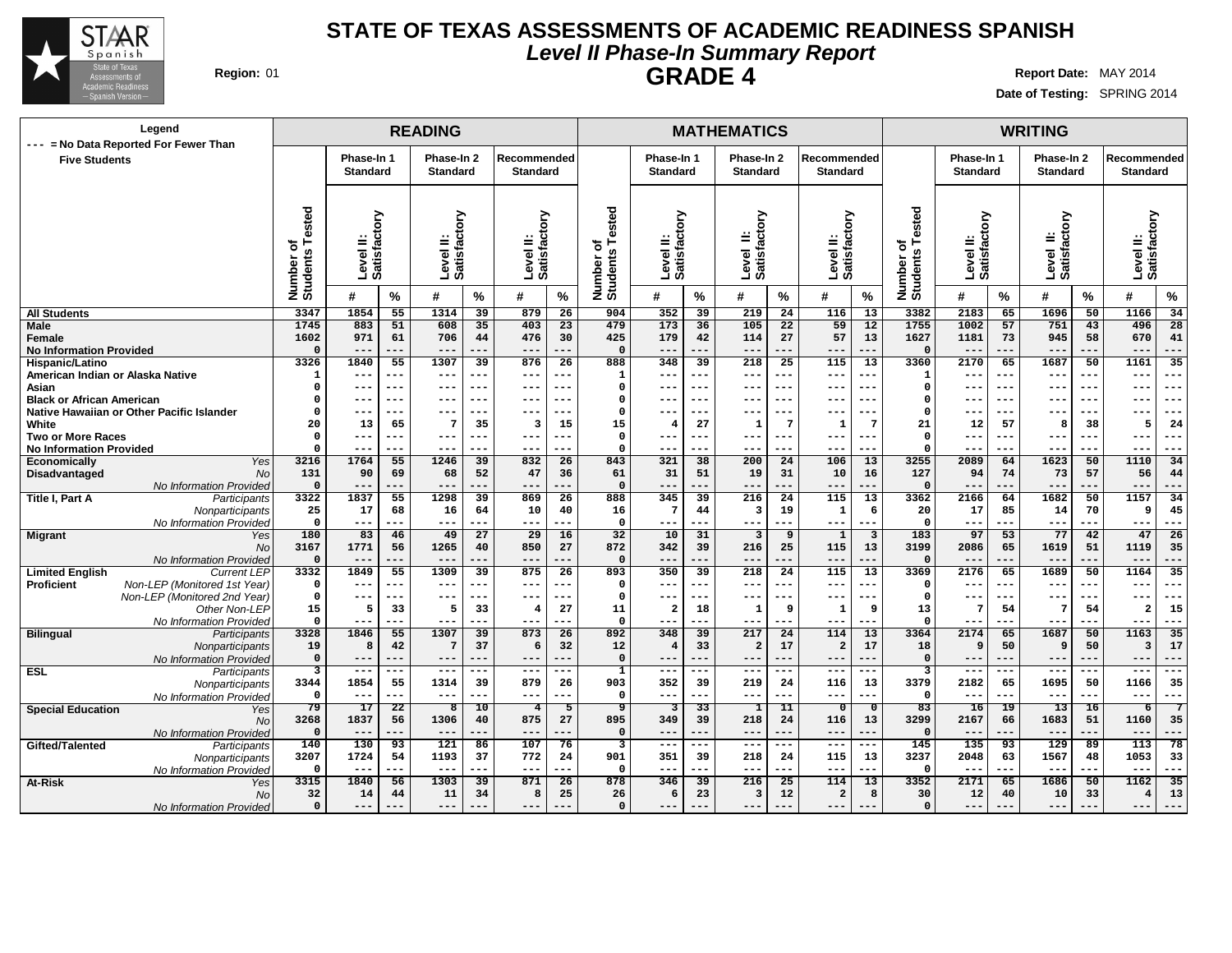# STATE OF TEXAS ASSESSMENTS OF ACADEMIC READINESS SPANISH

## *Level II Phase-In Summary Report*

## GRADE 4

**Region:** 01

**Report Date:** MAY 2014

**Date of Testing:** SPRING 2014

Legend: --- = No Data Reported For Fewer Than Five Students

| | | READING | | | | | | | MATHEMATICS | | | | | | | WRITING | | | | | | |
|---|---|---|---|---|---|---|---|---|---|---|---|---|---|---|---|---|---|---|---|---|---|---|
| | | Phase-In 1 Standard | | Phase-In 2 Standard | | Recommended Standard | | | Phase-In 1 Standard | | Phase-In 2 Standard | | Recommended Standard | | | Phase-In 1 Standard | | Phase-In 2 Standard | | Recommended Standard | | |
| | Number of Students Tested | Level II: Satisfactory | | Level II: Satisfactory | | Level II: Satisfactory | | Number of Students Tested | Level II: Satisfactory | | Level II: Satisfactory | | Level II: Satisfactory | | Number of Students Tested | Level II: Satisfactory | | Level II: Satisfactory | | Level II: Satisfactory | | |
| | | # | % | # | % | # | % | | # | % | # | % | # | % | | # | % | # | % | # | % | |
| **All Students** | 3347 | 1854 | 55 | 1314 | 39 | 879 | 26 | 904 | 352 | 39 | 219 | 24 | 116 | 13 | 3382 | 2183 | 65 | 1696 | 50 | 1166 | 34 | |
| **Male** | 1745 | 883 | 51 | 608 | 35 | 403 | 23 | 479 | 173 | 36 | 105 | 22 | 59 | 12 | 1755 | 1002 | 57 | 751 | 43 | 496 | 28 | |
| **Female** | 1602 | 971 | 61 | 706 | 44 | 476 | 30 | 425 | 179 | 42 | 114 | 27 | 57 | 13 | 1627 | 1181 | 73 | 945 | 58 | 670 | 41 | |
| **No Information Provided** | 0 | --- | --- | --- | --- | --- | --- | 0 | --- | --- | --- | --- | --- | --- | 0 | --- | --- | --- | --- | --- | --- | |
| **Hispanic/Latino** | 3326 | 1840 | 55 | 1307 | 39 | 876 | 26 | 888 | 348 | 39 | 218 | 25 | 115 | 13 | 3360 | 2170 | 65 | 1687 | 50 | 1161 | 35 | |
| **American Indian or Alaska Native** | 1 | --- | --- | --- | --- | --- | --- | 1 | --- | --- | --- | --- | --- | --- | 1 | --- | --- | --- | --- | --- | --- | |
| **Asian** | 0 | --- | --- | --- | --- | --- | --- | 0 | --- | --- | --- | --- | --- | --- | 0 | --- | --- | --- | --- | --- | --- | |
| **Black or African American** | 0 | --- | --- | --- | --- | --- | --- | 0 | --- | --- | --- | --- | --- | --- | 0 | --- | --- | --- | --- | --- | --- | |
| **Native Hawaiian or Other Pacific Islander** | 0 | --- | --- | --- | --- | --- | --- | 0 | --- | --- | --- | --- | --- | --- | 0 | --- | --- | --- | --- | --- | --- | |
| **White** | 20 | 13 | 65 | 7 | 35 | 3 | 15 | 15 | 4 | 27 | 1 | 7 | 1 | 7 | 21 | 12 | 57 | 8 | 38 | 5 | 24 | |
| **Two or More Races** | 0 | --- | --- | --- | --- | --- | --- | 0 | --- | --- | --- | --- | --- | --- | 0 | --- | --- | --- | --- | --- | --- | |
| **No Information Provided** | 0 | --- | --- | --- | --- | --- | --- | 0 | --- | --- | --- | --- | --- | --- | 0 | --- | --- | --- | --- | --- | --- | |
| **Economically Disadvantaged** *Yes* | 3216 | 1764 | 55 | 1246 | 39 | 832 | 26 | 843 | 321 | 38 | 200 | 24 | 106 | 13 | 3255 | 2089 | 64 | 1623 | 50 | 1110 | 34 | |
| *No* | 131 | 90 | 69 | 68 | 52 | 47 | 36 | 61 | 31 | 51 | 19 | 31 | 10 | 16 | 127 | 94 | 74 | 73 | 57 | 56 | 44 | |
| *No Information Provided* | 0 | --- | --- | --- | --- | --- | --- | 0 | --- | --- | --- | --- | --- | --- | 0 | --- | --- | --- | --- | --- | --- | |
| **Title I, Part A** *Participants* | 3322 | 1837 | 55 | 1298 | 39 | 869 | 26 | 888 | 345 | 39 | 216 | 24 | 115 | 13 | 3362 | 2166 | 64 | 1682 | 50 | 1157 | 34 | |
| *Nonparticipants* | 25 | 17 | 68 | 16 | 64 | 10 | 40 | 16 | 7 | 44 | 3 | 19 | 1 | 6 | 20 | 17 | 85 | 14 | 70 | 9 | 45 | |
| *No Information Provided* | 0 | --- | --- | --- | --- | --- | --- | 0 | --- | --- | --- | --- | --- | --- | 0 | --- | --- | --- | --- | --- | --- | |
| **Migrant** *Yes* | 180 | 83 | 46 | 49 | 27 | 29 | 16 | 32 | 10 | 31 | 3 | 9 | 1 | 3 | 183 | 97 | 53 | 77 | 42 | 47 | 26 | |
| *No* | 3167 | 1771 | 56 | 1265 | 40 | 850 | 27 | 872 | 342 | 39 | 216 | 25 | 115 | 13 | 3199 | 2086 | 65 | 1619 | 51 | 1119 | 35 | |
| *No Information Provided* | 0 | --- | --- | --- | --- | --- | --- | 0 | --- | --- | --- | --- | --- | --- | 0 | --- | --- | --- | --- | --- | --- | |
| **Limited English Proficient** *Current LEP* | 3332 | 1849 | 55 | 1309 | 39 | 875 | 26 | 893 | 350 | 39 | 218 | 24 | 115 | 13 | 3369 | 2176 | 65 | 1689 | 50 | 1164 | 35 | |
| *Non-LEP (Monitored 1st Year)* | 0 | --- | --- | --- | --- | --- | --- | 0 | --- | --- | --- | --- | --- | --- | 0 | --- | --- | --- | --- | --- | --- | |
| *Non-LEP (Monitored 2nd Year)* | 0 | --- | --- | --- | --- | --- | --- | 0 | --- | --- | --- | --- | --- | --- | 0 | --- | --- | --- | --- | --- | --- | |
| *Other Non-LEP* | 15 | 5 | 33 | 5 | 33 | 4 | 27 | 11 | 2 | 18 | 1 | 9 | 1 | 9 | 13 | 7 | 54 | 7 | 54 | 2 | 15 | |
| *No Information Provided* | 0 | --- | --- | --- | --- | --- | --- | 0 | --- | --- | --- | --- | --- | --- | 0 | --- | --- | --- | --- | --- | --- | |
| **Bilingual** *Participants* | 3328 | 1846 | 55 | 1307 | 39 | 873 | 26 | 892 | 348 | 39 | 217 | 24 | 114 | 13 | 3364 | 2174 | 65 | 1687 | 50 | 1163 | 35 | |
| *Nonparticipants* | 19 | 8 | 42 | 7 | 37 | 6 | 32 | 12 | 4 | 33 | 2 | 17 | 2 | 17 | 18 | 9 | 50 | 9 | 50 | 3 | 17 | |
| *No Information Provided* | 0 | --- | --- | --- | --- | --- | --- | 0 | --- | --- | --- | --- | --- | --- | 0 | --- | --- | --- | --- | --- | --- | |
| **ESL** *Participants* | 3 | --- | --- | --- | --- | --- | --- | 1 | --- | --- | --- | --- | --- | --- | 3 | --- | --- | --- | --- | --- | --- | |
| *Nonparticipants* | 3344 | 1854 | 55 | 1314 | 39 | 879 | 26 | 903 | 352 | 39 | 219 | 24 | 116 | 13 | 3379 | 2182 | 65 | 1695 | 50 | 1166 | 35 | |
| *No Information Provided* | 0 | --- | --- | --- | --- | --- | --- | 0 | --- | --- | --- | --- | --- | --- | 0 | --- | --- | --- | --- | --- | --- | |
| **Special Education** *Yes* | 79 | 17 | 22 | 8 | 10 | 4 | 5 | 9 | 3 | 33 | 1 | 11 | 0 | 0 | 83 | 16 | 19 | 13 | 16 | 6 | 7 | |
| *No* | 3268 | 1837 | 56 | 1306 | 40 | 875 | 27 | 895 | 349 | 39 | 218 | 24 | 116 | 13 | 3299 | 2167 | 66 | 1683 | 51 | 1160 | 35 | |
| *No Information Provided* | 0 | --- | --- | --- | --- | --- | --- | 0 | --- | --- | --- | --- | --- | --- | 0 | --- | --- | --- | --- | --- | --- | |
| **Gifted/Talented** *Participants* | 140 | 130 | 93 | 121 | 86 | 107 | 76 | 3 | --- | --- | --- | --- | --- | --- | 145 | 135 | 93 | 129 | 89 | 113 | 78 | |
| *Nonparticipants* | 3207 | 1724 | 54 | 1193 | 37 | 772 | 24 | 901 | 351 | 39 | 218 | 24 | 115 | 13 | 3237 | 2048 | 63 | 1567 | 48 | 1053 | 33 | |
| *No Information Provided* | 0 | --- | --- | --- | --- | --- | --- | 0 | --- | --- | --- | --- | --- | --- | 0 | --- | --- | --- | --- | --- | --- | |
| **At-Risk** *Yes* | 3315 | 1840 | 56 | 1303 | 39 | 871 | 26 | 878 | 346 | 39 | 216 | 25 | 114 | 13 | 3352 | 2171 | 65 | 1686 | 50 | 1162 | 35 | |
| *No* | 32 | 14 | 44 | 11 | 34 | 8 | 25 | 26 | 6 | 23 | 3 | 12 | 2 | 8 | 30 | 12 | 40 | 10 | 33 | 4 | 13 | |
| *No Information Provided* | 0 | --- | --- | --- | --- | --- | --- | 0 | --- | --- | --- | --- | --- | --- | 0 | --- | --- | --- | --- | --- | --- | |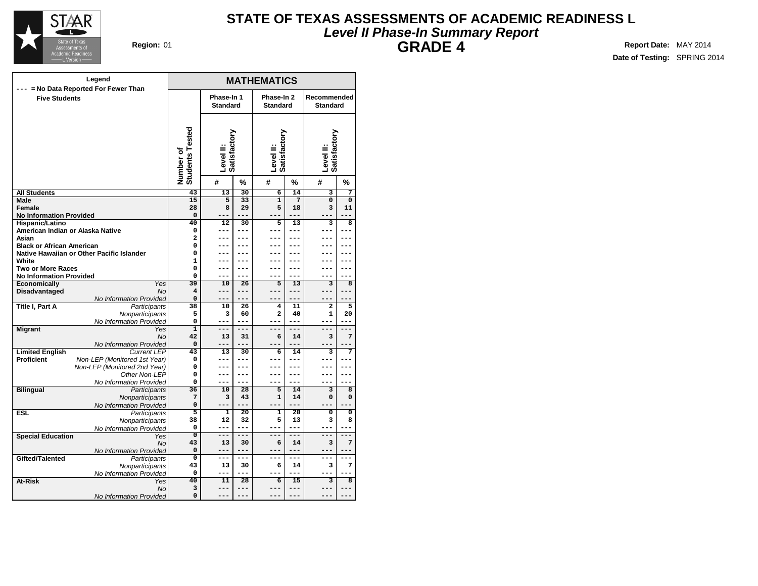# STATE OF TEXAS ASSESSMENTS OF ACADEMIC READINESS L

## *Level II Phase-In Summary Report*

## GRADE 4

**Region:** 01

**Report Date:** MAY 2014

**Date of Testing:** SPRING 2014

**Legend**

--- = No Data Reported For Fewer Than Five Students

| | | MATHEMATICS | | | | | | |
|---|---|---|---|---|---|---|---|---|
| | | Phase-In 1 Standard | | Phase-In 2 Standard | | Recommended Standard | | |
| | Number of Students Tested | Level II: Satisfactory | | Level II: Satisfactory | | Level II: Satisfactory | | |
| | | # | % | # | % | # | % | |
| **All Students** | 43 | 13 | 30 | 6 | 14 | 3 | 7 | |
| **Male** | 15 | 5 | 33 | 1 | 7 | 0 | 0 | |
| **Female** | 28 | 8 | 29 | 5 | 18 | 3 | 11 | |
| **No Information Provided** | 0 | --- | --- | --- | --- | --- | --- | |
| **Hispanic/Latino** | 40 | 12 | 30 | 5 | 13 | 3 | 8 | |
| **American Indian or Alaska Native** | 0 | --- | --- | --- | --- | --- | --- | |
| **Asian** | 2 | --- | --- | --- | --- | --- | --- | |
| **Black or African American** | 0 | --- | --- | --- | --- | --- | --- | |
| **Native Hawaiian or Other Pacific Islander** | 0 | --- | --- | --- | --- | --- | --- | |
| **White** | 1 | --- | --- | --- | --- | --- | --- | |
| **Two or More Races** | 0 | --- | --- | --- | --- | --- | --- | |
| **No Information Provided** | 0 | --- | --- | --- | --- | --- | --- | |
| **Economically Disadvantaged** *Yes* | 39 | 10 | 26 | 5 | 13 | 3 | 8 | |
| *No* | 4 | --- | --- | --- | --- | --- | --- | |
| *No Information Provided* | 0 | --- | --- | --- | --- | --- | --- | |
| **Title I, Part A** *Participants* | 38 | 10 | 26 | 4 | 11 | 2 | 5 | |
| *Nonparticipants* | 5 | 3 | 60 | 2 | 40 | 1 | 20 | |
| *No Information Provided* | 0 | --- | --- | --- | --- | --- | --- | |
| **Migrant** *Yes* | 1 | --- | --- | --- | --- | --- | --- | |
| *No* | 42 | 13 | 31 | 6 | 14 | 3 | 7 | |
| *No Information Provided* | 0 | --- | --- | --- | --- | --- | --- | |
| **Limited English Proficient** *Current LEP* | 43 | 13 | 30 | 6 | 14 | 3 | 7 | |
| *Non-LEP (Monitored 1st Year)* | 0 | --- | --- | --- | --- | --- | --- | |
| *Non-LEP (Monitored 2nd Year)* | 0 | --- | --- | --- | --- | --- | --- | |
| *Other Non-LEP* | 0 | --- | --- | --- | --- | --- | --- | |
| *No Information Provided* | 0 | --- | --- | --- | --- | --- | --- | |
| **Bilingual** *Participants* | 36 | 10 | 28 | 5 | 14 | 3 | 8 | |
| *Nonparticipants* | 7 | 3 | 43 | 1 | 14 | 0 | 0 | |
| *No Information Provided* | 0 | --- | --- | --- | --- | --- | --- | |
| **ESL** *Participants* | 5 | 1 | 20 | 1 | 20 | 0 | 0 | |
| *Nonparticipants* | 38 | 12 | 32 | 5 | 13 | 3 | 8 | |
| *No Information Provided* | 0 | --- | --- | --- | --- | --- | --- | |
| **Special Education** *Yes* | 0 | --- | --- | --- | --- | --- | --- | |
| *No* | 43 | 13 | 30 | 6 | 14 | 3 | 7 | |
| *No Information Provided* | 0 | --- | --- | --- | --- | --- | --- | |
| **Gifted/Talented** *Participants* | 0 | --- | --- | --- | --- | --- | --- | |
| *Nonparticipants* | 43 | 13 | 30 | 6 | 14 | 3 | 7 | |
| *No Information Provided* | 0 | --- | --- | --- | --- | --- | --- | |
| **At-Risk** *Yes* | 40 | 11 | 28 | 6 | 15 | 3 | 8 | |
| *No* | 3 | --- | --- | --- | --- | --- | --- | |
| *No Information Provided* | 0 | --- | --- | --- | --- | --- | --- | |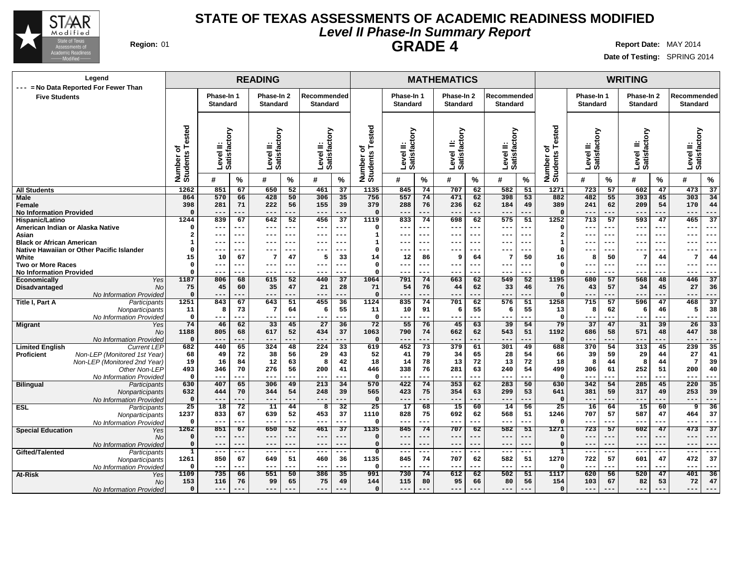# STATE OF TEXAS ASSESSMENTS OF ACADEMIC READINESS MODIFIED

## *Level II Phase-In Summary Report*

## GRADE 4

**Region:** 01

**Report Date:** MAY 2014

**Date of Testing:** SPRING 2014

Legend: --- = No Data Reported For Fewer Than Five Students

| | | READING | | | | | | | MATHEMATICS | | | | | | | WRITING | | | | | | |
|---|---|---|---|---|---|---|---|---|---|---|---|---|---|---|---|---|---|---|---|---|---|---|
| | | | Phase-In 1 Standard | | Phase-In 2 Standard | | Recommended Standard | | | Phase-In 1 Standard | | Phase-In 2 Standard | | Recommended Standard | | | Phase-In 1 Standard | | Phase-In 2 Standard | | Recommended Standard | |
| | | Number of Students Tested | Level II: Satisfactory | | Level II: Satisfactory | | Level II: Satisfactory | | Number of Students Tested | Level II: Satisfactory | | Level II: Satisfactory | | Level II: Satisfactory | | Number of Students Tested | Level II: Satisfactory | | Level II: Satisfactory | | Level II: Satisfactory | |
| | | | # | % | # | % | # | % | | # | % | # | % | # | % | | # | % | # | % | # | % |
| **All Students** | | 1262 | 851 | 67 | 650 | 52 | 461 | 37 | 1135 | 845 | 74 | 707 | 62 | 582 | 51 | 1271 | 723 | 57 | 602 | 47 | 473 | 37 |
| **Male** | | 864 | 570 | 66 | 428 | 50 | 306 | 35 | 756 | 557 | 74 | 471 | 62 | 398 | 53 | 882 | 482 | 55 | 393 | 45 | 303 | 34 |
| **Female** | | 398 | 281 | 71 | 222 | 56 | 155 | 39 | 379 | 288 | 76 | 236 | 62 | 184 | 49 | 389 | 241 | 62 | 209 | 54 | 170 | 44 |
| **No Information Provided** | | 0 | --- | --- | --- | --- | --- | --- | 0 | --- | --- | --- | --- | --- | --- | 0 | --- | --- | --- | --- | --- | --- |
| **Hispanic/Latino** | | 1244 | 839 | 67 | 642 | 52 | 456 | 37 | 1119 | 833 | 74 | 698 | 62 | 575 | 51 | 1252 | 713 | 57 | 593 | 47 | 465 | 37 |
| **American Indian or Alaska Native** | | 0 | --- | --- | --- | --- | --- | --- | 0 | --- | --- | --- | --- | --- | --- | 0 | --- | --- | --- | --- | --- | --- |
| **Asian** | | 2 | --- | --- | --- | --- | --- | --- | 1 | --- | --- | --- | --- | --- | --- | 2 | --- | --- | --- | --- | --- | --- |
| **Black or African American** | | 1 | --- | --- | --- | --- | --- | --- | 1 | --- | --- | --- | --- | --- | --- | 1 | --- | --- | --- | --- | --- | --- |
| **Native Hawaiian or Other Pacific Islander** | | 0 | --- | --- | --- | --- | --- | --- | 0 | --- | --- | --- | --- | --- | --- | 0 | --- | --- | --- | --- | --- | --- |
| **White** | | 15 | 10 | 67 | 7 | 47 | 5 | 33 | 14 | 12 | 86 | 9 | 64 | 7 | 50 | 16 | 8 | 50 | 7 | 44 | 7 | 44 |
| **Two or More Races** | | 0 | --- | --- | --- | --- | --- | --- | 0 | --- | --- | --- | --- | --- | --- | 0 | --- | --- | --- | --- | --- | --- |
| **No Information Provided** | | 0 | --- | --- | --- | --- | --- | --- | 0 | --- | --- | --- | --- | --- | --- | 0 | --- | --- | --- | --- | --- | --- |
| **Economically Disadvantaged** | *Yes* | 1187 | 806 | 68 | 615 | 52 | 440 | 37 | 1064 | 791 | 74 | 663 | 62 | 549 | 52 | 1195 | 680 | 57 | 568 | 48 | 446 | 37 |
| | *No* | 75 | 45 | 60 | 35 | 47 | 21 | 28 | 71 | 54 | 76 | 44 | 62 | 33 | 46 | 76 | 43 | 57 | 34 | 45 | 27 | 36 |
| | *No Information Provided* | 0 | --- | --- | --- | --- | --- | --- | 0 | --- | --- | --- | --- | --- | --- | 0 | --- | --- | --- | --- | --- | --- |
| **Title I, Part A** | *Participants* | 1251 | 843 | 67 | 643 | 51 | 455 | 36 | 1124 | 835 | 74 | 701 | 62 | 576 | 51 | 1258 | 715 | 57 | 596 | 47 | 468 | 37 |
| | *Nonparticipants* | 11 | 8 | 73 | 7 | 64 | 6 | 55 | 11 | 10 | 91 | 6 | 55 | 6 | 55 | 13 | 8 | 62 | 6 | 46 | 5 | 38 |
| | *No Information Provided* | 0 | --- | --- | --- | --- | --- | --- | 0 | --- | --- | --- | --- | --- | --- | 0 | --- | --- | --- | --- | --- | --- |
| **Migrant** | *Yes* | 74 | 46 | 62 | 33 | 45 | 27 | 36 | 72 | 55 | 76 | 45 | 63 | 39 | 54 | 79 | 37 | 47 | 31 | 39 | 26 | 33 |
| | *No* | 1188 | 805 | 68 | 617 | 52 | 434 | 37 | 1063 | 790 | 74 | 662 | 62 | 543 | 51 | 1192 | 686 | 58 | 571 | 48 | 447 | 38 |
| | *No Information Provided* | 0 | --- | --- | --- | --- | --- | --- | 0 | --- | --- | --- | --- | --- | --- | 0 | --- | --- | --- | --- | --- | --- |
| **Limited English Proficient** | *Current LEP* | 682 | 440 | 65 | 324 | 48 | 224 | 33 | 619 | 452 | 73 | 379 | 61 | 301 | 49 | 688 | 370 | 54 | 313 | 45 | 239 | 35 |
| | *Non-LEP (Monitored 1st Year)* | 68 | 49 | 72 | 38 | 56 | 29 | 43 | 52 | 41 | 79 | 34 | 65 | 28 | 54 | 66 | 39 | 59 | 29 | 44 | 27 | 41 |
| | *Non-LEP (Monitored 2nd Year)* | 19 | 16 | 84 | 12 | 63 | 8 | 42 | 18 | 14 | 78 | 13 | 72 | 13 | 72 | 18 | 8 | 44 | 8 | 44 | 7 | 39 |
| | *Other Non-LEP* | 493 | 346 | 70 | 276 | 56 | 200 | 41 | 446 | 338 | 76 | 281 | 63 | 240 | 54 | 499 | 306 | 61 | 252 | 51 | 200 | 40 |
| | *No Information Provided* | 0 | --- | --- | --- | --- | --- | --- | 0 | --- | --- | --- | --- | --- | --- | 0 | --- | --- | --- | --- | --- | --- |
| **Bilingual** | *Participants* | 630 | 407 | 65 | 306 | 49 | 213 | 34 | 570 | 422 | 74 | 353 | 62 | 283 | 50 | 630 | 342 | 54 | 285 | 45 | 220 | 35 |
| | *Nonparticipants* | 632 | 444 | 70 | 344 | 54 | 248 | 39 | 565 | 423 | 75 | 354 | 63 | 299 | 53 | 641 | 381 | 59 | 317 | 49 | 253 | 39 |
| | *No Information Provided* | 0 | --- | --- | --- | --- | --- | --- | 0 | --- | --- | --- | --- | --- | --- | 0 | --- | --- | --- | --- | --- | --- |
| **ESL** | *Participants* | 25 | 18 | 72 | 11 | 44 | 8 | 32 | 25 | 17 | 68 | 15 | 60 | 14 | 56 | 25 | 16 | 64 | 15 | 60 | 9 | 36 |
| | *Nonparticipants* | 1237 | 833 | 67 | 639 | 52 | 453 | 37 | 1110 | 828 | 75 | 692 | 62 | 568 | 51 | 1246 | 707 | 57 | 587 | 47 | 464 | 37 |
| | *No Information Provided* | 0 | --- | --- | --- | --- | --- | --- | 0 | --- | --- | --- | --- | --- | --- | 0 | --- | --- | --- | --- | --- | --- |
| **Special Education** | *Yes* | 1262 | 851 | 67 | 650 | 52 | 461 | 37 | 1135 | 845 | 74 | 707 | 62 | 582 | 51 | 1271 | 723 | 57 | 602 | 47 | 473 | 37 |
| | *No* | 0 | --- | --- | --- | --- | --- | --- | 0 | --- | --- | --- | --- | --- | --- | 0 | --- | --- | --- | --- | --- | --- |
| | *No Information Provided* | 0 | --- | --- | --- | --- | --- | --- | 0 | --- | --- | --- | --- | --- | --- | 0 | --- | --- | --- | --- | --- | --- |
| **Gifted/Talented** | *Participants* | 1 | --- | --- | --- | --- | --- | --- | 0 | --- | --- | --- | --- | --- | --- | 1 | --- | --- | --- | --- | --- | --- |
| | *Nonparticipants* | 1261 | 850 | 67 | 649 | 51 | 460 | 36 | 1135 | 845 | 74 | 707 | 62 | 582 | 51 | 1270 | 722 | 57 | 601 | 47 | 472 | 37 |
| | *No Information Provided* | 0 | --- | --- | --- | --- | --- | --- | 0 | --- | --- | --- | --- | --- | --- | 0 | --- | --- | --- | --- | --- | --- |
| **At-Risk** | *Yes* | 1109 | 735 | 66 | 551 | 50 | 386 | 35 | 991 | 730 | 74 | 612 | 62 | 502 | 51 | 1117 | 620 | 56 | 520 | 47 | 401 | 36 |
| | *No* | 153 | 116 | 76 | 99 | 65 | 75 | 49 | 144 | 115 | 80 | 95 | 66 | 80 | 56 | 154 | 103 | 67 | 82 | 53 | 72 | 47 |
| | *No Information Provided* | 0 | --- | --- | --- | --- | --- | --- | 0 | --- | --- | --- | --- | --- | --- | 0 | --- | --- | --- | --- | --- | --- |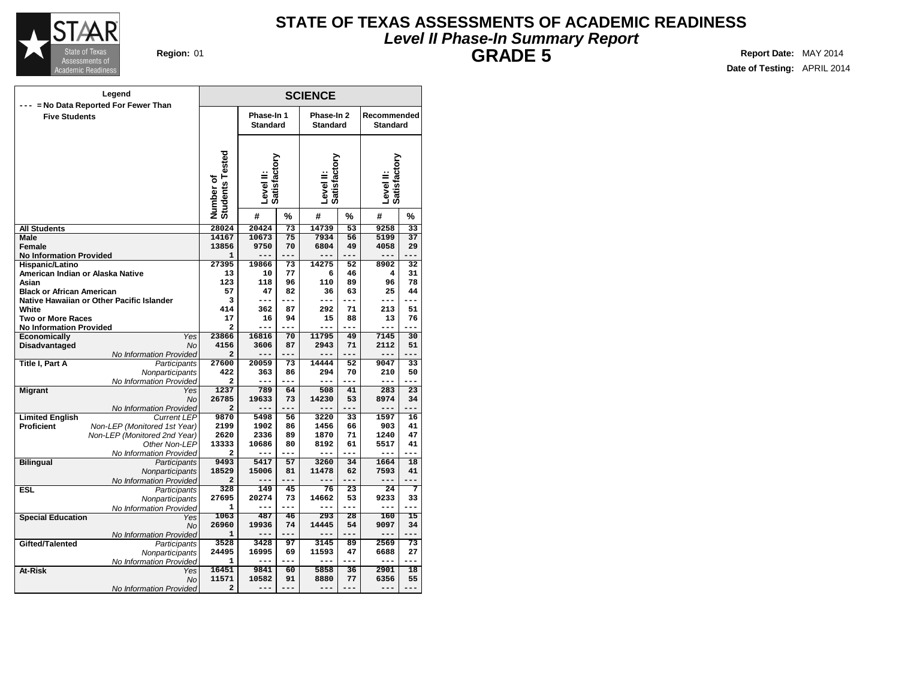# STATE OF TEXAS ASSESSMENTS OF ACADEMIC READINESS

## *Level II Phase-In Summary Report*

## GRADE 5

**Region:** 01

**Report Date:** MAY 2014

**Date of Testing:** APRIL 2014

**Legend**
--- = No Data Reported For Fewer Than Five Students

| | | SCIENCE | | | | | | |
|---|---|---|---|---|---|---|---|---|
| | | Number of Students Tested | Phase-In 1 Standard | | Phase-In 2 Standard | | Recommended Standard | |
| | | | Level II: Satisfactory | | Level II: Satisfactory | | Level II: Satisfactory | |
| | | | # | % | # | % | # | % |
| **All Students** | | 28024 | 20424 | 73 | 14739 | 53 | 9258 | 33 |
| **Male** | | 14167 | 10673 | 75 | 7934 | 56 | 5199 | 37 |
| **Female** | | 13856 | 9750 | 70 | 6804 | 49 | 4058 | 29 |
| **No Information Provided** | | 1 | --- | --- | --- | --- | --- | --- |
| **Hispanic/Latino** | | 27395 | 19866 | 73 | 14275 | 52 | 8902 | 32 |
| **American Indian or Alaska Native** | | 13 | 10 | 77 | 6 | 46 | 4 | 31 |
| **Asian** | | 123 | 118 | 96 | 110 | 89 | 96 | 78 |
| **Black or African American** | | 57 | 47 | 82 | 36 | 63 | 25 | 44 |
| **Native Hawaiian or Other Pacific Islander** | | 3 | --- | --- | --- | --- | --- | --- |
| **White** | | 414 | 362 | 87 | 292 | 71 | 213 | 51 |
| **Two or More Races** | | 17 | 16 | 94 | 15 | 88 | 13 | 76 |
| **No Information Provided** | | 2 | --- | --- | --- | --- | --- | --- |
| **Economically Disadvantaged** | *Yes* | 23866 | 16816 | 70 | 11795 | 49 | 7145 | 30 |
| | *No* | 4156 | 3606 | 87 | 2943 | 71 | 2112 | 51 |
| | *No Information Provided* | 2 | --- | --- | --- | --- | --- | --- |
| **Title I, Part A** | *Participants* | 27600 | 20059 | 73 | 14444 | 52 | 9047 | 33 |
| | *Nonparticipants* | 422 | 363 | 86 | 294 | 70 | 210 | 50 |
| | *No Information Provided* | 2 | --- | --- | --- | --- | --- | --- |
| **Migrant** | *Yes* | 1237 | 789 | 64 | 508 | 41 | 283 | 23 |
| | *No* | 26785 | 19633 | 73 | 14230 | 53 | 8974 | 34 |
| | *No Information Provided* | 2 | --- | --- | --- | --- | --- | --- |
| **Limited English Proficient** | *Current LEP* | 9870 | 5498 | 56 | 3220 | 33 | 1597 | 16 |
| | *Non-LEP (Monitored 1st Year)* | 2199 | 1902 | 86 | 1456 | 66 | 903 | 41 |
| | *Non-LEP (Monitored 2nd Year)* | 2620 | 2336 | 89 | 1870 | 71 | 1240 | 47 |
| | *Other Non-LEP* | 13333 | 10686 | 80 | 8192 | 61 | 5517 | 41 |
| | *No Information Provided* | 2 | --- | --- | --- | --- | --- | --- |
| **Bilingual** | *Participants* | 9493 | 5417 | 57 | 3260 | 34 | 1664 | 18 |
| | *Nonparticipants* | 18529 | 15006 | 81 | 11478 | 62 | 7593 | 41 |
| | *No Information Provided* | 2 | --- | --- | --- | --- | --- | --- |
| **ESL** | *Participants* | 328 | 149 | 45 | 76 | 23 | 24 | 7 |
| | *Nonparticipants* | 27695 | 20274 | 73 | 14662 | 53 | 9233 | 33 |
| | *No Information Provided* | 1 | --- | --- | --- | --- | --- | --- |
| **Special Education** | *Yes* | 1063 | 487 | 46 | 293 | 28 | 160 | 15 |
| | *No* | 26960 | 19936 | 74 | 14445 | 54 | 9097 | 34 |
| | *No Information Provided* | 1 | --- | --- | --- | --- | --- | --- |
| **Gifted/Talented** | *Participants* | 3528 | 3428 | 97 | 3145 | 89 | 2569 | 73 |
| | *Nonparticipants* | 24495 | 16995 | 69 | 11593 | 47 | 6688 | 27 |
| | *No Information Provided* | 1 | --- | --- | --- | --- | --- | --- |
| **At-Risk** | *Yes* | 16451 | 9841 | 60 | 5858 | 36 | 2901 | 18 |
| | *No* | 11571 | 10582 | 91 | 8880 | 77 | 6356 | 55 |
| | *No Information Provided* | 2 | --- | --- | --- | --- | --- | --- |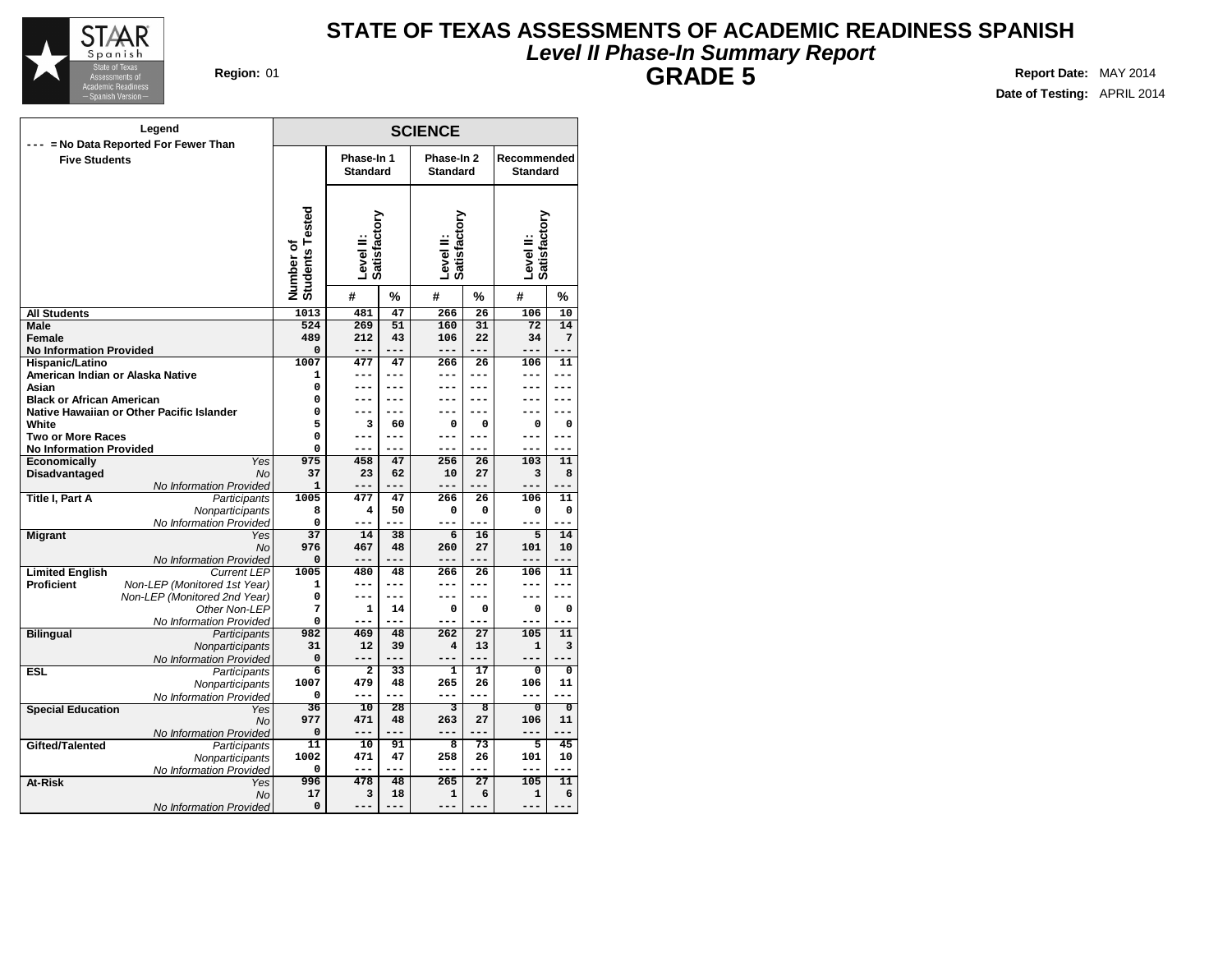# STATE OF TEXAS ASSESSMENTS OF ACADEMIC READINESS SPANISH

## *Level II Phase-In Summary Report*

## GRADE 5

**Region:** 01

**Report Date:** MAY 2014

**Date of Testing:** APRIL 2014

**Legend**

--- = No Data Reported For Fewer Than Five Students

| | | | SCIENCE | | | | | |
|---|---|---|---|---|---|---|---|---|
| | | Number of Students Tested | Phase-In 1 Standard | | Phase-In 2 Standard | | Recommended Standard | |
| | | | Level II: Satisfactory | | Level II: Satisfactory | | Level II: Satisfactory | |
| | | | # | % | # | % | # | % |
| **All Students** | | 1013 | 481 | 47 | 266 | 26 | 106 | 10 |
| **Male** | | 524 | 269 | 51 | 160 | 31 | 72 | 14 |
| **Female** | | 489 | 212 | 43 | 106 | 22 | 34 | 7 |
| **No Information Provided** | | 0 | --- | --- | --- | --- | --- | --- |
| **Hispanic/Latino** | | 1007 | 477 | 47 | 266 | 26 | 106 | 11 |
| **American Indian or Alaska Native** | | 1 | --- | --- | --- | --- | --- | --- |
| **Asian** | | 0 | --- | --- | --- | --- | --- | --- |
| **Black or African American** | | 0 | --- | --- | --- | --- | --- | --- |
| **Native Hawaiian or Other Pacific Islander** | | 0 | --- | --- | --- | --- | --- | --- |
| **White** | | 5 | 3 | 60 | 0 | 0 | 0 | 0 |
| **Two or More Races** | | 0 | --- | --- | --- | --- | --- | --- |
| **No Information Provided** | | 0 | --- | --- | --- | --- | --- | --- |
| **Economically Disadvantaged** | *Yes* | 975 | 458 | 47 | 256 | 26 | 103 | 11 |
| | *No* | 37 | 23 | 62 | 10 | 27 | 3 | 8 |
| | *No Information Provided* | 1 | --- | --- | --- | --- | --- | --- |
| **Title I, Part A** | *Participants* | 1005 | 477 | 47 | 266 | 26 | 106 | 11 |
| | *Nonparticipants* | 8 | 4 | 50 | 0 | 0 | 0 | 0 |
| | *No Information Provided* | 0 | --- | --- | --- | --- | --- | --- |
| **Migrant** | *Yes* | 37 | 14 | 38 | 6 | 16 | 5 | 14 |
| | *No* | 976 | 467 | 48 | 260 | 27 | 101 | 10 |
| | *No Information Provided* | 0 | --- | --- | --- | --- | --- | --- |
| **Limited English Proficient** | *Current LEP* | 1005 | 480 | 48 | 266 | 26 | 106 | 11 |
| | *Non-LEP (Monitored 1st Year)* | 1 | --- | --- | --- | --- | --- | --- |
| | *Non-LEP (Monitored 2nd Year)* | 0 | --- | --- | --- | --- | --- | --- |
| | *Other Non-LEP* | 7 | 1 | 14 | 0 | 0 | 0 | 0 |
| | *No Information Provided* | 0 | --- | --- | --- | --- | --- | --- |
| **Bilingual** | *Participants* | 982 | 469 | 48 | 262 | 27 | 105 | 11 |
| | *Nonparticipants* | 31 | 12 | 39 | 4 | 13 | 1 | 3 |
| | *No Information Provided* | 0 | --- | --- | --- | --- | --- | --- |
| **ESL** | *Participants* | 6 | 2 | 33 | 1 | 17 | 0 | 0 |
| | *Nonparticipants* | 1007 | 479 | 48 | 265 | 26 | 106 | 11 |
| | *No Information Provided* | 0 | --- | --- | --- | --- | --- | --- |
| **Special Education** | *Yes* | 36 | 10 | 28 | 3 | 8 | 0 | 0 |
| | *No* | 977 | 471 | 48 | 263 | 27 | 106 | 11 |
| | *No Information Provided* | 0 | --- | --- | --- | --- | --- | --- |
| **Gifted/Talented** | *Participants* | 11 | 10 | 91 | 8 | 73 | 5 | 45 |
| | *Nonparticipants* | 1002 | 471 | 47 | 258 | 26 | 101 | 10 |
| | *No Information Provided* | 0 | --- | --- | --- | --- | --- | --- |
| **At-Risk** | *Yes* | 996 | 478 | 48 | 265 | 27 | 105 | 11 |
| | *No* | 17 | 3 | 18 | 1 | 6 | 1 | 6 |
| | *No Information Provided* | 0 | --- | --- | --- | --- | --- | --- |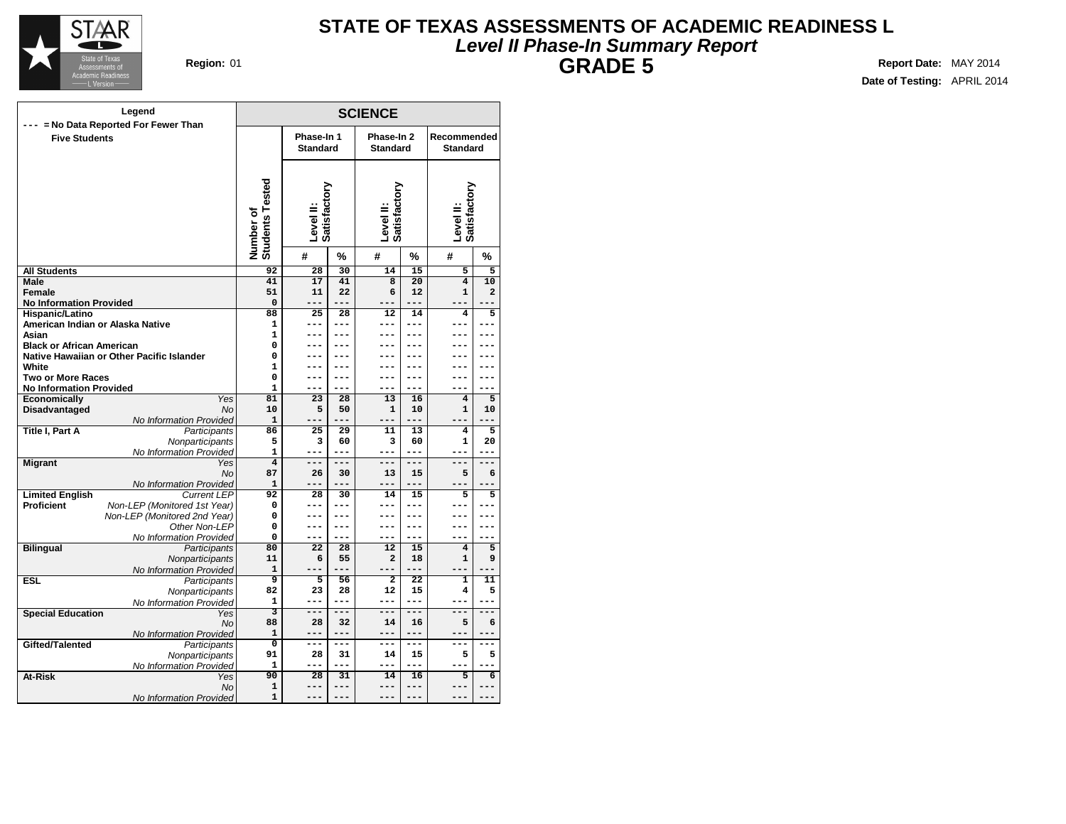# STATE OF TEXAS ASSESSMENTS OF ACADEMIC READINESS L

## *Level II Phase-In Summary Report*

## GRADE 5

**Region:** 01

**Report Date:** MAY 2014
**Date of Testing:** APRIL 2014

**Legend**
--- = No Data Reported For Fewer Than Five Students

| | | SCIENCE | | | | | | |
|---|---|---|---|---|---|---|---|---|
| | | Phase-In 1 Standard | | Phase-In 2 Standard | | Recommended Standard | | |
| | Number of Students Tested | Level II: Satisfactory | | Level II: Satisfactory | | Level II: Satisfactory | | |
| | | # | % | # | % | # | % | |
| **All Students** | | 92 | 28 | 30 | 14 | 15 | 5 | 5 |
| **Male** | | 41 | 17 | 41 | 8 | 20 | 4 | 10 |
| **Female** | | 51 | 11 | 22 | 6 | 12 | 1 | 2 |
| **No Information Provided** | | 0 | --- | --- | --- | --- | --- | --- |
| **Hispanic/Latino** | | 88 | 25 | 28 | 12 | 14 | 4 | 5 |
| **American Indian or Alaska Native** | | 1 | --- | --- | --- | --- | --- | --- |
| **Asian** | | 1 | --- | --- | --- | --- | --- | --- |
| **Black or African American** | | 0 | --- | --- | --- | --- | --- | --- |
| **Native Hawaiian or Other Pacific Islander** | | 0 | --- | --- | --- | --- | --- | --- |
| **White** | | 1 | --- | --- | --- | --- | --- | --- |
| **Two or More Races** | | 0 | --- | --- | --- | --- | --- | --- |
| **No Information Provided** | | 1 | --- | --- | --- | --- | --- | --- |
| **Economically Disadvantaged** | *Yes* | 81 | 23 | 28 | 13 | 16 | 4 | 5 |
| | *No* | 10 | 5 | 50 | 1 | 10 | 1 | 10 |
| | *No Information Provided* | 1 | --- | --- | --- | --- | --- | --- |
| **Title I, Part A** | *Participants* | 86 | 25 | 29 | 11 | 13 | 4 | 5 |
| | *Nonparticipants* | 5 | 3 | 60 | 3 | 60 | 1 | 20 |
| | *No Information Provided* | 1 | --- | --- | --- | --- | --- | --- |
| **Migrant** | *Yes* | 4 | --- | --- | --- | --- | --- | --- |
| | *No* | 87 | 26 | 30 | 13 | 15 | 5 | 6 |
| | *No Information Provided* | 1 | --- | --- | --- | --- | --- | --- |
| **Limited English Proficient** | *Current LEP* | 92 | 28 | 30 | 14 | 15 | 5 | 5 |
| | *Non-LEP (Monitored 1st Year)* | 0 | --- | --- | --- | --- | --- | --- |
| | *Non-LEP (Monitored 2nd Year)* | 0 | --- | --- | --- | --- | --- | --- |
| | *Other Non-LEP* | 0 | --- | --- | --- | --- | --- | --- |
| | *No Information Provided* | 0 | --- | --- | --- | --- | --- | --- |
| **Bilingual** | *Participants* | 80 | 22 | 28 | 12 | 15 | 4 | 5 |
| | *Nonparticipants* | 11 | 6 | 55 | 2 | 18 | 1 | 9 |
| | *No Information Provided* | 1 | --- | --- | --- | --- | --- | --- |
| **ESL** | *Participants* | 9 | 5 | 56 | 2 | 22 | 1 | 11 |
| | *Nonparticipants* | 82 | 23 | 28 | 12 | 15 | 4 | 5 |
| | *No Information Provided* | 1 | --- | --- | --- | --- | --- | --- |
| **Special Education** | *Yes* | 3 | --- | --- | --- | --- | --- | --- |
| | *No* | 88 | 28 | 32 | 14 | 16 | 5 | 6 |
| | *No Information Provided* | 1 | --- | --- | --- | --- | --- | --- |
| **Gifted/Talented** | *Participants* | 0 | --- | --- | --- | --- | --- | --- |
| | *Nonparticipants* | 91 | 28 | 31 | 14 | 15 | 5 | 5 |
| | *No Information Provided* | 1 | --- | --- | --- | --- | --- | --- |
| **At-Risk** | *Yes* | 90 | 28 | 31 | 14 | 16 | 5 | 6 |
| | *No* | 1 | --- | --- | --- | --- | --- | --- |
| | *No Information Provided* | 1 | --- | --- | --- | --- | --- | --- |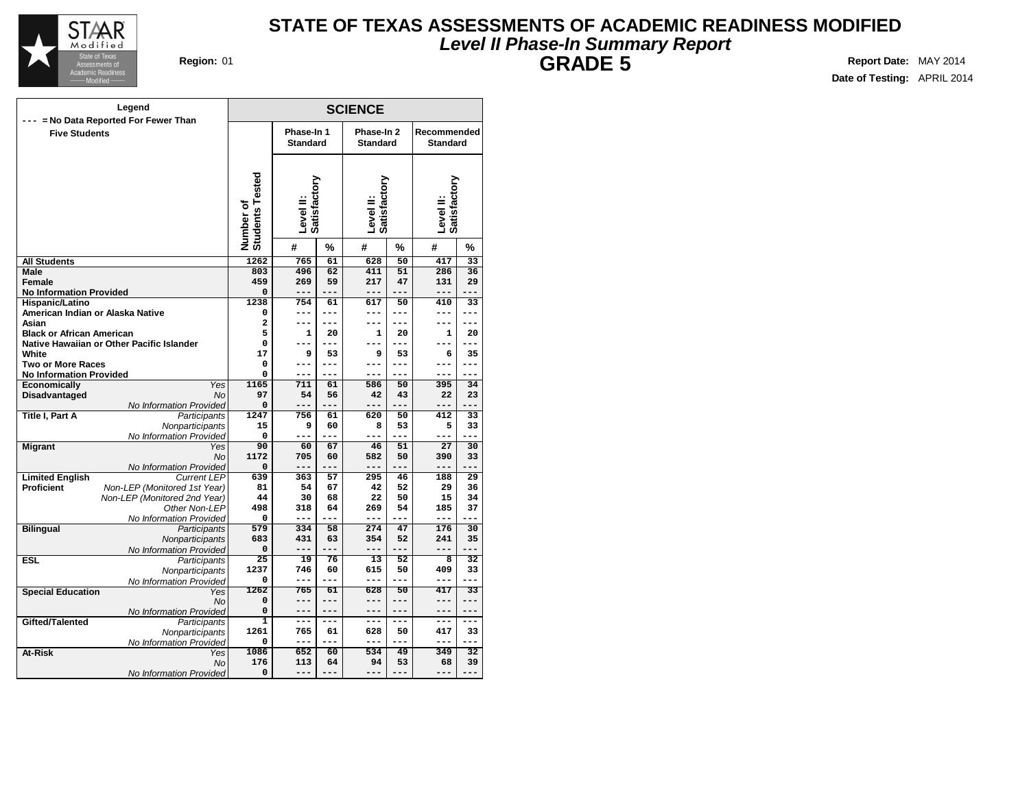# STATE OF TEXAS ASSESSMENTS OF ACADEMIC READINESS MODIFIED

## *Level II Phase-In Summary Report*

## GRADE 5

**Region:** 01

**Report Date:** MAY 2014

**Date of Testing:** APRIL 2014

**Legend**
--- = No Data Reported For Fewer Than Five Students

| | | SCIENCE | | | | | | |
|---|---|---|---|---|---|---|---|---|
| | | Phase-In 1 Standard | | Phase-In 2 Standard | | Recommended Standard | | |
| | Number of Students Tested | Level II: Satisfactory | | Level II: Satisfactory | | Level II: Satisfactory | | |
| | | # | % | # | % | # | % | |
| **All Students** | 1262 | 765 | 61 | 628 | 50 | 417 | 33 | |
| **Male** | 803 | 496 | 62 | 411 | 51 | 286 | 36 | |
| **Female** | 459 | 269 | 59 | 217 | 47 | 131 | 29 | |
| **No Information Provided** | 0 | --- | --- | --- | --- | --- | --- | |
| **Hispanic/Latino** | 1238 | 754 | 61 | 617 | 50 | 410 | 33 | |
| **American Indian or Alaska Native** | 0 | --- | --- | --- | --- | --- | --- | |
| **Asian** | 2 | --- | --- | --- | --- | --- | --- | |
| **Black or African American** | 5 | 1 | 20 | 1 | 20 | 1 | 20 | |
| **Native Hawaiian or Other Pacific Islander** | 0 | --- | --- | --- | --- | --- | --- | |
| **White** | 17 | 9 | 53 | 9 | 53 | 6 | 35 | |
| **Two or More Races** | 0 | --- | --- | --- | --- | --- | --- | |
| **No Information Provided** | 0 | --- | --- | --- | --- | --- | --- | |
| **Economically Disadvantaged** *Yes* | 1165 | 711 | 61 | 586 | 50 | 395 | 34 | |
| *No* | 97 | 54 | 56 | 42 | 43 | 22 | 23 | |
| *No Information Provided* | 0 | --- | --- | --- | --- | --- | --- | |
| **Title I, Part A** *Participants* | 1247 | 756 | 61 | 620 | 50 | 412 | 33 | |
| *Nonparticipants* | 15 | 9 | 60 | 8 | 53 | 5 | 33 | |
| *No Information Provided* | 0 | --- | --- | --- | --- | --- | --- | |
| **Migrant** *Yes* | 90 | 60 | 67 | 46 | 51 | 27 | 30 | |
| *No* | 1172 | 705 | 60 | 582 | 50 | 390 | 33 | |
| *No Information Provided* | 0 | --- | --- | --- | --- | --- | --- | |
| **Limited English Proficient** *Current LEP* | 639 | 363 | 57 | 295 | 46 | 188 | 29 | |
| *Non-LEP (Monitored 1st Year)* | 81 | 54 | 67 | 42 | 52 | 29 | 36 | |
| *Non-LEP (Monitored 2nd Year)* | 44 | 30 | 68 | 22 | 50 | 15 | 34 | |
| *Other Non-LEP* | 498 | 318 | 64 | 269 | 54 | 185 | 37 | |
| *No Information Provided* | 0 | --- | --- | --- | --- | --- | --- | |
| **Bilingual** *Participants* | 579 | 334 | 58 | 274 | 47 | 176 | 30 | |
| *Nonparticipants* | 683 | 431 | 63 | 354 | 52 | 241 | 35 | |
| *No Information Provided* | 0 | --- | --- | --- | --- | --- | --- | |
| **ESL** *Participants* | 25 | 19 | 76 | 13 | 52 | 8 | 32 | |
| *Nonparticipants* | 1237 | 746 | 60 | 615 | 50 | 409 | 33 | |
| *No Information Provided* | 0 | --- | --- | --- | --- | --- | --- | |
| **Special Education** *Yes* | 1262 | 765 | 61 | 628 | 50 | 417 | 33 | |
| *No* | 0 | --- | --- | --- | --- | --- | --- | |
| *No Information Provided* | 0 | --- | --- | --- | --- | --- | --- | |
| **Gifted/Talented** *Participants* | 1 | --- | --- | --- | --- | --- | --- | |
| *Nonparticipants* | 1261 | 765 | 61 | 628 | 50 | 417 | 33 | |
| *No Information Provided* | 0 | --- | --- | --- | --- | --- | --- | |
| **At-Risk** *Yes* | 1086 | 652 | 60 | 534 | 49 | 349 | 32 | |
| *No* | 176 | 113 | 64 | 94 | 53 | 68 | 39 | |
| *No Information Provided* | 0 | --- | --- | --- | --- | --- | --- | |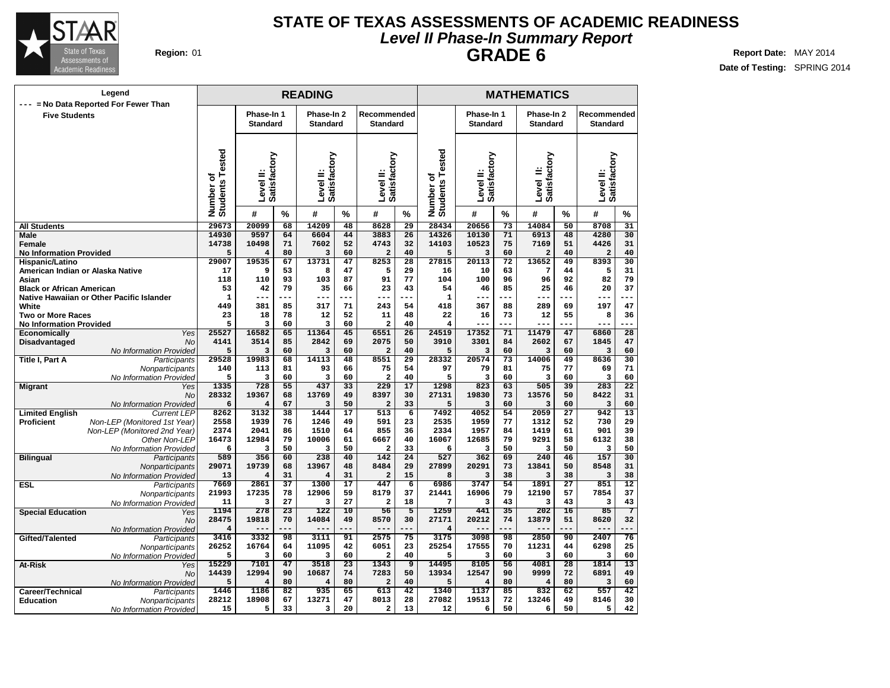# STATE OF TEXAS ASSESSMENTS OF ACADEMIC READINESS

## *Level II Phase-In Summary Report*

## GRADE 6

**Region:** 01

**Report Date:** MAY 2014

**Date of Testing:** SPRING 2014

Legend: --- = No Data Reported For Fewer Than Five Students

| | | READING | | | | | | | MATHEMATICS | | | | | | |
|---|---|---|---|---|---|---|---|---|---|---|---|---|---|---|---|
| | | | Phase-In 1 Standard | | Phase-In 2 Standard | | Recommended Standard | | | Phase-In 1 Standard | | Phase-In 2 Standard | | Recommended Standard | |
| | | Number of Students Tested | Level II: Satisfactory # | % | Level II: Satisfactory # | % | Level II: Satisfactory # | % | Number of Students Tested | Level II: Satisfactory # | % | Level II: Satisfactory # | % | Level II: Satisfactory # | % |
| **All Students** | | 29673 | 20099 | 68 | 14209 | 48 | 8628 | 29 | 28434 | 20656 | 73 | 14084 | 50 | 8708 | 31 |
| **Male** | | 14930 | 9597 | 64 | 6604 | 44 | 3883 | 26 | 14326 | 10130 | 71 | 6913 | 48 | 4280 | 30 |
| **Female** | | 14738 | 10498 | 71 | 7602 | 52 | 4743 | 32 | 14103 | 10523 | 75 | 7169 | 51 | 4426 | 31 |
| **No Information Provided** | | 5 | 4 | 80 | 3 | 60 | 2 | 40 | 5 | 3 | 60 | 2 | 40 | 2 | 40 |
| **Hispanic/Latino** | | 29007 | 19535 | 67 | 13731 | 47 | 8253 | 28 | 27815 | 20113 | 72 | 13652 | 49 | 8393 | 30 |
| **American Indian or Alaska Native** | | 17 | 9 | 53 | 8 | 47 | 5 | 29 | 16 | 10 | 63 | 7 | 44 | 5 | 31 |
| **Asian** | | 118 | 110 | 93 | 103 | 87 | 91 | 77 | 104 | 100 | 96 | 96 | 92 | 82 | 79 |
| **Black or African American** | | 53 | 42 | 79 | 35 | 66 | 23 | 43 | 54 | 46 | 85 | 25 | 46 | 20 | 37 |
| **Native Hawaiian or Other Pacific Islander** | | 1 | --- | --- | --- | --- | --- | --- | 1 | --- | --- | --- | --- | --- | --- |
| **White** | | 449 | 381 | 85 | 317 | 71 | 243 | 54 | 418 | 367 | 88 | 289 | 69 | 197 | 47 |
| **Two or More Races** | | 23 | 18 | 78 | 12 | 52 | 11 | 48 | 22 | 16 | 73 | 12 | 55 | 8 | 36 |
| **No Information Provided** | | 5 | 3 | 60 | 3 | 60 | 2 | 40 | 4 | --- | --- | --- | --- | --- | --- |
| **Economically Disadvantaged** | *Yes* | 25527 | 16582 | 65 | 11364 | 45 | 6551 | 26 | 24519 | 17352 | 71 | 11479 | 47 | 6860 | 28 |
| | *No* | 4141 | 3514 | 85 | 2842 | 69 | 2075 | 50 | 3910 | 3301 | 84 | 2602 | 67 | 1845 | 47 |
| | *No Information Provided* | 5 | 3 | 60 | 3 | 60 | 2 | 40 | 5 | 3 | 60 | 3 | 60 | 3 | 60 |
| **Title I, Part A** | *Participants* | 29528 | 19983 | 68 | 14113 | 48 | 8551 | 29 | 28332 | 20574 | 73 | 14006 | 49 | 8636 | 30 |
| | *Nonparticipants* | 140 | 113 | 81 | 93 | 66 | 75 | 54 | 97 | 79 | 81 | 75 | 77 | 69 | 71 |
| | *No Information Provided* | 5 | 3 | 60 | 3 | 60 | 2 | 40 | 5 | 3 | 60 | 3 | 60 | 3 | 60 |
| **Migrant** | *Yes* | 1335 | 728 | 55 | 437 | 33 | 229 | 17 | 1298 | 823 | 63 | 505 | 39 | 283 | 22 |
| | *No* | 28332 | 19367 | 68 | 13769 | 49 | 8397 | 30 | 27131 | 19830 | 73 | 13576 | 50 | 8422 | 31 |
| | *No Information Provided* | 6 | 4 | 67 | 3 | 50 | 2 | 33 | 5 | 3 | 60 | 3 | 60 | 3 | 60 |
| **Limited English Proficient** | *Current LEP* | 8262 | 3132 | 38 | 1444 | 17 | 513 | 6 | 7492 | 4052 | 54 | 2059 | 27 | 942 | 13 |
| | *Non-LEP (Monitored 1st Year)* | 2558 | 1939 | 76 | 1246 | 49 | 591 | 23 | 2535 | 1959 | 77 | 1312 | 52 | 730 | 29 |
| | *Non-LEP (Monitored 2nd Year)* | 2374 | 2041 | 86 | 1510 | 64 | 855 | 36 | 2334 | 1957 | 84 | 1419 | 61 | 901 | 39 |
| | *Other Non-LEP* | 16473 | 12984 | 79 | 10006 | 61 | 6667 | 40 | 16067 | 12685 | 79 | 9291 | 58 | 6132 | 38 |
| | *No Information Provided* | 6 | 3 | 50 | 3 | 50 | 2 | 33 | 6 | 3 | 50 | 3 | 50 | 3 | 50 |
| **Bilingual** | *Participants* | 589 | 356 | 60 | 238 | 40 | 142 | 24 | 527 | 362 | 69 | 240 | 46 | 157 | 30 |
| | *Nonparticipants* | 29071 | 19739 | 68 | 13967 | 48 | 8484 | 29 | 27899 | 20291 | 73 | 13841 | 50 | 8548 | 31 |
| | *No Information Provided* | 13 | 4 | 31 | 4 | 31 | 2 | 15 | 8 | 3 | 38 | 3 | 38 | 3 | 38 |
| **ESL** | *Participants* | 7669 | 2861 | 37 | 1300 | 17 | 447 | 6 | 6986 | 3747 | 54 | 1891 | 27 | 851 | 12 |
| | *Nonparticipants* | 21993 | 17235 | 78 | 12906 | 59 | 8179 | 37 | 21441 | 16906 | 79 | 12190 | 57 | 7854 | 37 |
| | *No Information Provided* | 11 | 3 | 27 | 3 | 27 | 2 | 18 | 7 | 3 | 43 | 3 | 43 | 3 | 43 |
| **Special Education** | *Yes* | 1194 | 278 | 23 | 122 | 10 | 56 | 5 | 1259 | 441 | 35 | 202 | 16 | 85 | 7 |
| | *No* | 28475 | 19818 | 70 | 14084 | 49 | 8570 | 30 | 27171 | 20212 | 74 | 13879 | 51 | 8620 | 32 |
| | *No Information Provided* | 4 | --- | --- | --- | --- | --- | --- | 4 | --- | --- | --- | --- | --- | --- |
| **Gifted/Talented** | *Participants* | 3416 | 3332 | 98 | 3111 | 91 | 2575 | 75 | 3175 | 3098 | 98 | 2850 | 90 | 2407 | 76 |
| | *Nonparticipants* | 26252 | 16764 | 64 | 11095 | 42 | 6051 | 23 | 25254 | 17555 | 70 | 11231 | 44 | 6298 | 25 |
| | *No Information Provided* | 5 | 3 | 60 | 3 | 60 | 2 | 40 | 5 | 3 | 60 | 3 | 60 | 3 | 60 |
| **At-Risk** | *Yes* | 15229 | 7101 | 47 | 3518 | 23 | 1343 | 9 | 14495 | 8105 | 56 | 4081 | 28 | 1814 | 13 |
| | *No* | 14439 | 12994 | 90 | 10687 | 74 | 7283 | 50 | 13934 | 12547 | 90 | 9999 | 72 | 6891 | 49 |
| | *No Information Provided* | 5 | 4 | 80 | 4 | 80 | 2 | 40 | 5 | 4 | 80 | 4 | 80 | 3 | 60 |
| **Career/Technical Education** | *Participants* | 1446 | 1186 | 82 | 935 | 65 | 613 | 42 | 1340 | 1137 | 85 | 832 | 62 | 557 | 42 |
| | *Nonparticipants* | 28212 | 18908 | 67 | 13271 | 47 | 8013 | 28 | 27082 | 19513 | 72 | 13246 | 49 | 8146 | 30 |
| | *No Information Provided* | 15 | 5 | 33 | 3 | 20 | 2 | 13 | 12 | 6 | 50 | 6 | 50 | 5 | 42 |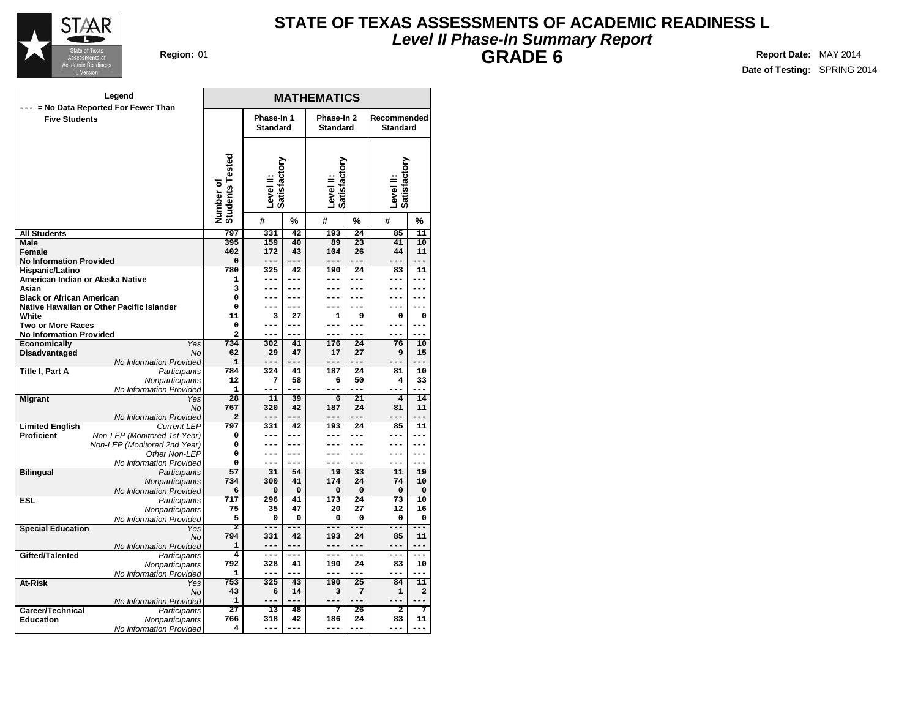# STATE OF TEXAS ASSESSMENTS OF ACADEMIC READINESS L

## *Level II Phase-In Summary Report*

## GRADE 6

**Region:** 01

**Report Date:** MAY 2014

**Date of Testing:** SPRING 2014

**Legend**

--- = No Data Reported For Fewer Than Five Students

| | | MATHEMATICS | | | | | | |
|---|---|---|---|---|---|---|---|---|
| | | Number of Students Tested | Phase-In 1 Standard | | Phase-In 2 Standard | | Recommended Standard | |
| | | | Level II: Satisfactory | | Level II: Satisfactory | | Level II: Satisfactory | |
| | | | # | % | # | % | # | % |
| **All Students** | | 797 | 331 | 42 | 193 | 24 | 85 | 11 |
| **Male** | | 395 | 159 | 40 | 89 | 23 | 41 | 10 |
| **Female** | | 402 | 172 | 43 | 104 | 26 | 44 | 11 |
| **No Information Provided** | | 0 | --- | --- | --- | --- | --- | --- |
| **Hispanic/Latino** | | 780 | 325 | 42 | 190 | 24 | 83 | 11 |
| **American Indian or Alaska Native** | | 1 | --- | --- | --- | --- | --- | --- |
| **Asian** | | 3 | --- | --- | --- | --- | --- | --- |
| **Black or African American** | | 0 | --- | --- | --- | --- | --- | --- |
| **Native Hawaiian or Other Pacific Islander** | | 0 | --- | --- | --- | --- | --- | --- |
| **White** | | 11 | 3 | 27 | 1 | 9 | 0 | 0 |
| **Two or More Races** | | 0 | --- | --- | --- | --- | --- | --- |
| **No Information Provided** | | 2 | --- | --- | --- | --- | --- | --- |
| **Economically Disadvantaged** | *Yes* | 734 | 302 | 41 | 176 | 24 | 76 | 10 |
| | *No* | 62 | 29 | 47 | 17 | 27 | 9 | 15 |
| | *No Information Provided* | 1 | --- | --- | --- | --- | --- | --- |
| **Title I, Part A** | *Participants* | 784 | 324 | 41 | 187 | 24 | 81 | 10 |
| | *Nonparticipants* | 12 | 7 | 58 | 6 | 50 | 4 | 33 |
| | *No Information Provided* | 1 | --- | --- | --- | --- | --- | --- |
| **Migrant** | *Yes* | 28 | 11 | 39 | 6 | 21 | 4 | 14 |
| | *No* | 767 | 320 | 42 | 187 | 24 | 81 | 11 |
| | *No Information Provided* | 2 | --- | --- | --- | --- | --- | --- |
| **Limited English Proficient** | *Current LEP* | 797 | 331 | 42 | 193 | 24 | 85 | 11 |
| | *Non-LEP (Monitored 1st Year)* | 0 | --- | --- | --- | --- | --- | --- |
| | *Non-LEP (Monitored 2nd Year)* | 0 | --- | --- | --- | --- | --- | --- |
| | *Other Non-LEP* | 0 | --- | --- | --- | --- | --- | --- |
| | *No Information Provided* | 0 | --- | --- | --- | --- | --- | --- |
| **Bilingual** | *Participants* | 57 | 31 | 54 | 19 | 33 | 11 | 19 |
| | *Nonparticipants* | 734 | 300 | 41 | 174 | 24 | 74 | 10 |
| | *No Information Provided* | 6 | 0 | 0 | 0 | 0 | 0 | 0 |
| **ESL** | *Participants* | 717 | 296 | 41 | 173 | 24 | 73 | 10 |
| | *Nonparticipants* | 75 | 35 | 47 | 20 | 27 | 12 | 16 |
| | *No Information Provided* | 5 | 0 | 0 | 0 | 0 | 0 | 0 |
| **Special Education** | *Yes* | 2 | --- | --- | --- | --- | --- | --- |
| | *No* | 794 | 331 | 42 | 193 | 24 | 85 | 11 |
| | *No Information Provided* | 1 | --- | --- | --- | --- | --- | --- |
| **Gifted/Talented** | *Participants* | 4 | --- | --- | --- | --- | --- | --- |
| | *Nonparticipants* | 792 | 328 | 41 | 190 | 24 | 83 | 10 |
| | *No Information Provided* | 1 | --- | --- | --- | --- | --- | --- |
| **At-Risk** | *Yes* | 753 | 325 | 43 | 190 | 25 | 84 | 11 |
| | *No* | 43 | 6 | 14 | 3 | 7 | 1 | 2 |
| | *No Information Provided* | 1 | --- | --- | --- | --- | --- | --- |
| **Career/Technical Education** | *Participants* | 27 | 13 | 48 | 7 | 26 | 2 | 7 |
| | *Nonparticipants* | 766 | 318 | 42 | 186 | 24 | 83 | 11 |
| | *No Information Provided* | 4 | --- | --- | --- | --- | --- | --- |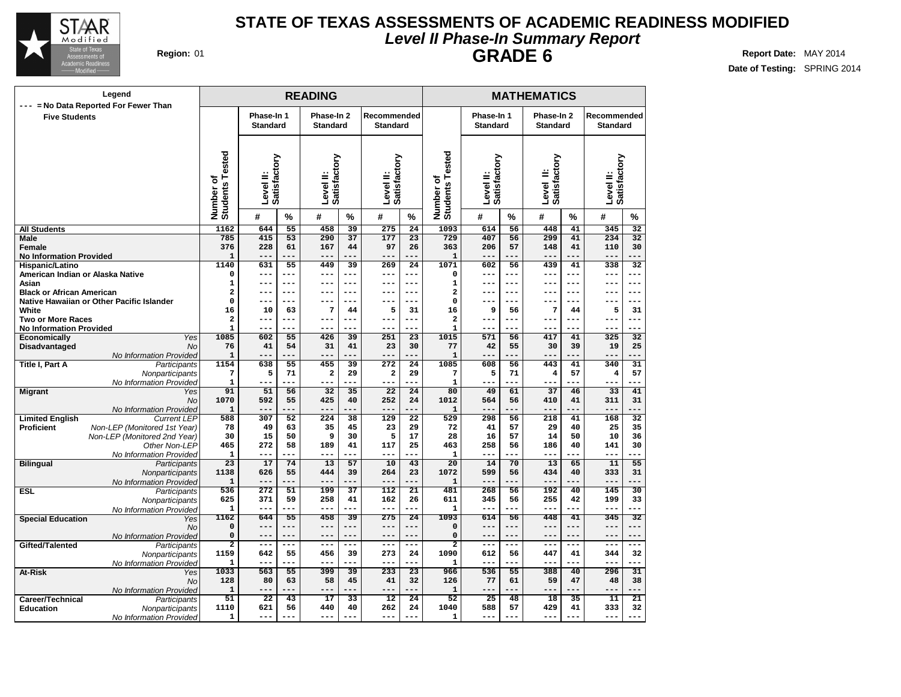# STATE OF TEXAS ASSESSMENTS OF ACADEMIC READINESS MODIFIED

## *Level II Phase-In Summary Report*

## GRADE 6

**Region:** 01

**Report Date:** MAY 2014

**Date of Testing:** SPRING 2014

| Legend<br>--- = No Data Reported For Fewer Than Five Students | | READING | | | | | | | MATHEMATICS | | | | | | |
|---|---|---|---|---|---|---|---|---|---|---|---|---|---|---|---|
| | | Number of Students Tested | Phase-In 1 Standard<br>Level II: Satisfactory | | Phase-In 2 Standard<br>Level II: Satisfactory | | Recommended Standard<br>Level II: Satisfactory | | Number of Students Tested | Phase-In 1 Standard<br>Level II: Satisfactory | | Phase-In 2 Standard<br>Level II: Satisfactory | | Recommended Standard<br>Level II: Satisfactory | |
| | | | # | % | # | % | # | % | | # | % | # | % | # | % |
| **All Students** | | 1162 | 644 | 55 | 458 | 39 | 275 | 24 | 1093 | 614 | 56 | 448 | 41 | 345 | 32 |
| **Male** | | 785 | 415 | 53 | 290 | 37 | 177 | 23 | 729 | 407 | 56 | 299 | 41 | 234 | 32 |
| **Female** | | 376 | 228 | 61 | 167 | 44 | 97 | 26 | 363 | 206 | 57 | 148 | 41 | 110 | 30 |
| **No Information Provided** | | 1 | --- | --- | --- | --- | --- | --- | 1 | --- | --- | --- | --- | --- | --- |
| **Hispanic/Latino** | | 1140 | 631 | 55 | 449 | 39 | 269 | 24 | 1071 | 602 | 56 | 439 | 41 | 338 | 32 |
| **American Indian or Alaska Native** | | 0 | --- | --- | --- | --- | --- | --- | 0 | --- | --- | --- | --- | --- | --- |
| **Asian** | | 1 | --- | --- | --- | --- | --- | --- | 1 | --- | --- | --- | --- | --- | --- |
| **Black or African American** | | 2 | --- | --- | --- | --- | --- | --- | 2 | --- | --- | --- | --- | --- | --- |
| **Native Hawaiian or Other Pacific Islander** | | 0 | --- | --- | --- | --- | --- | --- | 0 | --- | --- | --- | --- | --- | --- |
| **White** | | 16 | 10 | 63 | 7 | 44 | 5 | 31 | 16 | 9 | 56 | 7 | 44 | 5 | 31 |
| **Two or More Races** | | 2 | --- | --- | --- | --- | --- | --- | 2 | --- | --- | --- | --- | --- | --- |
| **No Information Provided** | | 1 | --- | --- | --- | --- | --- | --- | 1 | --- | --- | --- | --- | --- | --- |
| **Economically Disadvantaged** | *Yes* | 1085 | 602 | 55 | 426 | 39 | 251 | 23 | 1015 | 571 | 56 | 417 | 41 | 325 | 32 |
| | *No* | 76 | 41 | 54 | 31 | 41 | 23 | 30 | 77 | 42 | 55 | 30 | 39 | 19 | 25 |
| | *No Information Provided* | 1 | --- | --- | --- | --- | --- | --- | 1 | --- | --- | --- | --- | --- | --- |
| **Title I, Part A** | *Participants* | 1154 | 638 | 55 | 455 | 39 | 272 | 24 | 1085 | 608 | 56 | 443 | 41 | 340 | 31 |
| | *Nonparticipants* | 7 | 5 | 71 | 2 | 29 | 2 | 29 | 7 | 5 | 71 | 4 | 57 | 4 | 57 |
| | *No Information Provided* | 1 | --- | --- | --- | --- | --- | --- | 1 | --- | --- | --- | --- | --- | --- |
| **Migrant** | *Yes* | 91 | 51 | 56 | 32 | 35 | 22 | 24 | 80 | 49 | 61 | 37 | 46 | 33 | 41 |
| | *No* | 1070 | 592 | 55 | 425 | 40 | 252 | 24 | 1012 | 564 | 56 | 410 | 41 | 311 | 31 |
| | *No Information Provided* | 1 | --- | --- | --- | --- | --- | --- | 1 | --- | --- | --- | --- | --- | --- |
| **Limited English Proficient** | *Current LEP* | 588 | 307 | 52 | 224 | 38 | 129 | 22 | 529 | 298 | 56 | 218 | 41 | 168 | 32 |
| | *Non-LEP (Monitored 1st Year)* | 78 | 49 | 63 | 35 | 45 | 23 | 29 | 72 | 41 | 57 | 29 | 40 | 25 | 35 |
| | *Non-LEP (Monitored 2nd Year)* | 30 | 15 | 50 | 9 | 30 | 5 | 17 | 28 | 16 | 57 | 14 | 50 | 10 | 36 |
| | *Other Non-LEP* | 465 | 272 | 58 | 189 | 41 | 117 | 25 | 463 | 258 | 56 | 186 | 40 | 141 | 30 |
| | *No Information Provided* | 1 | --- | --- | --- | --- | --- | --- | 1 | --- | --- | --- | --- | --- | --- |
| **Bilingual** | *Participants* | 23 | 17 | 74 | 13 | 57 | 10 | 43 | 20 | 14 | 70 | 13 | 65 | 11 | 55 |
| | *Nonparticipants* | 1138 | 626 | 55 | 444 | 39 | 264 | 23 | 1072 | 599 | 56 | 434 | 40 | 333 | 31 |
| | *No Information Provided* | 1 | --- | --- | --- | --- | --- | --- | 1 | --- | --- | --- | --- | --- | --- |
| **ESL** | *Participants* | 536 | 272 | 51 | 199 | 37 | 112 | 21 | 481 | 268 | 56 | 192 | 40 | 145 | 30 |
| | *Nonparticipants* | 625 | 371 | 59 | 258 | 41 | 162 | 26 | 611 | 345 | 56 | 255 | 42 | 199 | 33 |
| | *No Information Provided* | 1 | --- | --- | --- | --- | --- | --- | 1 | --- | --- | --- | --- | --- | --- |
| **Special Education** | *Yes* | 1162 | 644 | 55 | 458 | 39 | 275 | 24 | 1093 | 614 | 56 | 448 | 41 | 345 | 32 |
| | *No* | 0 | --- | --- | --- | --- | --- | --- | 0 | --- | --- | --- | --- | --- | --- |
| | *No Information Provided* | 0 | --- | --- | --- | --- | --- | --- | 0 | --- | --- | --- | --- | --- | --- |
| **Gifted/Talented** | *Participants* | 2 | --- | --- | --- | --- | --- | --- | 2 | --- | --- | --- | --- | --- | --- |
| | *Nonparticipants* | 1159 | 642 | 55 | 456 | 39 | 273 | 24 | 1090 | 612 | 56 | 447 | 41 | 344 | 32 |
| | *No Information Provided* | 1 | --- | --- | --- | --- | --- | --- | 1 | --- | --- | --- | --- | --- | --- |
| **At-Risk** | *Yes* | 1033 | 563 | 55 | 399 | 39 | 233 | 23 | 966 | 536 | 55 | 388 | 40 | 296 | 31 |
| | *No* | 128 | 80 | 63 | 58 | 45 | 41 | 32 | 126 | 77 | 61 | 59 | 47 | 48 | 38 |
| | *No Information Provided* | 1 | --- | --- | --- | --- | --- | --- | 1 | --- | --- | --- | --- | --- | --- |
| **Career/Technical Education** | *Participants* | 51 | 22 | 43 | 17 | 33 | 12 | 24 | 52 | 25 | 48 | 18 | 35 | 11 | 21 |
| | *Nonparticipants* | 1110 | 621 | 56 | 440 | 40 | 262 | 24 | 1040 | 588 | 57 | 429 | 41 | 333 | 32 |
| | *No Information Provided* | 1 | --- | --- | --- | --- | --- | --- | 1 | --- | --- | --- | --- | --- | --- |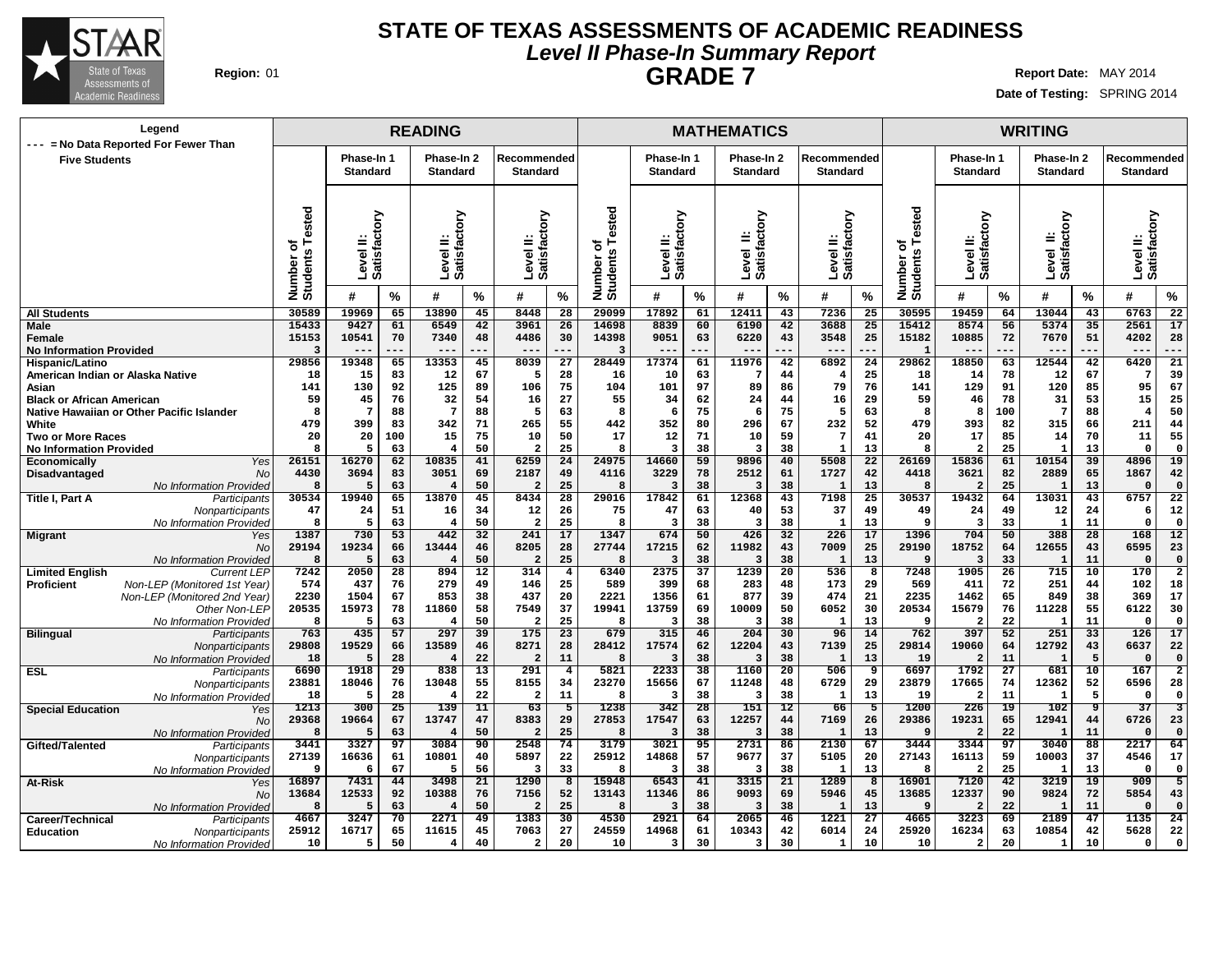# STATE OF TEXAS ASSESSMENTS OF ACADEMIC READINESS

## *Level II Phase-In Summary Report*

## GRADE 7

**Region:** 01

**Report Date:** MAY 2014

**Date of Testing:** SPRING 2014

Legend: --- = No Data Reported For Fewer Than Five Students

| | | READING | | | | | | | MATHEMATICS | | | | | | | WRITING | | | | | | |
|---|---|---|---|---|---|---|---|---|---|---|---|---|---|---|---|---|---|---|---|---|---|---|
| | | | Phase-In 1 Standard | | Phase-In 2 Standard | | Recommended Standard | | | Phase-In 1 Standard | | Phase-In 2 Standard | | Recommended Standard | | | Phase-In 1 Standard | | Phase-In 2 Standard | | Recommended Standard | |
| | | Number of Students Tested | Level II: Satisfactory | | Level II: Satisfactory | | Level II: Satisfactory | | Number of Students Tested | Level II: Satisfactory | | Level II: Satisfactory | | Level II: Satisfactory | | Number of Students Tested | Level II: Satisfactory | | Level II: Satisfactory | | Level II: Satisfactory | |
| | | | # | % | # | % | # | % | | # | % | # | % | # | % | | # | % | # | % | # | % |
| **All Students** | | 30589 | 19969 | 65 | 13890 | 45 | 8448 | 28 | 29099 | 17892 | 61 | 12411 | 43 | 7236 | 25 | 30595 | 19459 | 64 | 13044 | 43 | 6763 | 22 |
| **Male** | | 15433 | 9427 | 61 | 6549 | 42 | 3961 | 26 | 14698 | 8839 | 60 | 6190 | 42 | 3688 | 25 | 15412 | 8574 | 56 | 5374 | 35 | 2561 | 17 |
| **Female** | | 15153 | 10541 | 70 | 7340 | 48 | 4486 | 30 | 14398 | 9051 | 63 | 6220 | 43 | 3548 | 25 | 15182 | 10885 | 72 | 7670 | 51 | 4202 | 28 |
| **No Information Provided** | | 3 | --- | --- | --- | --- | --- | --- | 3 | --- | --- | --- | --- | --- | --- | 1 | --- | --- | --- | --- | --- | --- |
| **Hispanic/Latino** | | 29856 | 19348 | 65 | 13353 | 45 | 8039 | 27 | 28449 | 17374 | 61 | 11976 | 42 | 6892 | 24 | 29862 | 18850 | 63 | 12544 | 42 | 6420 | 21 |
| **American Indian or Alaska Native** | | 18 | 15 | 83 | 12 | 67 | 5 | 28 | 16 | 10 | 63 | 7 | 44 | 4 | 25 | 18 | 14 | 78 | 12 | 67 | 7 | 39 |
| **Asian** | | 141 | 130 | 92 | 125 | 89 | 106 | 75 | 104 | 101 | 97 | 89 | 86 | 79 | 76 | 141 | 129 | 91 | 120 | 85 | 95 | 67 |
| **Black or African American** | | 59 | 45 | 76 | 32 | 54 | 16 | 27 | 55 | 34 | 62 | 24 | 44 | 16 | 29 | 59 | 46 | 78 | 31 | 53 | 15 | 25 |
| **Native Hawaiian or Other Pacific Islander** | | 8 | 7 | 88 | 7 | 88 | 5 | 63 | 8 | 6 | 75 | 6 | 75 | 5 | 63 | 8 | 8 | 100 | 7 | 88 | 4 | 50 |
| **White** | | 479 | 399 | 83 | 342 | 71 | 265 | 55 | 442 | 352 | 80 | 296 | 67 | 232 | 52 | 479 | 393 | 82 | 315 | 66 | 211 | 44 |
| **Two or More Races** | | 20 | 20 | 100 | 15 | 75 | 10 | 50 | 17 | 12 | 71 | 10 | 59 | 7 | 41 | 20 | 17 | 85 | 14 | 70 | 11 | 55 |
| **No Information Provided** | | 8 | 5 | 63 | 4 | 50 | 2 | 25 | 8 | 3 | 38 | 3 | 38 | 1 | 13 | 8 | 2 | 25 | 1 | 13 | 0 | 0 |
| **Economically Disadvantaged** | *Yes* | 26151 | 16270 | 62 | 10835 | 41 | 6259 | 24 | 24975 | 14660 | 59 | 9896 | 40 | 5508 | 22 | 26169 | 15836 | 61 | 10154 | 39 | 4896 | 19 |
| | *No* | 4430 | 3694 | 83 | 3051 | 69 | 2187 | 49 | 4116 | 3229 | 78 | 2512 | 61 | 1727 | 42 | 4418 | 3621 | 82 | 2889 | 65 | 1867 | 42 |
| | *No Information Provided* | 8 | 5 | 63 | 4 | 50 | 2 | 25 | 8 | 3 | 38 | 3 | 38 | 1 | 13 | 8 | 2 | 25 | 1 | 13 | 0 | 0 |
| **Title I, Part A** | *Participants* | 30534 | 19940 | 65 | 13870 | 45 | 8434 | 28 | 29016 | 17842 | 61 | 12368 | 43 | 7198 | 25 | 30537 | 19432 | 64 | 13031 | 43 | 6757 | 22 |
| | *Nonparticipants* | 47 | 24 | 51 | 16 | 34 | 12 | 26 | 75 | 47 | 63 | 40 | 53 | 37 | 49 | 49 | 24 | 49 | 12 | 24 | 6 | 12 |
| | *No Information Provided* | 8 | 5 | 63 | 4 | 50 | 2 | 25 | 8 | 3 | 38 | 3 | 38 | 1 | 13 | 9 | 3 | 33 | 1 | 11 | 0 | 0 |
| **Migrant** | *Yes* | 1387 | 730 | 53 | 442 | 32 | 241 | 17 | 1347 | 674 | 50 | 426 | 32 | 226 | 17 | 1396 | 704 | 50 | 388 | 28 | 168 | 12 |
| | *No* | 29194 | 19234 | 66 | 13444 | 46 | 8205 | 28 | 27744 | 17215 | 62 | 11982 | 43 | 7009 | 25 | 29190 | 18752 | 64 | 12655 | 43 | 6595 | 23 |
| | *No Information Provided* | 8 | 5 | 63 | 4 | 50 | 2 | 25 | 8 | 3 | 38 | 3 | 38 | 1 | 13 | 9 | 3 | 33 | 1 | 11 | 0 | 0 |
| **Limited English Proficient** | *Current LEP* | 7242 | 2050 | 28 | 894 | 12 | 314 | 4 | 6340 | 2375 | 37 | 1239 | 20 | 536 | 8 | 7248 | 1905 | 26 | 715 | 10 | 170 | 2 |
| | *Non-LEP (Monitored 1st Year)* | 574 | 437 | 76 | 279 | 49 | 146 | 25 | 589 | 399 | 68 | 283 | 48 | 173 | 29 | 569 | 411 | 72 | 251 | 44 | 102 | 18 |
| | *Non-LEP (Monitored 2nd Year)* | 2230 | 1504 | 67 | 853 | 38 | 437 | 20 | 2221 | 1356 | 61 | 877 | 39 | 474 | 21 | 2235 | 1462 | 65 | 849 | 38 | 369 | 17 |
| | *Other Non-LEP* | 20535 | 15973 | 78 | 11860 | 58 | 7549 | 37 | 19941 | 13759 | 69 | 10009 | 50 | 6052 | 30 | 20534 | 15679 | 76 | 11228 | 55 | 6122 | 30 |
| | *No Information Provided* | 8 | 5 | 63 | 4 | 50 | 2 | 25 | 8 | 3 | 38 | 3 | 38 | 1 | 13 | 9 | 2 | 22 | 1 | 11 | 0 | 0 |
| **Bilingual** | *Participants* | 763 | 435 | 57 | 297 | 39 | 175 | 23 | 679 | 315 | 46 | 204 | 30 | 96 | 14 | 762 | 397 | 52 | 251 | 33 | 126 | 17 |
| | *Nonparticipants* | 29808 | 19529 | 66 | 13589 | 46 | 8271 | 28 | 28412 | 17574 | 62 | 12204 | 43 | 7139 | 25 | 29814 | 19060 | 64 | 12792 | 43 | 6637 | 22 |
| | *No Information Provided* | 18 | 5 | 28 | 4 | 22 | 2 | 11 | 8 | 3 | 38 | 3 | 38 | 1 | 13 | 19 | 2 | 11 | 1 | 5 | 0 | 0 |
| **ESL** | *Participants* | 6690 | 1918 | 29 | 838 | 13 | 291 | 4 | 5821 | 2233 | 38 | 1160 | 20 | 506 | 9 | 6697 | 1792 | 27 | 681 | 10 | 167 | 2 |
| | *Nonparticipants* | 23881 | 18046 | 76 | 13048 | 55 | 8155 | 34 | 23270 | 15656 | 67 | 11248 | 48 | 6729 | 29 | 23879 | 17665 | 74 | 12362 | 52 | 6596 | 28 |
| | *No Information Provided* | 18 | 5 | 28 | 4 | 22 | 2 | 11 | 8 | 3 | 38 | 3 | 38 | 1 | 13 | 19 | 2 | 11 | 1 | 5 | 0 | 0 |
| **Special Education** | *Yes* | 1213 | 300 | 25 | 139 | 11 | 63 | 5 | 1238 | 342 | 28 | 151 | 12 | 66 | 5 | 1200 | 226 | 19 | 102 | 9 | 37 | 3 |
| | *No* | 29368 | 19664 | 67 | 13747 | 47 | 8383 | 29 | 27853 | 17547 | 63 | 12257 | 44 | 7169 | 26 | 29386 | 19231 | 65 | 12941 | 44 | 6726 | 23 |
| | *No Information Provided* | 8 | 5 | 63 | 4 | 50 | 2 | 25 | 8 | 3 | 38 | 3 | 38 | 1 | 13 | 9 | 2 | 22 | 1 | 11 | 0 | 0 |
| **Gifted/Talented** | *Participants* | 3441 | 3327 | 97 | 3084 | 90 | 2548 | 74 | 3179 | 3021 | 95 | 2731 | 86 | 2130 | 67 | 3444 | 3344 | 97 | 3040 | 88 | 2217 | 64 |
| | *Nonparticipants* | 27139 | 16636 | 61 | 10801 | 40 | 5897 | 22 | 25912 | 14868 | 57 | 9677 | 37 | 5105 | 20 | 27143 | 16113 | 59 | 10003 | 37 | 4546 | 17 |
| | *No Information Provided* | 9 | 6 | 67 | 5 | 56 | 3 | 33 | 8 | 3 | 38 | 3 | 38 | 1 | 13 | 8 | 2 | 25 | 1 | 13 | 0 | 0 |
| **At-Risk** | *Yes* | 16897 | 7431 | 44 | 3498 | 21 | 1290 | 8 | 15948 | 6543 | 41 | 3315 | 21 | 1289 | 8 | 16901 | 7120 | 42 | 3219 | 19 | 909 | 5 |
| | *No* | 13684 | 12533 | 92 | 10388 | 76 | 7156 | 52 | 13143 | 11346 | 86 | 9093 | 69 | 5946 | 45 | 13685 | 12337 | 90 | 9824 | 72 | 5854 | 43 |
| | *No Information Provided* | 8 | 5 | 63 | 4 | 50 | 2 | 25 | 8 | 3 | 38 | 3 | 38 | 1 | 13 | 9 | 2 | 22 | 1 | 11 | 0 | 0 |
| **Career/Technical Education** | *Participants* | 4667 | 3247 | 70 | 2271 | 49 | 1383 | 30 | 4530 | 2921 | 64 | 2065 | 46 | 1221 | 27 | 4665 | 3223 | 69 | 2189 | 47 | 1135 | 24 |
| | *Nonparticipants* | 25912 | 16717 | 65 | 11615 | 45 | 7063 | 27 | 24559 | 14968 | 61 | 10343 | 42 | 6014 | 24 | 25920 | 16234 | 63 | 10854 | 42 | 5628 | 22 |
| | *No Information Provided* | 10 | 5 | 50 | 4 | 40 | 2 | 20 | 10 | 3 | 30 | 3 | 30 | 1 | 10 | 10 | 2 | 20 | 1 | 10 | 0 | 0 |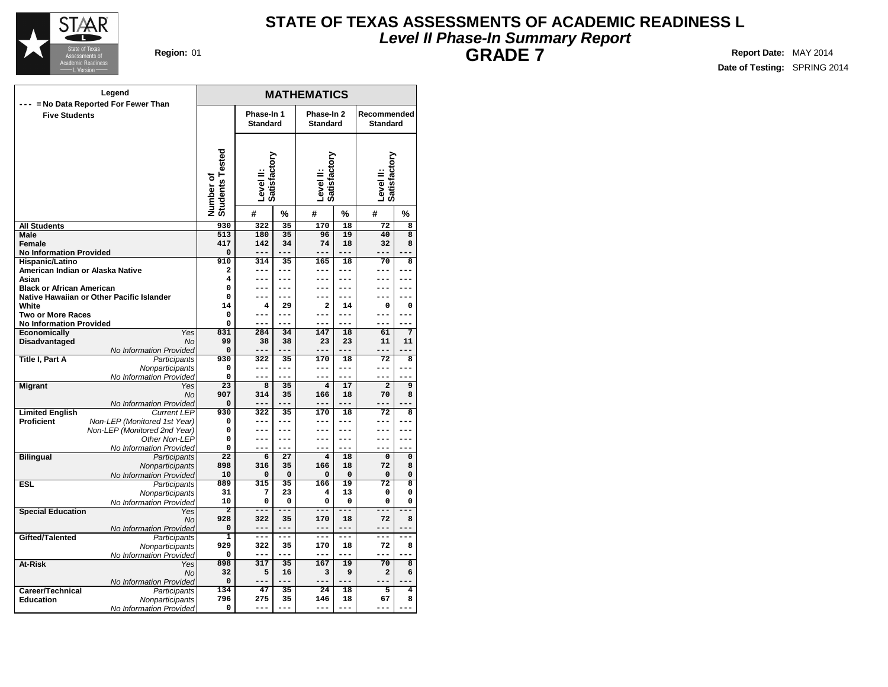# STATE OF TEXAS ASSESSMENTS OF ACADEMIC READINESS L

## *Level II Phase-In Summary Report*

## GRADE 7

**Region:** 01

**Report Date:** MAY 2014

**Date of Testing:** SPRING 2014

**Legend**
--- = No Data Reported For Fewer Than Five Students

| | | MATHEMATICS | | | | | | |
|---|---|---|---|---|---|---|---|---|
| | | Number of Students Tested | Phase-In 1 Standard | | Phase-In 2 Standard | | Recommended Standard | |
| | | | Level II: Satisfactory | | Level II: Satisfactory | | Level II: Satisfactory | |
| | | | # | % | # | % | # | % |
| **All Students** | | 930 | 322 | 35 | 170 | 18 | 72 | 8 |
| **Male** | | 513 | 180 | 35 | 96 | 19 | 40 | 8 |
| **Female** | | 417 | 142 | 34 | 74 | 18 | 32 | 8 |
| **No Information Provided** | | 0 | --- | --- | --- | --- | --- | --- |
| **Hispanic/Latino** | | 910 | 314 | 35 | 165 | 18 | 70 | 8 |
| **American Indian or Alaska Native** | | 2 | --- | --- | --- | --- | --- | --- |
| **Asian** | | 4 | --- | --- | --- | --- | --- | --- |
| **Black or African American** | | 0 | --- | --- | --- | --- | --- | --- |
| **Native Hawaiian or Other Pacific Islander** | | 0 | --- | --- | --- | --- | --- | --- |
| **White** | | 14 | 4 | 29 | 2 | 14 | 0 | 0 |
| **Two or More Races** | | 0 | --- | --- | --- | --- | --- | --- |
| **No Information Provided** | | 0 | --- | --- | --- | --- | --- | --- |
| **Economically Disadvantaged** | *Yes* | 831 | 284 | 34 | 147 | 18 | 61 | 7 |
| | *No* | 99 | 38 | 38 | 23 | 23 | 11 | 11 |
| | *No Information Provided* | 0 | --- | --- | --- | --- | --- | --- |
| **Title I, Part A** | *Participants* | 930 | 322 | 35 | 170 | 18 | 72 | 8 |
| | *Nonparticipants* | 0 | --- | --- | --- | --- | --- | --- |
| | *No Information Provided* | 0 | --- | --- | --- | --- | --- | --- |
| **Migrant** | *Yes* | 23 | 8 | 35 | 4 | 17 | 2 | 9 |
| | *No* | 907 | 314 | 35 | 166 | 18 | 70 | 8 |
| | *No Information Provided* | 0 | --- | --- | --- | --- | --- | --- |
| **Limited English Proficient** | *Current LEP* | 930 | 322 | 35 | 170 | 18 | 72 | 8 |
| | *Non-LEP (Monitored 1st Year)* | 0 | --- | --- | --- | --- | --- | --- |
| | *Non-LEP (Monitored 2nd Year)* | 0 | --- | --- | --- | --- | --- | --- |
| | *Other Non-LEP* | 0 | --- | --- | --- | --- | --- | --- |
| | *No Information Provided* | 0 | --- | --- | --- | --- | --- | --- |
| **Bilingual** | *Participants* | 22 | 6 | 27 | 4 | 18 | 0 | 0 |
| | *Nonparticipants* | 898 | 316 | 35 | 166 | 18 | 72 | 8 |
| | *No Information Provided* | 10 | 0 | 0 | 0 | 0 | 0 | 0 |
| **ESL** | *Participants* | 889 | 315 | 35 | 166 | 19 | 72 | 8 |
| | *Nonparticipants* | 31 | 7 | 23 | 4 | 13 | 0 | 0 |
| | *No Information Provided* | 10 | 0 | 0 | 0 | 0 | 0 | 0 |
| **Special Education** | *Yes* | 2 | --- | --- | --- | --- | --- | --- |
| | *No* | 928 | 322 | 35 | 170 | 18 | 72 | 8 |
| | *No Information Provided* | 0 | --- | --- | --- | --- | --- | --- |
| **Gifted/Talented** | *Participants* | 1 | --- | --- | --- | --- | --- | --- |
| | *Nonparticipants* | 929 | 322 | 35 | 170 | 18 | 72 | 8 |
| | *No Information Provided* | 0 | --- | --- | --- | --- | --- | --- |
| **At-Risk** | *Yes* | 898 | 317 | 35 | 167 | 19 | 70 | 8 |
| | *No* | 32 | 5 | 16 | 3 | 9 | 2 | 6 |
| | *No Information Provided* | 0 | --- | --- | --- | --- | --- | --- |
| **Career/Technical Education** | *Participants* | 134 | 47 | 35 | 24 | 18 | 5 | 4 |
| | *Nonparticipants* | 796 | 275 | 35 | 146 | 18 | 67 | 8 |
| | *No Information Provided* | 0 | --- | --- | --- | --- | --- | --- |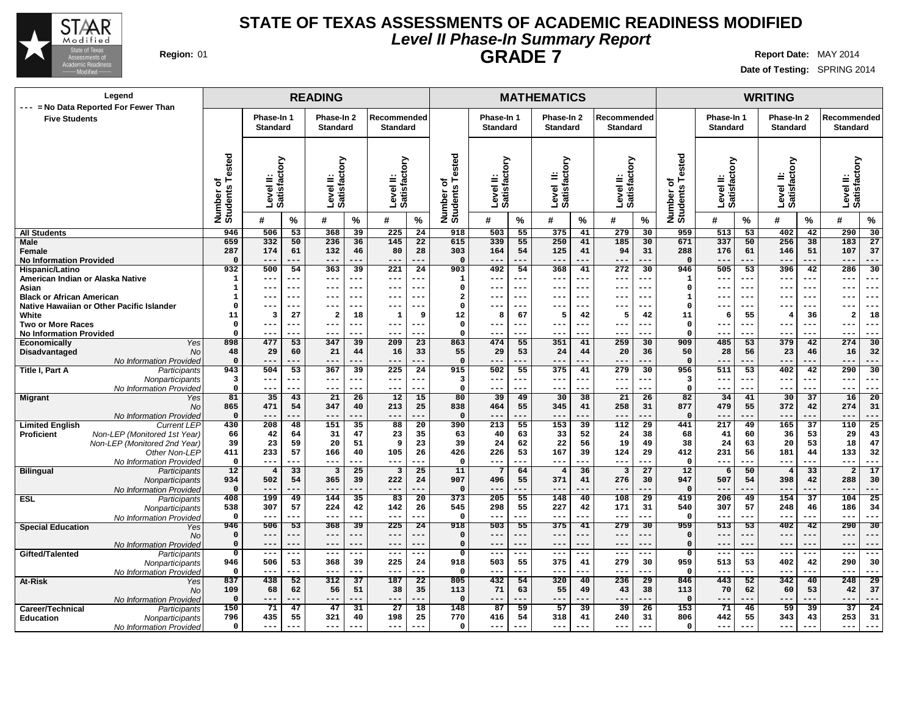# STATE OF TEXAS ASSESSMENTS OF ACADEMIC READINESS MODIFIED

## *Level II Phase-In Summary Report*

## GRADE 7

**Region:** 01

**Report Date:** MAY 2014

**Date of Testing:** SPRING 2014

Legend: --- = No Data Reported For Fewer Than Five Students

| | | READING | | | | | | | MATHEMATICS | | | | | | | WRITING | | | | | | |
|---|---|---|---|---|---|---|---|---|---|---|---|---|---|---|---|---|---|---|---|---|---|---|
| | | Number of Students Tested | Phase-In 1 Standard Level II: Satisfactory | | Phase-In 2 Standard Level II: Satisfactory | | Recommended Standard Level II: Satisfactory | | Number of Students Tested | Phase-In 1 Standard Level II: Satisfactory | | Phase-In 2 Standard Level II: Satisfactory | | Recommended Standard Level II: Satisfactory | | Number of Students Tested | Phase-In 1 Standard Level II: Satisfactory | | Phase-In 2 Standard Level II: Satisfactory | | Recommended Standard Level II: Satisfactory | |
| | | | # | % | # | % | # | % | | # | % | # | % | # | % | | # | % | # | % | # | % |
| **All Students** | | 946 | 506 | 53 | 368 | 39 | 225 | 24 | 918 | 503 | 55 | 375 | 41 | 279 | 30 | 959 | 513 | 53 | 402 | 42 | 290 | 30 |
| **Male** | | 659 | 332 | 50 | 236 | 36 | 145 | 22 | 615 | 339 | 55 | 250 | 41 | 185 | 30 | 671 | 337 | 50 | 256 | 38 | 183 | 27 |
| **Female** | | 287 | 174 | 61 | 132 | 46 | 80 | 28 | 303 | 164 | 54 | 125 | 41 | 94 | 31 | 288 | 176 | 61 | 146 | 51 | 107 | 37 |
| **No Information Provided** | | 0 | --- | --- | --- | --- | --- | --- | 0 | --- | --- | --- | --- | --- | --- | 0 | --- | --- | --- | --- | --- | --- |
| **Hispanic/Latino** | | 932 | 500 | 54 | 363 | 39 | 221 | 24 | 903 | 492 | 54 | 368 | 41 | 272 | 30 | 946 | 505 | 53 | 396 | 42 | 286 | 30 |
| **American Indian or Alaska Native** | | 1 | --- | --- | --- | --- | --- | --- | 1 | --- | --- | --- | --- | --- | --- | 1 | --- | --- | --- | --- | --- | --- |
| **Asian** | | 1 | --- | --- | --- | --- | --- | --- | 0 | --- | --- | --- | --- | --- | --- | 0 | --- | --- | --- | --- | --- | --- |
| **Black or African American** | | 1 | --- | --- | --- | --- | --- | --- | 2 | --- | --- | --- | --- | --- | --- | 1 | --- | --- | --- | --- | --- | --- |
| **Native Hawaiian or Other Pacific Islander** | | 0 | --- | --- | --- | --- | --- | --- | 0 | --- | --- | --- | --- | --- | --- | 0 | --- | --- | --- | --- | --- | --- |
| **White** | | 11 | 3 | 27 | 2 | 18 | 1 | 9 | 12 | 8 | 67 | 5 | 42 | 5 | 42 | 11 | 6 | 55 | 4 | 36 | 2 | 18 |
| **Two or More Races** | | 0 | --- | --- | --- | --- | --- | --- | 0 | --- | --- | --- | --- | --- | --- | 0 | --- | --- | --- | --- | --- | --- |
| **No Information Provided** | | 0 | --- | --- | --- | --- | --- | --- | 0 | --- | --- | --- | --- | --- | --- | 0 | --- | --- | --- | --- | --- | --- |
| **Economically Disadvantaged** | *Yes* | 898 | 477 | 53 | 347 | 39 | 209 | 23 | 863 | 474 | 55 | 351 | 41 | 259 | 30 | 909 | 485 | 53 | 379 | 42 | 274 | 30 |
| | *No* | 48 | 29 | 60 | 21 | 44 | 16 | 33 | 55 | 29 | 53 | 24 | 44 | 20 | 36 | 50 | 28 | 56 | 23 | 46 | 16 | 32 |
| | *No Information Provided* | 0 | --- | --- | --- | --- | --- | --- | 0 | --- | --- | --- | --- | --- | --- | 0 | --- | --- | --- | --- | --- | --- |
| **Title I, Part A** | *Participants* | 943 | 504 | 53 | 367 | 39 | 225 | 24 | 915 | 502 | 55 | 375 | 41 | 279 | 30 | 956 | 511 | 53 | 402 | 42 | 290 | 30 |
| | *Nonparticipants* | 3 | --- | --- | --- | --- | --- | --- | 3 | --- | --- | --- | --- | --- | --- | 3 | --- | --- | --- | --- | --- | --- |
| | *No Information Provided* | 0 | --- | --- | --- | --- | --- | --- | 0 | --- | --- | --- | --- | --- | --- | 0 | --- | --- | --- | --- | --- | --- |
| **Migrant** | *Yes* | 81 | 35 | 43 | 21 | 26 | 12 | 15 | 80 | 39 | 49 | 30 | 38 | 21 | 26 | 82 | 34 | 41 | 30 | 37 | 16 | 20 |
| | *No* | 865 | 471 | 54 | 347 | 40 | 213 | 25 | 838 | 464 | 55 | 345 | 41 | 258 | 31 | 877 | 479 | 55 | 372 | 42 | 274 | 31 |
| | *No Information Provided* | 0 | --- | --- | --- | --- | --- | --- | 0 | --- | --- | --- | --- | --- | --- | 0 | --- | --- | --- | --- | --- | --- |
| **Limited English Proficient** | *Current LEP* | 430 | 208 | 48 | 151 | 35 | 88 | 20 | 390 | 213 | 55 | 153 | 39 | 112 | 29 | 441 | 217 | 49 | 165 | 37 | 110 | 25 |
| | *Non-LEP (Monitored 1st Year)* | 66 | 42 | 64 | 31 | 47 | 23 | 35 | 63 | 40 | 63 | 33 | 52 | 24 | 38 | 68 | 41 | 60 | 36 | 53 | 29 | 43 |
| | *Non-LEP (Monitored 2nd Year)* | 39 | 23 | 59 | 20 | 51 | 9 | 23 | 39 | 24 | 62 | 22 | 56 | 19 | 49 | 38 | 24 | 63 | 20 | 53 | 18 | 47 |
| | *Other Non-LEP* | 411 | 233 | 57 | 166 | 40 | 105 | 26 | 426 | 226 | 53 | 167 | 39 | 124 | 29 | 412 | 231 | 56 | 181 | 44 | 133 | 32 |
| | *No Information Provided* | 0 | --- | --- | --- | --- | --- | --- | 0 | --- | --- | --- | --- | --- | --- | 0 | --- | --- | --- | --- | --- | --- |
| **Bilingual** | *Participants* | 12 | 4 | 33 | 3 | 25 | 3 | 25 | 11 | 7 | 64 | 4 | 36 | 3 | 27 | 12 | 6 | 50 | 4 | 33 | 2 | 17 |
| | *Nonparticipants* | 934 | 502 | 54 | 365 | 39 | 222 | 24 | 907 | 496 | 55 | 371 | 41 | 276 | 30 | 947 | 507 | 54 | 398 | 42 | 288 | 30 |
| | *No Information Provided* | 0 | --- | --- | --- | --- | --- | --- | 0 | --- | --- | --- | --- | --- | --- | 0 | --- | --- | --- | --- | --- | --- |
| **ESL** | *Participants* | 408 | 199 | 49 | 144 | 35 | 83 | 20 | 373 | 205 | 55 | 148 | 40 | 108 | 29 | 419 | 206 | 49 | 154 | 37 | 104 | 25 |
| | *Nonparticipants* | 538 | 307 | 57 | 224 | 42 | 142 | 26 | 545 | 298 | 55 | 227 | 42 | 171 | 31 | 540 | 307 | 57 | 248 | 46 | 186 | 34 |
| | *No Information Provided* | 0 | --- | --- | --- | --- | --- | --- | 0 | --- | --- | --- | --- | --- | --- | 0 | --- | --- | --- | --- | --- | --- |
| **Special Education** | *Yes* | 946 | 506 | 53 | 368 | 39 | 225 | 24 | 918 | 503 | 55 | 375 | 41 | 279 | 30 | 959 | 513 | 53 | 402 | 42 | 290 | 30 |
| | *No* | 0 | --- | --- | --- | --- | --- | --- | 0 | --- | --- | --- | --- | --- | --- | 0 | --- | --- | --- | --- | --- | --- |
| | *No Information Provided* | 0 | --- | --- | --- | --- | --- | --- | 0 | --- | --- | --- | --- | --- | --- | 0 | --- | --- | --- | --- | --- | --- |
| **Gifted/Talented** | *Participants* | 0 | --- | --- | --- | --- | --- | --- | 0 | --- | --- | --- | --- | --- | --- | 0 | --- | --- | --- | --- | --- | --- |
| | *Nonparticipants* | 946 | 506 | 53 | 368 | 39 | 225 | 24 | 918 | 503 | 55 | 375 | 41 | 279 | 30 | 959 | 513 | 53 | 402 | 42 | 290 | 30 |
| | *No Information Provided* | 0 | --- | --- | --- | --- | --- | --- | 0 | --- | --- | --- | --- | --- | --- | 0 | --- | --- | --- | --- | --- | --- |
| **At-Risk** | *Yes* | 837 | 438 | 52 | 312 | 37 | 187 | 22 | 805 | 432 | 54 | 320 | 40 | 236 | 29 | 846 | 443 | 52 | 342 | 40 | 248 | 29 |
| | *No* | 109 | 68 | 62 | 56 | 51 | 38 | 35 | 113 | 71 | 63 | 55 | 49 | 43 | 38 | 113 | 70 | 62 | 60 | 53 | 42 | 37 |
| | *No Information Provided* | 0 | --- | --- | --- | --- | --- | --- | 0 | --- | --- | --- | --- | --- | --- | 0 | --- | --- | --- | --- | --- | --- |
| **Career/Technical Education** | *Participants* | 150 | 71 | 47 | 47 | 31 | 27 | 18 | 148 | 87 | 59 | 57 | 39 | 39 | 26 | 153 | 71 | 46 | 59 | 39 | 37 | 24 |
| | *Nonparticipants* | 796 | 435 | 55 | 321 | 40 | 198 | 25 | 770 | 416 | 54 | 318 | 41 | 240 | 31 | 806 | 442 | 55 | 343 | 43 | 253 | 31 |
| | *No Information Provided* | 0 | --- | --- | --- | --- | --- | --- | 0 | --- | --- | --- | --- | --- | --- | 0 | --- | --- | --- | --- | --- | --- |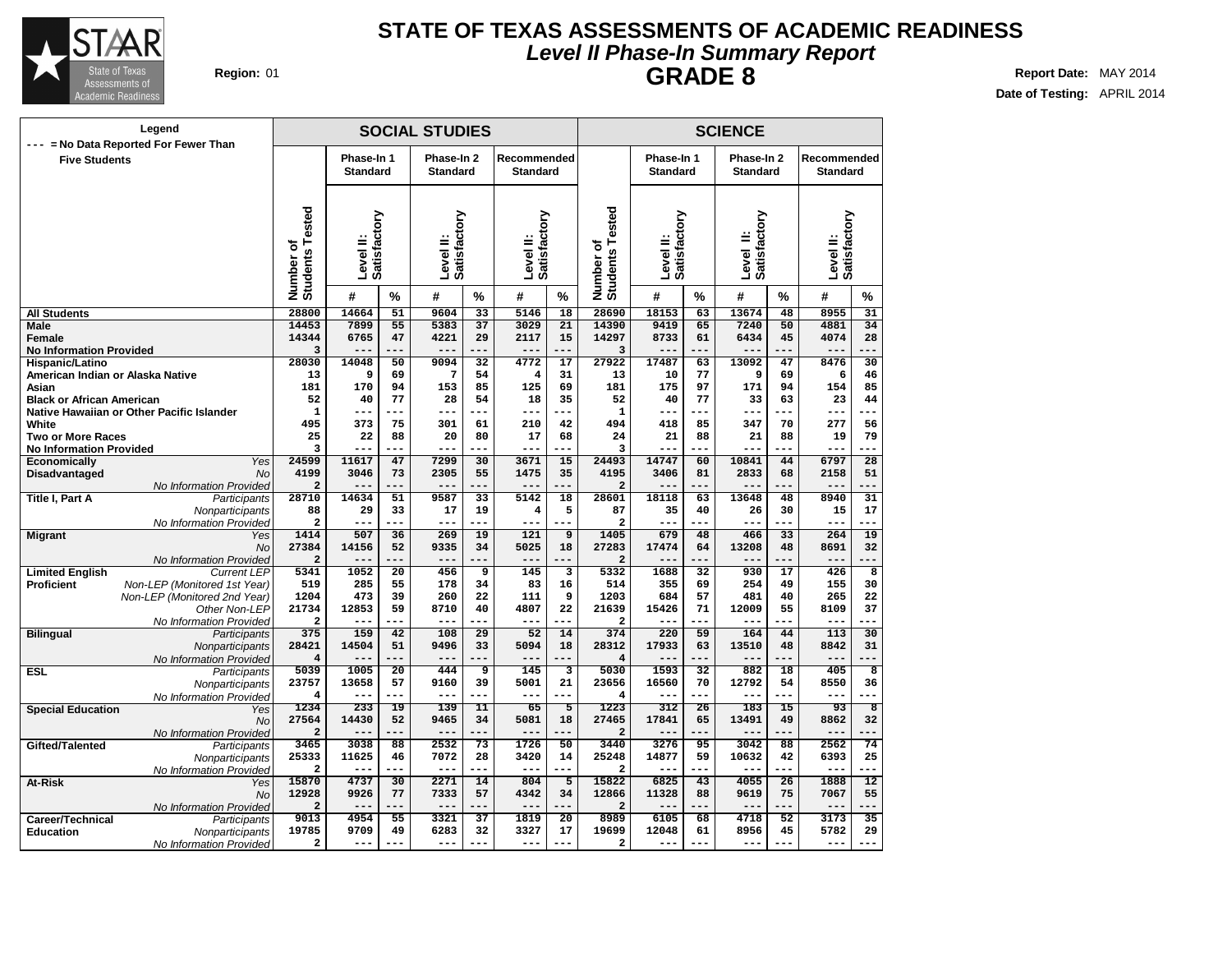# STATE OF TEXAS ASSESSMENTS OF ACADEMIC READINESS

## *Level II Phase-In Summary Report*

## GRADE 8

**Region:** 01

**Report Date:** MAY 2014

**Date of Testing:** APRIL 2014

Legend: --- = No Data Reported For Fewer Than Five Students

| | | SOCIAL STUDIES | | | | | | | SCIENCE | | | | | | |
|---|---|---|---|---|---|---|---|---|---|---|---|---|---|---|---|
| | | | Phase-In 1 Standard | | Phase-In 2 Standard | | Recommended Standard | | | Phase-In 1 Standard | | Phase-In 2 Standard | | Recommended Standard | |
| | | Number of Students Tested | Level II: Satisfactory | | Level II: Satisfactory | | Level II: Satisfactory | | Number of Students Tested | Level II: Satisfactory | | Level II: Satisfactory | | Level II: Satisfactory | |
| | | | # | % | # | % | # | % | | # | % | # | % | # | % |
| **All Students** | | 28800 | 14664 | 51 | 9604 | 33 | 5146 | 18 | 28690 | 18153 | 63 | 13674 | 48 | 8955 | 31 |
| **Male** | | 14453 | 7899 | 55 | 5383 | 37 | 3029 | 21 | 14390 | 9419 | 65 | 7240 | 50 | 4881 | 34 |
| **Female** | | 14344 | 6765 | 47 | 4221 | 29 | 2117 | 15 | 14297 | 8733 | 61 | 6434 | 45 | 4074 | 28 |
| **No Information Provided** | | 3 | --- | --- | --- | --- | --- | --- | 3 | --- | --- | --- | --- | --- | --- |
| **Hispanic/Latino** | | 28030 | 14048 | 50 | 9094 | 32 | 4772 | 17 | 27922 | 17487 | 63 | 13092 | 47 | 8476 | 30 |
| **American Indian or Alaska Native** | | 13 | 9 | 69 | 7 | 54 | 4 | 31 | 13 | 10 | 77 | 9 | 69 | 6 | 46 |
| **Asian** | | 181 | 170 | 94 | 153 | 85 | 125 | 69 | 181 | 175 | 97 | 171 | 94 | 154 | 85 |
| **Black or African American** | | 52 | 40 | 77 | 28 | 54 | 18 | 35 | 52 | 40 | 77 | 33 | 63 | 23 | 44 |
| **Native Hawaiian or Other Pacific Islander** | | 1 | --- | --- | --- | --- | --- | --- | 1 | --- | --- | --- | --- | --- | --- |
| **White** | | 495 | 373 | 75 | 301 | 61 | 210 | 42 | 494 | 418 | 85 | 347 | 70 | 277 | 56 |
| **Two or More Races** | | 25 | 22 | 88 | 20 | 80 | 17 | 68 | 24 | 21 | 88 | 21 | 88 | 19 | 79 |
| **No Information Provided** | | 3 | --- | --- | --- | --- | --- | --- | 3 | --- | --- | --- | --- | --- | --- |
| **Economically Disadvantaged** | *Yes* | 24599 | 11617 | 47 | 7299 | 30 | 3671 | 15 | 24493 | 14747 | 60 | 10841 | 44 | 6797 | 28 |
| | *No* | 4199 | 3046 | 73 | 2305 | 55 | 1475 | 35 | 4195 | 3406 | 81 | 2833 | 68 | 2158 | 51 |
| | *No Information Provided* | 2 | --- | --- | --- | --- | --- | --- | 2 | --- | --- | --- | --- | --- | --- |
| **Title I, Part A** | *Participants* | 28710 | 14634 | 51 | 9587 | 33 | 5142 | 18 | 28601 | 18118 | 63 | 13648 | 48 | 8940 | 31 |
| | *Nonparticipants* | 88 | 29 | 33 | 17 | 19 | 4 | 5 | 87 | 35 | 40 | 26 | 30 | 15 | 17 |
| | *No Information Provided* | 2 | --- | --- | --- | --- | --- | --- | 2 | --- | --- | --- | --- | --- | --- |
| **Migrant** | *Yes* | 1414 | 507 | 36 | 269 | 19 | 121 | 9 | 1405 | 679 | 48 | 466 | 33 | 264 | 19 |
| | *No* | 27384 | 14156 | 52 | 9335 | 34 | 5025 | 18 | 27283 | 17474 | 64 | 13208 | 48 | 8691 | 32 |
| | *No Information Provided* | 2 | --- | --- | --- | --- | --- | --- | 2 | --- | --- | --- | --- | --- | --- |
| **Limited English Proficient** | *Current LEP* | 5341 | 1052 | 20 | 456 | 9 | 145 | 3 | 5332 | 1688 | 32 | 930 | 17 | 426 | 8 |
| | *Non-LEP (Monitored 1st Year)* | 519 | 285 | 55 | 178 | 34 | 83 | 16 | 514 | 355 | 69 | 254 | 49 | 155 | 30 |
| | *Non-LEP (Monitored 2nd Year)* | 1204 | 473 | 39 | 260 | 22 | 111 | 9 | 1203 | 684 | 57 | 481 | 40 | 265 | 22 |
| | *Other Non-LEP* | 21734 | 12853 | 59 | 8710 | 40 | 4807 | 22 | 21639 | 15426 | 71 | 12009 | 55 | 8109 | 37 |
| | *No Information Provided* | 2 | --- | --- | --- | --- | --- | --- | 2 | --- | --- | --- | --- | --- | --- |
| **Bilingual** | *Participants* | 375 | 159 | 42 | 108 | 29 | 52 | 14 | 374 | 220 | 59 | 164 | 44 | 113 | 30 |
| | *Nonparticipants* | 28421 | 14504 | 51 | 9496 | 33 | 5094 | 18 | 28312 | 17933 | 63 | 13510 | 48 | 8842 | 31 |
| | *No Information Provided* | 4 | --- | --- | --- | --- | --- | --- | 4 | --- | --- | --- | --- | --- | --- |
| **ESL** | *Participants* | 5039 | 1005 | 20 | 444 | 9 | 145 | 3 | 5030 | 1593 | 32 | 882 | 18 | 405 | 8 |
| | *Nonparticipants* | 23757 | 13658 | 57 | 9160 | 39 | 5001 | 21 | 23656 | 16560 | 70 | 12792 | 54 | 8550 | 36 |
| | *No Information Provided* | 4 | --- | --- | --- | --- | --- | --- | 4 | --- | --- | --- | --- | --- | --- |
| **Special Education** | *Yes* | 1234 | 233 | 19 | 139 | 11 | 65 | 5 | 1223 | 312 | 26 | 183 | 15 | 93 | 8 |
| | *No* | 27564 | 14430 | 52 | 9465 | 34 | 5081 | 18 | 27465 | 17841 | 65 | 13491 | 49 | 8862 | 32 |
| | *No Information Provided* | 2 | --- | --- | --- | --- | --- | --- | 2 | --- | --- | --- | --- | --- | --- |
| **Gifted/Talented** | *Participants* | 3465 | 3038 | 88 | 2532 | 73 | 1726 | 50 | 3440 | 3276 | 95 | 3042 | 88 | 2562 | 74 |
| | *Nonparticipants* | 25333 | 11625 | 46 | 7072 | 28 | 3420 | 14 | 25248 | 14877 | 59 | 10632 | 42 | 6393 | 25 |
| | *No Information Provided* | 2 | --- | --- | --- | --- | --- | --- | 2 | --- | --- | --- | --- | --- | --- |
| **At-Risk** | *Yes* | 15870 | 4737 | 30 | 2271 | 14 | 804 | 5 | 15822 | 6825 | 43 | 4055 | 26 | 1888 | 12 |
| | *No* | 12928 | 9926 | 77 | 7333 | 57 | 4342 | 34 | 12866 | 11328 | 88 | 9619 | 75 | 7067 | 55 |
| | *No Information Provided* | 2 | --- | --- | --- | --- | --- | --- | 2 | --- | --- | --- | --- | --- | --- |
| **Career/Technical Education** | *Participants* | 9013 | 4954 | 55 | 3321 | 37 | 1819 | 20 | 8989 | 6105 | 68 | 4718 | 52 | 3173 | 35 |
| | *Nonparticipants* | 19785 | 9709 | 49 | 6283 | 32 | 3327 | 17 | 19699 | 12048 | 61 | 8956 | 45 | 5782 | 29 |
| | *No Information Provided* | 2 | --- | --- | --- | --- | --- | --- | 2 | --- | --- | --- | --- | --- | --- |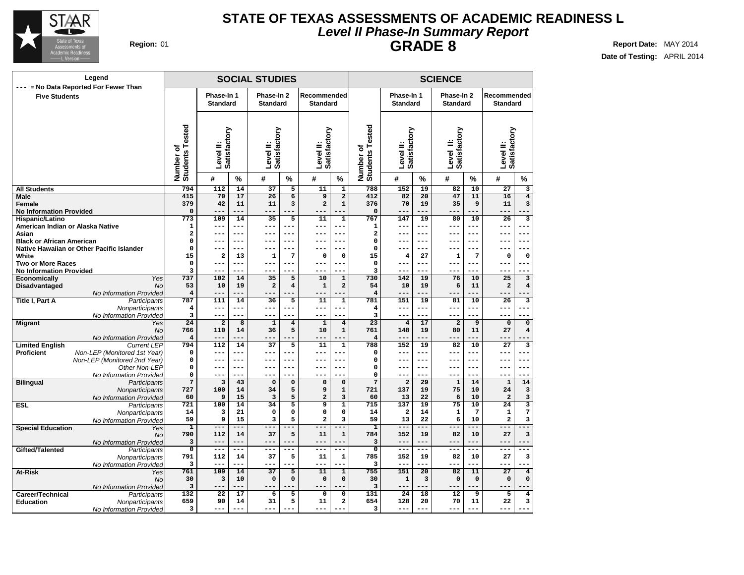# STATE OF TEXAS ASSESSMENTS OF ACADEMIC READINESS L

## *Level II Phase-In Summary Report*

## GRADE 8

**Region:** 01

**Report Date:** MAY 2014

**Date of Testing:** APRIL 2014

**Legend**
--- = No Data Reported For Fewer Than Five Students

| | | SOCIAL STUDIES | | | | | | | SCIENCE | | | | | | |
|---|---|---|---|---|---|---|---|---|---|---|---|---|---|---|---|
| | | Number of Students Tested | Phase-In 1 Standard Level II: Satisfactory | | Phase-In 2 Standard Level II: Satisfactory | | Recommended Standard Level II: Satisfactory | | Number of Students Tested | Phase-In 1 Standard Level II: Satisfactory | | Phase-In 2 Standard Level II: Satisfactory | | Recommended Standard Level II: Satisfactory | |
| | | | # | % | # | % | # | % | | # | % | # | % | # | % |
| **All Students** | | 794 | 112 | 14 | 37 | 5 | 11 | 1 | 788 | 152 | 19 | 82 | 10 | 27 | 3 |
| **Male** | | 415 | 70 | 17 | 26 | 6 | 9 | 2 | 412 | 82 | 20 | 47 | 11 | 16 | 4 |
| **Female** | | 379 | 42 | 11 | 11 | 3 | 2 | 1 | 376 | 70 | 19 | 35 | 9 | 11 | 3 |
| **No Information Provided** | | 0 | --- | --- | --- | --- | --- | --- | 0 | --- | --- | --- | --- | --- | --- |
| **Hispanic/Latino** | | 773 | 109 | 14 | 35 | 5 | 11 | 1 | 767 | 147 | 19 | 80 | 10 | 26 | 3 |
| **American Indian or Alaska Native** | | 1 | --- | --- | --- | --- | --- | --- | 1 | --- | --- | --- | --- | --- | --- |
| **Asian** | | 2 | --- | --- | --- | --- | --- | --- | 2 | --- | --- | --- | --- | --- | --- |
| **Black or African American** | | 0 | --- | --- | --- | --- | --- | --- | 0 | --- | --- | --- | --- | --- | --- |
| **Native Hawaiian or Other Pacific Islander** | | 0 | --- | --- | --- | --- | --- | --- | 0 | --- | --- | --- | --- | --- | --- |
| **White** | | 15 | 2 | 13 | 1 | 7 | 0 | 0 | 15 | 4 | 27 | 1 | 7 | 0 | 0 |
| **Two or More Races** | | 0 | --- | --- | --- | --- | --- | --- | 0 | --- | --- | --- | --- | --- | --- |
| **No Information Provided** | | 3 | --- | --- | --- | --- | --- | --- | 3 | --- | --- | --- | --- | --- | --- |
| **Economically Disadvantaged** | *Yes* | 737 | 102 | 14 | 35 | 5 | 10 | 1 | 730 | 142 | 19 | 76 | 10 | 25 | 3 |
| | *No* | 53 | 10 | 19 | 2 | 4 | 1 | 2 | 54 | 10 | 19 | 6 | 11 | 2 | 4 |
| | *No Information Provided* | 4 | --- | --- | --- | --- | --- | --- | 4 | --- | --- | --- | --- | --- | --- |
| **Title I, Part A** | *Participants* | 787 | 111 | 14 | 36 | 5 | 11 | 1 | 781 | 151 | 19 | 81 | 10 | 26 | 3 |
| | *Nonparticipants* | 4 | --- | --- | --- | --- | --- | --- | 4 | --- | --- | --- | --- | --- | --- |
| | *No Information Provided* | 3 | --- | --- | --- | --- | --- | --- | 3 | --- | --- | --- | --- | --- | --- |
| **Migrant** | *Yes* | 24 | 2 | 8 | 1 | 4 | 1 | 4 | 23 | 4 | 17 | 2 | 9 | 0 | 0 |
| | *No* | 766 | 110 | 14 | 36 | 5 | 10 | 1 | 761 | 148 | 19 | 80 | 11 | 27 | 4 |
| | *No Information Provided* | 4 | --- | --- | --- | --- | --- | --- | 4 | --- | --- | --- | --- | --- | --- |
| **Limited English Proficient** | *Current LEP* | 794 | 112 | 14 | 37 | 5 | 11 | 1 | 788 | 152 | 19 | 82 | 10 | 27 | 3 |
| | *Non-LEP (Monitored 1st Year)* | 0 | --- | --- | --- | --- | --- | --- | 0 | --- | --- | --- | --- | --- | --- |
| | *Non-LEP (Monitored 2nd Year)* | 0 | --- | --- | --- | --- | --- | --- | 0 | --- | --- | --- | --- | --- | --- |
| | *Other Non-LEP* | 0 | --- | --- | --- | --- | --- | --- | 0 | --- | --- | --- | --- | --- | --- |
| | *No Information Provided* | 0 | --- | --- | --- | --- | --- | --- | 0 | --- | --- | --- | --- | --- | --- |
| **Bilingual** | *Participants* | 7 | 3 | 43 | 0 | 0 | 0 | 0 | 7 | 2 | 29 | 1 | 14 | 1 | 14 |
| | *Nonparticipants* | 727 | 100 | 14 | 34 | 5 | 9 | 1 | 721 | 137 | 19 | 75 | 10 | 24 | 3 |
| | *No Information Provided* | 60 | 9 | 15 | 3 | 5 | 2 | 3 | 60 | 13 | 22 | 6 | 10 | 2 | 3 |
| **ESL** | *Participants* | 721 | 100 | 14 | 34 | 5 | 9 | 1 | 715 | 137 | 19 | 75 | 10 | 24 | 3 |
| | *Nonparticipants* | 14 | 3 | 21 | 0 | 0 | 0 | 0 | 14 | 2 | 14 | 1 | 7 | 1 | 7 |
| | *No Information Provided* | 59 | 9 | 15 | 3 | 5 | 2 | 3 | 59 | 13 | 22 | 6 | 10 | 2 | 3 |
| **Special Education** | *Yes* | 1 | --- | --- | --- | --- | --- | --- | 1 | --- | --- | --- | --- | --- | --- |
| | *No* | 790 | 112 | 14 | 37 | 5 | 11 | 1 | 784 | 152 | 19 | 82 | 10 | 27 | 3 |
| | *No Information Provided* | 3 | --- | --- | --- | --- | --- | --- | 3 | --- | --- | --- | --- | --- | --- |
| **Gifted/Talented** | *Participants* | 0 | --- | --- | --- | --- | --- | --- | 0 | --- | --- | --- | --- | --- | --- |
| | *Nonparticipants* | 791 | 112 | 14 | 37 | 5 | 11 | 1 | 785 | 152 | 19 | 82 | 10 | 27 | 3 |
| | *No Information Provided* | 3 | --- | --- | --- | --- | --- | --- | 3 | --- | --- | --- | --- | --- | --- |
| **At-Risk** | *Yes* | 761 | 109 | 14 | 37 | 5 | 11 | 1 | 755 | 151 | 20 | 82 | 11 | 27 | 4 |
| | *No* | 30 | 3 | 10 | 0 | 0 | 0 | 0 | 30 | 1 | 3 | 0 | 0 | 0 | 0 |
| | *No Information Provided* | 3 | --- | --- | --- | --- | --- | --- | 3 | --- | --- | --- | --- | --- | --- |
| **Career/Technical Education** | *Participants* | 132 | 22 | 17 | 6 | 5 | 0 | 0 | 131 | 24 | 18 | 12 | 9 | 5 | 4 |
| | *Nonparticipants* | 659 | 90 | 14 | 31 | 5 | 11 | 2 | 654 | 128 | 20 | 70 | 11 | 22 | 3 |
| | *No Information Provided* | 3 | --- | --- | --- | --- | --- | --- | 3 | --- | --- | --- | --- | --- | --- |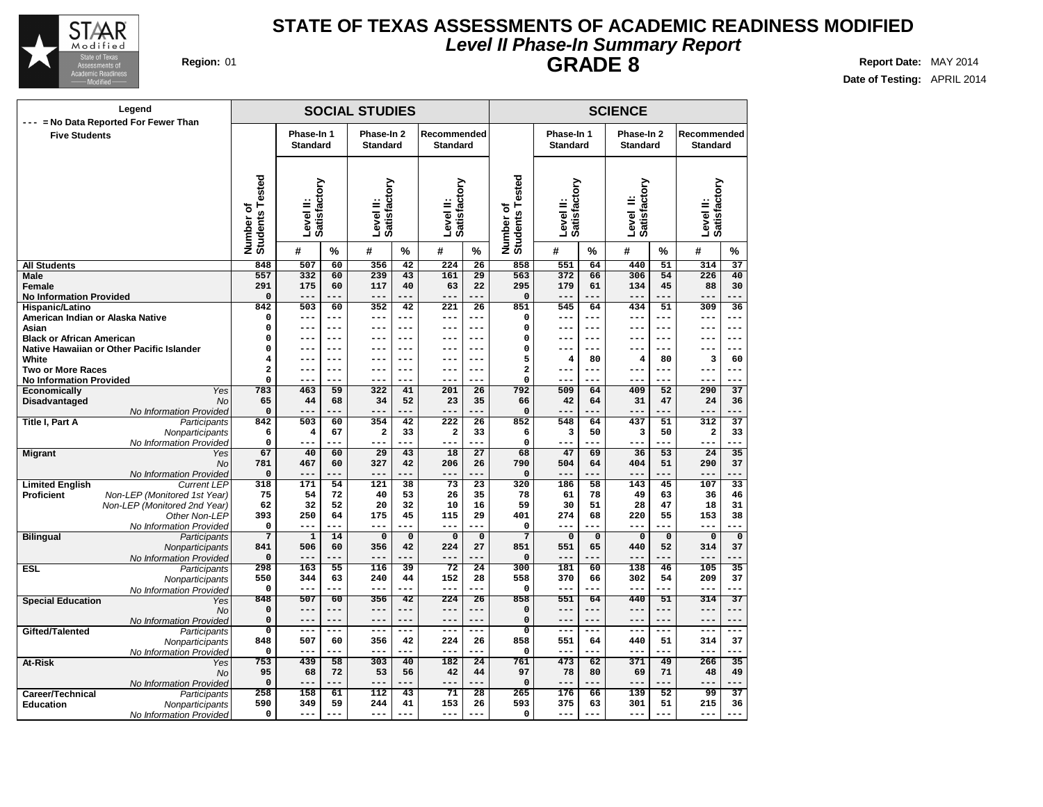# STATE OF TEXAS ASSESSMENTS OF ACADEMIC READINESS MODIFIED

## *Level II Phase-In Summary Report*

## GRADE 8

**Region:** 01

**Report Date:** MAY 2014

**Date of Testing:** APRIL 2014

Legend
--- = No Data Reported For Fewer Than Five Students

| | | SOCIAL STUDIES | | | | | | | SCIENCE | | | | | | |
|---|---|---|---|---|---|---|---|---|---|---|---|---|---|---|---|
| | | Number of Students Tested | Phase-In 1 Standard Level II: Satisfactory | | Phase-In 2 Standard Level II: Satisfactory | | Recommended Standard Level II: Satisfactory | | Number of Students Tested | Phase-In 1 Standard Level II: Satisfactory | | Phase-In 2 Standard Level II: Satisfactory | | Recommended Standard Level II: Satisfactory | |
| | | | # | % | # | % | # | % | | # | % | # | % | # | % |
| **All Students** | | 848 | 507 | 60 | 356 | 42 | 224 | 26 | 858 | 551 | 64 | 440 | 51 | 314 | 37 |
| **Male** | | 557 | 332 | 60 | 239 | 43 | 161 | 29 | 563 | 372 | 66 | 306 | 54 | 226 | 40 |
| **Female** | | 291 | 175 | 60 | 117 | 40 | 63 | 22 | 295 | 179 | 61 | 134 | 45 | 88 | 30 |
| **No Information Provided** | | 0 | --- | --- | --- | --- | --- | --- | 0 | --- | --- | --- | --- | --- | --- |
| **Hispanic/Latino** | | 842 | 503 | 60 | 352 | 42 | 221 | 26 | 851 | 545 | 64 | 434 | 51 | 309 | 36 |
| **American Indian or Alaska Native** | | 0 | --- | --- | --- | --- | --- | --- | 0 | --- | --- | --- | --- | --- | --- |
| **Asian** | | 0 | --- | --- | --- | --- | --- | --- | 0 | --- | --- | --- | --- | --- | --- |
| **Black or African American** | | 0 | --- | --- | --- | --- | --- | --- | 0 | --- | --- | --- | --- | --- | --- |
| **Native Hawaiian or Other Pacific Islander** | | 0 | --- | --- | --- | --- | --- | --- | 0 | --- | --- | --- | --- | --- | --- |
| **White** | | 4 | --- | --- | --- | --- | --- | --- | 5 | 4 | 80 | 4 | 80 | 3 | 60 |
| **Two or More Races** | | 2 | --- | --- | --- | --- | --- | --- | 2 | --- | --- | --- | --- | --- | --- |
| **No Information Provided** | | 0 | --- | --- | --- | --- | --- | --- | 0 | --- | --- | --- | --- | --- | --- |
| **Economically Disadvantaged** | *Yes* | 783 | 463 | 59 | 322 | 41 | 201 | 26 | 792 | 509 | 64 | 409 | 52 | 290 | 37 |
| | *No* | 65 | 44 | 68 | 34 | 52 | 23 | 35 | 66 | 42 | 64 | 31 | 47 | 24 | 36 |
| | *No Information Provided* | 0 | --- | --- | --- | --- | --- | --- | 0 | --- | --- | --- | --- | --- | --- |
| **Title I, Part A** | *Participants* | 842 | 503 | 60 | 354 | 42 | 222 | 26 | 852 | 548 | 64 | 437 | 51 | 312 | 37 |
| | *Nonparticipants* | 6 | 4 | 67 | 2 | 33 | 2 | 33 | 6 | 3 | 50 | 3 | 50 | 2 | 33 |
| | *No Information Provided* | 0 | --- | --- | --- | --- | --- | --- | 0 | --- | --- | --- | --- | --- | --- |
| **Migrant** | *Yes* | 67 | 40 | 60 | 29 | 43 | 18 | 27 | 68 | 47 | 69 | 36 | 53 | 24 | 35 |
| | *No* | 781 | 467 | 60 | 327 | 42 | 206 | 26 | 790 | 504 | 64 | 404 | 51 | 290 | 37 |
| | *No Information Provided* | 0 | --- | --- | --- | --- | --- | --- | 0 | --- | --- | --- | --- | --- | --- |
| **Limited English Proficient** | *Current LEP* | 318 | 171 | 54 | 121 | 38 | 73 | 23 | 320 | 186 | 58 | 143 | 45 | 107 | 33 |
| | *Non-LEP (Monitored 1st Year)* | 75 | 54 | 72 | 40 | 53 | 26 | 35 | 78 | 61 | 78 | 49 | 63 | 36 | 46 |
| | *Non-LEP (Monitored 2nd Year)* | 62 | 32 | 52 | 20 | 32 | 10 | 16 | 59 | 30 | 51 | 28 | 47 | 18 | 31 |
| | *Other Non-LEP* | 393 | 250 | 64 | 175 | 45 | 115 | 29 | 401 | 274 | 68 | 220 | 55 | 153 | 38 |
| | *No Information Provided* | 0 | --- | --- | --- | --- | --- | --- | 0 | --- | --- | --- | --- | --- | --- |
| **Bilingual** | *Participants* | 7 | 1 | 14 | 0 | 0 | 0 | 0 | 7 | 0 | 0 | 0 | 0 | 0 | 0 |
| | *Nonparticipants* | 841 | 506 | 60 | 356 | 42 | 224 | 27 | 851 | 551 | 65 | 440 | 52 | 314 | 37 |
| | *No Information Provided* | 0 | --- | --- | --- | --- | --- | --- | 0 | --- | --- | --- | --- | --- | --- |
| **ESL** | *Participants* | 298 | 163 | 55 | 116 | 39 | 72 | 24 | 300 | 181 | 60 | 138 | 46 | 105 | 35 |
| | *Nonparticipants* | 550 | 344 | 63 | 240 | 44 | 152 | 28 | 558 | 370 | 66 | 302 | 54 | 209 | 37 |
| | *No Information Provided* | 0 | --- | --- | --- | --- | --- | --- | 0 | --- | --- | --- | --- | --- | --- |
| **Special Education** | *Yes* | 848 | 507 | 60 | 356 | 42 | 224 | 26 | 858 | 551 | 64 | 440 | 51 | 314 | 37 |
| | *No* | 0 | --- | --- | --- | --- | --- | --- | 0 | --- | --- | --- | --- | --- | --- |
| | *No Information Provided* | 0 | --- | --- | --- | --- | --- | --- | 0 | --- | --- | --- | --- | --- | --- |
| **Gifted/Talented** | *Participants* | 0 | --- | --- | --- | --- | --- | --- | 0 | --- | --- | --- | --- | --- | --- |
| | *Nonparticipants* | 848 | 507 | 60 | 356 | 42 | 224 | 26 | 858 | 551 | 64 | 440 | 51 | 314 | 37 |
| | *No Information Provided* | 0 | --- | --- | --- | --- | --- | --- | 0 | --- | --- | --- | --- | --- | --- |
| **At-Risk** | *Yes* | 753 | 439 | 58 | 303 | 40 | 182 | 24 | 761 | 473 | 62 | 371 | 49 | 266 | 35 |
| | *No* | 95 | 68 | 72 | 53 | 56 | 42 | 44 | 97 | 78 | 80 | 69 | 71 | 48 | 49 |
| | *No Information Provided* | 0 | --- | --- | --- | --- | --- | --- | 0 | --- | --- | --- | --- | --- | --- |
| **Career/Technical Education** | *Participants* | 258 | 158 | 61 | 112 | 43 | 71 | 28 | 265 | 176 | 66 | 139 | 52 | 99 | 37 |
| | *Nonparticipants* | 590 | 349 | 59 | 244 | 41 | 153 | 26 | 593 | 375 | 63 | 301 | 51 | 215 | 36 |
| | *No Information Provided* | 0 | --- | --- | --- | --- | --- | --- | 0 | --- | --- | --- | --- | --- | --- |